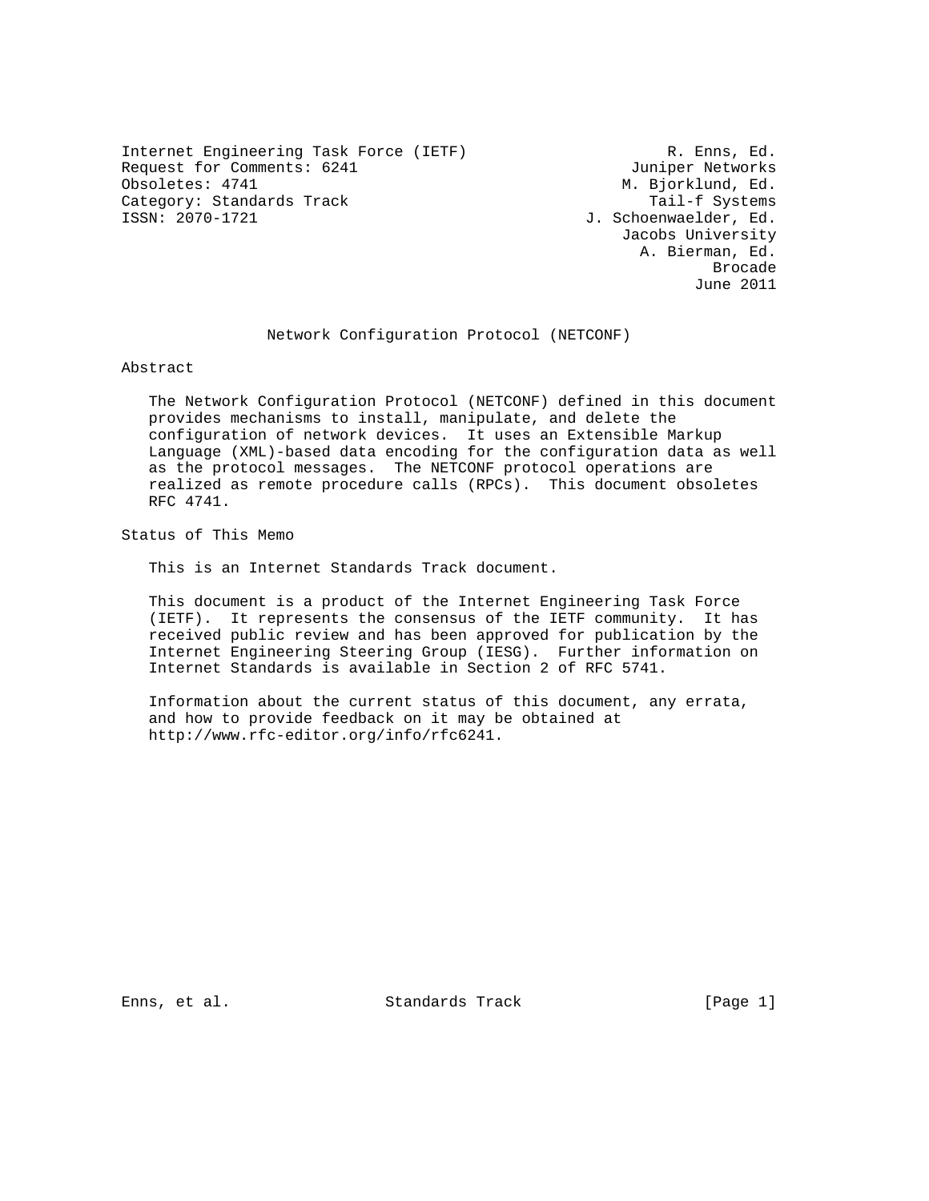Internet Engineering Task Force (IETF) R. Enns, Ed.
Request for Comments: 6241 Juniper Networks
Obsoletes: 4741 M. Bjorklund, Ed.
Category: Standards Track Tail-f Systems
ISSN: 2070-1721 J. Schoenwaelder, Ed.
Jacobs University
A. Bierman, Ed.
Brocade
June 2011

# Network Configuration Protocol (NETCONF)

## Abstract

The Network Configuration Protocol (NETCONF) defined in this document provides mechanisms to install, manipulate, and delete the configuration of network devices. It uses an Extensible Markup Language (XML)-based data encoding for the configuration data as well as the protocol messages. The NETCONF protocol operations are realized as remote procedure calls (RPCs). This document obsoletes RFC 4741.

## Status of This Memo

This is an Internet Standards Track document.

This document is a product of the Internet Engineering Task Force (IETF). It represents the consensus of the IETF community. It has received public review and has been approved for publication by the Internet Engineering Steering Group (IESG). Further information on Internet Standards is available in Section 2 of RFC 5741.

Information about the current status of this document, any errata, and how to provide feedback on it may be obtained at http://www.rfc-editor.org/info/rfc6241.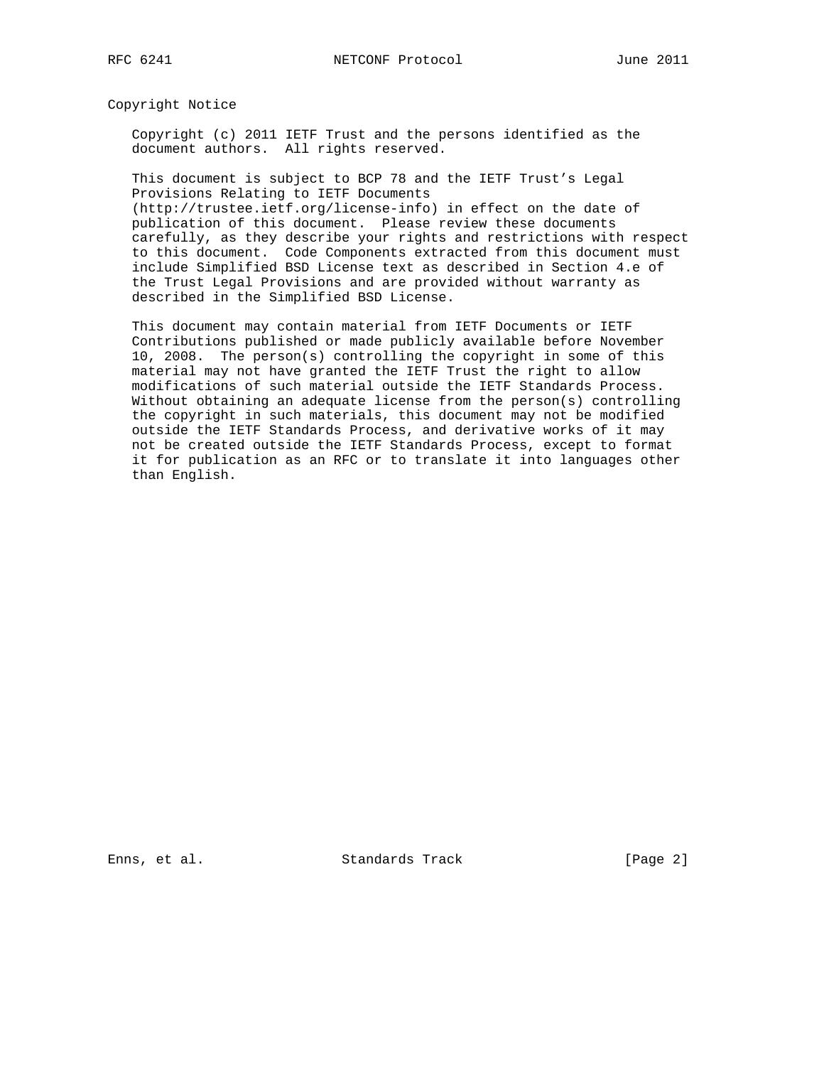## Copyright Notice

Copyright (c) 2011 IETF Trust and the persons identified as the document authors. All rights reserved.

This document is subject to BCP 78 and the IETF Trust's Legal Provisions Relating to IETF Documents (http://trustee.ietf.org/license-info) in effect on the date of publication of this document. Please review these documents carefully, as they describe your rights and restrictions with respect to this document. Code Components extracted from this document must include Simplified BSD License text as described in Section 4.e of the Trust Legal Provisions and are provided without warranty as described in the Simplified BSD License.

This document may contain material from IETF Documents or IETF Contributions published or made publicly available before November 10, 2008. The person(s) controlling the copyright in some of this material may not have granted the IETF Trust the right to allow modifications of such material outside the IETF Standards Process. Without obtaining an adequate license from the person(s) controlling the copyright in such materials, this document may not be modified outside the IETF Standards Process, and derivative works of it may not be created outside the IETF Standards Process, except to format it for publication as an RFC or to translate it into languages other than English.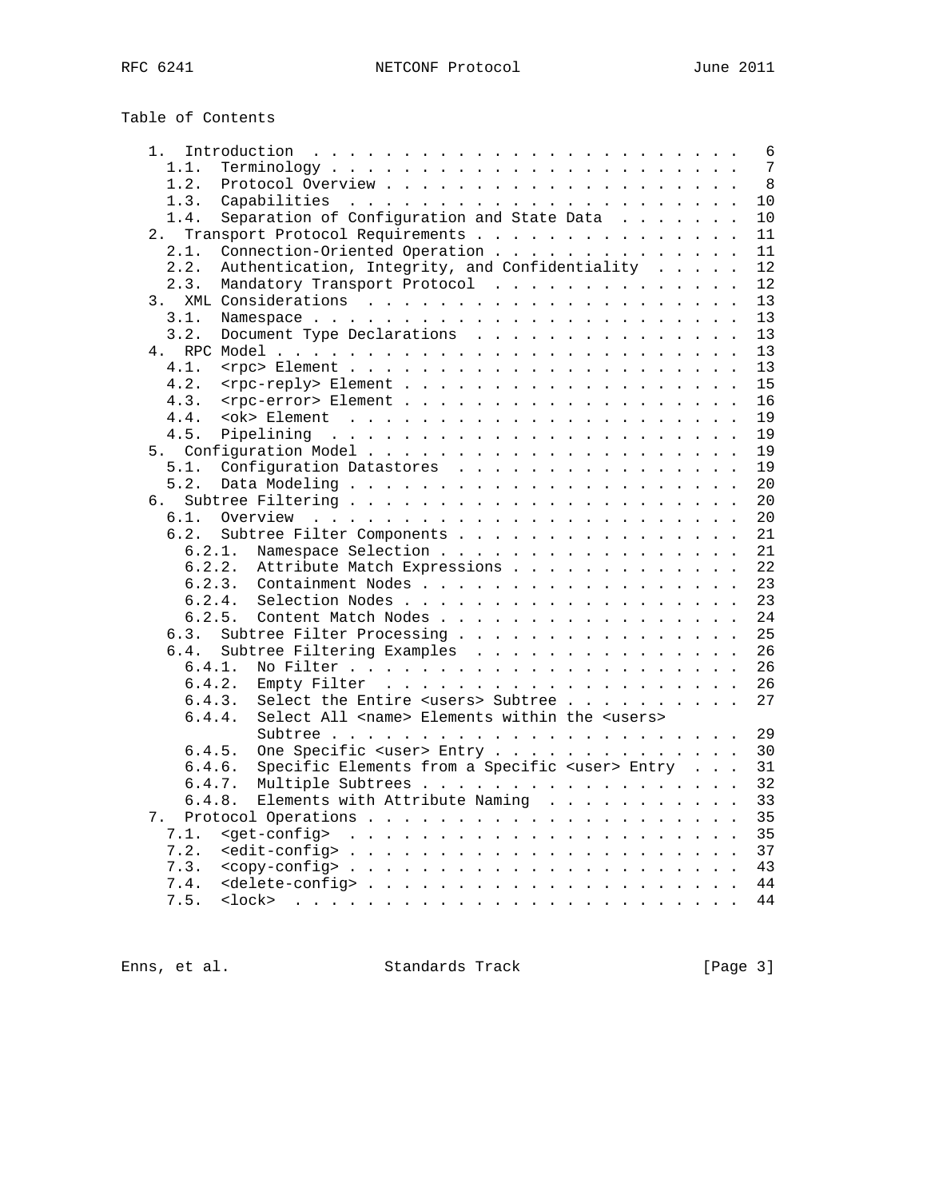Table of Contents

```
   1.  Introduction . . . . . . . . . . . . . . . . . . . . . . . .   6
     1.1.  Terminology  . . . . . . . . . . . . . . . . . . . . . .   7
     1.2.  Protocol Overview  . . . . . . . . . . . . . . . . . . .   8
     1.3.  Capabilities . . . . . . . . . . . . . . . . . . . . . .  10
     1.4.  Separation of Configuration and State Data . . . . . . .  10
   2.  Transport Protocol Requirements  . . . . . . . . . . . . . .  11
     2.1.  Connection-Oriented Operation  . . . . . . . . . . . . .  11
     2.2.  Authentication, Integrity, and Confidentiality . . . . .  12
     2.3.  Mandatory Transport Protocol . . . . . . . . . . . . . .  12
   3.  XML Considerations . . . . . . . . . . . . . . . . . . . . .  13
     3.1.  Namespace  . . . . . . . . . . . . . . . . . . . . . . .  13
     3.2.  Document Type Declarations . . . . . . . . . . . . . . .  13
   4.  RPC Model  . . . . . . . . . . . . . . . . . . . . . . . . .  13
     4.1.  <rpc> Element  . . . . . . . . . . . . . . . . . . . . .  13
     4.2.  <rpc-reply> Element  . . . . . . . . . . . . . . . . . .  15
     4.3.  <rpc-error> Element  . . . . . . . . . . . . . . . . . .  16
     4.4.  <ok> Element . . . . . . . . . . . . . . . . . . . . . .  19
     4.5.  Pipelining . . . . . . . . . . . . . . . . . . . . . . .  19
   5.  Configuration Model  . . . . . . . . . . . . . . . . . . . .  19
     5.1.  Configuration Datastores . . . . . . . . . . . . . . . .  19
     5.2.  Data Modeling  . . . . . . . . . . . . . . . . . . . . .  20
   6.  Subtree Filtering  . . . . . . . . . . . . . . . . . . . . .  20
     6.1.  Overview . . . . . . . . . . . . . . . . . . . . . . . .  20
     6.2.  Subtree Filter Components  . . . . . . . . . . . . . . .  21
       6.2.1.  Namespace Selection  . . . . . . . . . . . . . . . .  21
       6.2.2.  Attribute Match Expressions  . . . . . . . . . . . .  22
       6.2.3.  Containment Nodes  . . . . . . . . . . . . . . . . .  23
       6.2.4.  Selection Nodes  . . . . . . . . . . . . . . . . . .  23
       6.2.5.  Content Match Nodes  . . . . . . . . . . . . . . . .  24
     6.3.  Subtree Filter Processing  . . . . . . . . . . . . . . .  25
     6.4.  Subtree Filtering Examples . . . . . . . . . . . . . . .  26
       6.4.1.  No Filter  . . . . . . . . . . . . . . . . . . . . .  26
       6.4.2.  Empty Filter . . . . . . . . . . . . . . . . . . . .  26
       6.4.3.  Select the Entire <users> Subtree  . . . . . . . . .  27
       6.4.4.  Select All <name> Elements within the <users>
               Subtree  . . . . . . . . . . . . . . . . . . . . . .  29
       6.4.5.  One Specific <user> Entry  . . . . . . . . . . . . .  30
       6.4.6.  Specific Elements from a Specific <user> Entry . . .  31
       6.4.7.  Multiple Subtrees  . . . . . . . . . . . . . . . . .  32
       6.4.8.  Elements with Attribute Naming . . . . . . . . . . .  33
   7.  Protocol Operations  . . . . . . . . . . . . . . . . . . . .  35
     7.1.  <get-config> . . . . . . . . . . . . . . . . . . . . . .  35
     7.2.  <edit-config>  . . . . . . . . . . . . . . . . . . . . .  37
     7.3.  <copy-config>  . . . . . . . . . . . . . . . . . . . . .  43
     7.4.  <delete-config>  . . . . . . . . . . . . . . . . . . . .  44
     7.5.  <lock> . . . . . . . . . . . . . . . . . . . . . . . . .  44
```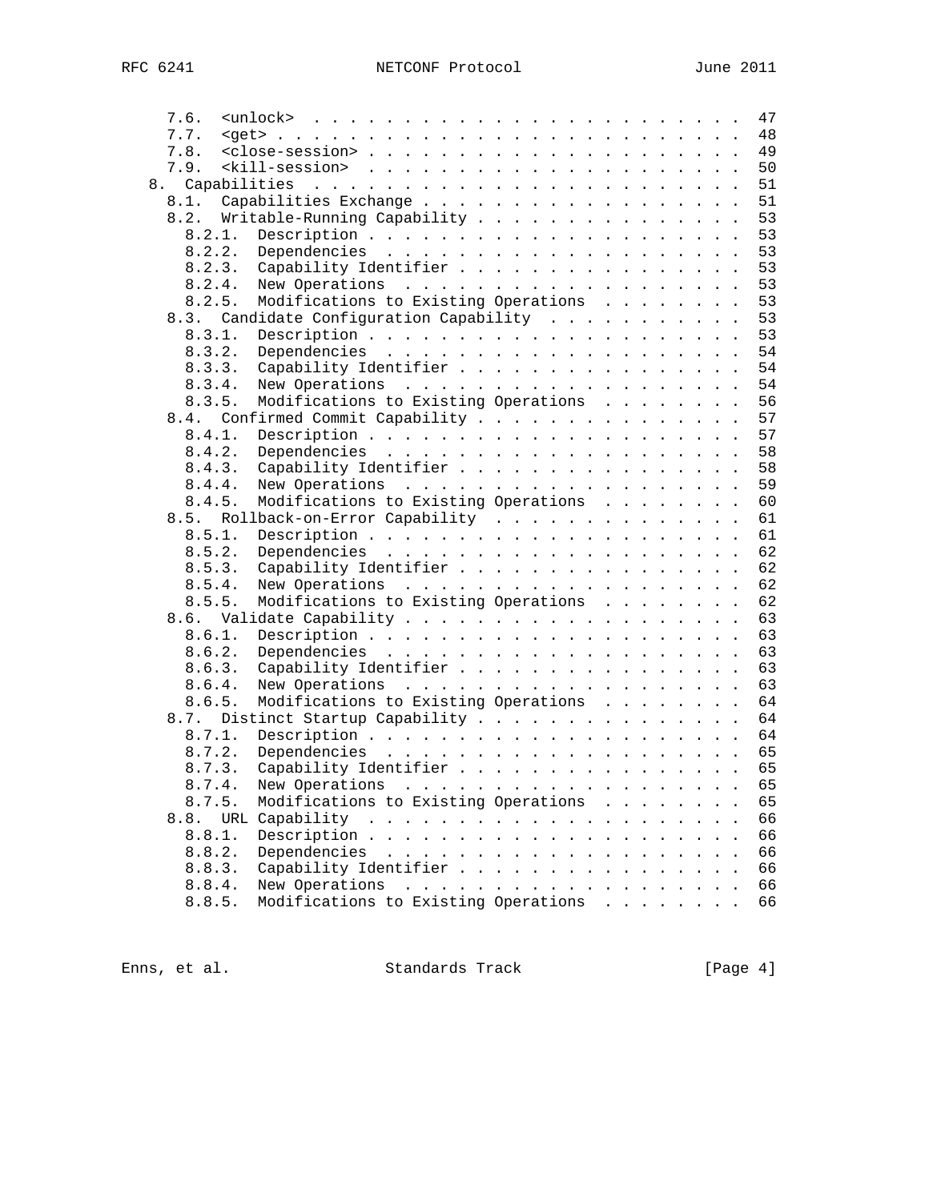```
      7.6.  <unlock>  . . . . . . . . . . . . . . . . . . . . . . . . 47
      7.7.  <get> . . . . . . . . . . . . . . . . . . . . . . . . . . 48
      7.8.  <close-session> . . . . . . . . . . . . . . . . . . . . . 49
      7.9.  <kill-session>  . . . . . . . . . . . . . . . . . . . . . 50
   8.  Capabilities . . . . . . . . . . . . . . . . . . . . . . . . . 51
     8.1.  Capabilities Exchange . . . . . . . . . . . . . . . . . . . 51
     8.2.  Writable-Running Capability . . . . . . . . . . . . . . . . 53
       8.2.1.  Description . . . . . . . . . . . . . . . . . . . . . . 53
       8.2.2.  Dependencies  . . . . . . . . . . . . . . . . . . . . . 53
       8.2.3.  Capability Identifier . . . . . . . . . . . . . . . . . 53
       8.2.4.  New Operations  . . . . . . . . . . . . . . . . . . . . 53
       8.2.5.  Modifications to Existing Operations  . . . . . . . . . 53
     8.3.  Candidate Configuration Capability  . . . . . . . . . . . . 53
       8.3.1.  Description . . . . . . . . . . . . . . . . . . . . . . 53
       8.3.2.  Dependencies  . . . . . . . . . . . . . . . . . . . . . 54
       8.3.3.  Capability Identifier . . . . . . . . . . . . . . . . . 54
       8.3.4.  New Operations  . . . . . . . . . . . . . . . . . . . . 54
       8.3.5.  Modifications to Existing Operations  . . . . . . . . . 56
     8.4.  Confirmed Commit Capability . . . . . . . . . . . . . . . . 57
       8.4.1.  Description . . . . . . . . . . . . . . . . . . . . . . 57
       8.4.2.  Dependencies  . . . . . . . . . . . . . . . . . . . . . 58
       8.4.3.  Capability Identifier . . . . . . . . . . . . . . . . . 58
       8.4.4.  New Operations  . . . . . . . . . . . . . . . . . . . . 59
       8.4.5.  Modifications to Existing Operations  . . . . . . . . . 60
     8.5.  Rollback-on-Error Capability  . . . . . . . . . . . . . . . 61
       8.5.1.  Description . . . . . . . . . . . . . . . . . . . . . . 61
       8.5.2.  Dependencies  . . . . . . . . . . . . . . . . . . . . . 62
       8.5.3.  Capability Identifier . . . . . . . . . . . . . . . . . 62
       8.5.4.  New Operations  . . . . . . . . . . . . . . . . . . . . 62
       8.5.5.  Modifications to Existing Operations  . . . . . . . . . 62
     8.6.  Validate Capability . . . . . . . . . . . . . . . . . . . . 63
       8.6.1.  Description . . . . . . . . . . . . . . . . . . . . . . 63
       8.6.2.  Dependencies  . . . . . . . . . . . . . . . . . . . . . 63
       8.6.3.  Capability Identifier . . . . . . . . . . . . . . . . . 63
       8.6.4.  New Operations  . . . . . . . . . . . . . . . . . . . . 63
       8.6.5.  Modifications to Existing Operations  . . . . . . . . . 64
     8.7.  Distinct Startup Capability . . . . . . . . . . . . . . . . 64
       8.7.1.  Description . . . . . . . . . . . . . . . . . . . . . . 64
       8.7.2.  Dependencies  . . . . . . . . . . . . . . . . . . . . . 65
       8.7.3.  Capability Identifier . . . . . . . . . . . . . . . . . 65
       8.7.4.  New Operations  . . . . . . . . . . . . . . . . . . . . 65
       8.7.5.  Modifications to Existing Operations  . . . . . . . . . 65
     8.8.  URL Capability  . . . . . . . . . . . . . . . . . . . . . . 66
       8.8.1.  Description . . . . . . . . . . . . . . . . . . . . . . 66
       8.8.2.  Dependencies  . . . . . . . . . . . . . . . . . . . . . 66
       8.8.3.  Capability Identifier . . . . . . . . . . . . . . . . . 66
       8.8.4.  New Operations  . . . . . . . . . . . . . . . . . . . . 66
       8.8.5.  Modifications to Existing Operations  . . . . . . . . . 66
```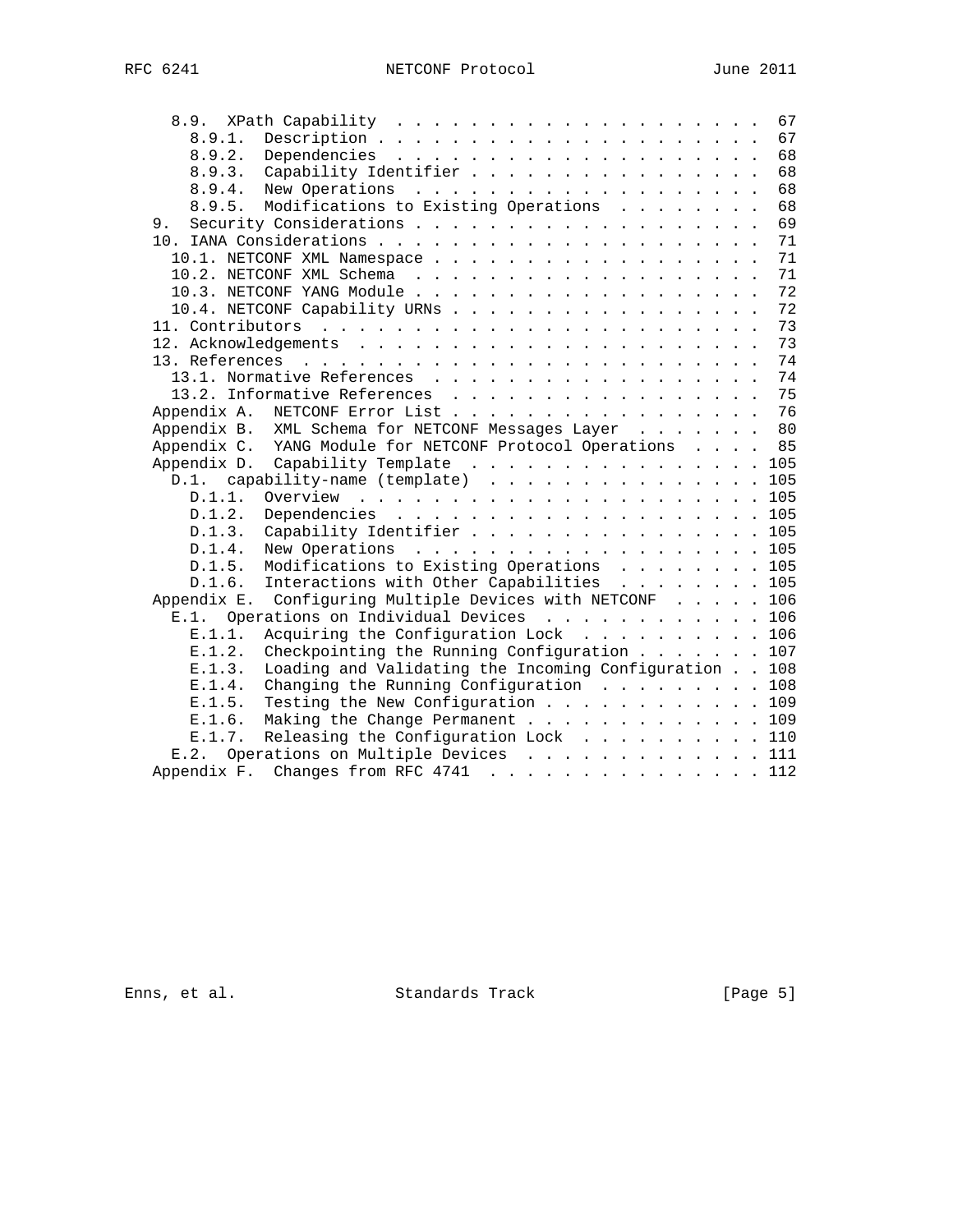```
   8.9.  XPath Capability . . . . . . . . . . . . . . . . . . . . .  67
     8.9.1.  Description  . . . . . . . . . . . . . . . . . . . . .  67
     8.9.2.  Dependencies . . . . . . . . . . . . . . . . . . . . .  68
     8.9.3.  Capability Identifier  . . . . . . . . . . . . . . . .  68
     8.9.4.  New Operations . . . . . . . . . . . . . . . . . . . .  68
     8.9.5.  Modifications to Existing Operations . . . . . . . . .  68
 9.  Security Considerations  . . . . . . . . . . . . . . . . . . .  69
 10. IANA Considerations  . . . . . . . . . . . . . . . . . . . . .  71
   10.1. NETCONF XML Namespace  . . . . . . . . . . . . . . . . . .  71
   10.2. NETCONF XML Schema . . . . . . . . . . . . . . . . . . . .  71
   10.3. NETCONF YANG Module  . . . . . . . . . . . . . . . . . . .  72
   10.4. NETCONF Capability URNs  . . . . . . . . . . . . . . . . .  72
 11. Contributors . . . . . . . . . . . . . . . . . . . . . . . . .  73
 12. Acknowledgements . . . . . . . . . . . . . . . . . . . . . . .  73
 13. References . . . . . . . . . . . . . . . . . . . . . . . . . .  74
   13.1. Normative References . . . . . . . . . . . . . . . . . . .  74
   13.2. Informative References . . . . . . . . . . . . . . . . . .  75
 Appendix A.  NETCONF Error List  . . . . . . . . . . . . . . . . .  76
 Appendix B.  XML Schema for NETCONF Messages Layer . . . . . . . .  80
 Appendix C.  YANG Module for NETCONF Protocol Operations . . . . .  85
 Appendix D.  Capability Template . . . . . . . . . . . . . . . . . 105
   D.1.  capability-name (template) . . . . . . . . . . . . . . . . 105
     D.1.1.  Overview . . . . . . . . . . . . . . . . . . . . . . . 105
     D.1.2.  Dependencies . . . . . . . . . . . . . . . . . . . . . 105
     D.1.3.  Capability Identifier  . . . . . . . . . . . . . . . . 105
     D.1.4.  New Operations . . . . . . . . . . . . . . . . . . . . 105
     D.1.5.  Modifications to Existing Operations . . . . . . . . . 105
     D.1.6.  Interactions with Other Capabilities . . . . . . . . . 105
 Appendix E.  Configuring Multiple Devices with NETCONF . . . . . . 106
   E.1.  Operations on Individual Devices . . . . . . . . . . . . . 106
     E.1.1.  Acquiring the Configuration Lock . . . . . . . . . . . 106
     E.1.2.  Checkpointing the Running Configuration  . . . . . . . 107
     E.1.3.  Loading and Validating the Incoming Configuration  . . 108
     E.1.4.  Changing the Running Configuration . . . . . . . . . . 108
     E.1.5.  Testing the New Configuration  . . . . . . . . . . . . 109
     E.1.6.  Making the Change Permanent  . . . . . . . . . . . . . 109
     E.1.7.  Releasing the Configuration Lock . . . . . . . . . . . 110
   E.2.  Operations on Multiple Devices . . . . . . . . . . . . . . 111
 Appendix F.  Changes from RFC 4741 . . . . . . . . . . . . . . . . 112
```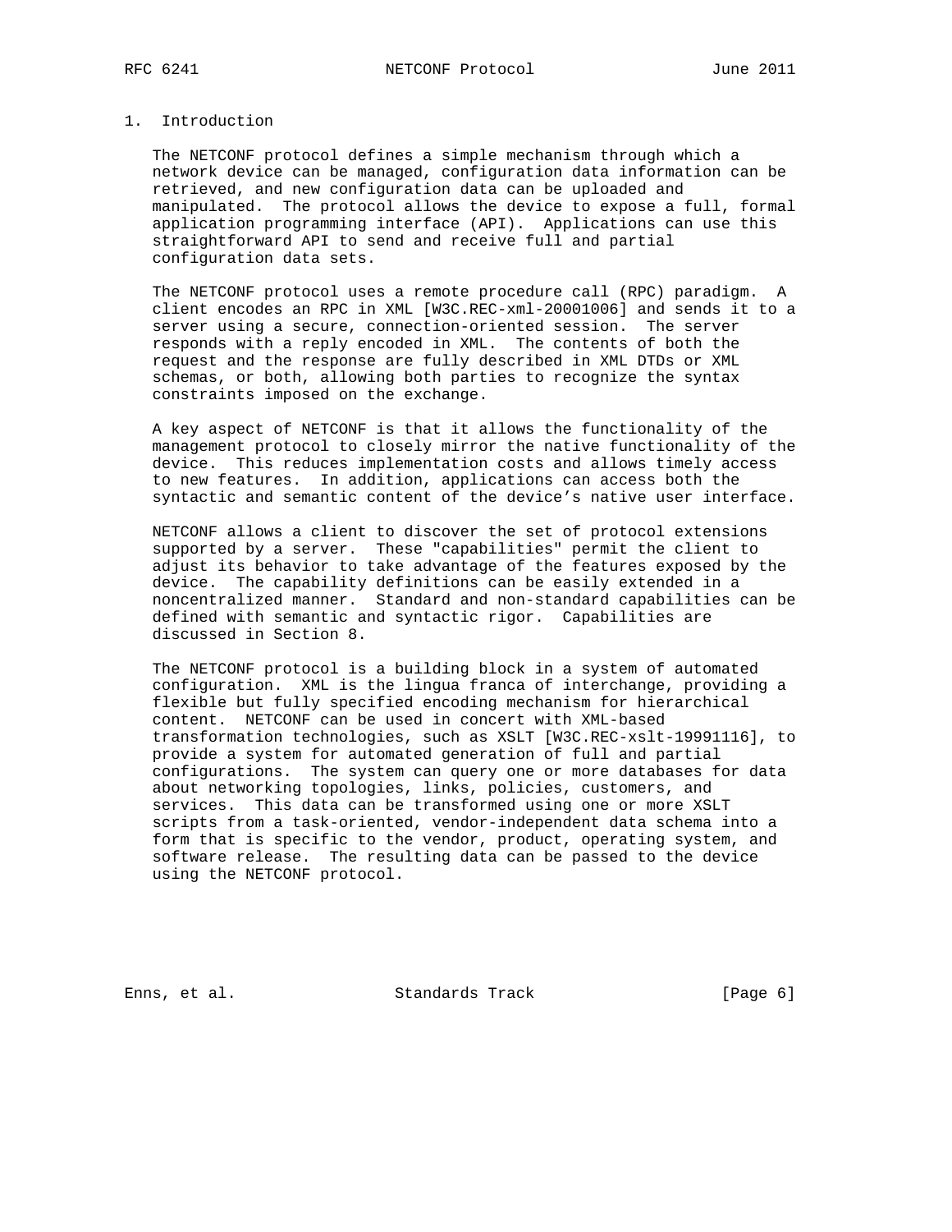# 1. Introduction

The NETCONF protocol defines a simple mechanism through which a network device can be managed, configuration data information can be retrieved, and new configuration data can be uploaded and manipulated. The protocol allows the device to expose a full, formal application programming interface (API). Applications can use this straightforward API to send and receive full and partial configuration data sets.

The NETCONF protocol uses a remote procedure call (RPC) paradigm. A client encodes an RPC in XML [W3C.REC-xml-20001006] and sends it to a server using a secure, connection-oriented session. The server responds with a reply encoded in XML. The contents of both the request and the response are fully described in XML DTDs or XML schemas, or both, allowing both parties to recognize the syntax constraints imposed on the exchange.

A key aspect of NETCONF is that it allows the functionality of the management protocol to closely mirror the native functionality of the device. This reduces implementation costs and allows timely access to new features. In addition, applications can access both the syntactic and semantic content of the device's native user interface.

NETCONF allows a client to discover the set of protocol extensions supported by a server. These "capabilities" permit the client to adjust its behavior to take advantage of the features exposed by the device. The capability definitions can be easily extended in a noncentralized manner. Standard and non-standard capabilities can be defined with semantic and syntactic rigor. Capabilities are discussed in Section 8.

The NETCONF protocol is a building block in a system of automated configuration. XML is the lingua franca of interchange, providing a flexible but fully specified encoding mechanism for hierarchical content. NETCONF can be used in concert with XML-based transformation technologies, such as XSLT [W3C.REC-xslt-19991116], to provide a system for automated generation of full and partial configurations. The system can query one or more databases for data about networking topologies, links, policies, customers, and services. This data can be transformed using one or more XSLT scripts from a task-oriented, vendor-independent data schema into a form that is specific to the vendor, product, operating system, and software release. The resulting data can be passed to the device using the NETCONF protocol.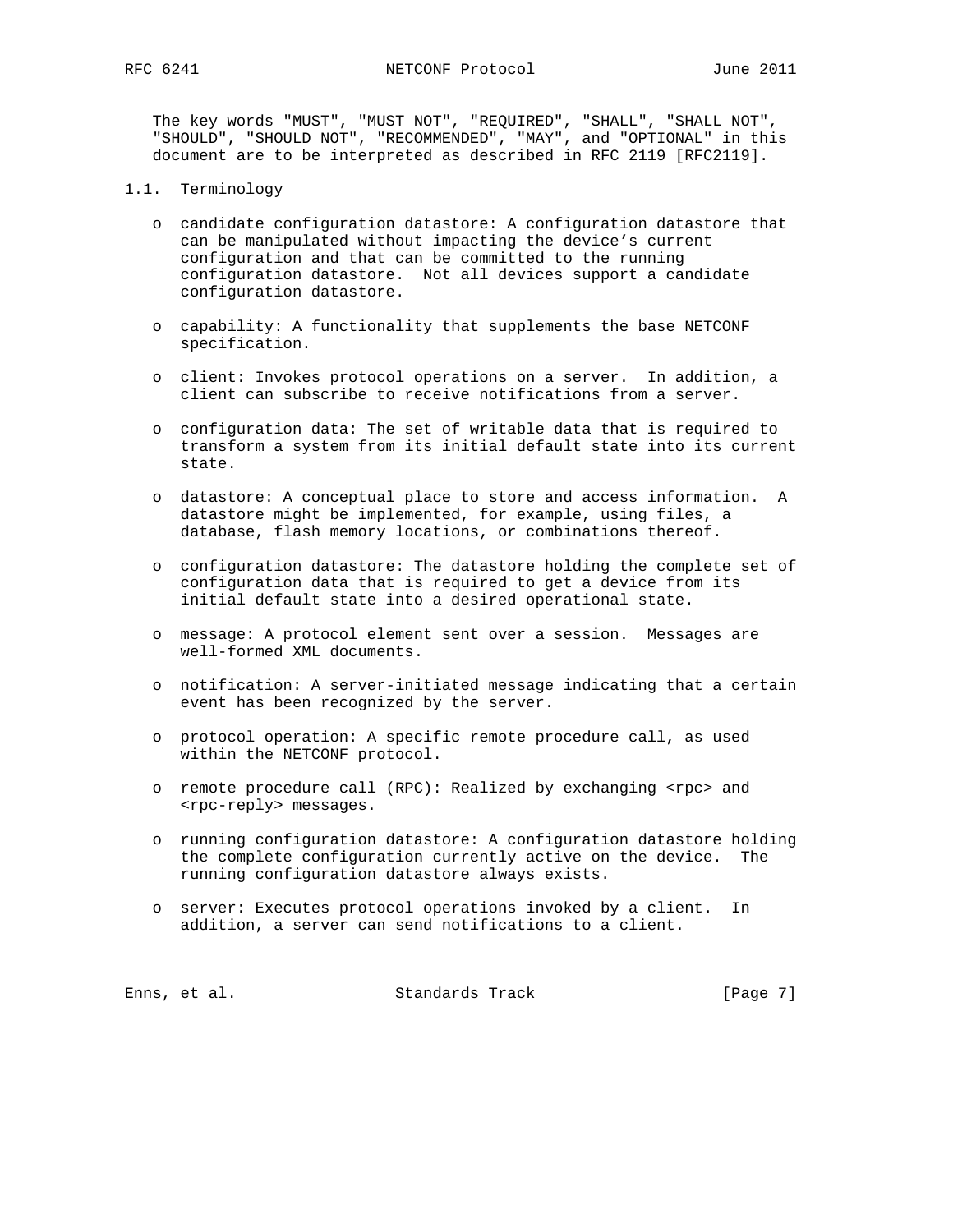The key words "MUST", "MUST NOT", "REQUIRED", "SHALL", "SHALL NOT", "SHOULD", "SHOULD NOT", "RECOMMENDED", "MAY", and "OPTIONAL" in this document are to be interpreted as described in RFC 2119 [RFC2119].

### 1.1. Terminology

- candidate configuration datastore: A configuration datastore that can be manipulated without impacting the device's current configuration and that can be committed to the running configuration datastore. Not all devices support a candidate configuration datastore.

- capability: A functionality that supplements the base NETCONF specification.

- client: Invokes protocol operations on a server. In addition, a client can subscribe to receive notifications from a server.

- configuration data: The set of writable data that is required to transform a system from its initial default state into its current state.

- datastore: A conceptual place to store and access information. A datastore might be implemented, for example, using files, a database, flash memory locations, or combinations thereof.

- configuration datastore: The datastore holding the complete set of configuration data that is required to get a device from its initial default state into a desired operational state.

- message: A protocol element sent over a session. Messages are well-formed XML documents.

- notification: A server-initiated message indicating that a certain event has been recognized by the server.

- protocol operation: A specific remote procedure call, as used within the NETCONF protocol.

- remote procedure call (RPC): Realized by exchanging <rpc> and <rpc-reply> messages.

- running configuration datastore: A configuration datastore holding the complete configuration currently active on the device. The running configuration datastore always exists.

- server: Executes protocol operations invoked by a client. In addition, a server can send notifications to a client.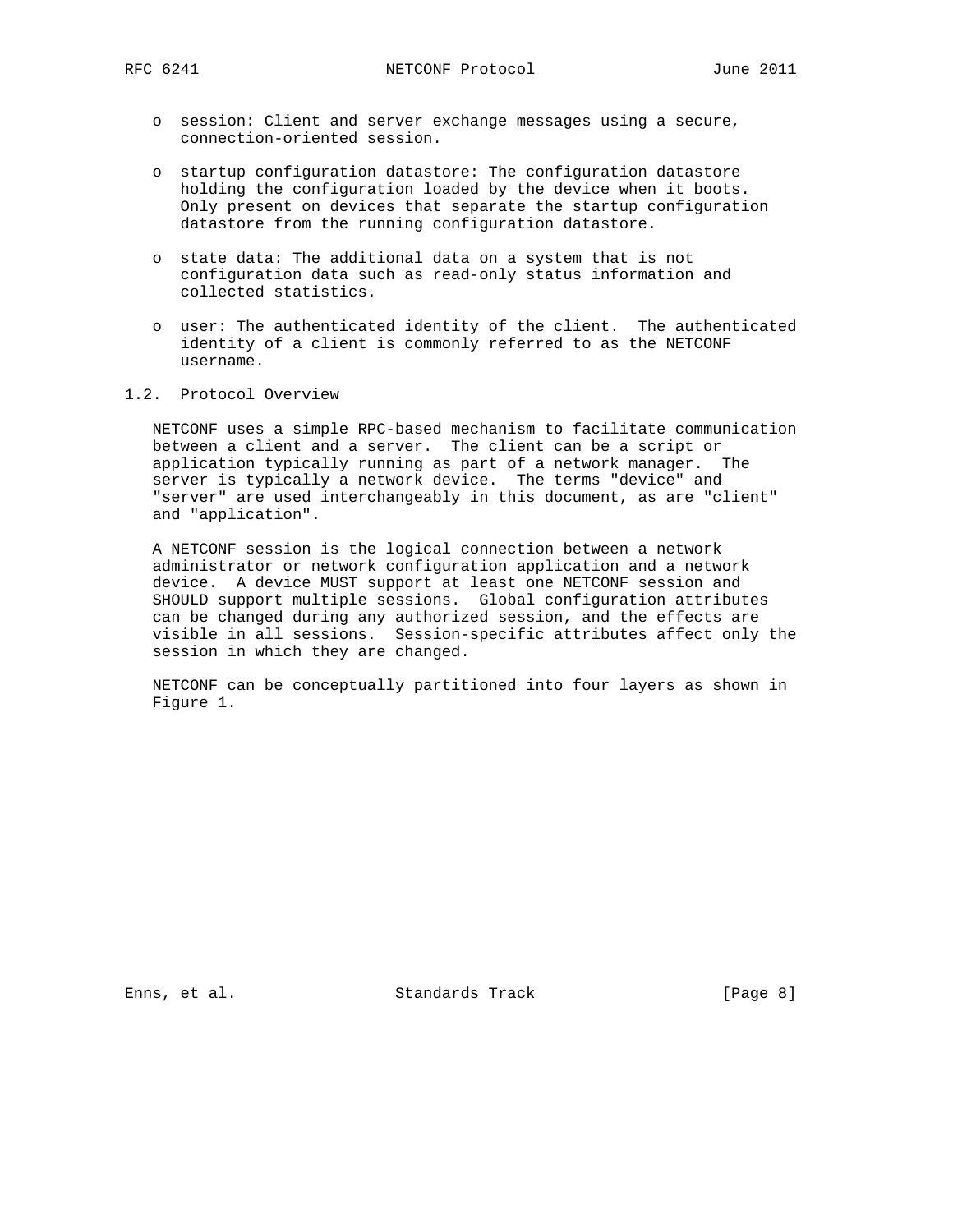- session: Client and server exchange messages using a secure, connection-oriented session.

- startup configuration datastore: The configuration datastore holding the configuration loaded by the device when it boots. Only present on devices that separate the startup configuration datastore from the running configuration datastore.

- state data: The additional data on a system that is not configuration data such as read-only status information and collected statistics.

- user: The authenticated identity of the client. The authenticated identity of a client is commonly referred to as the NETCONF username.

### 1.2. Protocol Overview

NETCONF uses a simple RPC-based mechanism to facilitate communication between a client and a server. The client can be a script or application typically running as part of a network manager. The server is typically a network device. The terms "device" and "server" are used interchangeably in this document, as are "client" and "application".

A NETCONF session is the logical connection between a network administrator or network configuration application and a network device. A device MUST support at least one NETCONF session and SHOULD support multiple sessions. Global configuration attributes can be changed during any authorized session, and the effects are visible in all sessions. Session-specific attributes affect only the session in which they are changed.

NETCONF can be conceptually partitioned into four layers as shown in Figure 1.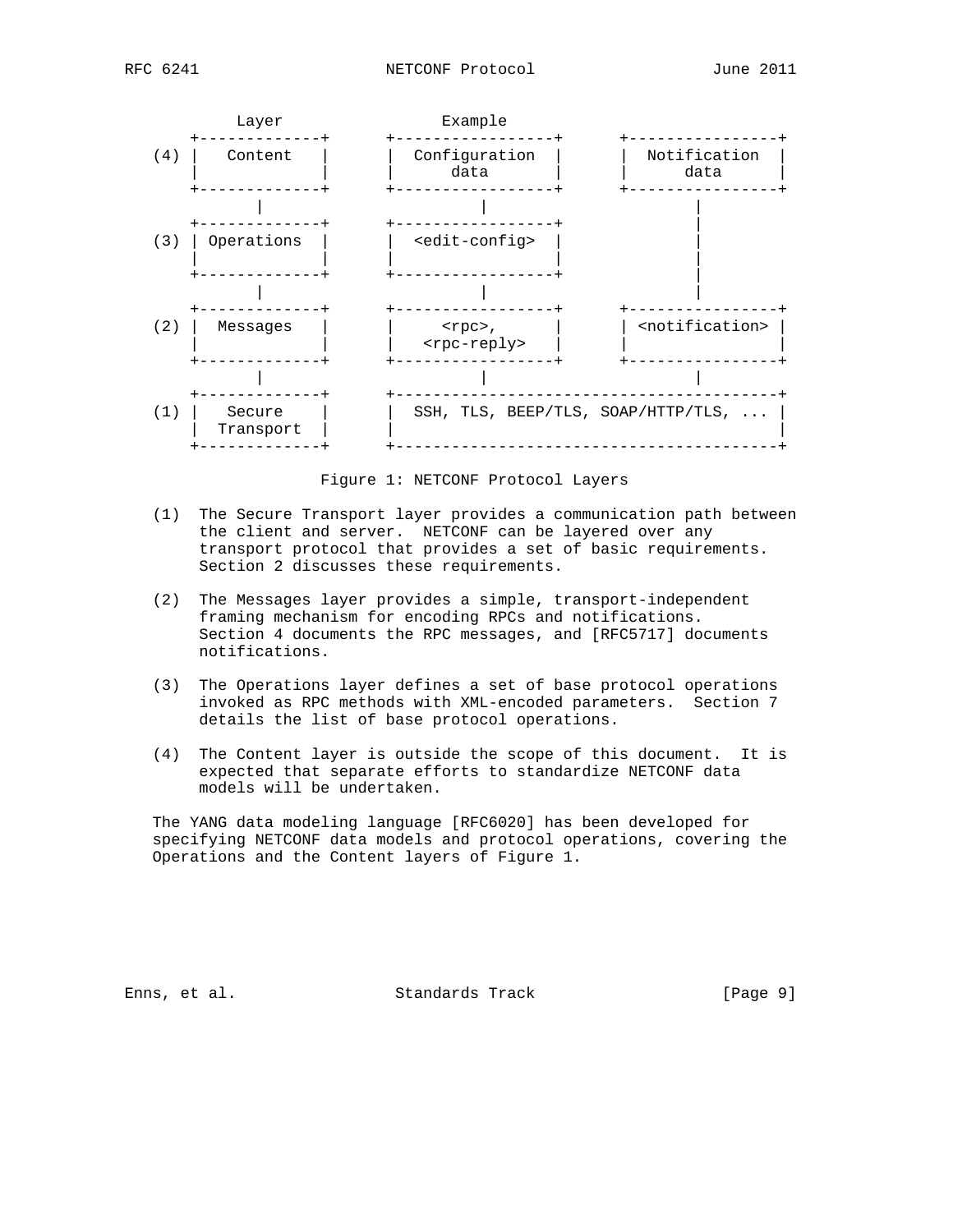```
            Layer                 Example
       +-------------+      +-----------------+      +----------------+
   (4) |   Content   |      |  Configuration  |      |  Notification  |
       |             |      |      data       |      |      data      |
       +-------------+      +-----------------+      +----------------+
              |                       |                      |
       +-------------+      +-----------------+              |
   (3) | Operations  |      |  <edit-config>  |              |
       |             |      |                 |              |
       +-------------+      +-----------------+              |
              |                       |                      |
       +-------------+      +-----------------+      +----------------+
   (2) |  Messages   |      |     <rpc>,      |      | <notification> |
       |             |      |   <rpc-reply>   |      |                |
       +-------------+      +-----------------+      +----------------+
              |                       |                      |
       +-------------+      +-----------------------------------------+
   (1) |   Secure    |      |  SSH, TLS, BEEP/TLS, SOAP/HTTP/TLS, ... |
       |  Transport  |      |                                         |
       +-------------+      +-----------------------------------------+
```

Figure 1: NETCONF Protocol Layers

(1) The Secure Transport layer provides a communication path between the client and server. NETCONF can be layered over any transport protocol that provides a set of basic requirements. Section 2 discusses these requirements.

(2) The Messages layer provides a simple, transport-independent framing mechanism for encoding RPCs and notifications. Section 4 documents the RPC messages, and [RFC5717] documents notifications.

(3) The Operations layer defines a set of base protocol operations invoked as RPC methods with XML-encoded parameters. Section 7 details the list of base protocol operations.

(4) The Content layer is outside the scope of this document. It is expected that separate efforts to standardize NETCONF data models will be undertaken.

The YANG data modeling language [RFC6020] has been developed for specifying NETCONF data models and protocol operations, covering the Operations and the Content layers of Figure 1.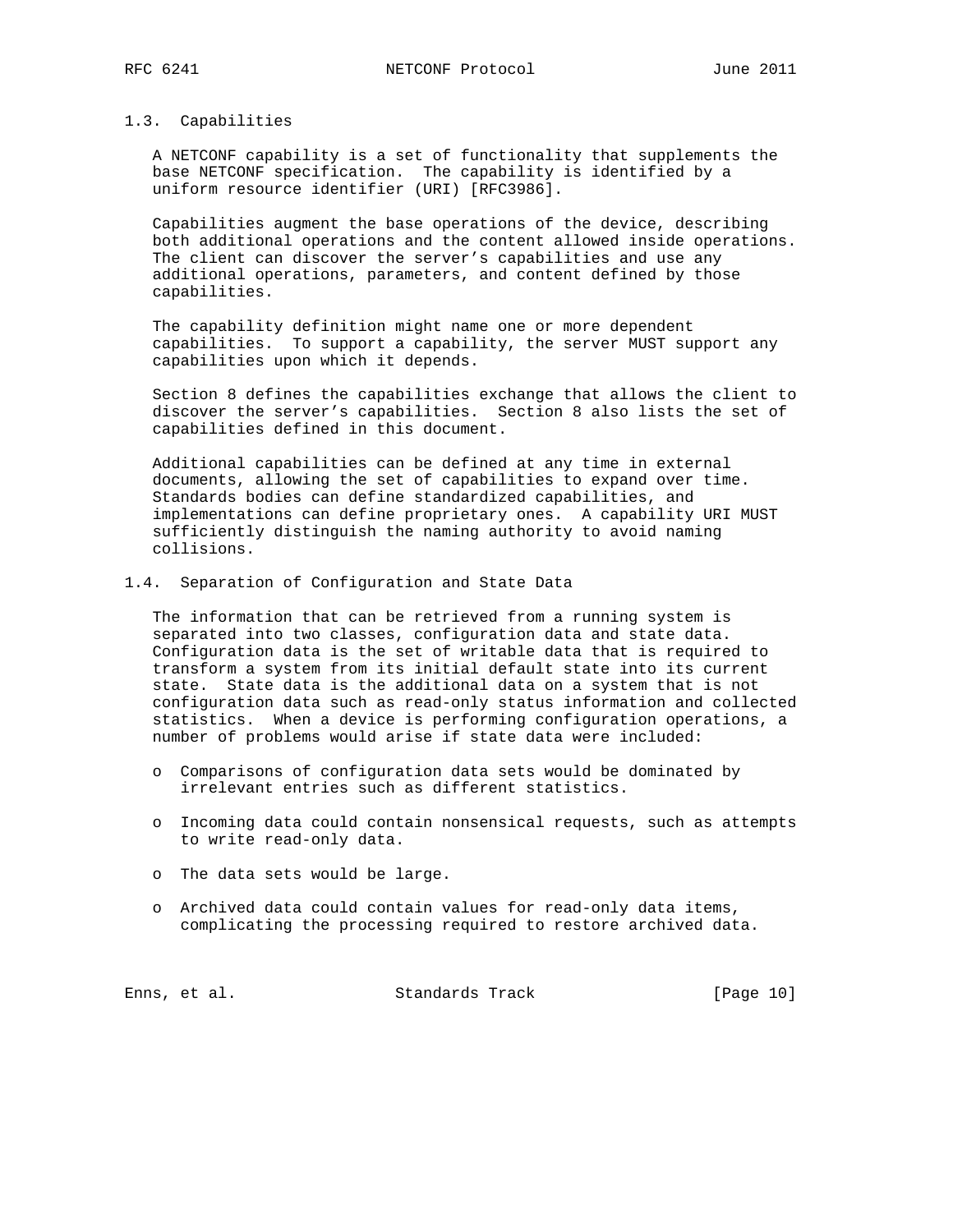### 1.3. Capabilities

A NETCONF capability is a set of functionality that supplements the base NETCONF specification. The capability is identified by a uniform resource identifier (URI) [RFC3986].

Capabilities augment the base operations of the device, describing both additional operations and the content allowed inside operations. The client can discover the server's capabilities and use any additional operations, parameters, and content defined by those capabilities.

The capability definition might name one or more dependent capabilities. To support a capability, the server MUST support any capabilities upon which it depends.

Section 8 defines the capabilities exchange that allows the client to discover the server's capabilities. Section 8 also lists the set of capabilities defined in this document.

Additional capabilities can be defined at any time in external documents, allowing the set of capabilities to expand over time. Standards bodies can define standardized capabilities, and implementations can define proprietary ones. A capability URI MUST sufficiently distinguish the naming authority to avoid naming collisions.

### 1.4. Separation of Configuration and State Data

The information that can be retrieved from a running system is separated into two classes, configuration data and state data. Configuration data is the set of writable data that is required to transform a system from its initial default state into its current state. State data is the additional data on a system that is not configuration data such as read-only status information and collected statistics. When a device is performing configuration operations, a number of problems would arise if state data were included:

- Comparisons of configuration data sets would be dominated by irrelevant entries such as different statistics.
- Incoming data could contain nonsensical requests, such as attempts to write read-only data.
- The data sets would be large.
- Archived data could contain values for read-only data items, complicating the processing required to restore archived data.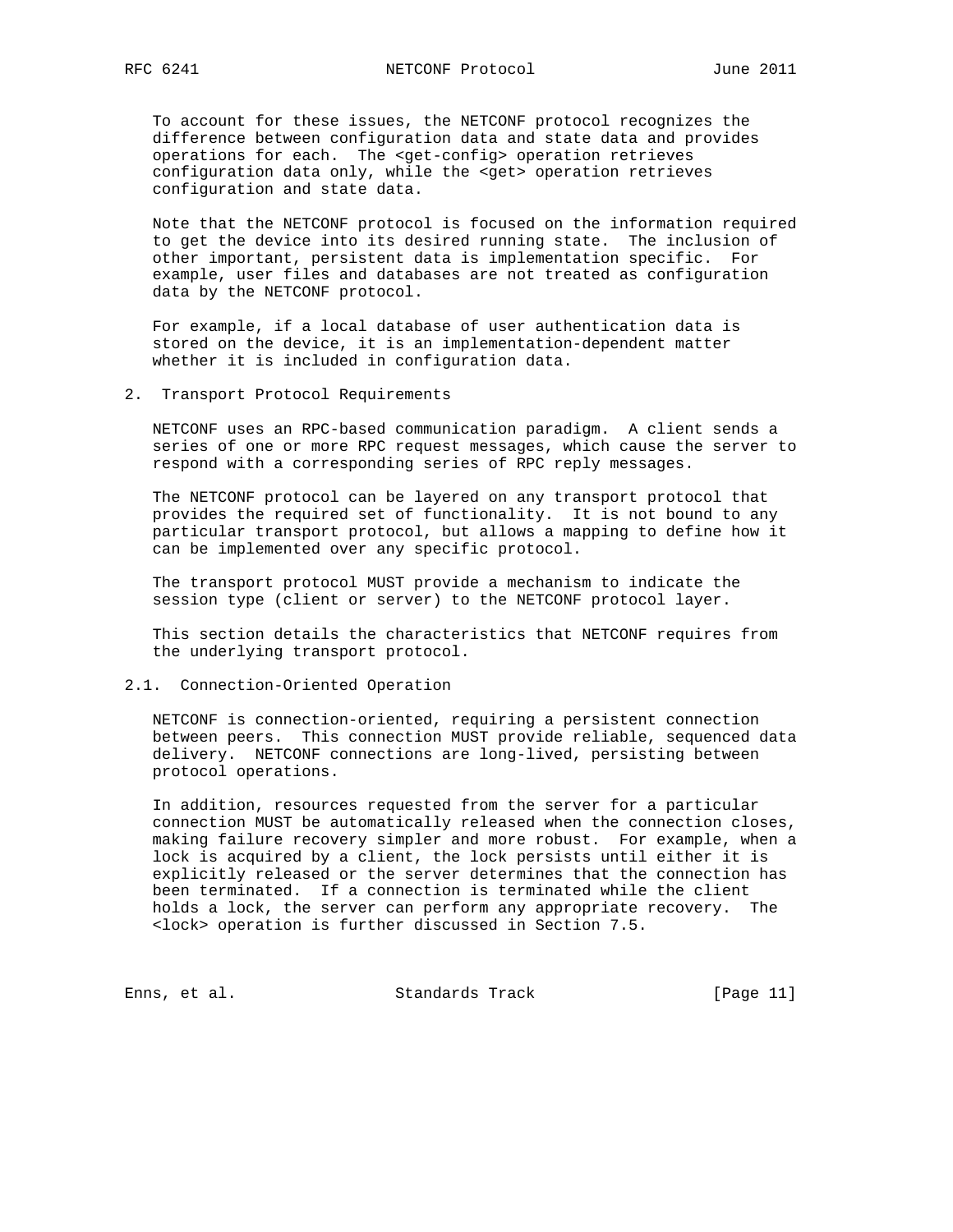To account for these issues, the NETCONF protocol recognizes the difference between configuration data and state data and provides operations for each. The <get-config> operation retrieves configuration data only, while the <get> operation retrieves configuration and state data.

Note that the NETCONF protocol is focused on the information required to get the device into its desired running state. The inclusion of other important, persistent data is implementation specific. For example, user files and databases are not treated as configuration data by the NETCONF protocol.

For example, if a local database of user authentication data is stored on the device, it is an implementation-dependent matter whether it is included in configuration data.

## 2. Transport Protocol Requirements

NETCONF uses an RPC-based communication paradigm. A client sends a series of one or more RPC request messages, which cause the server to respond with a corresponding series of RPC reply messages.

The NETCONF protocol can be layered on any transport protocol that provides the required set of functionality. It is not bound to any particular transport protocol, but allows a mapping to define how it can be implemented over any specific protocol.

The transport protocol MUST provide a mechanism to indicate the session type (client or server) to the NETCONF protocol layer.

This section details the characteristics that NETCONF requires from the underlying transport protocol.

### 2.1. Connection-Oriented Operation

NETCONF is connection-oriented, requiring a persistent connection between peers. This connection MUST provide reliable, sequenced data delivery. NETCONF connections are long-lived, persisting between protocol operations.

In addition, resources requested from the server for a particular connection MUST be automatically released when the connection closes, making failure recovery simpler and more robust. For example, when a lock is acquired by a client, the lock persists until either it is explicitly released or the server determines that the connection has been terminated. If a connection is terminated while the client holds a lock, the server can perform any appropriate recovery. The <lock> operation is further discussed in Section 7.5.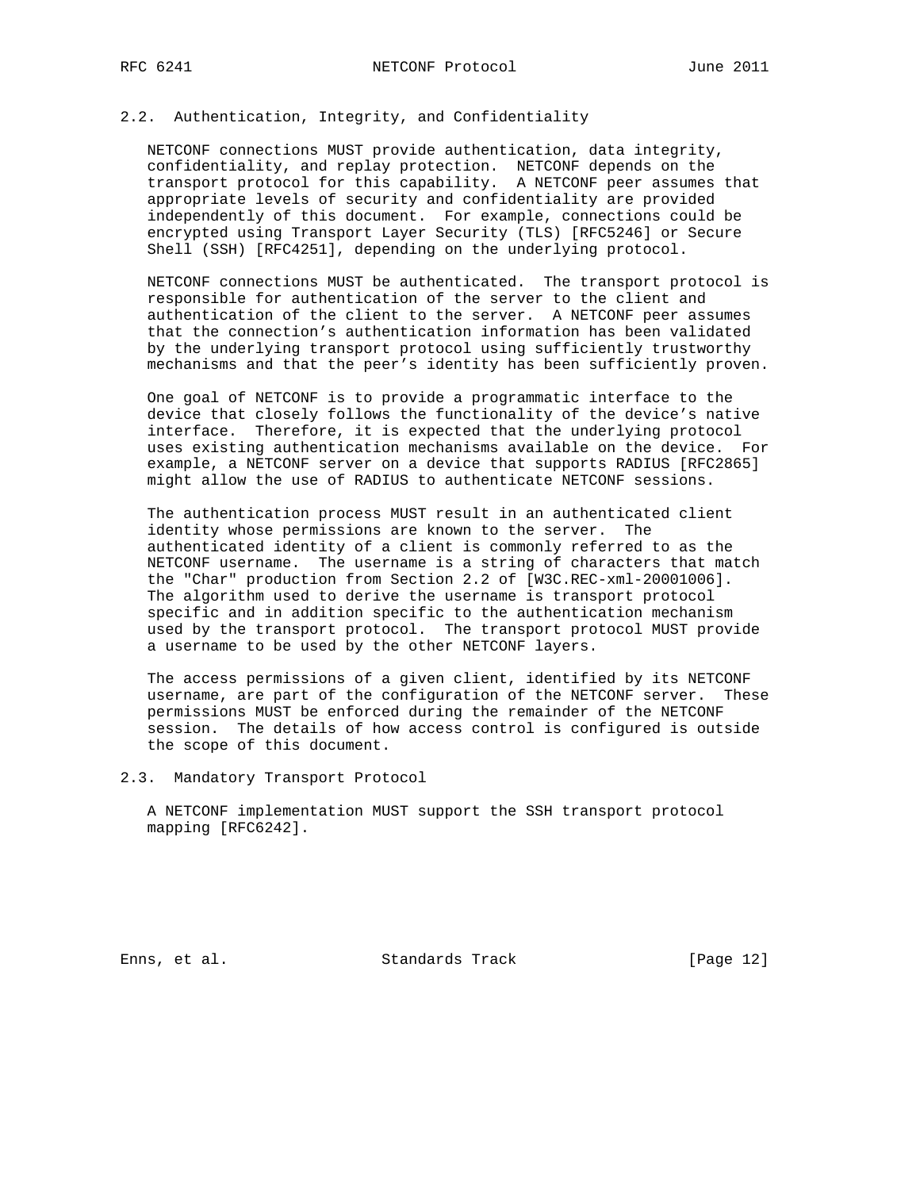## 2.2. Authentication, Integrity, and Confidentiality

NETCONF connections MUST provide authentication, data integrity, confidentiality, and replay protection. NETCONF depends on the transport protocol for this capability. A NETCONF peer assumes that appropriate levels of security and confidentiality are provided independently of this document. For example, connections could be encrypted using Transport Layer Security (TLS) [RFC5246] or Secure Shell (SSH) [RFC4251], depending on the underlying protocol.

NETCONF connections MUST be authenticated. The transport protocol is responsible for authentication of the server to the client and authentication of the client to the server. A NETCONF peer assumes that the connection's authentication information has been validated by the underlying transport protocol using sufficiently trustworthy mechanisms and that the peer's identity has been sufficiently proven.

One goal of NETCONF is to provide a programmatic interface to the device that closely follows the functionality of the device's native interface. Therefore, it is expected that the underlying protocol uses existing authentication mechanisms available on the device. For example, a NETCONF server on a device that supports RADIUS [RFC2865] might allow the use of RADIUS to authenticate NETCONF sessions.

The authentication process MUST result in an authenticated client identity whose permissions are known to the server. The authenticated identity of a client is commonly referred to as the NETCONF username. The username is a string of characters that match the "Char" production from Section 2.2 of [W3C.REC-xml-20001006]. The algorithm used to derive the username is transport protocol specific and in addition specific to the authentication mechanism used by the transport protocol. The transport protocol MUST provide a username to be used by the other NETCONF layers.

The access permissions of a given client, identified by its NETCONF username, are part of the configuration of the NETCONF server. These permissions MUST be enforced during the remainder of the NETCONF session. The details of how access control is configured is outside the scope of this document.

## 2.3. Mandatory Transport Protocol

A NETCONF implementation MUST support the SSH transport protocol mapping [RFC6242].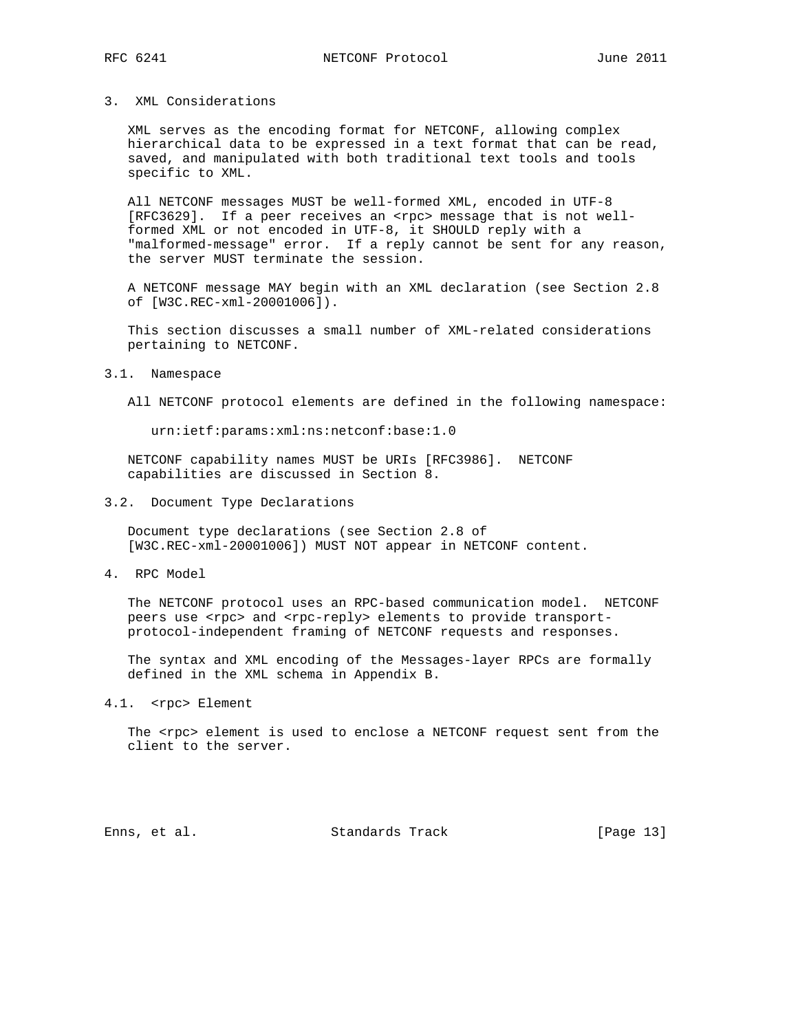## 3. XML Considerations

XML serves as the encoding format for NETCONF, allowing complex hierarchical data to be expressed in a text format that can be read, saved, and manipulated with both traditional text tools and tools specific to XML.

All NETCONF messages MUST be well-formed XML, encoded in UTF-8 [RFC3629]. If a peer receives an <rpc> message that is not well-formed XML or not encoded in UTF-8, it SHOULD reply with a "malformed-message" error. If a reply cannot be sent for any reason, the server MUST terminate the session.

A NETCONF message MAY begin with an XML declaration (see Section 2.8 of [W3C.REC-xml-20001006]).

This section discusses a small number of XML-related considerations pertaining to NETCONF.

### 3.1. Namespace

All NETCONF protocol elements are defined in the following namespace:

```
urn:ietf:params:xml:ns:netconf:base:1.0
```

NETCONF capability names MUST be URIs [RFC3986]. NETCONF capabilities are discussed in Section 8.

### 3.2. Document Type Declarations

Document type declarations (see Section 2.8 of [W3C.REC-xml-20001006]) MUST NOT appear in NETCONF content.

## 4. RPC Model

The NETCONF protocol uses an RPC-based communication model. NETCONF peers use <rpc> and <rpc-reply> elements to provide transport-protocol-independent framing of NETCONF requests and responses.

The syntax and XML encoding of the Messages-layer RPCs are formally defined in the XML schema in Appendix B.

### 4.1. <rpc> Element

The <rpc> element is used to enclose a NETCONF request sent from the client to the server.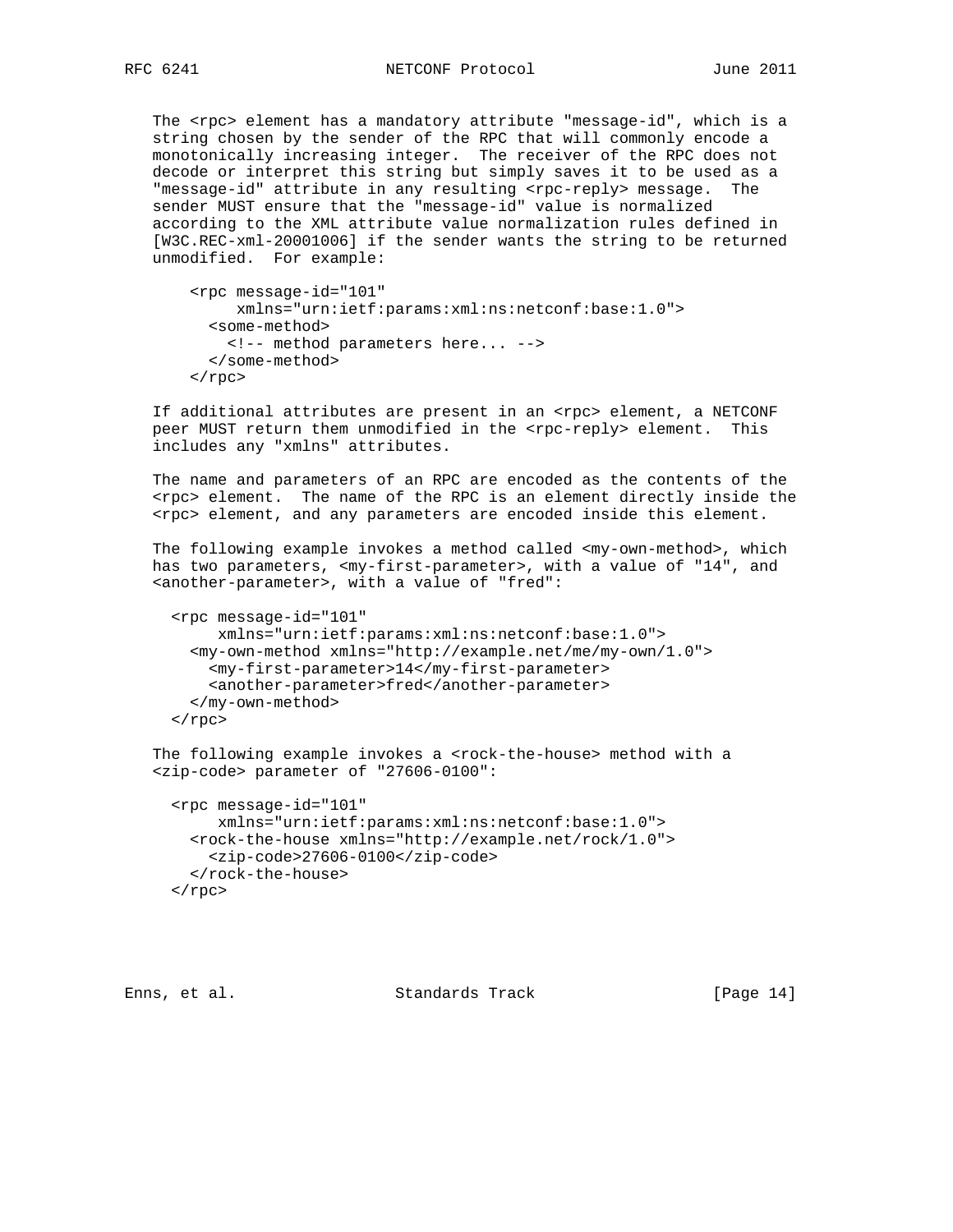The <rpc> element has a mandatory attribute "message-id", which is a string chosen by the sender of the RPC that will commonly encode a monotonically increasing integer. The receiver of the RPC does not decode or interpret this string but simply saves it to be used as a "message-id" attribute in any resulting <rpc-reply> message. The sender MUST ensure that the "message-id" value is normalized according to the XML attribute value normalization rules defined in [W3C.REC-xml-20001006] if the sender wants the string to be returned unmodified. For example:

```
<rpc message-id="101"
     xmlns="urn:ietf:params:xml:ns:netconf:base:1.0">
  <some-method>
    <!-- method parameters here... -->
  </some-method>
</rpc>
```

If additional attributes are present in an <rpc> element, a NETCONF peer MUST return them unmodified in the <rpc-reply> element. This includes any "xmlns" attributes.

The name and parameters of an RPC are encoded as the contents of the <rpc> element. The name of the RPC is an element directly inside the <rpc> element, and any parameters are encoded inside this element.

The following example invokes a method called <my-own-method>, which has two parameters, <my-first-parameter>, with a value of "14", and <another-parameter>, with a value of "fred":

```
<rpc message-id="101"
     xmlns="urn:ietf:params:xml:ns:netconf:base:1.0">
  <my-own-method xmlns="http://example.net/me/my-own/1.0">
    <my-first-parameter>14</my-first-parameter>
    <another-parameter>fred</another-parameter>
  </my-own-method>
</rpc>
```

The following example invokes a <rock-the-house> method with a <zip-code> parameter of "27606-0100":

```
<rpc message-id="101"
     xmlns="urn:ietf:params:xml:ns:netconf:base:1.0">
  <rock-the-house xmlns="http://example.net/rock/1.0">
    <zip-code>27606-0100</zip-code>
  </rock-the-house>
</rpc>
```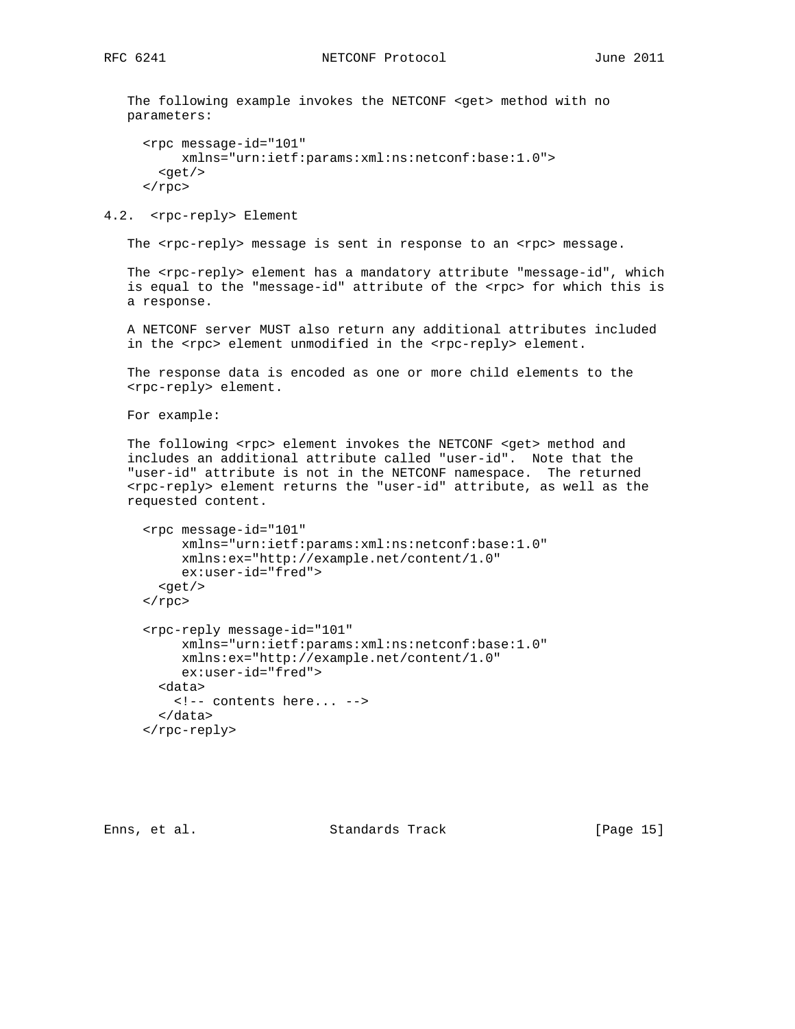The following example invokes the NETCONF <get> method with no parameters:

```
<rpc message-id="101"
     xmlns="urn:ietf:params:xml:ns:netconf:base:1.0">
  <get/>
</rpc>
```

### 4.2. <rpc-reply> Element

The <rpc-reply> message is sent in response to an <rpc> message.

The <rpc-reply> element has a mandatory attribute "message-id", which is equal to the "message-id" attribute of the <rpc> for which this is a response.

A NETCONF server MUST also return any additional attributes included in the <rpc> element unmodified in the <rpc-reply> element.

The response data is encoded as one or more child elements to the <rpc-reply> element.

For example:

The following <rpc> element invokes the NETCONF <get> method and includes an additional attribute called "user-id". Note that the "user-id" attribute is not in the NETCONF namespace. The returned <rpc-reply> element returns the "user-id" attribute, as well as the requested content.

```
<rpc message-id="101"
     xmlns="urn:ietf:params:xml:ns:netconf:base:1.0"
     xmlns:ex="http://example.net/content/1.0"
     ex:user-id="fred">
  <get/>
</rpc>

<rpc-reply message-id="101"
     xmlns="urn:ietf:params:xml:ns:netconf:base:1.0"
     xmlns:ex="http://example.net/content/1.0"
     ex:user-id="fred">
  <data>
    <!-- contents here... -->
  </data>
</rpc-reply>
```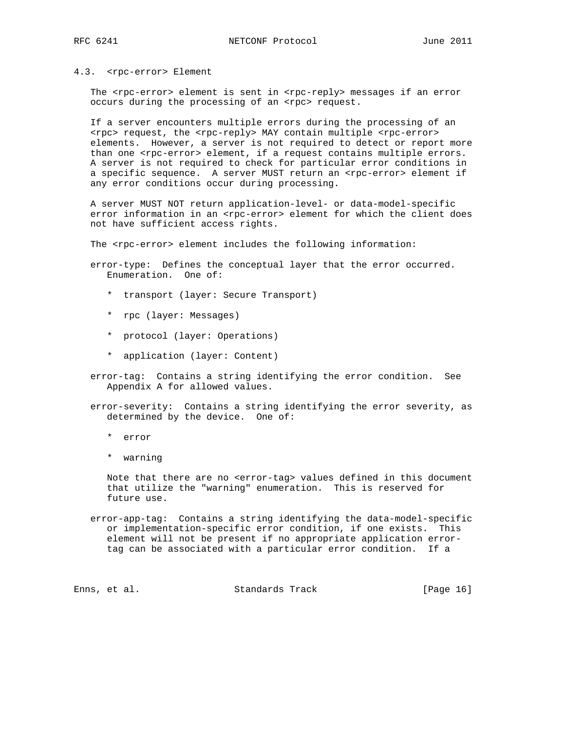### 4.3. <rpc-error> Element

The <rpc-error> element is sent in <rpc-reply> messages if an error occurs during the processing of an <rpc> request.

If a server encounters multiple errors during the processing of an <rpc> request, the <rpc-reply> MAY contain multiple <rpc-error> elements. However, a server is not required to detect or report more than one <rpc-error> element, if a request contains multiple errors. A server is not required to check for particular error conditions in a specific sequence. A server MUST return an <rpc-error> element if any error conditions occur during processing.

A server MUST NOT return application-level- or data-model-specific error information in an <rpc-error> element for which the client does not have sufficient access rights.

The <rpc-error> element includes the following information:

error-type: Defines the conceptual layer that the error occurred. Enumeration. One of:

- transport (layer: Secure Transport)
- rpc (layer: Messages)
- protocol (layer: Operations)
- application (layer: Content)

error-tag: Contains a string identifying the error condition. See Appendix A for allowed values.

error-severity: Contains a string identifying the error severity, as determined by the device. One of:

- error
- warning

Note that there are no <error-tag> values defined in this document that utilize the "warning" enumeration. This is reserved for future use.

error-app-tag: Contains a string identifying the data-model-specific or implementation-specific error condition, if one exists. This element will not be present if no appropriate application error-tag can be associated with a particular error condition. If a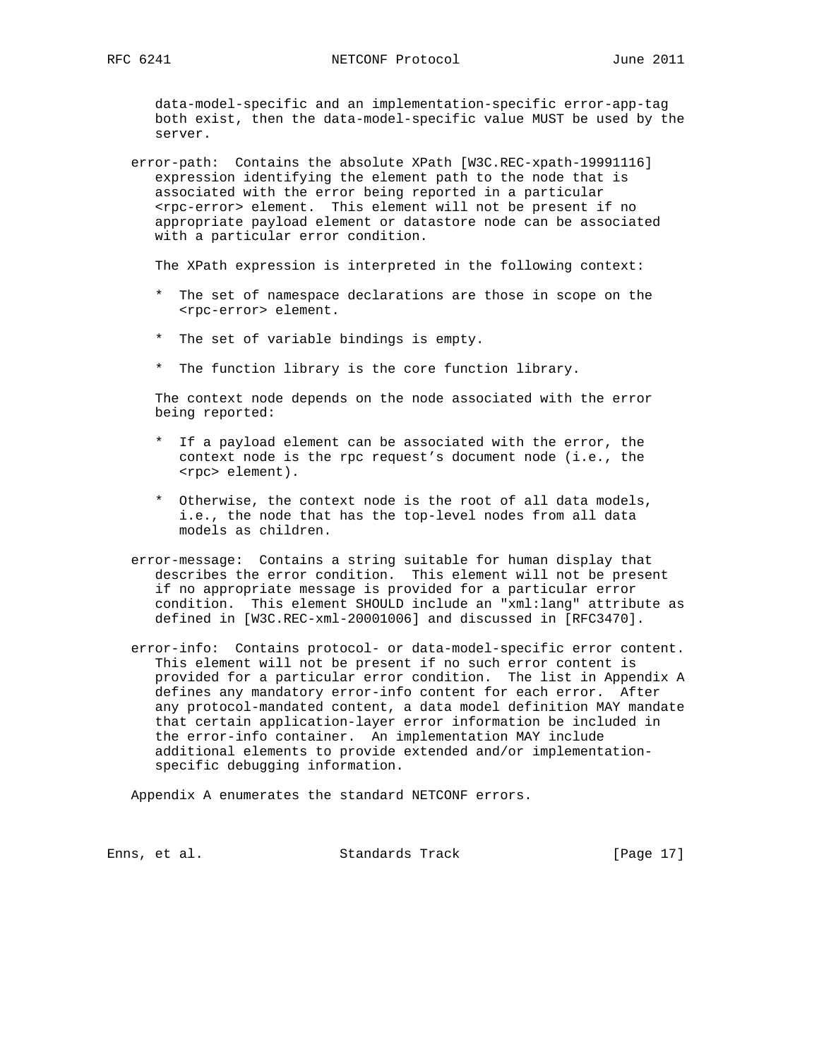data-model-specific and an implementation-specific error-app-tag both exist, then the data-model-specific value MUST be used by the server.

error-path: Contains the absolute XPath [W3C.REC-xpath-19991116] expression identifying the element path to the node that is associated with the error being reported in a particular <rpc-error> element. This element will not be present if no appropriate payload element or datastore node can be associated with a particular error condition.

The XPath expression is interpreted in the following context:

* The set of namespace declarations are those in scope on the <rpc-error> element.

* The set of variable bindings is empty.

* The function library is the core function library.

The context node depends on the node associated with the error being reported:

* If a payload element can be associated with the error, the context node is the rpc request's document node (i.e., the <rpc> element).

* Otherwise, the context node is the root of all data models, i.e., the node that has the top-level nodes from all data models as children.

error-message: Contains a string suitable for human display that describes the error condition. This element will not be present if no appropriate message is provided for a particular error condition. This element SHOULD include an "xml:lang" attribute as defined in [W3C.REC-xml-20001006] and discussed in [RFC3470].

error-info: Contains protocol- or data-model-specific error content. This element will not be present if no such error content is provided for a particular error condition. The list in Appendix A defines any mandatory error-info content for each error. After any protocol-mandated content, a data model definition MAY mandate that certain application-layer error information be included in the error-info container. An implementation MAY include additional elements to provide extended and/or implementation-specific debugging information.

Appendix A enumerates the standard NETCONF errors.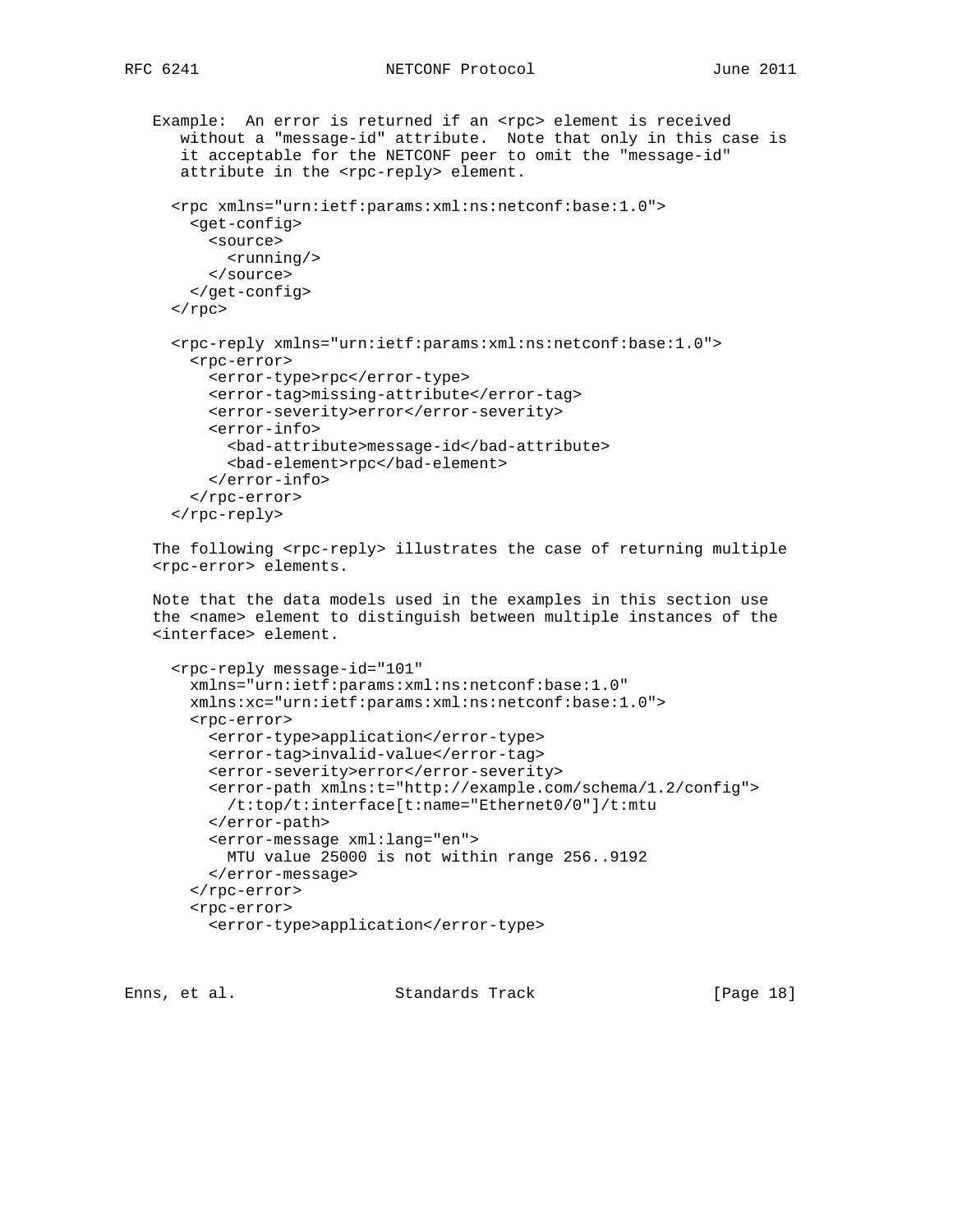Example: An error is returned if an <rpc> element is received without a "message-id" attribute. Note that only in this case is it acceptable for the NETCONF peer to omit the "message-id" attribute in the <rpc-reply> element.

```
<rpc xmlns="urn:ietf:params:xml:ns:netconf:base:1.0">
  <get-config>
    <source>
      <running/>
    </source>
  </get-config>
</rpc>

<rpc-reply xmlns="urn:ietf:params:xml:ns:netconf:base:1.0">
  <rpc-error>
    <error-type>rpc</error-type>
    <error-tag>missing-attribute</error-tag>
    <error-severity>error</error-severity>
    <error-info>
      <bad-attribute>message-id</bad-attribute>
      <bad-element>rpc</bad-element>
    </error-info>
  </rpc-error>
</rpc-reply>
```

The following <rpc-reply> illustrates the case of returning multiple <rpc-error> elements.

Note that the data models used in the examples in this section use the <name> element to distinguish between multiple instances of the <interface> element.

```
<rpc-reply message-id="101"
  xmlns="urn:ietf:params:xml:ns:netconf:base:1.0"
  xmlns:xc="urn:ietf:params:xml:ns:netconf:base:1.0">
  <rpc-error>
    <error-type>application</error-type>
    <error-tag>invalid-value</error-tag>
    <error-severity>error</error-severity>
    <error-path xmlns:t="http://example.com/schema/1.2/config">
      /t:top/t:interface[t:name="Ethernet0/0"]/t:mtu
    </error-path>
    <error-message xml:lang="en">
      MTU value 25000 is not within range 256..9192
    </error-message>
  </rpc-error>
  <rpc-error>
    <error-type>application</error-type>
```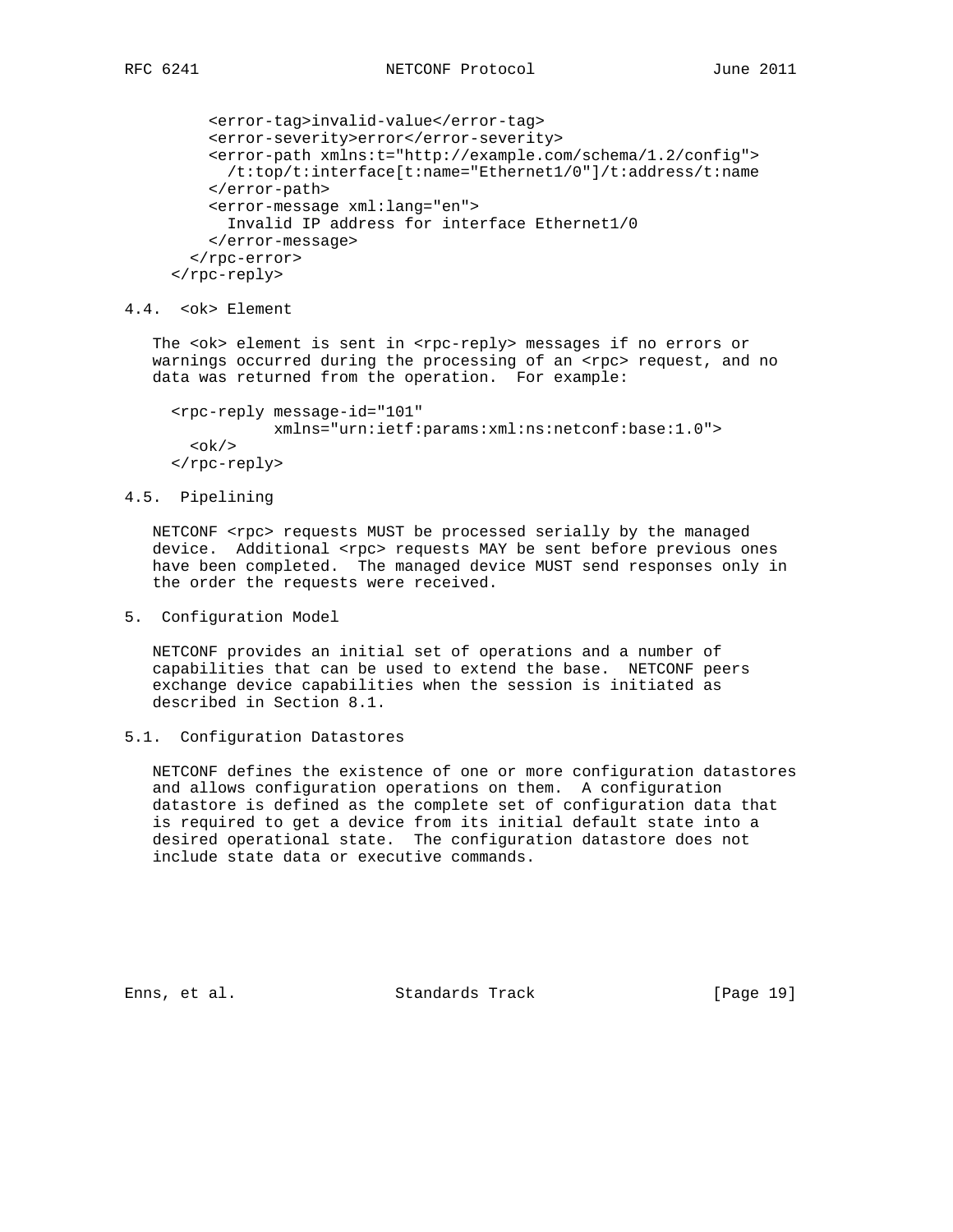```
        <error-tag>invalid-value</error-tag>
        <error-severity>error</error-severity>
        <error-path xmlns:t="http://example.com/schema/1.2/config">
          /t:top/t:interface[t:name="Ethernet1/0"]/t:address/t:name
        </error-path>
        <error-message xml:lang="en">
          Invalid IP address for interface Ethernet1/0
        </error-message>
      </rpc-error>
    </rpc-reply>
```

### 4.4. <ok> Element

The <ok> element is sent in <rpc-reply> messages if no errors or warnings occurred during the processing of an <rpc> request, and no data was returned from the operation. For example:

```
    <rpc-reply message-id="101"
               xmlns="urn:ietf:params:xml:ns:netconf:base:1.0">
      <ok/>
    </rpc-reply>
```

### 4.5. Pipelining

NETCONF <rpc> requests MUST be processed serially by the managed device. Additional <rpc> requests MAY be sent before previous ones have been completed. The managed device MUST send responses only in the order the requests were received.

## 5. Configuration Model

NETCONF provides an initial set of operations and a number of capabilities that can be used to extend the base. NETCONF peers exchange device capabilities when the session is initiated as described in Section 8.1.

### 5.1. Configuration Datastores

NETCONF defines the existence of one or more configuration datastores and allows configuration operations on them. A configuration datastore is defined as the complete set of configuration data that is required to get a device from its initial default state into a desired operational state. The configuration datastore does not include state data or executive commands.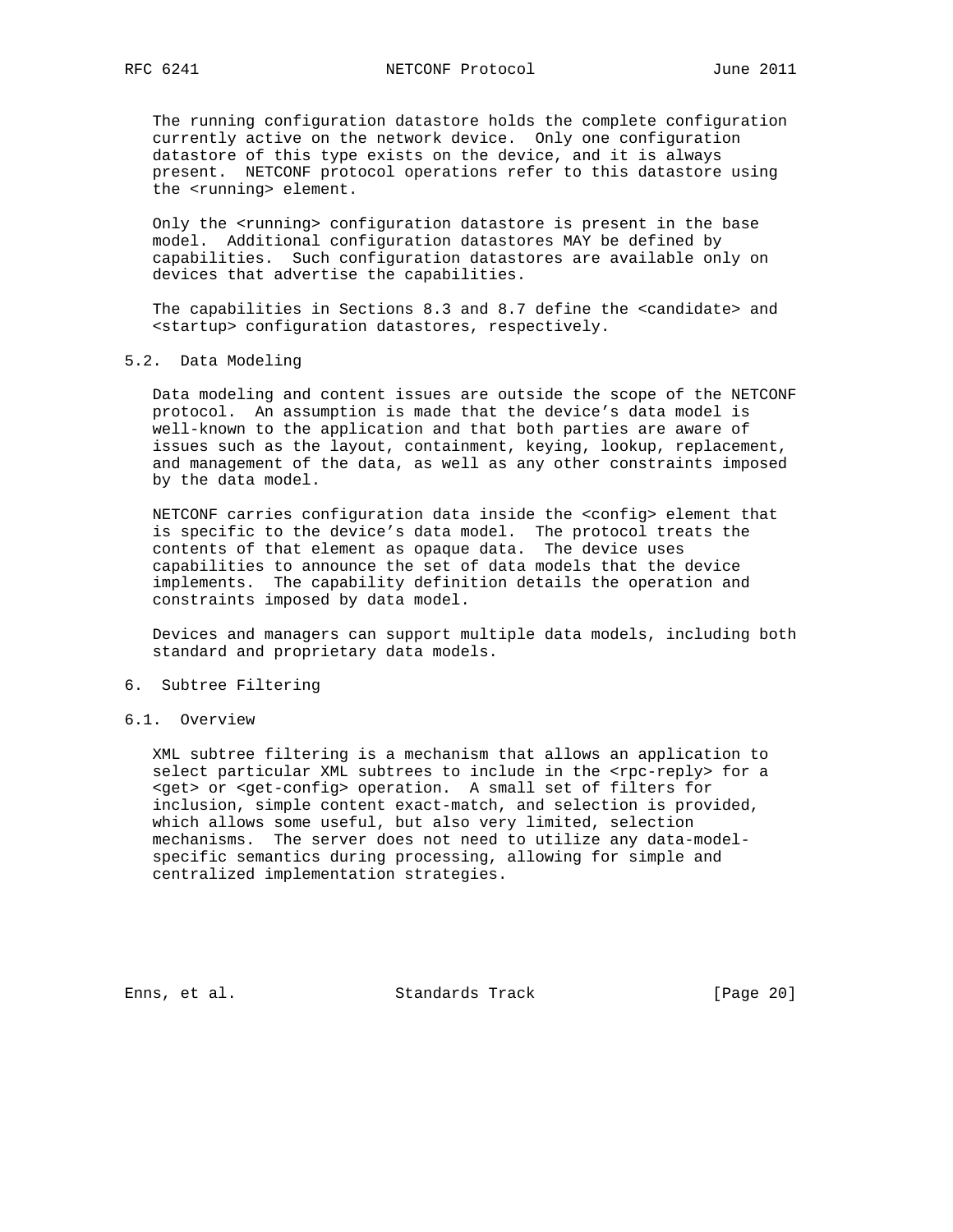The running configuration datastore holds the complete configuration currently active on the network device. Only one configuration datastore of this type exists on the device, and it is always present. NETCONF protocol operations refer to this datastore using the <running> element.

Only the <running> configuration datastore is present in the base model. Additional configuration datastores MAY be defined by capabilities. Such configuration datastores are available only on devices that advertise the capabilities.

The capabilities in Sections 8.3 and 8.7 define the <candidate> and <startup> configuration datastores, respectively.

### 5.2. Data Modeling

Data modeling and content issues are outside the scope of the NETCONF protocol. An assumption is made that the device's data model is well-known to the application and that both parties are aware of issues such as the layout, containment, keying, lookup, replacement, and management of the data, as well as any other constraints imposed by the data model.

NETCONF carries configuration data inside the <config> element that is specific to the device's data model. The protocol treats the contents of that element as opaque data. The device uses capabilities to announce the set of data models that the device implements. The capability definition details the operation and constraints imposed by data model.

Devices and managers can support multiple data models, including both standard and proprietary data models.

## 6. Subtree Filtering

### 6.1. Overview

XML subtree filtering is a mechanism that allows an application to select particular XML subtrees to include in the <rpc-reply> for a <get> or <get-config> operation. A small set of filters for inclusion, simple content exact-match, and selection is provided, which allows some useful, but also very limited, selection mechanisms. The server does not need to utilize any data-model-specific semantics during processing, allowing for simple and centralized implementation strategies.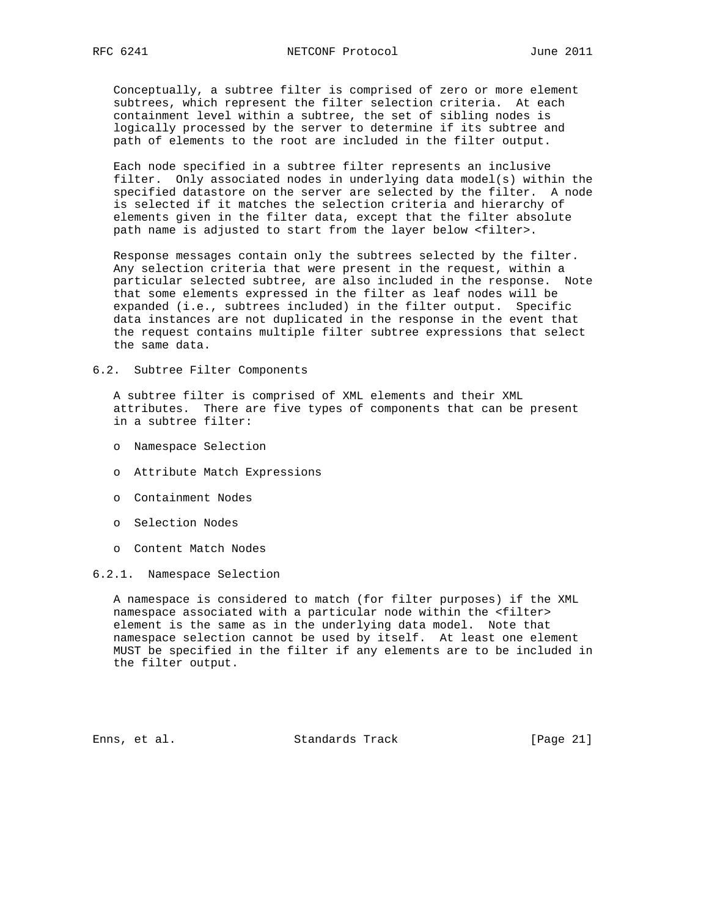Conceptually, a subtree filter is comprised of zero or more element subtrees, which represent the filter selection criteria. At each containment level within a subtree, the set of sibling nodes is logically processed by the server to determine if its subtree and path of elements to the root are included in the filter output.

Each node specified in a subtree filter represents an inclusive filter. Only associated nodes in underlying data model(s) within the specified datastore on the server are selected by the filter. A node is selected if it matches the selection criteria and hierarchy of elements given in the filter data, except that the filter absolute path name is adjusted to start from the layer below <filter>.

Response messages contain only the subtrees selected by the filter. Any selection criteria that were present in the request, within a particular selected subtree, are also included in the response. Note that some elements expressed in the filter as leaf nodes will be expanded (i.e., subtrees included) in the filter output. Specific data instances are not duplicated in the response in the event that the request contains multiple filter subtree expressions that select the same data.

## 6.2. Subtree Filter Components

A subtree filter is comprised of XML elements and their XML attributes. There are five types of components that can be present in a subtree filter:

- Namespace Selection
- Attribute Match Expressions
- Containment Nodes
- Selection Nodes
- Content Match Nodes

### 6.2.1. Namespace Selection

A namespace is considered to match (for filter purposes) if the XML namespace associated with a particular node within the <filter> element is the same as in the underlying data model. Note that namespace selection cannot be used by itself. At least one element MUST be specified in the filter if any elements are to be included in the filter output.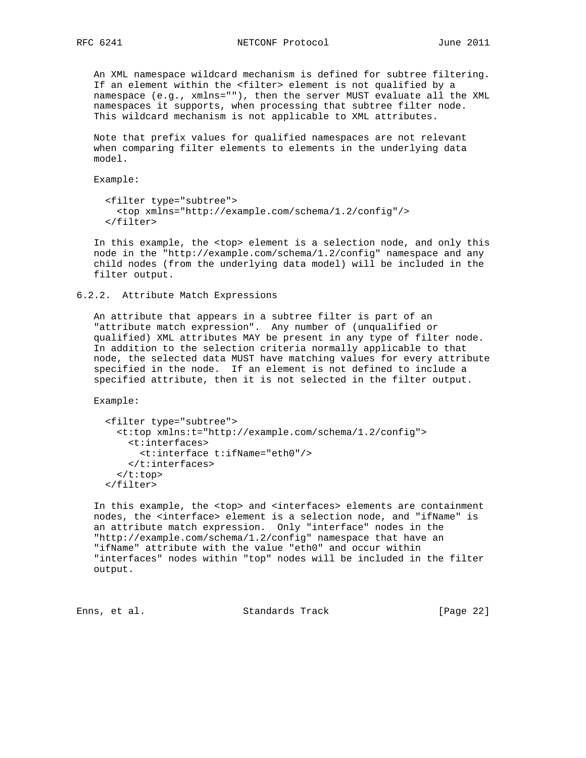An XML namespace wildcard mechanism is defined for subtree filtering. If an element within the <filter> element is not qualified by a namespace (e.g., xmlns=""), then the server MUST evaluate all the XML namespaces it supports, when processing that subtree filter node. This wildcard mechanism is not applicable to XML attributes.

Note that prefix values for qualified namespaces are not relevant when comparing filter elements to elements in the underlying data model.

Example:

```
<filter type="subtree">
  <top xmlns="http://example.com/schema/1.2/config"/>
</filter>
```

In this example, the <top> element is a selection node, and only this node in the "http://example.com/schema/1.2/config" namespace and any child nodes (from the underlying data model) will be included in the filter output.

### 6.2.2. Attribute Match Expressions

An attribute that appears in a subtree filter is part of an "attribute match expression". Any number of (unqualified or qualified) XML attributes MAY be present in any type of filter node. In addition to the selection criteria normally applicable to that node, the selected data MUST have matching values for every attribute specified in the node. If an element is not defined to include a specified attribute, then it is not selected in the filter output.

Example:

```
<filter type="subtree">
  <t:top xmlns:t="http://example.com/schema/1.2/config">
    <t:interfaces>
      <t:interface t:ifName="eth0"/>
    </t:interfaces>
  </t:top>
</filter>
```

In this example, the <top> and <interfaces> elements are containment nodes, the <interface> element is a selection node, and "ifName" is an attribute match expression. Only "interface" nodes in the "http://example.com/schema/1.2/config" namespace that have an "ifName" attribute with the value "eth0" and occur within "interfaces" nodes within "top" nodes will be included in the filter output.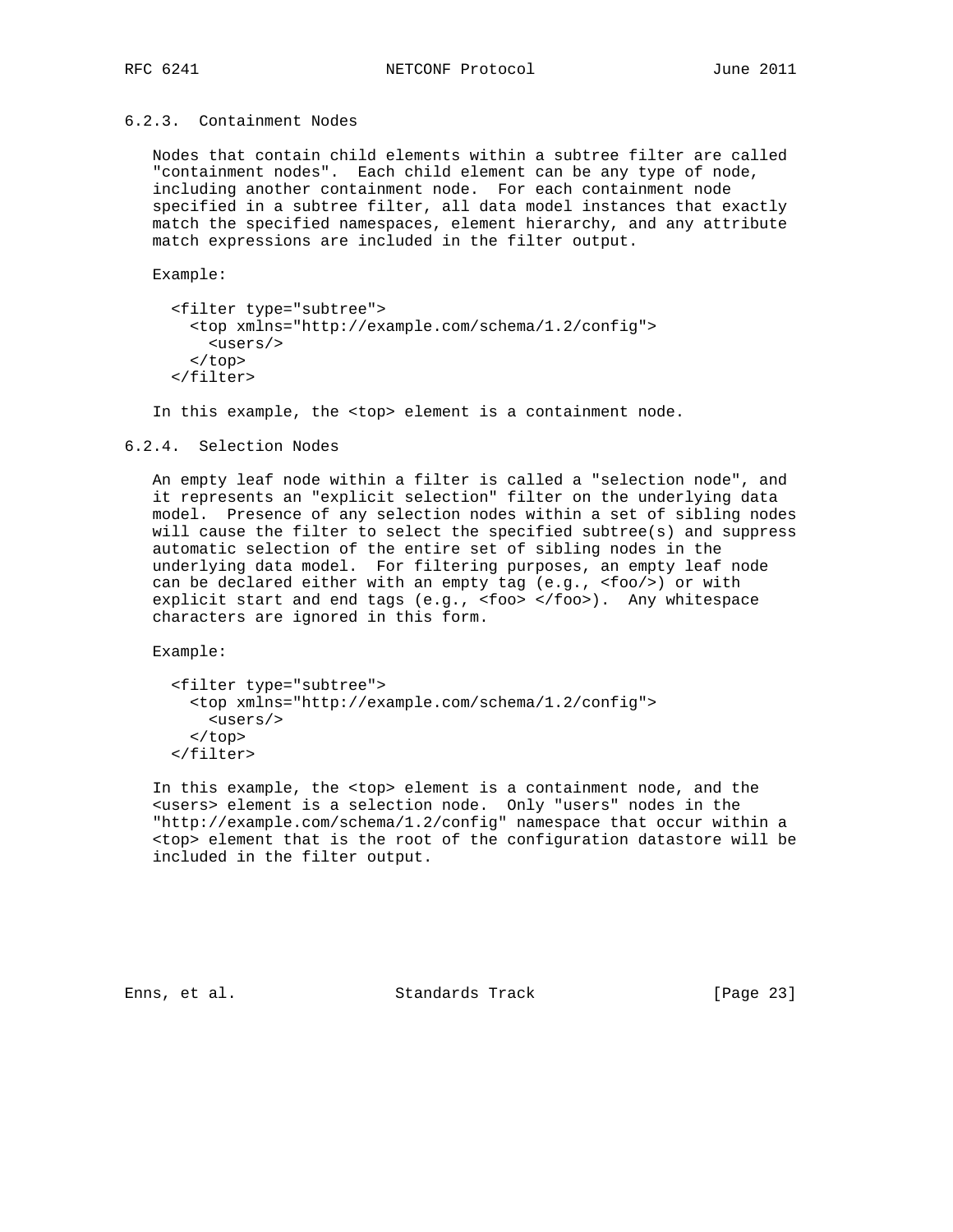### 6.2.3. Containment Nodes

Nodes that contain child elements within a subtree filter are called "containment nodes". Each child element can be any type of node, including another containment node. For each containment node specified in a subtree filter, all data model instances that exactly match the specified namespaces, element hierarchy, and any attribute match expressions are included in the filter output.

Example:

```
<filter type="subtree">
  <top xmlns="http://example.com/schema/1.2/config">
    <users/>
  </top>
</filter>
```

In this example, the <top> element is a containment node.

### 6.2.4. Selection Nodes

An empty leaf node within a filter is called a "selection node", and it represents an "explicit selection" filter on the underlying data model. Presence of any selection nodes within a set of sibling nodes will cause the filter to select the specified subtree(s) and suppress automatic selection of the entire set of sibling nodes in the underlying data model. For filtering purposes, an empty leaf node can be declared either with an empty tag (e.g., <foo/>) or with explicit start and end tags (e.g., <foo> </foo>). Any whitespace characters are ignored in this form.

Example:

```
<filter type="subtree">
  <top xmlns="http://example.com/schema/1.2/config">
    <users/>
  </top>
</filter>
```

In this example, the <top> element is a containment node, and the <users> element is a selection node. Only "users" nodes in the "http://example.com/schema/1.2/config" namespace that occur within a <top> element that is the root of the configuration datastore will be included in the filter output.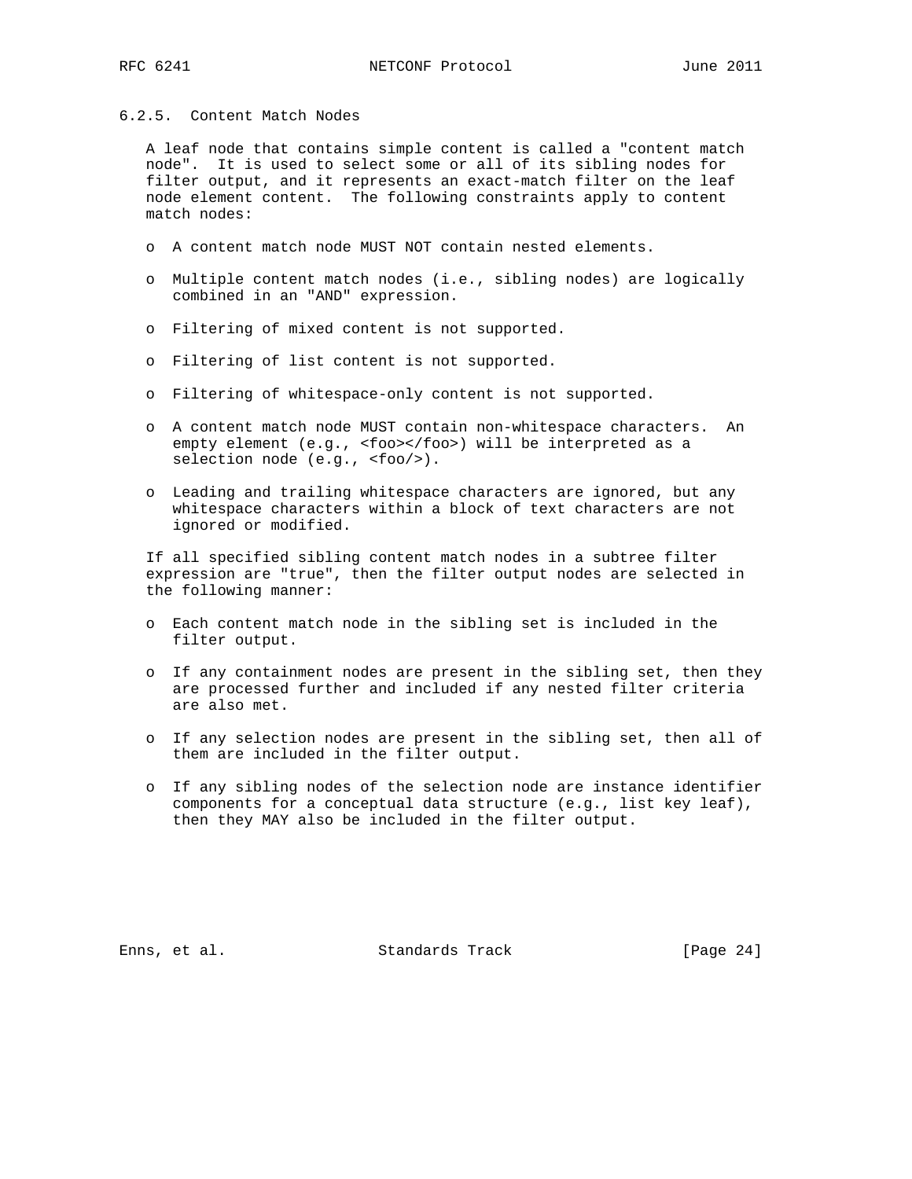### 6.2.5. Content Match Nodes

A leaf node that contains simple content is called a "content match node". It is used to select some or all of its sibling nodes for filter output, and it represents an exact-match filter on the leaf node element content. The following constraints apply to content match nodes:

- A content match node MUST NOT contain nested elements.
- Multiple content match nodes (i.e., sibling nodes) are logically combined in an "AND" expression.
- Filtering of mixed content is not supported.
- Filtering of list content is not supported.
- Filtering of whitespace-only content is not supported.
- A content match node MUST contain non-whitespace characters. An empty element (e.g., <foo></foo>) will be interpreted as a selection node (e.g., <foo/>).
- Leading and trailing whitespace characters are ignored, but any whitespace characters within a block of text characters are not ignored or modified.

If all specified sibling content match nodes in a subtree filter expression are "true", then the filter output nodes are selected in the following manner:

- Each content match node in the sibling set is included in the filter output.
- If any containment nodes are present in the sibling set, then they are processed further and included if any nested filter criteria are also met.
- If any selection nodes are present in the sibling set, then all of them are included in the filter output.
- If any sibling nodes of the selection node are instance identifier components for a conceptual data structure (e.g., list key leaf), then they MAY also be included in the filter output.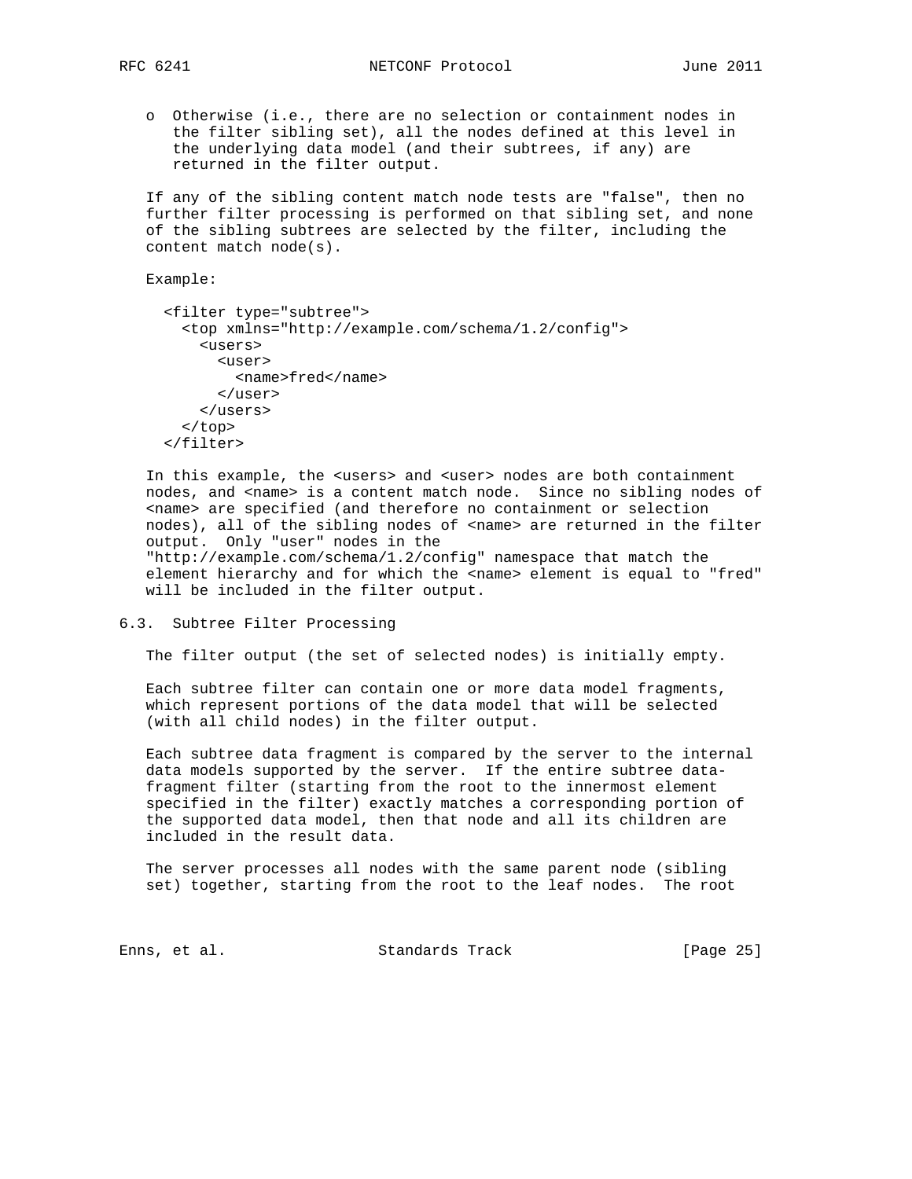- Otherwise (i.e., there are no selection or containment nodes in the filter sibling set), all the nodes defined at this level in the underlying data model (and their subtrees, if any) are returned in the filter output.

If any of the sibling content match node tests are "false", then no further filter processing is performed on that sibling set, and none of the sibling subtrees are selected by the filter, including the content match node(s).

Example:

```
<filter type="subtree">
  <top xmlns="http://example.com/schema/1.2/config">
    <users>
      <user>
        <name>fred</name>
      </user>
    </users>
  </top>
</filter>
```

In this example, the <users> and <user> nodes are both containment nodes, and <name> is a content match node. Since no sibling nodes of <name> are specified (and therefore no containment or selection nodes), all of the sibling nodes of <name> are returned in the filter output. Only "user" nodes in the "http://example.com/schema/1.2/config" namespace that match the element hierarchy and for which the <name> element is equal to "fred" will be included in the filter output.

## 6.3. Subtree Filter Processing

The filter output (the set of selected nodes) is initially empty.

Each subtree filter can contain one or more data model fragments, which represent portions of the data model that will be selected (with all child nodes) in the filter output.

Each subtree data fragment is compared by the server to the internal data models supported by the server. If the entire subtree data-fragment filter (starting from the root to the innermost element specified in the filter) exactly matches a corresponding portion of the supported data model, then that node and all its children are included in the result data.

The server processes all nodes with the same parent node (sibling set) together, starting from the root to the leaf nodes. The root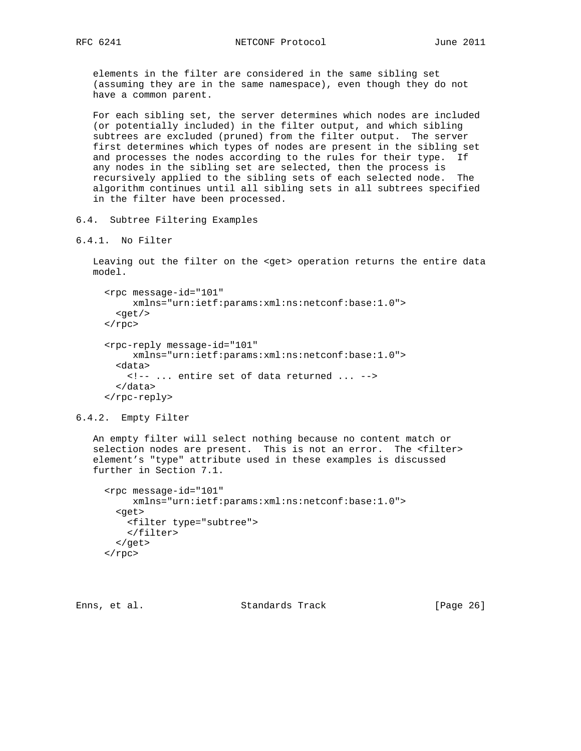elements in the filter are considered in the same sibling set (assuming they are in the same namespace), even though they do not have a common parent.

For each sibling set, the server determines which nodes are included (or potentially included) in the filter output, and which sibling subtrees are excluded (pruned) from the filter output. The server first determines which types of nodes are present in the sibling set and processes the nodes according to the rules for their type. If any nodes in the sibling set are selected, then the process is recursively applied to the sibling sets of each selected node. The algorithm continues until all sibling sets in all subtrees specified in the filter have been processed.

## 6.4. Subtree Filtering Examples

### 6.4.1. No Filter

Leaving out the filter on the <get> operation returns the entire data model.

```
<rpc message-id="101"
     xmlns="urn:ietf:params:xml:ns:netconf:base:1.0">
  <get/>
</rpc>

<rpc-reply message-id="101"
     xmlns="urn:ietf:params:xml:ns:netconf:base:1.0">
  <data>
    <!-- ... entire set of data returned ... -->
  </data>
</rpc-reply>
```

### 6.4.2. Empty Filter

An empty filter will select nothing because no content match or selection nodes are present. This is not an error. The <filter> element's "type" attribute used in these examples is discussed further in Section 7.1.

```
<rpc message-id="101"
     xmlns="urn:ietf:params:xml:ns:netconf:base:1.0">
  <get>
    <filter type="subtree">
    </filter>
  </get>
</rpc>
```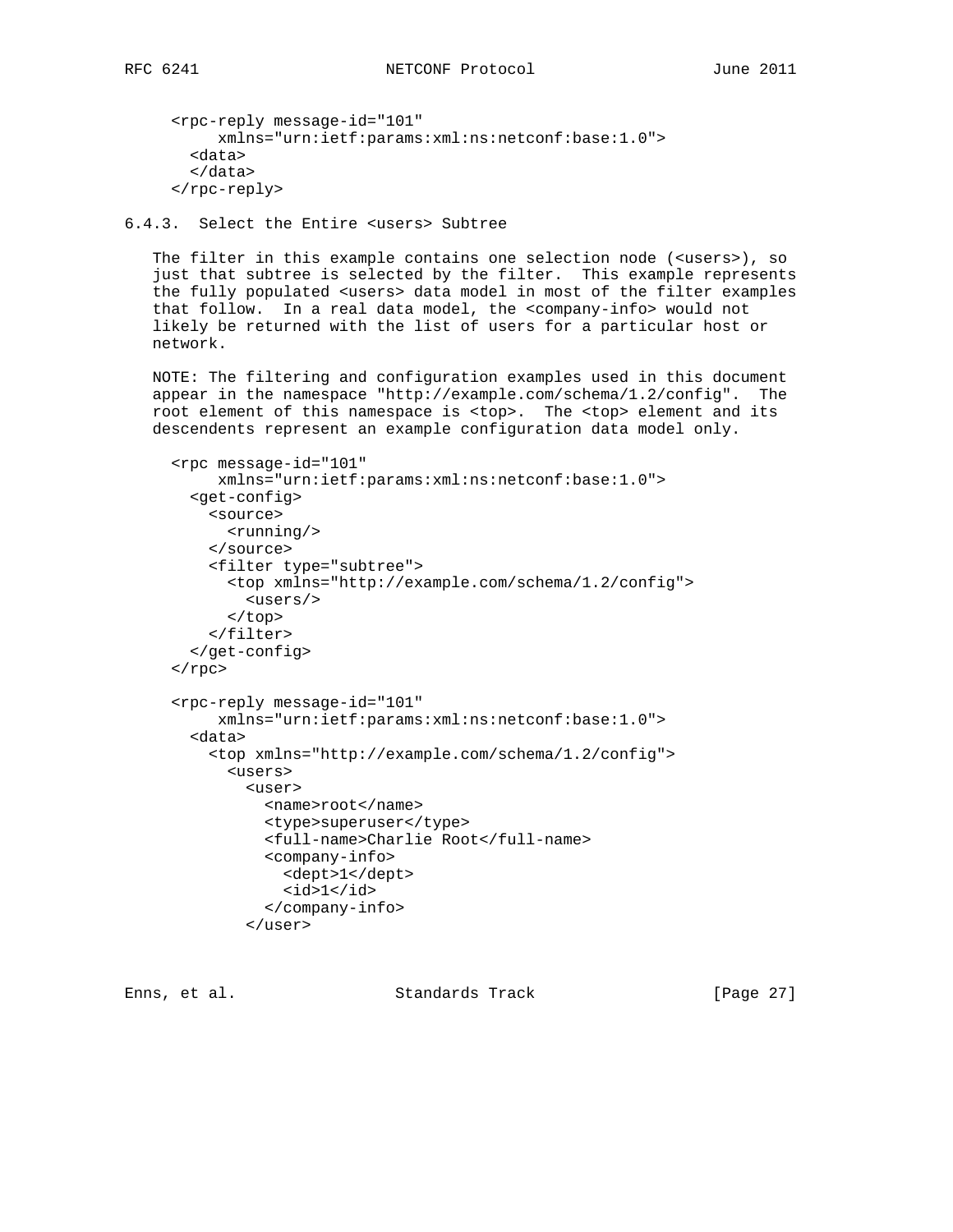```
<rpc-reply message-id="101"
     xmlns="urn:ietf:params:xml:ns:netconf:base:1.0">
  <data>
  </data>
</rpc-reply>
```

### 6.4.3. Select the Entire <users> Subtree

The filter in this example contains one selection node (<users>), so just that subtree is selected by the filter. This example represents the fully populated <users> data model in most of the filter examples that follow. In a real data model, the <company-info> would not likely be returned with the list of users for a particular host or network.

NOTE: The filtering and configuration examples used in this document appear in the namespace "http://example.com/schema/1.2/config". The root element of this namespace is <top>. The <top> element and its descendents represent an example configuration data model only.

```
<rpc message-id="101"
     xmlns="urn:ietf:params:xml:ns:netconf:base:1.0">
  <get-config>
    <source>
      <running/>
    </source>
    <filter type="subtree">
      <top xmlns="http://example.com/schema/1.2/config">
        <users/>
      </top>
    </filter>
  </get-config>
</rpc>

<rpc-reply message-id="101"
     xmlns="urn:ietf:params:xml:ns:netconf:base:1.0">
  <data>
    <top xmlns="http://example.com/schema/1.2/config">
      <users>
        <user>
          <name>root</name>
          <type>superuser</type>
          <full-name>Charlie Root</full-name>
          <company-info>
            <dept>1</dept>
            <id>1</id>
          </company-info>
        </user>
```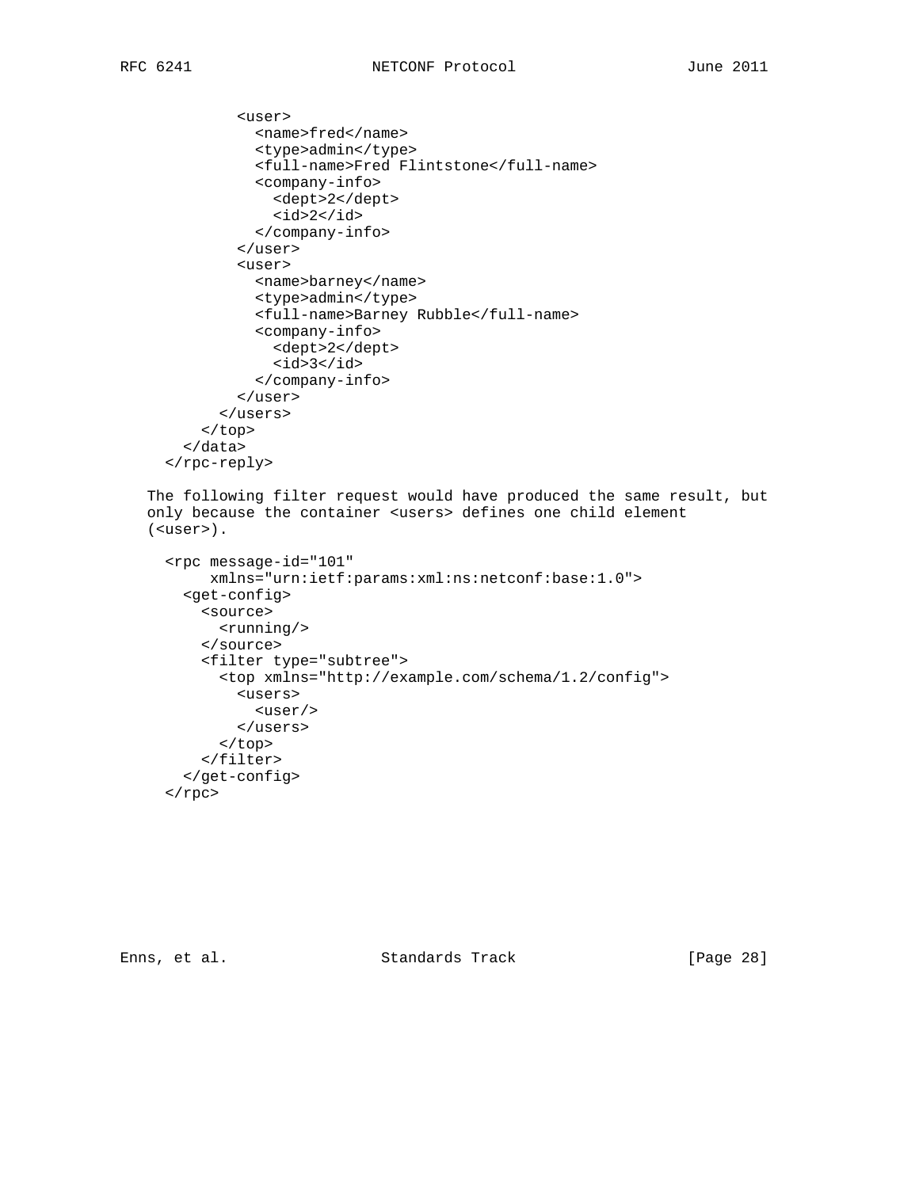```
          <user>
            <name>fred</name>
            <type>admin</type>
            <full-name>Fred Flintstone</full-name>
            <company-info>
              <dept>2</dept>
              <id>2</id>
            </company-info>
          </user>
          <user>
            <name>barney</name>
            <type>admin</type>
            <full-name>Barney Rubble</full-name>
            <company-info>
              <dept>2</dept>
              <id>3</id>
            </company-info>
          </user>
        </users>
      </top>
    </data>
  </rpc-reply>
```

The following filter request would have produced the same result, but only because the container <users> defines one child element (<user>).

```
  <rpc message-id="101"
       xmlns="urn:ietf:params:xml:ns:netconf:base:1.0">
    <get-config>
      <source>
        <running/>
      </source>
      <filter type="subtree">
        <top xmlns="http://example.com/schema/1.2/config">
          <users>
            <user/>
          </users>
        </top>
      </filter>
    </get-config>
  </rpc>
```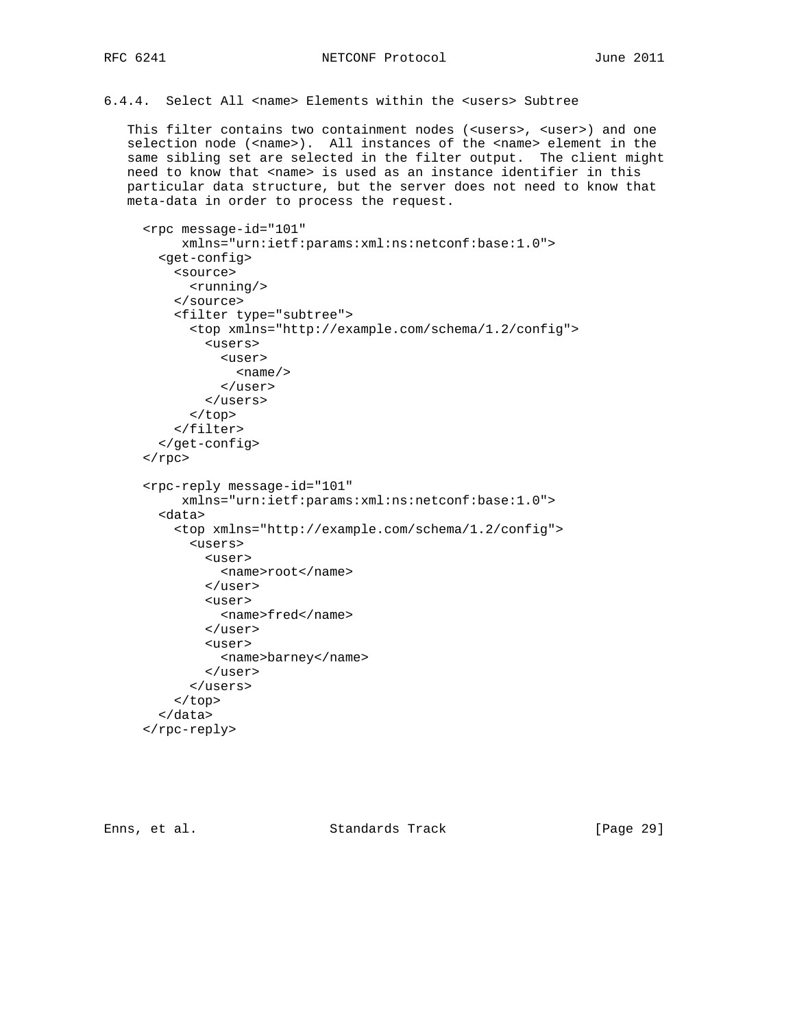#### 6.4.4. Select All <name> Elements within the <users> Subtree

This filter contains two containment nodes (<users>, <user>) and one selection node (<name>). All instances of the <name> element in the same sibling set are selected in the filter output. The client might need to know that <name> is used as an instance identifier in this particular data structure, but the server does not need to know that meta-data in order to process the request.

```
<rpc message-id="101"
     xmlns="urn:ietf:params:xml:ns:netconf:base:1.0">
  <get-config>
    <source>
      <running/>
    </source>
    <filter type="subtree">
      <top xmlns="http://example.com/schema/1.2/config">
        <users>
          <user>
            <name/>
          </user>
        </users>
      </top>
    </filter>
  </get-config>
</rpc>

<rpc-reply message-id="101"
     xmlns="urn:ietf:params:xml:ns:netconf:base:1.0">
  <data>
    <top xmlns="http://example.com/schema/1.2/config">
      <users>
        <user>
          <name>root</name>
        </user>
        <user>
          <name>fred</name>
        </user>
        <user>
          <name>barney</name>
        </user>
      </users>
    </top>
  </data>
</rpc-reply>
```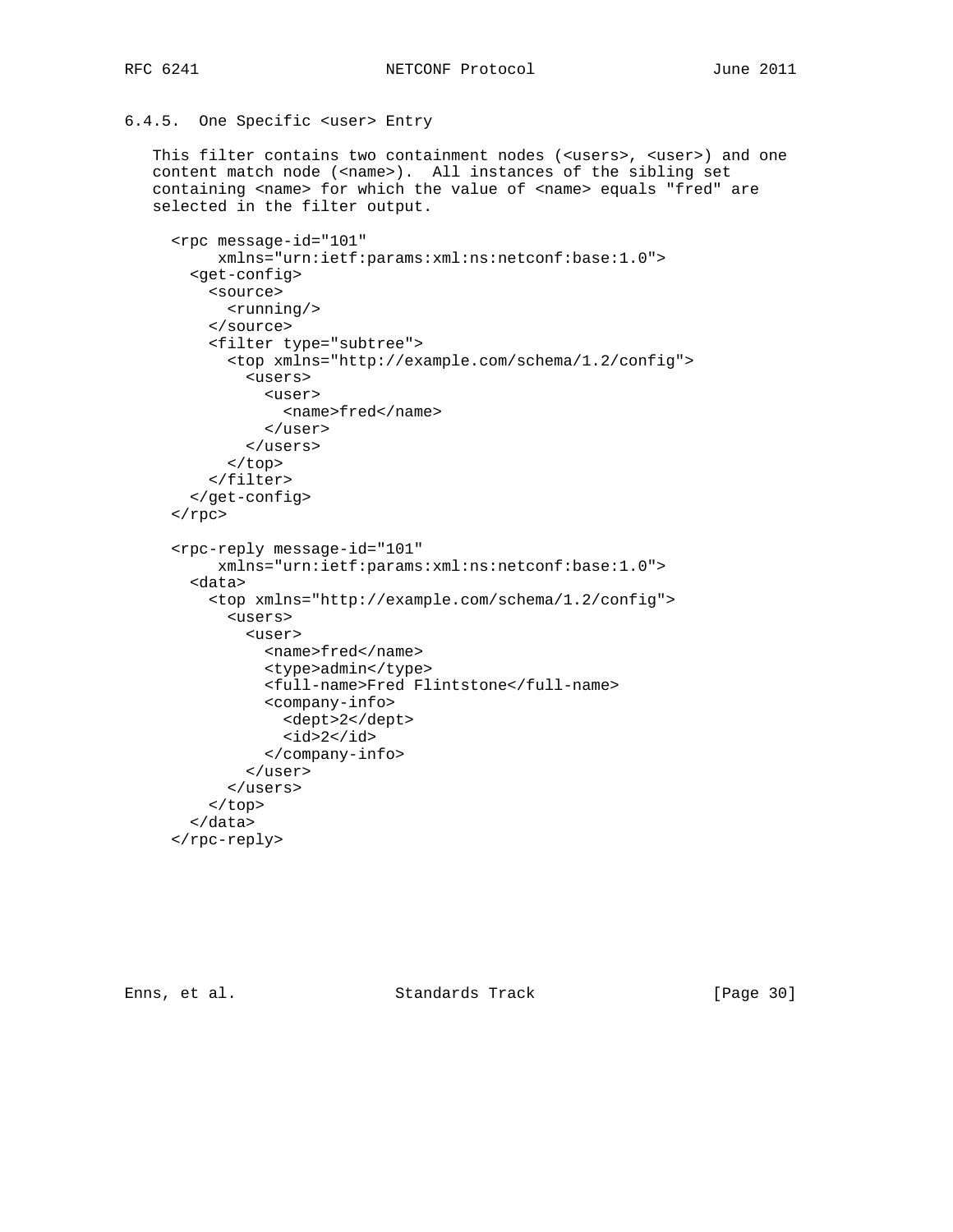### 6.4.5. One Specific <user> Entry

This filter contains two containment nodes (<users>, <user>) and one content match node (<name>). All instances of the sibling set containing <name> for which the value of <name> equals "fred" are selected in the filter output.

```
<rpc message-id="101"
     xmlns="urn:ietf:params:xml:ns:netconf:base:1.0">
  <get-config>
    <source>
      <running/>
    </source>
    <filter type="subtree">
      <top xmlns="http://example.com/schema/1.2/config">
        <users>
          <user>
            <name>fred</name>
          </user>
        </users>
      </top>
    </filter>
  </get-config>
</rpc>

<rpc-reply message-id="101"
     xmlns="urn:ietf:params:xml:ns:netconf:base:1.0">
  <data>
    <top xmlns="http://example.com/schema/1.2/config">
      <users>
        <user>
          <name>fred</name>
          <type>admin</type>
          <full-name>Fred Flintstone</full-name>
          <company-info>
            <dept>2</dept>
            <id>2</id>
          </company-info>
        </user>
      </users>
    </top>
  </data>
</rpc-reply>
```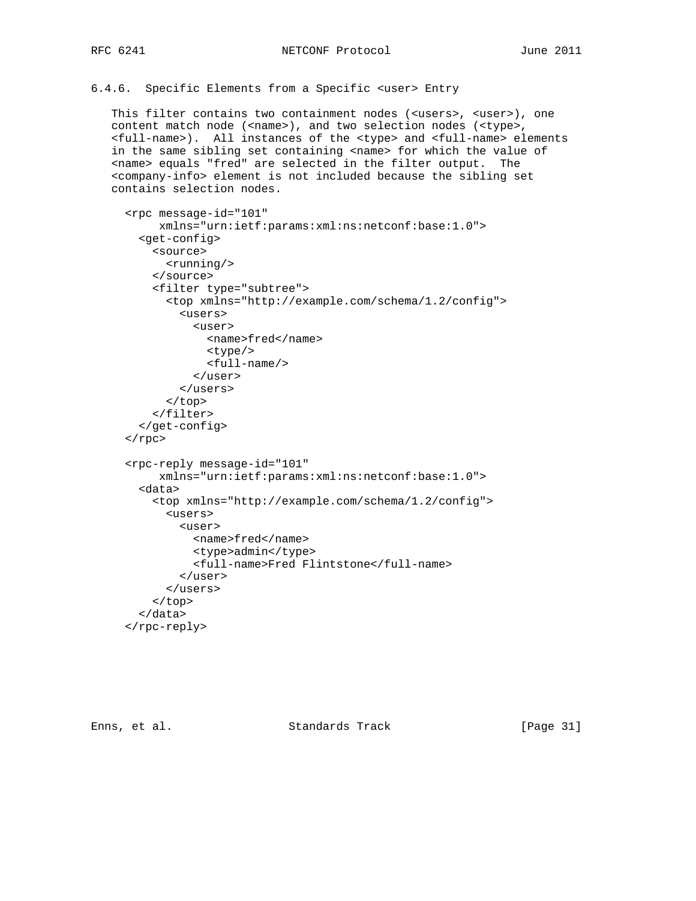### 6.4.6. Specific Elements from a Specific <user> Entry

This filter contains two containment nodes (<users>, <user>), one content match node (<name>), and two selection nodes (<type>, <full-name>). All instances of the <type> and <full-name> elements in the same sibling set containing <name> for which the value of <name> equals "fred" are selected in the filter output. The <company-info> element is not included because the sibling set contains selection nodes.

```
<rpc message-id="101"
     xmlns="urn:ietf:params:xml:ns:netconf:base:1.0">
  <get-config>
    <source>
      <running/>
    </source>
    <filter type="subtree">
      <top xmlns="http://example.com/schema/1.2/config">
        <users>
          <user>
            <name>fred</name>
            <type/>
            <full-name/>
          </user>
        </users>
      </top>
    </filter>
  </get-config>
</rpc>

<rpc-reply message-id="101"
     xmlns="urn:ietf:params:xml:ns:netconf:base:1.0">
  <data>
    <top xmlns="http://example.com/schema/1.2/config">
      <users>
        <user>
          <name>fred</name>
          <type>admin</type>
          <full-name>Fred Flintstone</full-name>
        </user>
      </users>
    </top>
  </data>
</rpc-reply>
```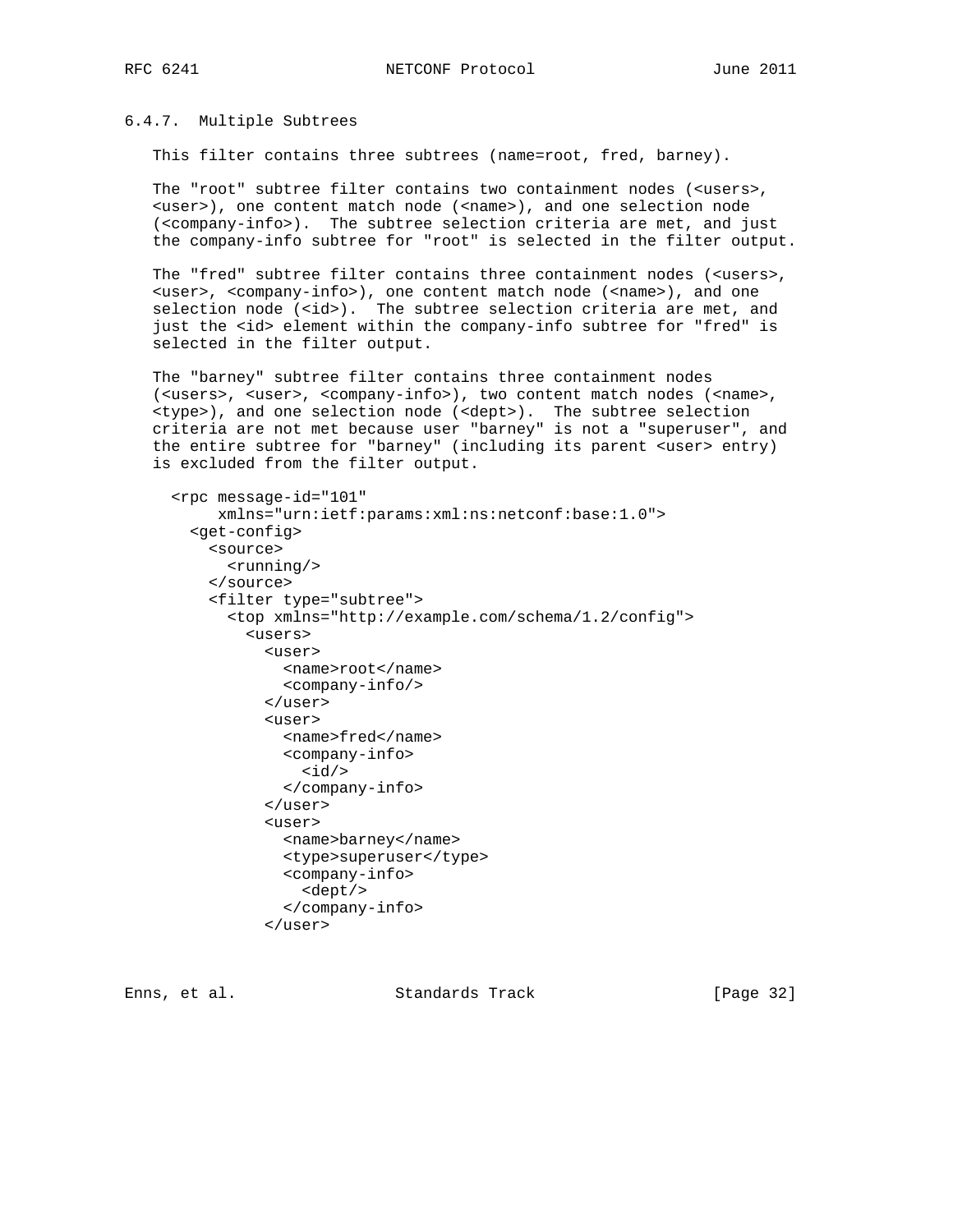### 6.4.7. Multiple Subtrees

This filter contains three subtrees (name=root, fred, barney).

The "root" subtree filter contains two containment nodes (<users>, <user>), one content match node (<name>), and one selection node (<company-info>). The subtree selection criteria are met, and just the company-info subtree for "root" is selected in the filter output.

The "fred" subtree filter contains three containment nodes (<users>, <user>, <company-info>), one content match node (<name>), and one selection node (<id>). The subtree selection criteria are met, and just the <id> element within the company-info subtree for "fred" is selected in the filter output.

The "barney" subtree filter contains three containment nodes (<users>, <user>, <company-info>), two content match nodes (<name>, <type>), and one selection node (<dept>). The subtree selection criteria are not met because user "barney" is not a "superuser", and the entire subtree for "barney" (including its parent <user> entry) is excluded from the filter output.

```
<rpc message-id="101"
     xmlns="urn:ietf:params:xml:ns:netconf:base:1.0">
  <get-config>
    <source>
      <running/>
    </source>
    <filter type="subtree">
      <top xmlns="http://example.com/schema/1.2/config">
        <users>
          <user>
            <name>root</name>
            <company-info/>
          </user>
          <user>
            <name>fred</name>
            <company-info>
              <id/>
            </company-info>
          </user>
          <user>
            <name>barney</name>
            <type>superuser</type>
            <company-info>
              <dept/>
            </company-info>
          </user>
```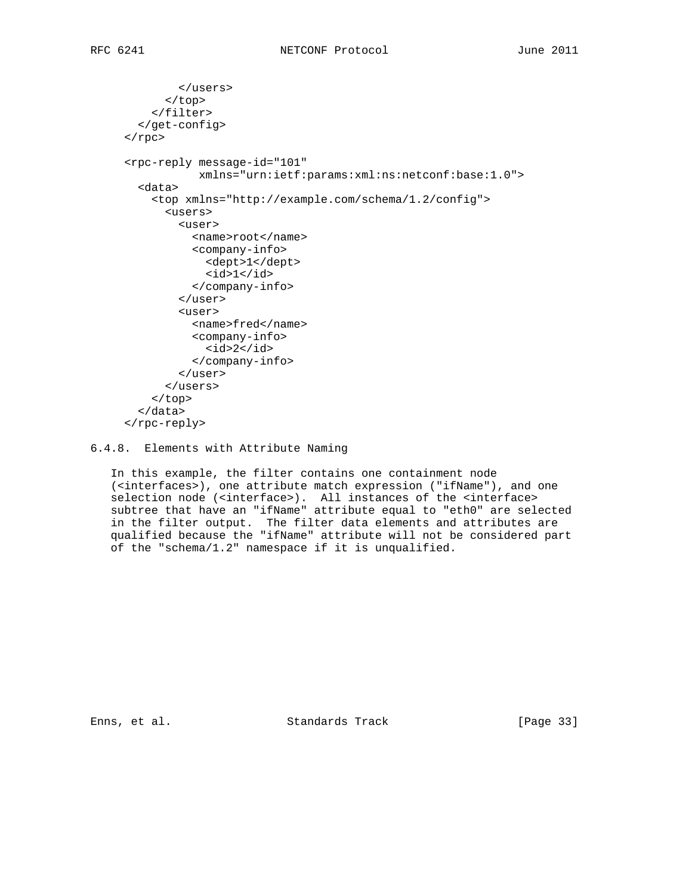```
            </users>
          </top>
        </filter>
      </get-config>
    </rpc>

    <rpc-reply message-id="101"
               xmlns="urn:ietf:params:xml:ns:netconf:base:1.0">
      <data>
        <top xmlns="http://example.com/schema/1.2/config">
          <users>
            <user>
              <name>root</name>
              <company-info>
                <dept>1</dept>
                <id>1</id>
              </company-info>
            </user>
            <user>
              <name>fred</name>
              <company-info>
                <id>2</id>
              </company-info>
            </user>
          </users>
        </top>
      </data>
    </rpc-reply>
```

### 6.4.8. Elements with Attribute Naming

In this example, the filter contains one containment node (<interfaces>), one attribute match expression ("ifName"), and one selection node (<interface>). All instances of the <interface> subtree that have an "ifName" attribute equal to "eth0" are selected in the filter output. The filter data elements and attributes are qualified because the "ifName" attribute will not be considered part of the "schema/1.2" namespace if it is unqualified.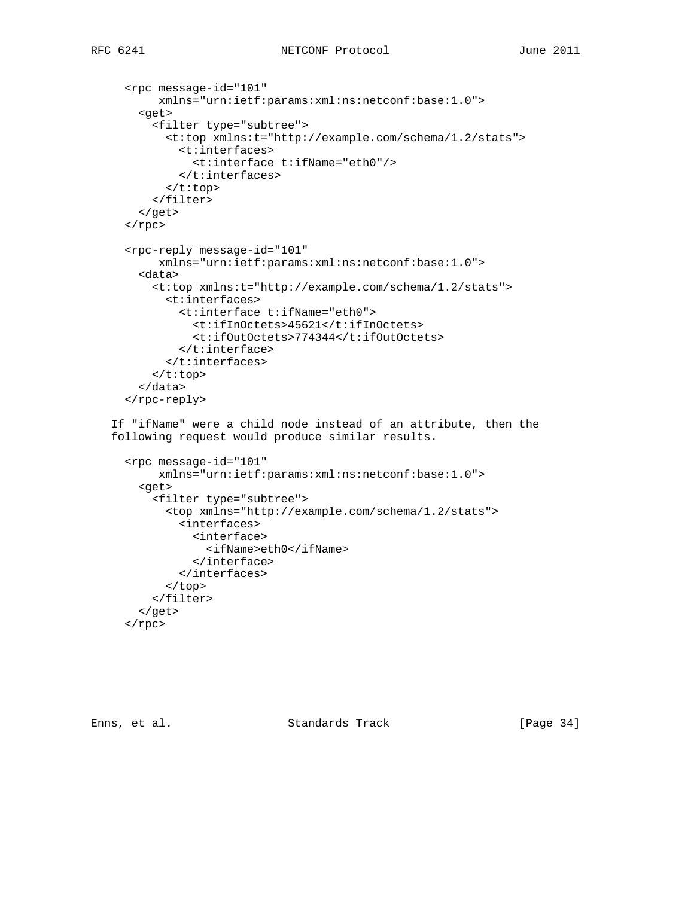```
<rpc message-id="101"
     xmlns="urn:ietf:params:xml:ns:netconf:base:1.0">
  <get>
    <filter type="subtree">
      <t:top xmlns:t="http://example.com/schema/1.2/stats">
        <t:interfaces>
          <t:interface t:ifName="eth0"/>
        </t:interfaces>
      </t:top>
    </filter>
  </get>
</rpc>

<rpc-reply message-id="101"
     xmlns="urn:ietf:params:xml:ns:netconf:base:1.0">
  <data>
    <t:top xmlns:t="http://example.com/schema/1.2/stats">
      <t:interfaces>
        <t:interface t:ifName="eth0">
          <t:ifInOctets>45621</t:ifInOctets>
          <t:ifOutOctets>774344</t:ifOutOctets>
        </t:interface>
      </t:interfaces>
    </t:top>
  </data>
</rpc-reply>
```

If "ifName" were a child node instead of an attribute, then the following request would produce similar results.

```
<rpc message-id="101"
     xmlns="urn:ietf:params:xml:ns:netconf:base:1.0">
  <get>
    <filter type="subtree">
      <top xmlns="http://example.com/schema/1.2/stats">
        <interfaces>
          <interface>
            <ifName>eth0</ifName>
          </interface>
        </interfaces>
      </top>
    </filter>
  </get>
</rpc>
```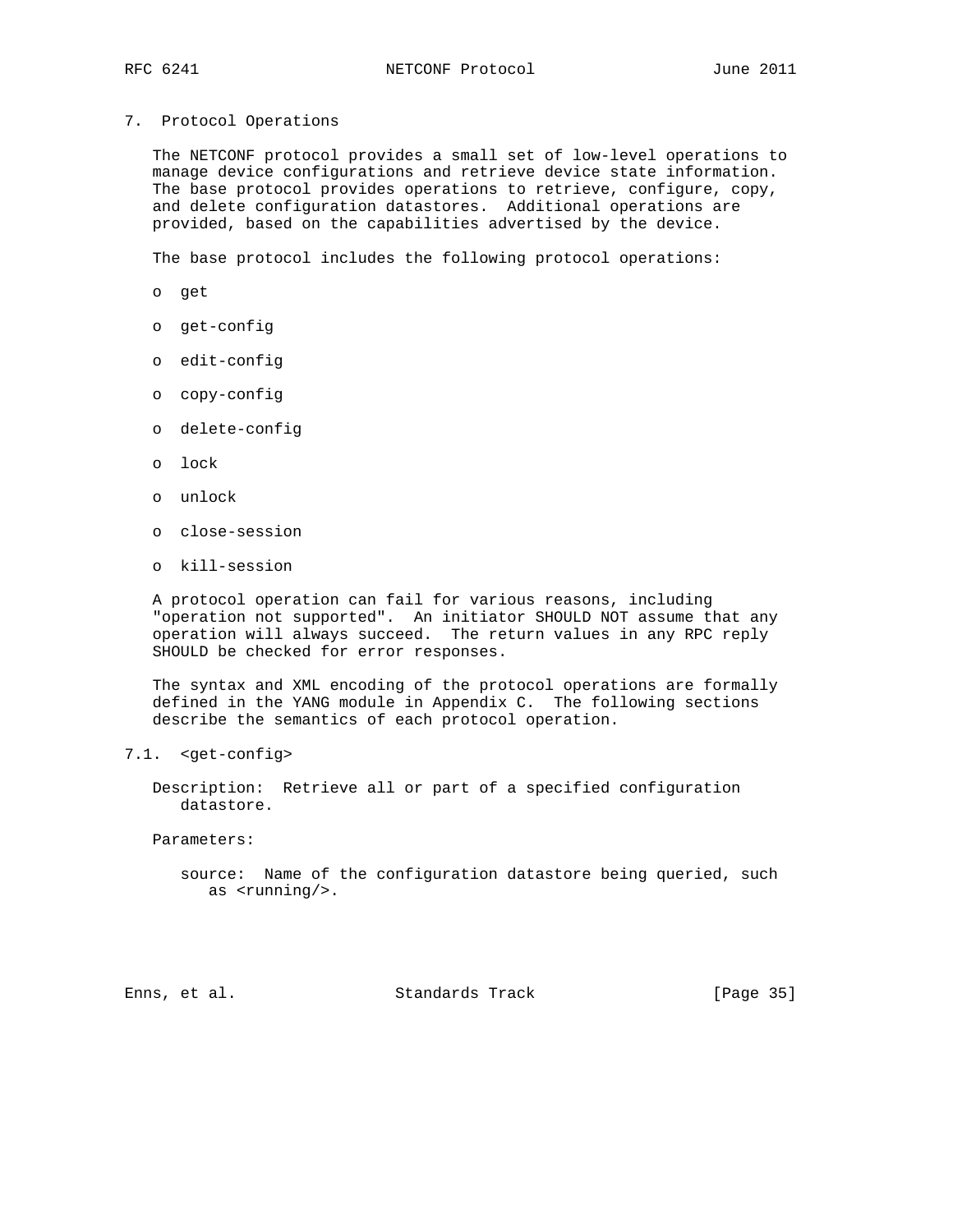## 7. Protocol Operations

The NETCONF protocol provides a small set of low-level operations to manage device configurations and retrieve device state information. The base protocol provides operations to retrieve, configure, copy, and delete configuration datastores. Additional operations are provided, based on the capabilities advertised by the device.

The base protocol includes the following protocol operations:

- get
- get-config
- edit-config
- copy-config
- delete-config
- lock
- unlock
- close-session
- kill-session

A protocol operation can fail for various reasons, including "operation not supported". An initiator SHOULD NOT assume that any operation will always succeed. The return values in any RPC reply SHOULD be checked for error responses.

The syntax and XML encoding of the protocol operations are formally defined in the YANG module in Appendix C. The following sections describe the semantics of each protocol operation.

### 7.1. <get-config>

Description: Retrieve all or part of a specified configuration datastore.

Parameters:

source: Name of the configuration datastore being queried, such as <running/>.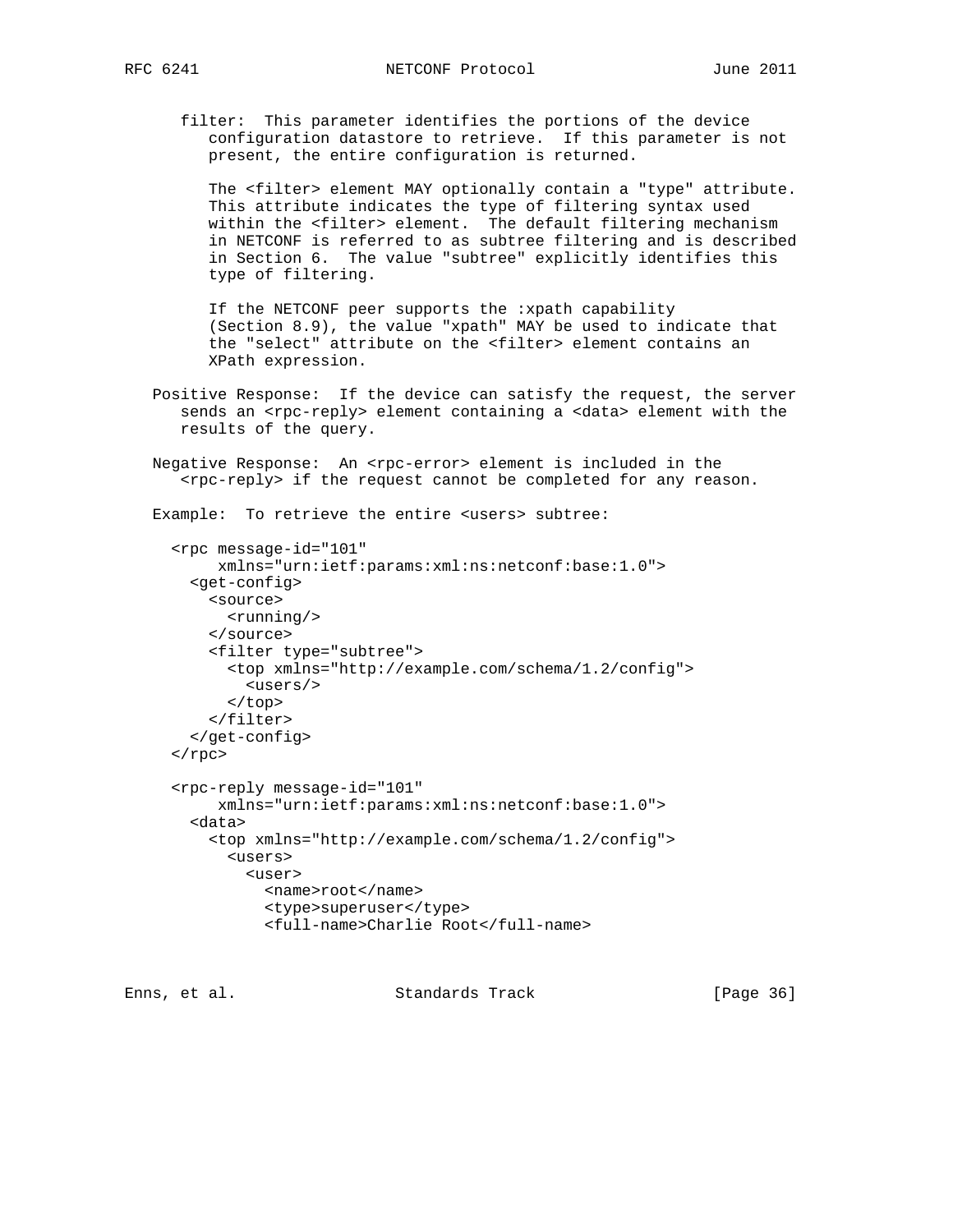filter: This parameter identifies the portions of the device configuration datastore to retrieve. If this parameter is not present, the entire configuration is returned.

The <filter> element MAY optionally contain a "type" attribute. This attribute indicates the type of filtering syntax used within the <filter> element. The default filtering mechanism in NETCONF is referred to as subtree filtering and is described in Section 6. The value "subtree" explicitly identifies this type of filtering.

If the NETCONF peer supports the :xpath capability (Section 8.9), the value "xpath" MAY be used to indicate that the "select" attribute on the <filter> element contains an XPath expression.

Positive Response: If the device can satisfy the request, the server sends an <rpc-reply> element containing a <data> element with the results of the query.

Negative Response: An <rpc-error> element is included in the <rpc-reply> if the request cannot be completed for any reason.

Example: To retrieve the entire <users> subtree:

```
<rpc message-id="101"
     xmlns="urn:ietf:params:xml:ns:netconf:base:1.0">
  <get-config>
    <source>
      <running/>
    </source>
    <filter type="subtree">
      <top xmlns="http://example.com/schema/1.2/config">
        <users/>
      </top>
    </filter>
  </get-config>
</rpc>

<rpc-reply message-id="101"
     xmlns="urn:ietf:params:xml:ns:netconf:base:1.0">
  <data>
    <top xmlns="http://example.com/schema/1.2/config">
      <users>
        <user>
          <name>root</name>
          <type>superuser</type>
          <full-name>Charlie Root</full-name>
```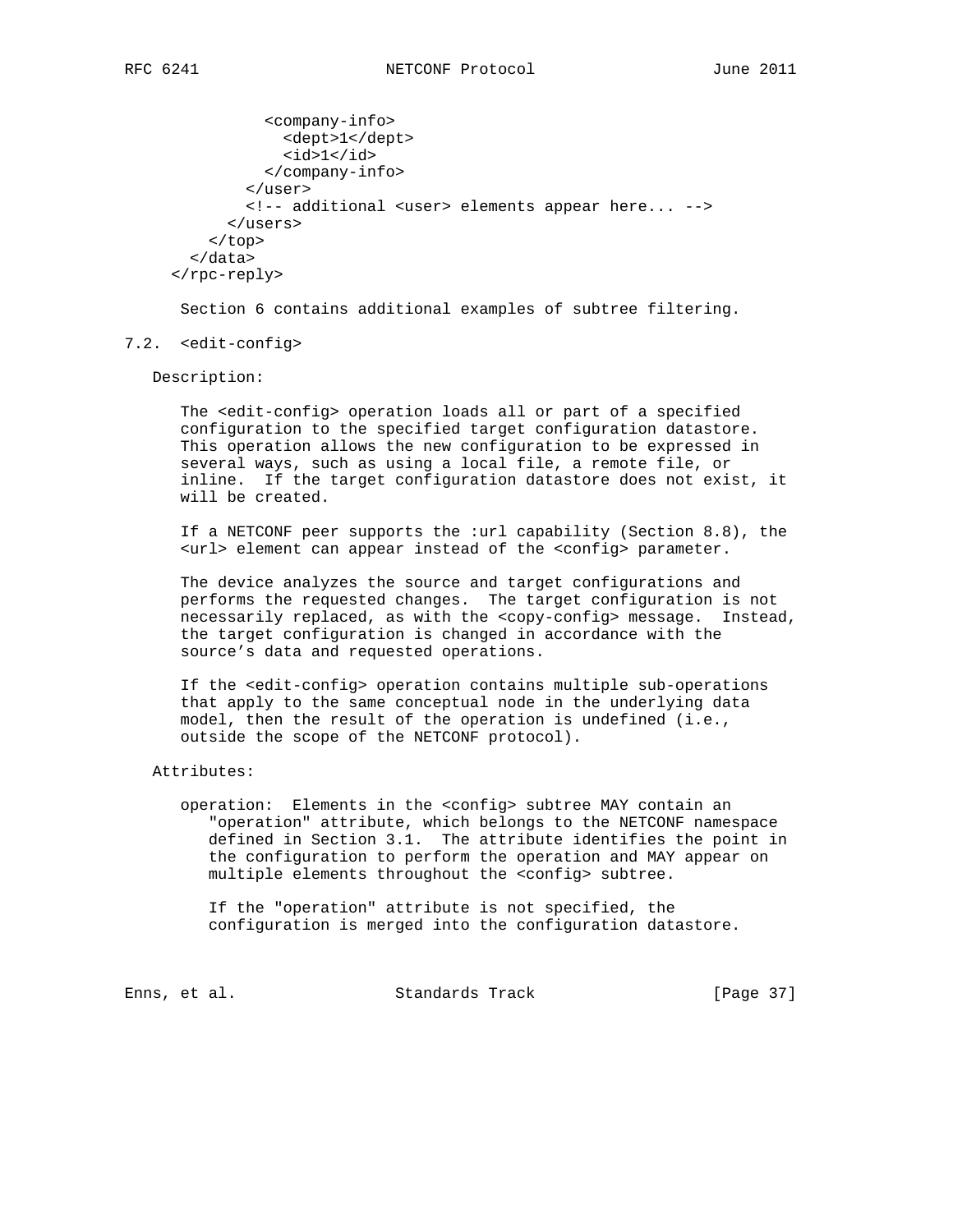```
          <company-info>
            <dept>1</dept>
            <id>1</id>
          </company-info>
        </user>
        <!-- additional <user> elements appear here... -->
      </users>
    </top>
  </data>
</rpc-reply>
```

Section 6 contains additional examples of subtree filtering.

## 7.2. <edit-config>

Description:

The <edit-config> operation loads all or part of a specified configuration to the specified target configuration datastore. This operation allows the new configuration to be expressed in several ways, such as using a local file, a remote file, or inline. If the target configuration datastore does not exist, it will be created.

If a NETCONF peer supports the :url capability (Section 8.8), the <url> element can appear instead of the <config> parameter.

The device analyzes the source and target configurations and performs the requested changes. The target configuration is not necessarily replaced, as with the <copy-config> message. Instead, the target configuration is changed in accordance with the source's data and requested operations.

If the <edit-config> operation contains multiple sub-operations that apply to the same conceptual node in the underlying data model, then the result of the operation is undefined (i.e., outside the scope of the NETCONF protocol).

Attributes:

operation: Elements in the <config> subtree MAY contain an "operation" attribute, which belongs to the NETCONF namespace defined in Section 3.1. The attribute identifies the point in the configuration to perform the operation and MAY appear on multiple elements throughout the <config> subtree.

If the "operation" attribute is not specified, the configuration is merged into the configuration datastore.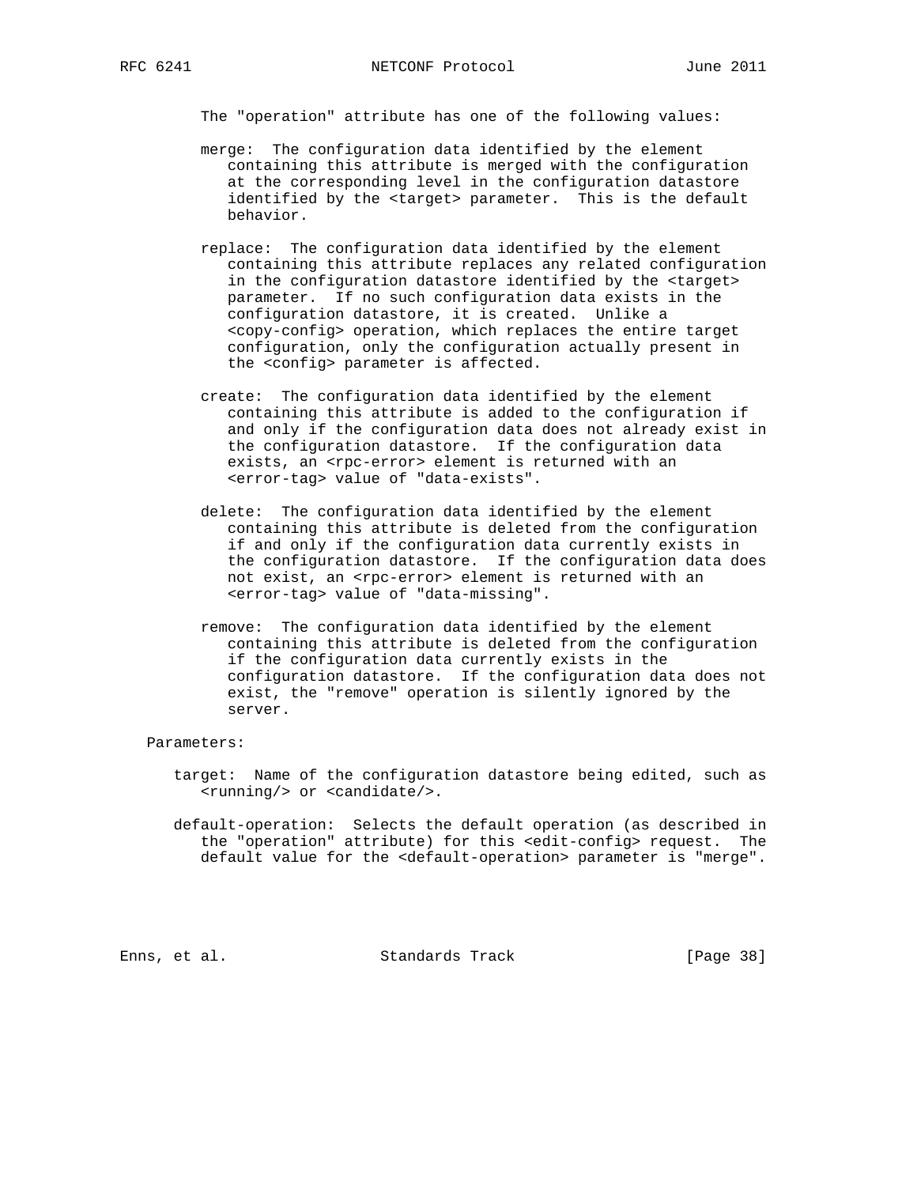The "operation" attribute has one of the following values:

merge: The configuration data identified by the element containing this attribute is merged with the configuration at the corresponding level in the configuration datastore identified by the <target> parameter. This is the default behavior.

replace: The configuration data identified by the element containing this attribute replaces any related configuration in the configuration datastore identified by the <target> parameter. If no such configuration data exists in the configuration datastore, it is created. Unlike a <copy-config> operation, which replaces the entire target configuration, only the configuration actually present in the <config> parameter is affected.

create: The configuration data identified by the element containing this attribute is added to the configuration if and only if the configuration data does not already exist in the configuration datastore. If the configuration data exists, an <rpc-error> element is returned with an <error-tag> value of "data-exists".

delete: The configuration data identified by the element containing this attribute is deleted from the configuration if and only if the configuration data currently exists in the configuration datastore. If the configuration data does not exist, an <rpc-error> element is returned with an <error-tag> value of "data-missing".

remove: The configuration data identified by the element containing this attribute is deleted from the configuration if the configuration data currently exists in the configuration datastore. If the configuration data does not exist, the "remove" operation is silently ignored by the server.

Parameters:

target: Name of the configuration datastore being edited, such as <running/> or <candidate/>.

default-operation: Selects the default operation (as described in the "operation" attribute) for this <edit-config> request. The default value for the <default-operation> parameter is "merge".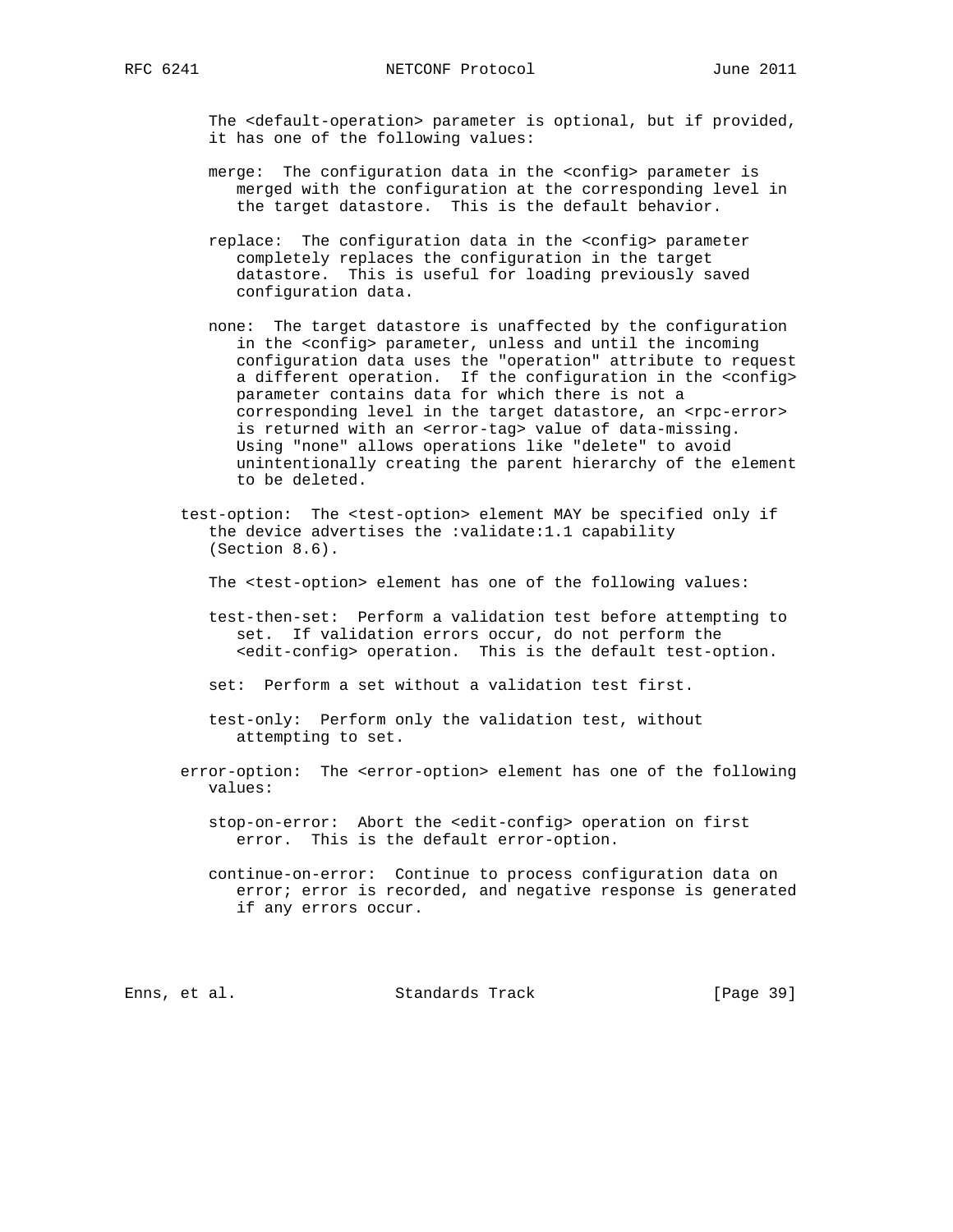The <default-operation> parameter is optional, but if provided, it has one of the following values:

merge: The configuration data in the <config> parameter is merged with the configuration at the corresponding level in the target datastore. This is the default behavior.

replace: The configuration data in the <config> parameter completely replaces the configuration in the target datastore. This is useful for loading previously saved configuration data.

none: The target datastore is unaffected by the configuration in the <config> parameter, unless and until the incoming configuration data uses the "operation" attribute to request a different operation. If the configuration in the <config> parameter contains data for which there is not a corresponding level in the target datastore, an <rpc-error> is returned with an <error-tag> value of data-missing. Using "none" allows operations like "delete" to avoid unintentionally creating the parent hierarchy of the element to be deleted.

test-option: The <test-option> element MAY be specified only if the device advertises the :validate:1.1 capability (Section 8.6).

The <test-option> element has one of the following values:

test-then-set: Perform a validation test before attempting to set. If validation errors occur, do not perform the <edit-config> operation. This is the default test-option.

set: Perform a set without a validation test first.

test-only: Perform only the validation test, without attempting to set.

error-option: The <error-option> element has one of the following values:

stop-on-error: Abort the <edit-config> operation on first error. This is the default error-option.

continue-on-error: Continue to process configuration data on error; error is recorded, and negative response is generated if any errors occur.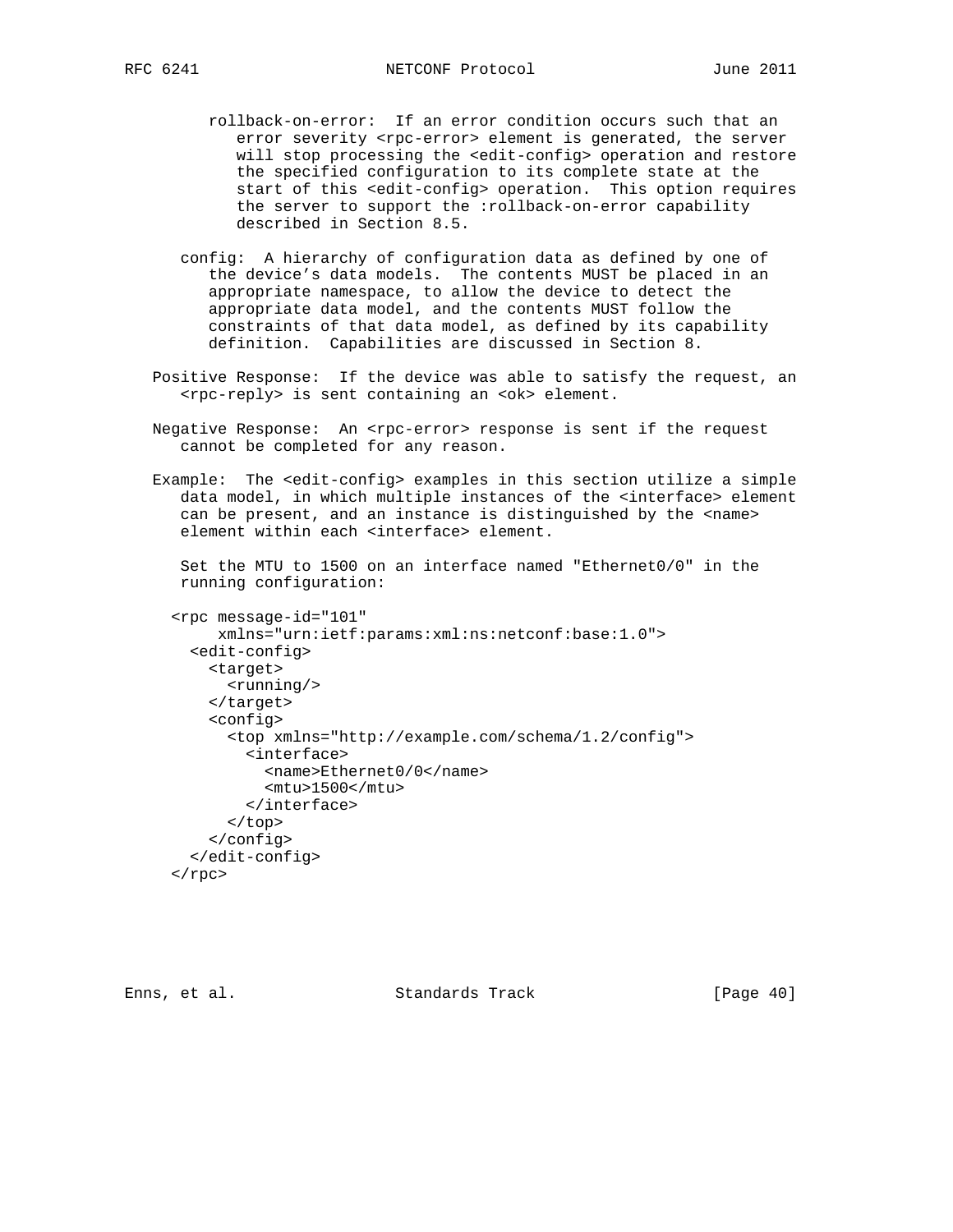rollback-on-error: If an error condition occurs such that an error severity <rpc-error> element is generated, the server will stop processing the <edit-config> operation and restore the specified configuration to its complete state at the start of this <edit-config> operation. This option requires the server to support the :rollback-on-error capability described in Section 8.5.

config: A hierarchy of configuration data as defined by one of the device's data models. The contents MUST be placed in an appropriate namespace, to allow the device to detect the appropriate data model, and the contents MUST follow the constraints of that data model, as defined by its capability definition. Capabilities are discussed in Section 8.

Positive Response: If the device was able to satisfy the request, an <rpc-reply> is sent containing an <ok> element.

Negative Response: An <rpc-error> response is sent if the request cannot be completed for any reason.

Example: The <edit-config> examples in this section utilize a simple data model, in which multiple instances of the <interface> element can be present, and an instance is distinguished by the <name> element within each <interface> element.

Set the MTU to 1500 on an interface named "Ethernet0/0" in the running configuration:

```
<rpc message-id="101"
     xmlns="urn:ietf:params:xml:ns:netconf:base:1.0">
  <edit-config>
    <target>
      <running/>
    </target>
    <config>
      <top xmlns="http://example.com/schema/1.2/config">
        <interface>
          <name>Ethernet0/0</name>
          <mtu>1500</mtu>
        </interface>
      </top>
    </config>
  </edit-config>
</rpc>
```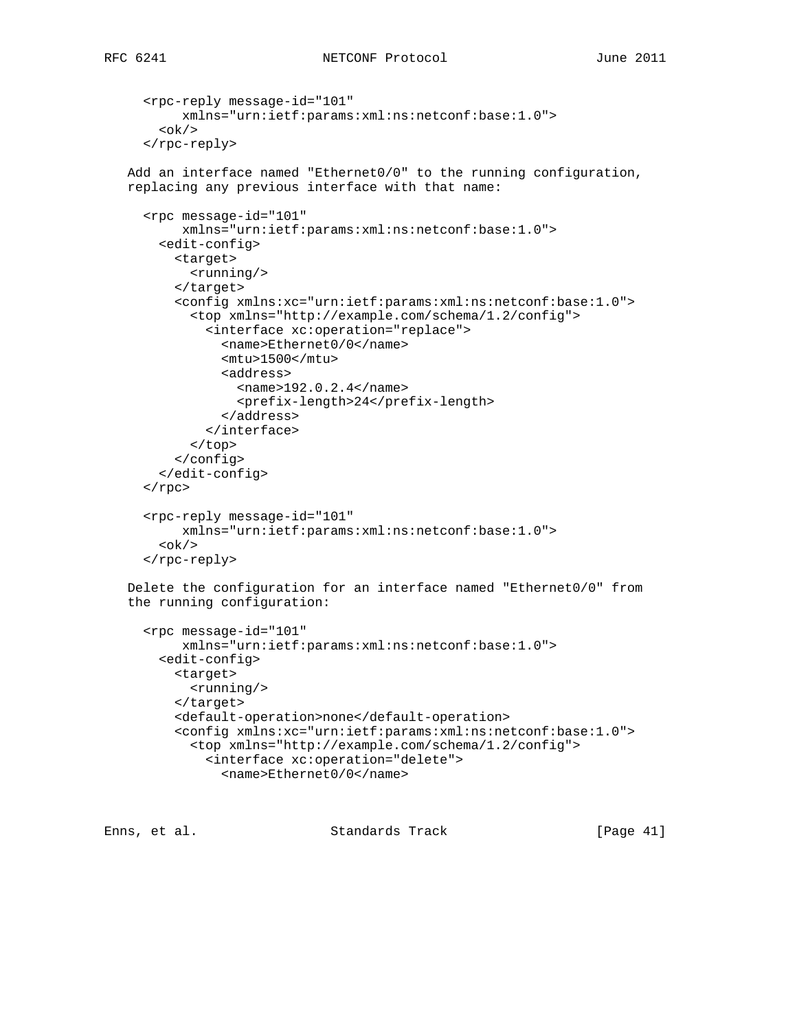```
<rpc-reply message-id="101"
     xmlns="urn:ietf:params:xml:ns:netconf:base:1.0">
  <ok/>
</rpc-reply>
```

Add an interface named "Ethernet0/0" to the running configuration, replacing any previous interface with that name:

```
<rpc message-id="101"
     xmlns="urn:ietf:params:xml:ns:netconf:base:1.0">
  <edit-config>
    <target>
      <running/>
    </target>
    <config xmlns:xc="urn:ietf:params:xml:ns:netconf:base:1.0">
      <top xmlns="http://example.com/schema/1.2/config">
        <interface xc:operation="replace">
          <name>Ethernet0/0</name>
          <mtu>1500</mtu>
          <address>
            <name>192.0.2.4</name>
            <prefix-length>24</prefix-length>
          </address>
        </interface>
      </top>
    </config>
  </edit-config>
</rpc>

<rpc-reply message-id="101"
     xmlns="urn:ietf:params:xml:ns:netconf:base:1.0">
  <ok/>
</rpc-reply>
```

Delete the configuration for an interface named "Ethernet0/0" from the running configuration:

```
<rpc message-id="101"
     xmlns="urn:ietf:params:xml:ns:netconf:base:1.0">
  <edit-config>
    <target>
      <running/>
    </target>
    <default-operation>none</default-operation>
    <config xmlns:xc="urn:ietf:params:xml:ns:netconf:base:1.0">
      <top xmlns="http://example.com/schema/1.2/config">
        <interface xc:operation="delete">
          <name>Ethernet0/0</name>
```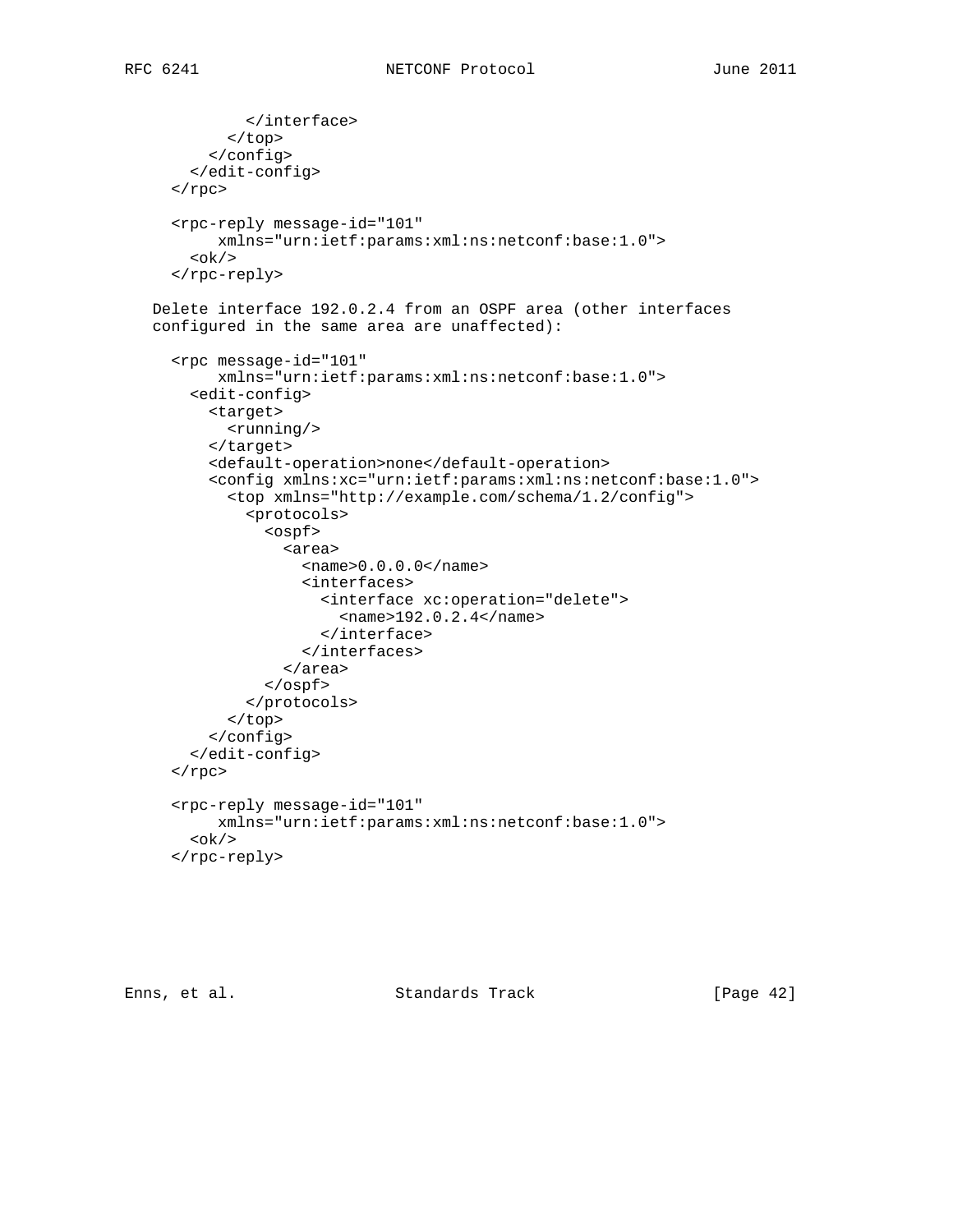```
          </interface>
        </top>
      </config>
    </edit-config>
  </rpc>

  <rpc-reply message-id="101"
       xmlns="urn:ietf:params:xml:ns:netconf:base:1.0">
    <ok/>
  </rpc-reply>
```

Delete interface 192.0.2.4 from an OSPF area (other interfaces configured in the same area are unaffected):

```
  <rpc message-id="101"
       xmlns="urn:ietf:params:xml:ns:netconf:base:1.0">
    <edit-config>
      <target>
        <running/>
      </target>
      <default-operation>none</default-operation>
      <config xmlns:xc="urn:ietf:params:xml:ns:netconf:base:1.0">
        <top xmlns="http://example.com/schema/1.2/config">
          <protocols>
            <ospf>
              <area>
                <name>0.0.0.0</name>
                <interfaces>
                  <interface xc:operation="delete">
                    <name>192.0.2.4</name>
                  </interface>
                </interfaces>
              </area>
            </ospf>
          </protocols>
        </top>
      </config>
    </edit-config>
  </rpc>

  <rpc-reply message-id="101"
       xmlns="urn:ietf:params:xml:ns:netconf:base:1.0">
    <ok/>
  </rpc-reply>
```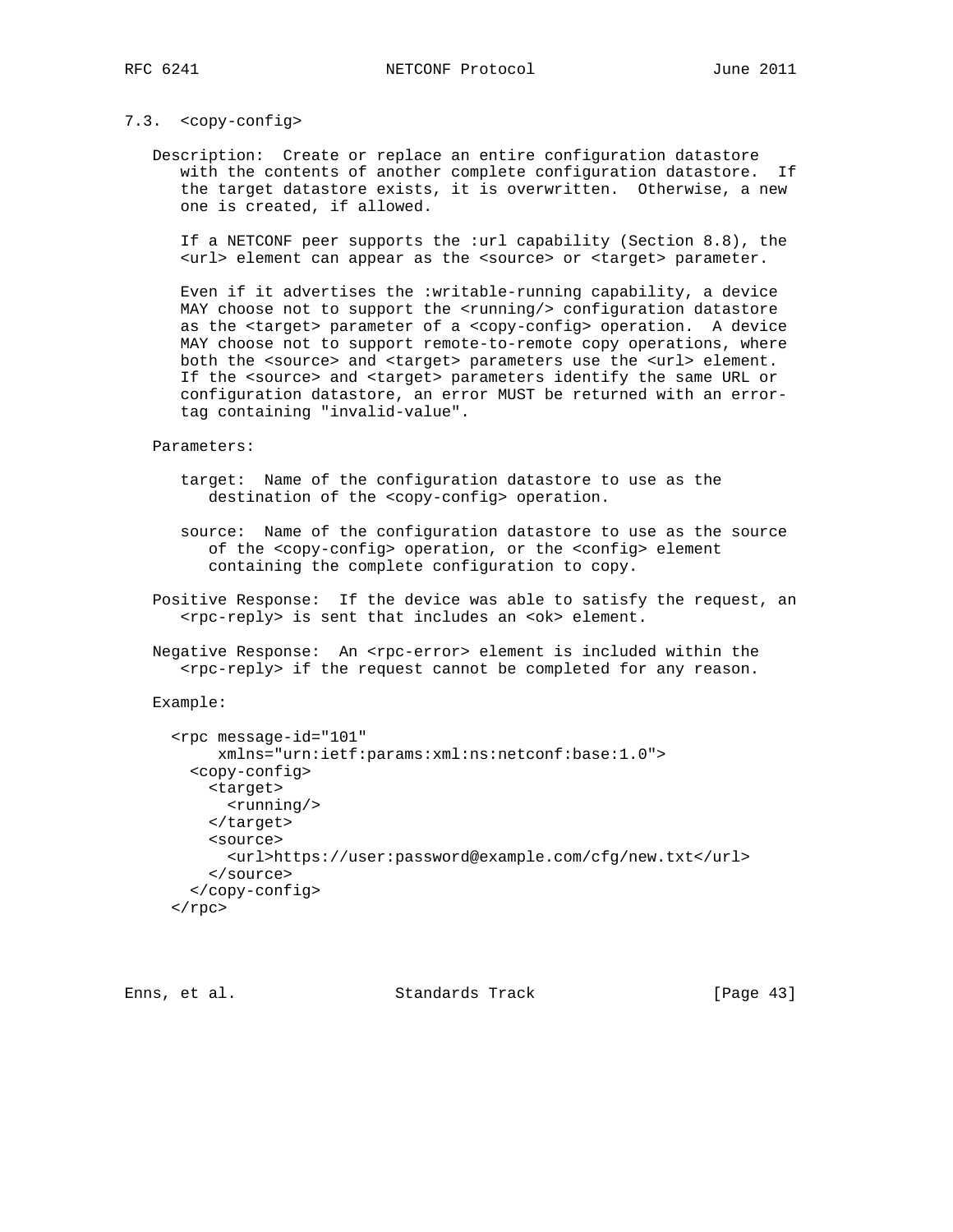### 7.3. <copy-config>

Description: Create or replace an entire configuration datastore with the contents of another complete configuration datastore. If the target datastore exists, it is overwritten. Otherwise, a new one is created, if allowed.

If a NETCONF peer supports the :url capability (Section 8.8), the <url> element can appear as the <source> or <target> parameter.

Even if it advertises the :writable-running capability, a device MAY choose not to support the <running/> configuration datastore as the <target> parameter of a <copy-config> operation. A device MAY choose not to support remote-to-remote copy operations, where both the <source> and <target> parameters use the <url> element. If the <source> and <target> parameters identify the same URL or configuration datastore, an error MUST be returned with an error-tag containing "invalid-value".

Parameters:

target: Name of the configuration datastore to use as the destination of the <copy-config> operation.

source: Name of the configuration datastore to use as the source of the <copy-config> operation, or the <config> element containing the complete configuration to copy.

Positive Response: If the device was able to satisfy the request, an <rpc-reply> is sent that includes an <ok> element.

Negative Response: An <rpc-error> element is included within the <rpc-reply> if the request cannot be completed for any reason.

Example:

```
<rpc message-id="101"
     xmlns="urn:ietf:params:xml:ns:netconf:base:1.0">
  <copy-config>
    <target>
      <running/>
    </target>
    <source>
      <url>https://user:password@example.com/cfg/new.txt</url>
    </source>
  </copy-config>
</rpc>
```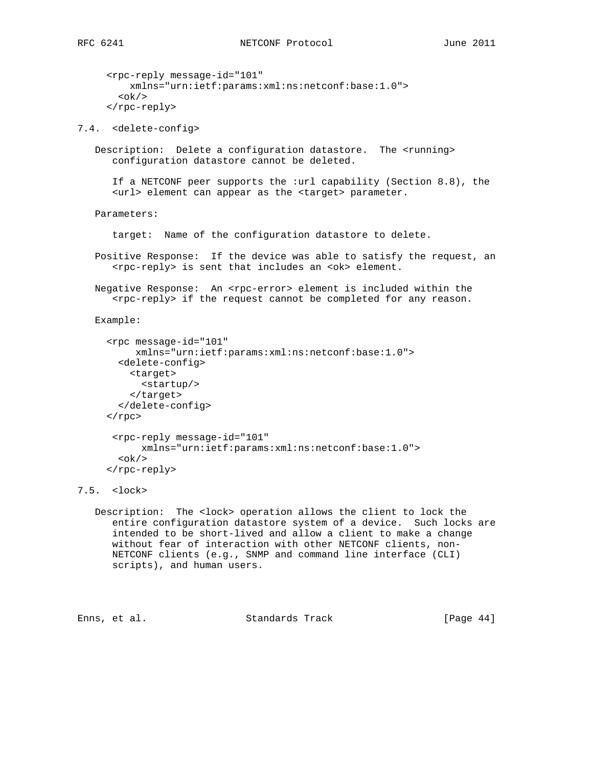```
<rpc-reply message-id="101"
    xmlns="urn:ietf:params:xml:ns:netconf:base:1.0">
  <ok/>
</rpc-reply>
```

### 7.4. <delete-config>

Description: Delete a configuration datastore. The <running> configuration datastore cannot be deleted.

If a NETCONF peer supports the :url capability (Section 8.8), the <url> element can appear as the <target> parameter.

Parameters:

target: Name of the configuration datastore to delete.

Positive Response: If the device was able to satisfy the request, an <rpc-reply> is sent that includes an <ok> element.

Negative Response: An <rpc-error> element is included within the <rpc-reply> if the request cannot be completed for any reason.

Example:

```
<rpc message-id="101"
     xmlns="urn:ietf:params:xml:ns:netconf:base:1.0">
  <delete-config>
    <target>
      <startup/>
    </target>
  </delete-config>
</rpc>

 <rpc-reply message-id="101"
      xmlns="urn:ietf:params:xml:ns:netconf:base:1.0">
  <ok/>
</rpc-reply>
```

### 7.5. <lock>

Description: The <lock> operation allows the client to lock the entire configuration datastore system of a device. Such locks are intended to be short-lived and allow a client to make a change without fear of interaction with other NETCONF clients, non-NETCONF clients (e.g., SNMP and command line interface (CLI) scripts), and human users.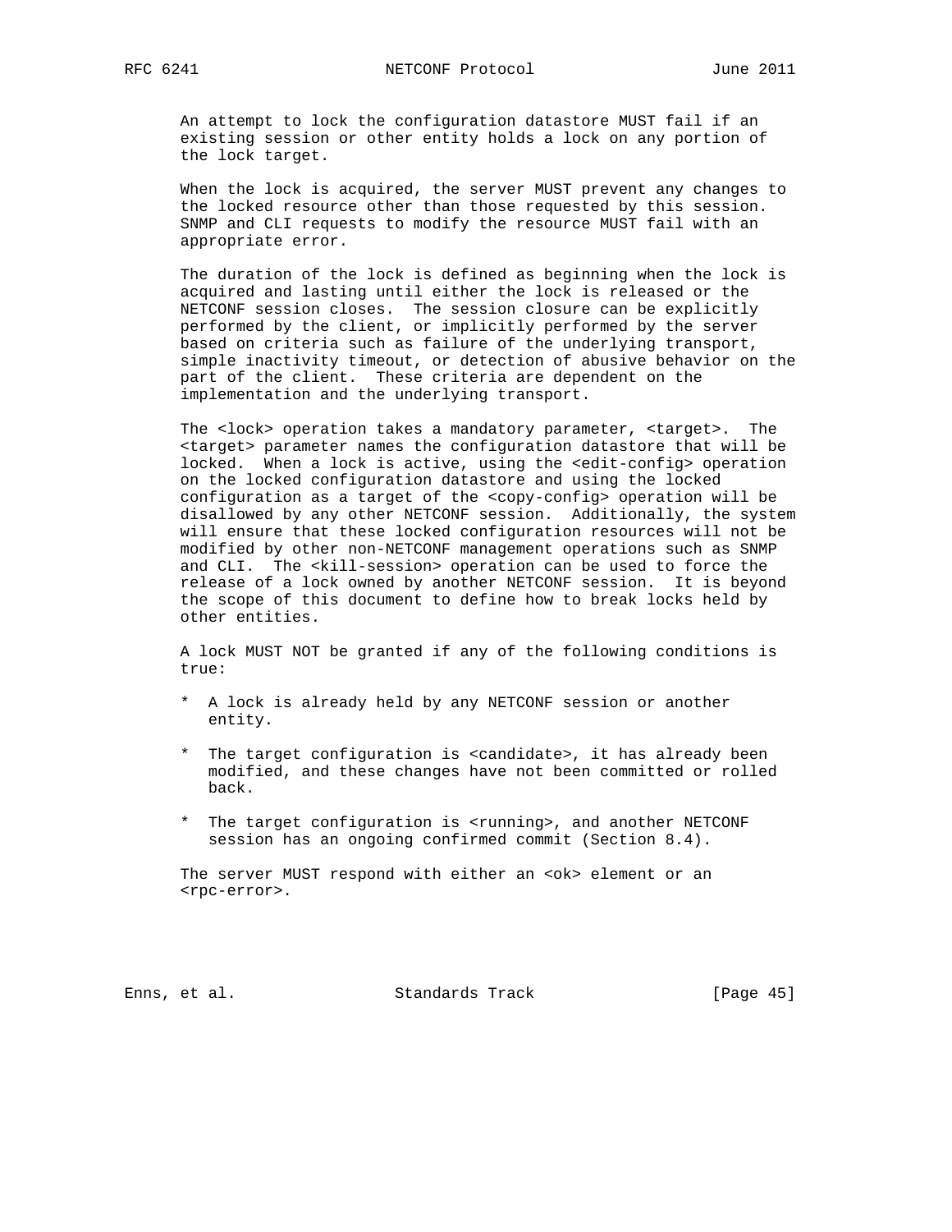An attempt to lock the configuration datastore MUST fail if an existing session or other entity holds a lock on any portion of the lock target.

When the lock is acquired, the server MUST prevent any changes to the locked resource other than those requested by this session. SNMP and CLI requests to modify the resource MUST fail with an appropriate error.

The duration of the lock is defined as beginning when the lock is acquired and lasting until either the lock is released or the NETCONF session closes. The session closure can be explicitly performed by the client, or implicitly performed by the server based on criteria such as failure of the underlying transport, simple inactivity timeout, or detection of abusive behavior on the part of the client. These criteria are dependent on the implementation and the underlying transport.

The <lock> operation takes a mandatory parameter, <target>. The <target> parameter names the configuration datastore that will be locked. When a lock is active, using the <edit-config> operation on the locked configuration datastore and using the locked configuration as a target of the <copy-config> operation will be disallowed by any other NETCONF session. Additionally, the system will ensure that these locked configuration resources will not be modified by other non-NETCONF management operations such as SNMP and CLI. The <kill-session> operation can be used to force the release of a lock owned by another NETCONF session. It is beyond the scope of this document to define how to break locks held by other entities.

A lock MUST NOT be granted if any of the following conditions is true:

* A lock is already held by any NETCONF session or another entity.

* The target configuration is <candidate>, it has already been modified, and these changes have not been committed or rolled back.

* The target configuration is <running>, and another NETCONF session has an ongoing confirmed commit (Section 8.4).

The server MUST respond with either an <ok> element or an <rpc-error>.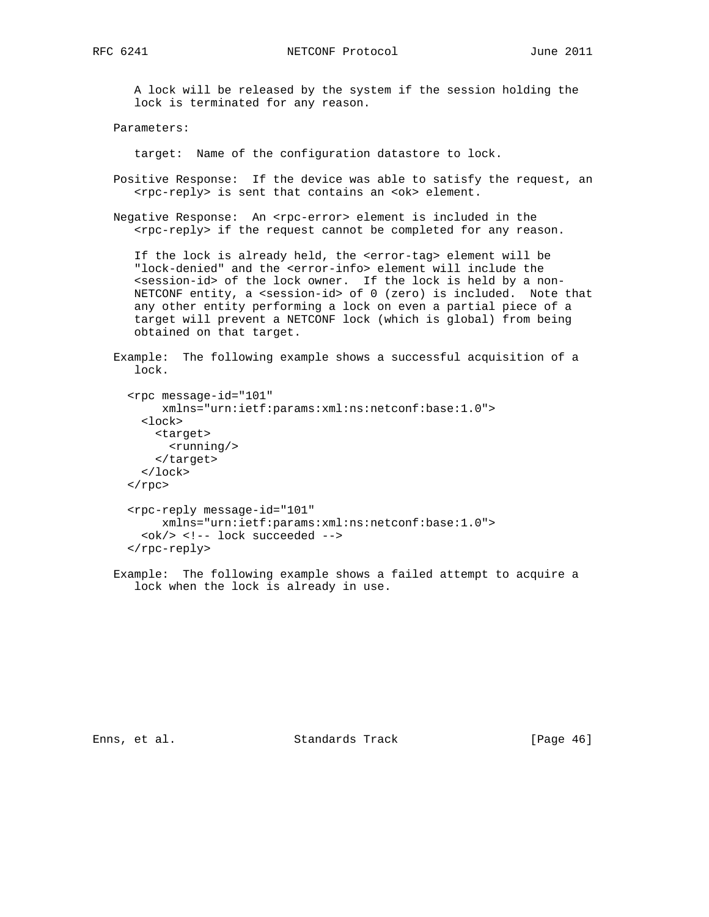A lock will be released by the system if the session holding the lock is terminated for any reason.

Parameters:

target: Name of the configuration datastore to lock.

Positive Response: If the device was able to satisfy the request, an <rpc-reply> is sent that contains an <ok> element.

Negative Response: An <rpc-error> element is included in the <rpc-reply> if the request cannot be completed for any reason.

If the lock is already held, the <error-tag> element will be "lock-denied" and the <error-info> element will include the <session-id> of the lock owner. If the lock is held by a non-NETCONF entity, a <session-id> of 0 (zero) is included. Note that any other entity performing a lock on even a partial piece of a target will prevent a NETCONF lock (which is global) from being obtained on that target.

Example: The following example shows a successful acquisition of a lock.

```
<rpc message-id="101"
     xmlns="urn:ietf:params:xml:ns:netconf:base:1.0">
  <lock>
    <target>
      <running/>
    </target>
  </lock>
</rpc>

<rpc-reply message-id="101"
     xmlns="urn:ietf:params:xml:ns:netconf:base:1.0">
  <ok/> <!-- lock succeeded -->
</rpc-reply>
```

Example: The following example shows a failed attempt to acquire a lock when the lock is already in use.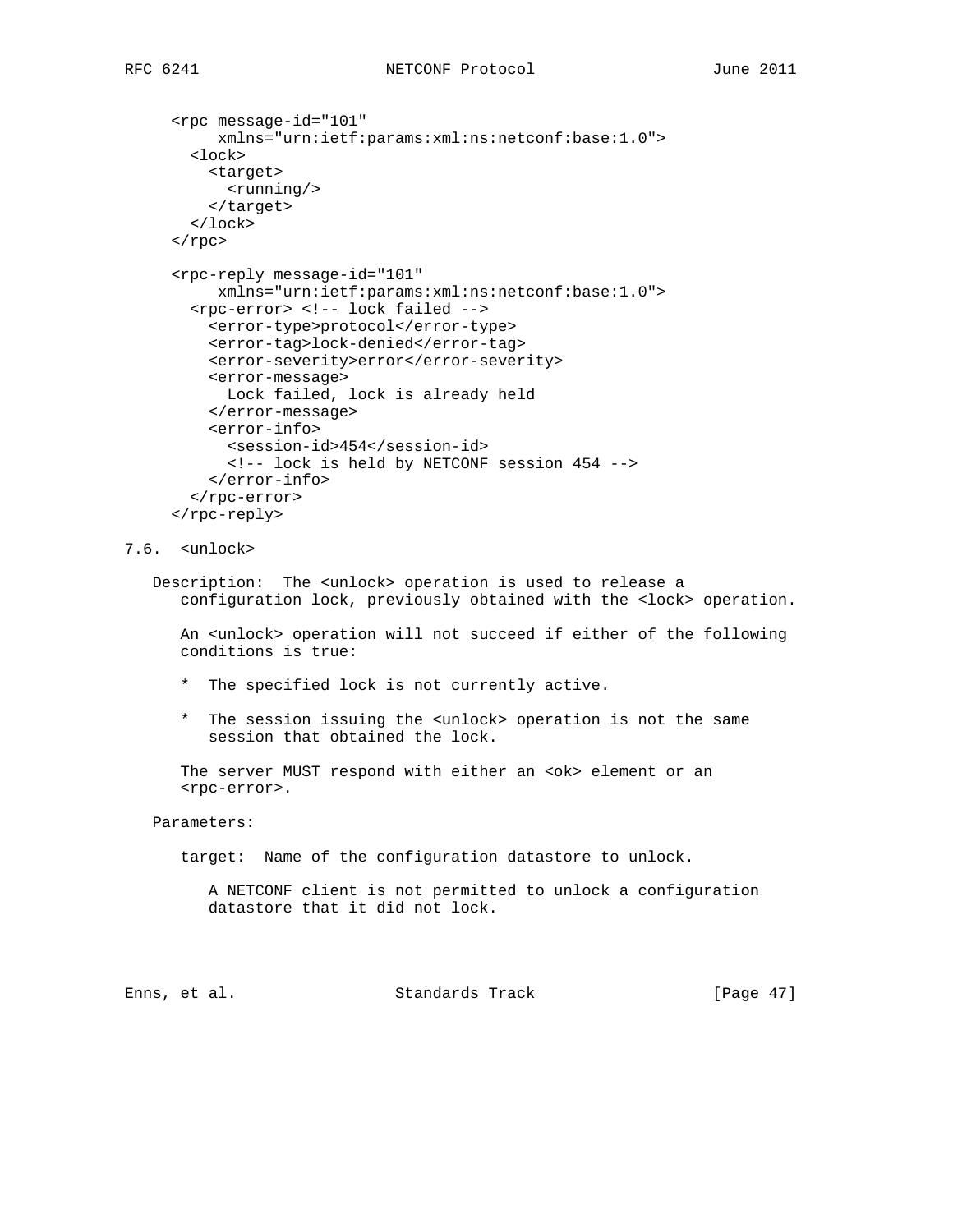```
<rpc message-id="101"
     xmlns="urn:ietf:params:xml:ns:netconf:base:1.0">
  <lock>
    <target>
      <running/>
    </target>
  </lock>
</rpc>

<rpc-reply message-id="101"
     xmlns="urn:ietf:params:xml:ns:netconf:base:1.0">
  <rpc-error> <!-- lock failed -->
    <error-type>protocol</error-type>
    <error-tag>lock-denied</error-tag>
    <error-severity>error</error-severity>
    <error-message>
      Lock failed, lock is already held
    </error-message>
    <error-info>
      <session-id>454</session-id>
      <!-- lock is held by NETCONF session 454 -->
    </error-info>
  </rpc-error>
</rpc-reply>
```

### 7.6. <unlock>

Description: The <unlock> operation is used to release a configuration lock, previously obtained with the <lock> operation.

An <unlock> operation will not succeed if either of the following conditions is true:

* The specified lock is not currently active.

* The session issuing the <unlock> operation is not the same session that obtained the lock.

The server MUST respond with either an <ok> element or an <rpc-error>.

Parameters:

target: Name of the configuration datastore to unlock.

A NETCONF client is not permitted to unlock a configuration datastore that it did not lock.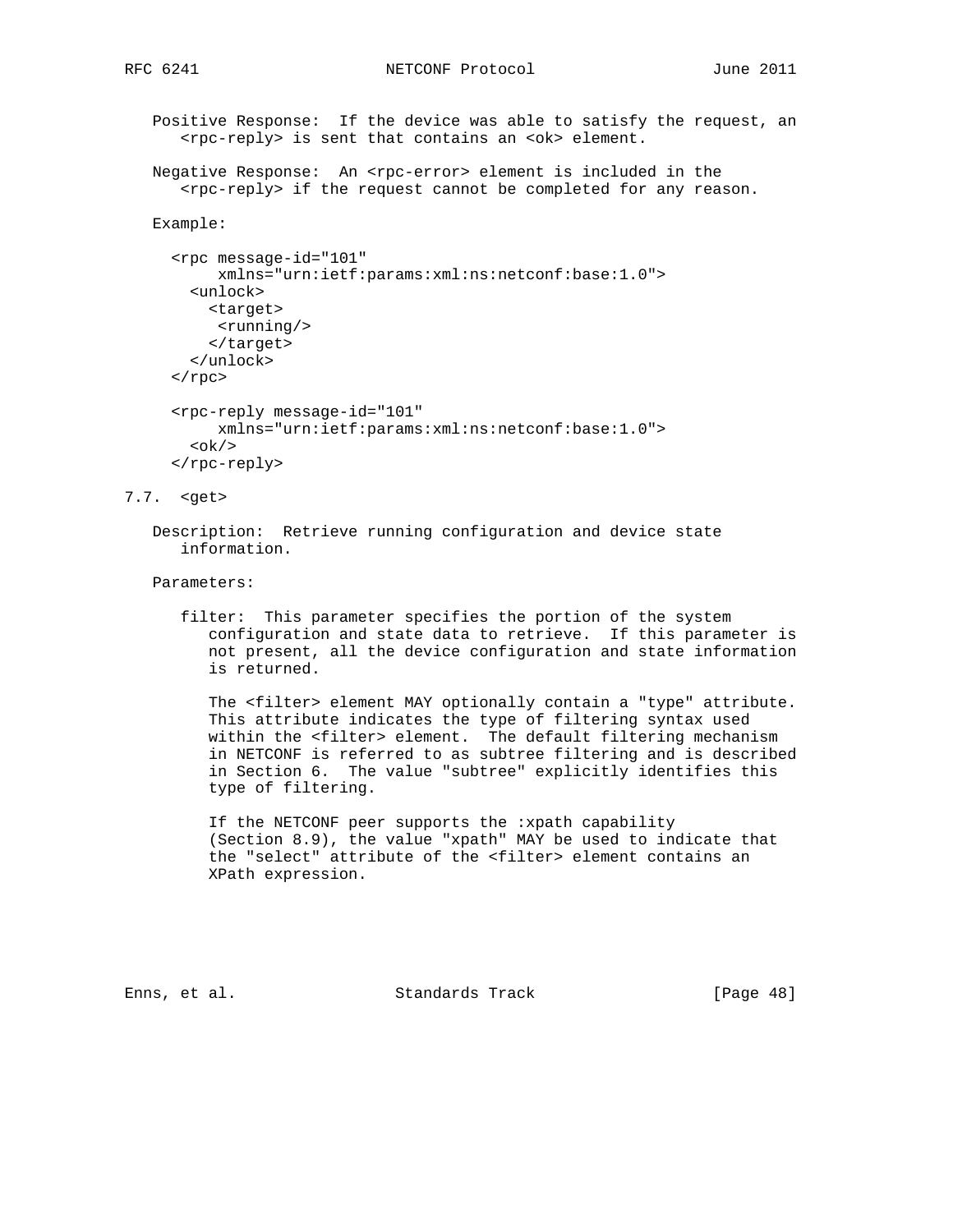Positive Response: If the device was able to satisfy the request, an <rpc-reply> is sent that contains an <ok> element.

Negative Response: An <rpc-error> element is included in the <rpc-reply> if the request cannot be completed for any reason.

Example:

```
<rpc message-id="101"
     xmlns="urn:ietf:params:xml:ns:netconf:base:1.0">
  <unlock>
    <target>
     <running/>
    </target>
  </unlock>
</rpc>

<rpc-reply message-id="101"
     xmlns="urn:ietf:params:xml:ns:netconf:base:1.0">
  <ok/>
</rpc-reply>
```

## 7.7. <get>

Description: Retrieve running configuration and device state information.

Parameters:

filter: This parameter specifies the portion of the system configuration and state data to retrieve. If this parameter is not present, all the device configuration and state information is returned.

The <filter> element MAY optionally contain a "type" attribute. This attribute indicates the type of filtering syntax used within the <filter> element. The default filtering mechanism in NETCONF is referred to as subtree filtering and is described in Section 6. The value "subtree" explicitly identifies this type of filtering.

If the NETCONF peer supports the :xpath capability (Section 8.9), the value "xpath" MAY be used to indicate that the "select" attribute of the <filter> element contains an XPath expression.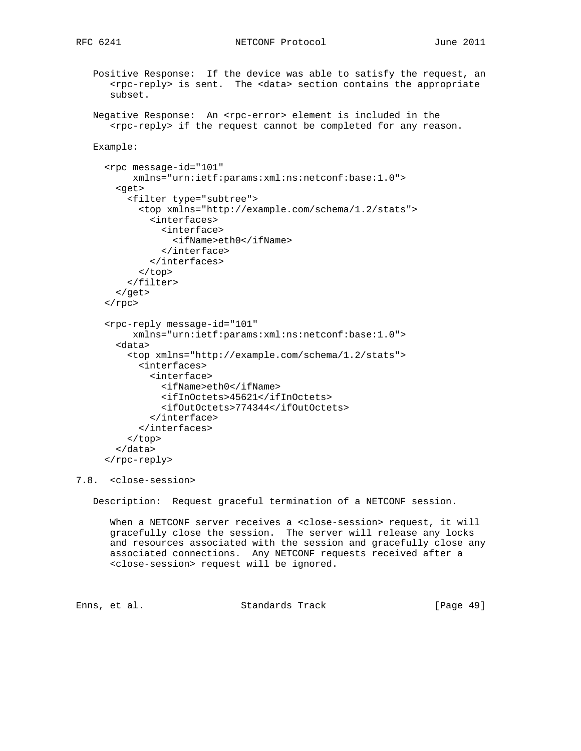Positive Response: If the device was able to satisfy the request, an <rpc-reply> is sent. The <data> section contains the appropriate subset.

Negative Response: An <rpc-error> element is included in the <rpc-reply> if the request cannot be completed for any reason.

Example:

```
<rpc message-id="101"
     xmlns="urn:ietf:params:xml:ns:netconf:base:1.0">
  <get>
    <filter type="subtree">
      <top xmlns="http://example.com/schema/1.2/stats">
        <interfaces>
          <interface>
            <ifName>eth0</ifName>
          </interface>
        </interfaces>
      </top>
    </filter>
  </get>
</rpc>

<rpc-reply message-id="101"
     xmlns="urn:ietf:params:xml:ns:netconf:base:1.0">
  <data>
    <top xmlns="http://example.com/schema/1.2/stats">
      <interfaces>
        <interface>
          <ifName>eth0</ifName>
          <ifInOctets>45621</ifInOctets>
          <ifOutOctets>774344</ifOutOctets>
        </interface>
      </interfaces>
    </top>
  </data>
</rpc-reply>
```

### 7.8. <close-session>

Description: Request graceful termination of a NETCONF session.

When a NETCONF server receives a <close-session> request, it will gracefully close the session. The server will release any locks and resources associated with the session and gracefully close any associated connections. Any NETCONF requests received after a <close-session> request will be ignored.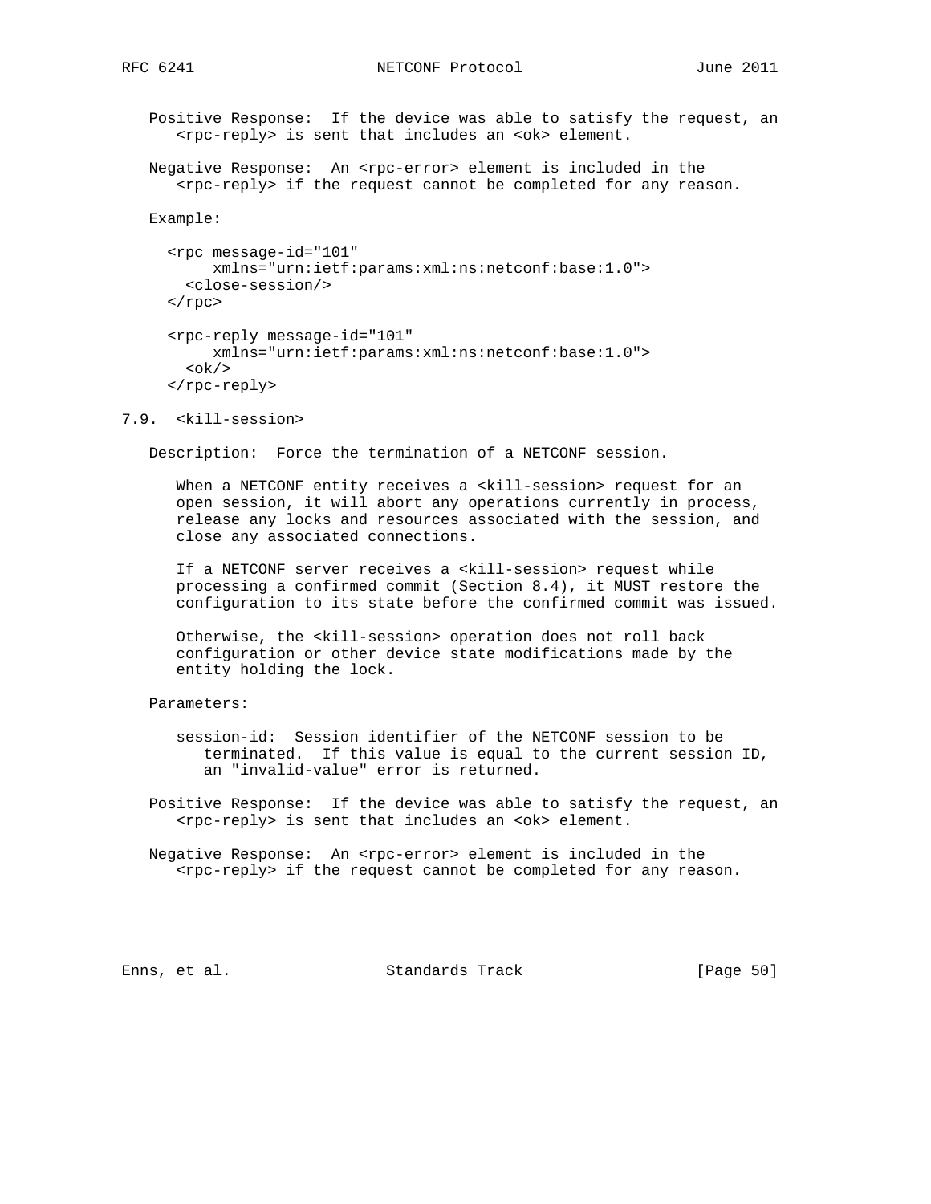Positive Response: If the device was able to satisfy the request, an <rpc-reply> is sent that includes an <ok> element.

Negative Response: An <rpc-error> element is included in the <rpc-reply> if the request cannot be completed for any reason.

Example:

```
<rpc message-id="101"
     xmlns="urn:ietf:params:xml:ns:netconf:base:1.0">
  <close-session/>
</rpc>

<rpc-reply message-id="101"
     xmlns="urn:ietf:params:xml:ns:netconf:base:1.0">
  <ok/>
</rpc-reply>
```

### 7.9. <kill-session>

Description: Force the termination of a NETCONF session.

When a NETCONF entity receives a <kill-session> request for an open session, it will abort any operations currently in process, release any locks and resources associated with the session, and close any associated connections.

If a NETCONF server receives a <kill-session> request while processing a confirmed commit (Section 8.4), it MUST restore the configuration to its state before the confirmed commit was issued.

Otherwise, the <kill-session> operation does not roll back configuration or other device state modifications made by the entity holding the lock.

Parameters:

session-id: Session identifier of the NETCONF session to be terminated. If this value is equal to the current session ID, an "invalid-value" error is returned.

Positive Response: If the device was able to satisfy the request, an <rpc-reply> is sent that includes an <ok> element.

Negative Response: An <rpc-error> element is included in the <rpc-reply> if the request cannot be completed for any reason.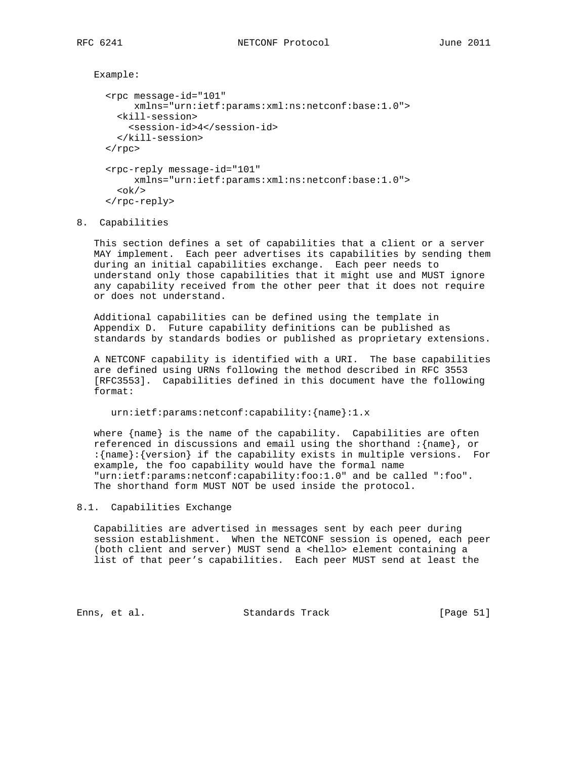Example:

```
<rpc message-id="101"
     xmlns="urn:ietf:params:xml:ns:netconf:base:1.0">
  <kill-session>
    <session-id>4</session-id>
  </kill-session>
</rpc>

<rpc-reply message-id="101"
     xmlns="urn:ietf:params:xml:ns:netconf:base:1.0">
  <ok/>
</rpc-reply>
```

## 8. Capabilities

This section defines a set of capabilities that a client or a server MAY implement. Each peer advertises its capabilities by sending them during an initial capabilities exchange. Each peer needs to understand only those capabilities that it might use and MUST ignore any capability received from the other peer that it does not require or does not understand.

Additional capabilities can be defined using the template in Appendix D. Future capability definitions can be published as standards by standards bodies or published as proprietary extensions.

A NETCONF capability is identified with a URI. The base capabilities are defined using URNs following the method described in RFC 3553 [RFC3553]. Capabilities defined in this document have the following format:

```
urn:ietf:params:netconf:capability:{name}:1.x
```

where {name} is the name of the capability. Capabilities are often referenced in discussions and email using the shorthand :{name}, or :{name}:{version} if the capability exists in multiple versions. For example, the foo capability would have the formal name "urn:ietf:params:netconf:capability:foo:1.0" and be called ":foo". The shorthand form MUST NOT be used inside the protocol.

### 8.1. Capabilities Exchange

Capabilities are advertised in messages sent by each peer during session establishment. When the NETCONF session is opened, each peer (both client and server) MUST send a <hello> element containing a list of that peer's capabilities. Each peer MUST send at least the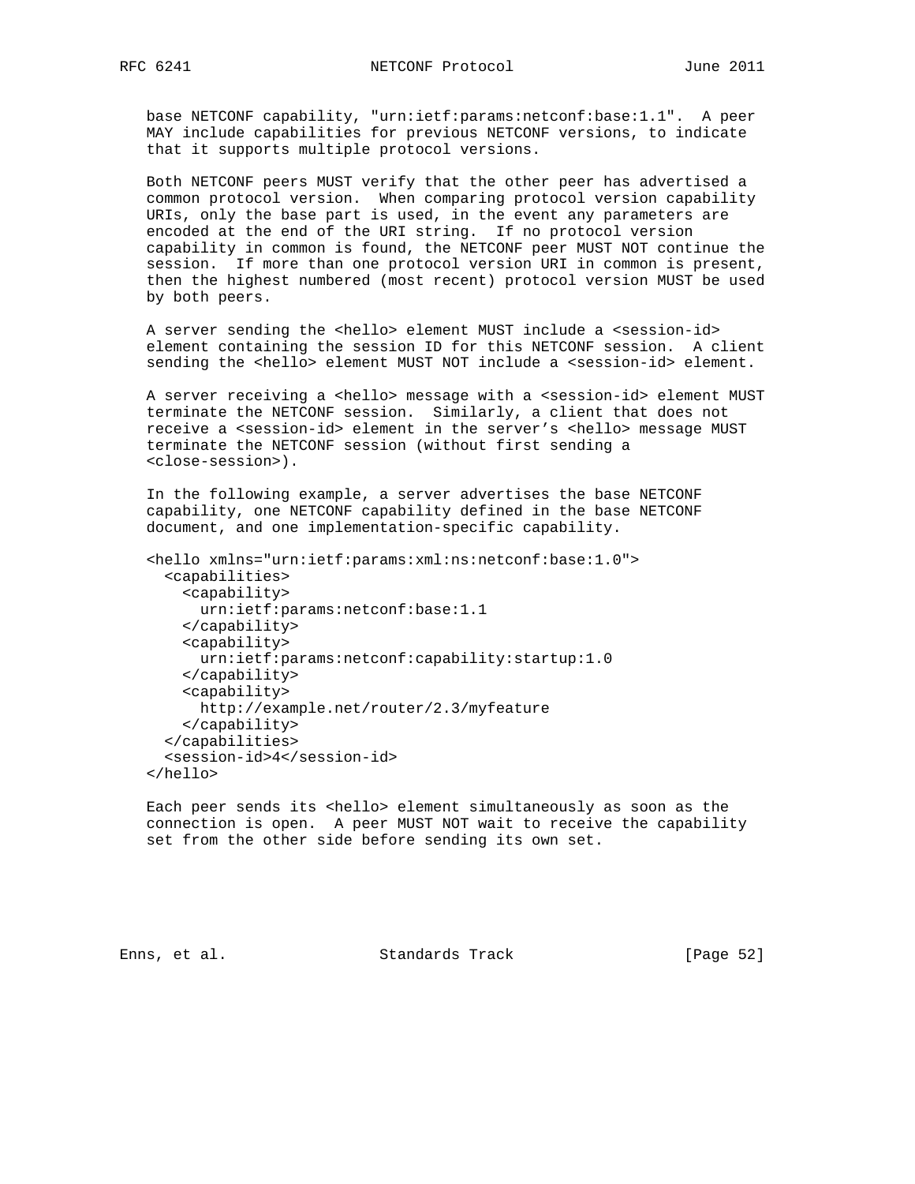base NETCONF capability, "urn:ietf:params:netconf:base:1.1". A peer MAY include capabilities for previous NETCONF versions, to indicate that it supports multiple protocol versions.

Both NETCONF peers MUST verify that the other peer has advertised a common protocol version. When comparing protocol version capability URIs, only the base part is used, in the event any parameters are encoded at the end of the URI string. If no protocol version capability in common is found, the NETCONF peer MUST NOT continue the session. If more than one protocol version URI in common is present, then the highest numbered (most recent) protocol version MUST be used by both peers.

A server sending the <hello> element MUST include a <session-id> element containing the session ID for this NETCONF session. A client sending the <hello> element MUST NOT include a <session-id> element.

A server receiving a <hello> message with a <session-id> element MUST terminate the NETCONF session. Similarly, a client that does not receive a <session-id> element in the server's <hello> message MUST terminate the NETCONF session (without first sending a <close-session>).

In the following example, a server advertises the base NETCONF capability, one NETCONF capability defined in the base NETCONF document, and one implementation-specific capability.

```
<hello xmlns="urn:ietf:params:xml:ns:netconf:base:1.0">
  <capabilities>
    <capability>
      urn:ietf:params:netconf:base:1.1
    </capability>
    <capability>
      urn:ietf:params:netconf:capability:startup:1.0
    </capability>
    <capability>
      http://example.net/router/2.3/myfeature
    </capability>
  </capabilities>
  <session-id>4</session-id>
</hello>
```

Each peer sends its <hello> element simultaneously as soon as the connection is open. A peer MUST NOT wait to receive the capability set from the other side before sending its own set.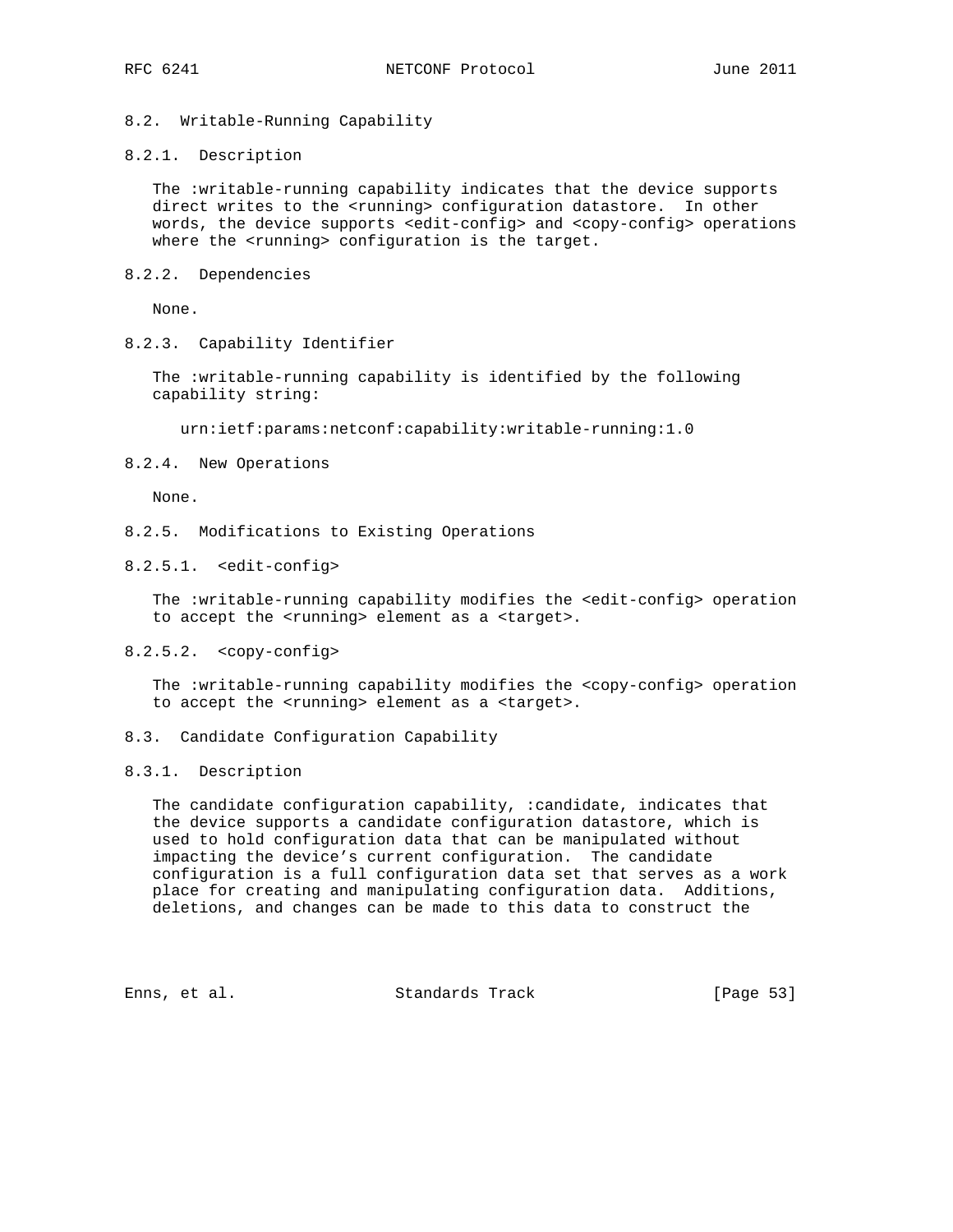### 8.2. Writable-Running Capability

#### 8.2.1. Description

The :writable-running capability indicates that the device supports direct writes to the <running> configuration datastore. In other words, the device supports <edit-config> and <copy-config> operations where the <running> configuration is the target.

#### 8.2.2. Dependencies

None.

#### 8.2.3. Capability Identifier

The :writable-running capability is identified by the following capability string:

```
urn:ietf:params:netconf:capability:writable-running:1.0
```

#### 8.2.4. New Operations

None.

#### 8.2.5. Modifications to Existing Operations

##### 8.2.5.1. <edit-config>

The :writable-running capability modifies the <edit-config> operation to accept the <running> element as a <target>.

##### 8.2.5.2. <copy-config>

The :writable-running capability modifies the <copy-config> operation to accept the <running> element as a <target>.

### 8.3. Candidate Configuration Capability

#### 8.3.1. Description

The candidate configuration capability, :candidate, indicates that the device supports a candidate configuration datastore, which is used to hold configuration data that can be manipulated without impacting the device's current configuration. The candidate configuration is a full configuration data set that serves as a work place for creating and manipulating configuration data. Additions, deletions, and changes can be made to this data to construct the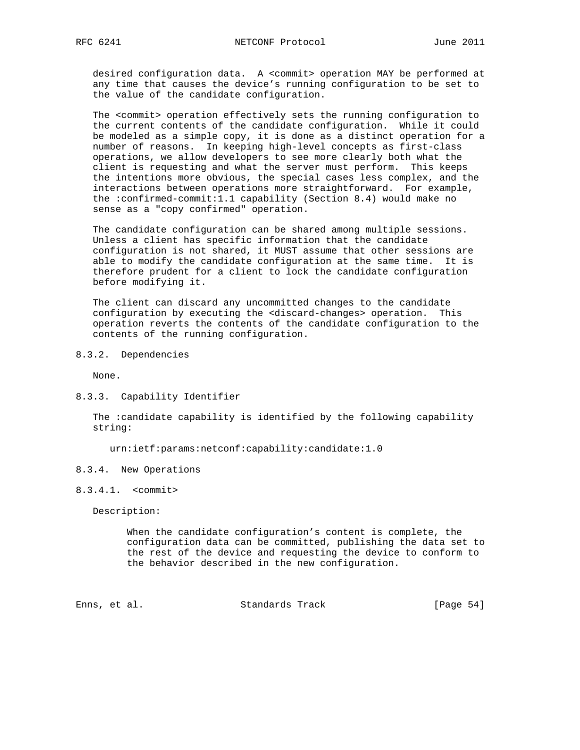desired configuration data. A <commit> operation MAY be performed at any time that causes the device's running configuration to be set to the value of the candidate configuration.

The <commit> operation effectively sets the running configuration to the current contents of the candidate configuration. While it could be modeled as a simple copy, it is done as a distinct operation for a number of reasons. In keeping high-level concepts as first-class operations, we allow developers to see more clearly both what the client is requesting and what the server must perform. This keeps the intentions more obvious, the special cases less complex, and the interactions between operations more straightforward. For example, the :confirmed-commit:1.1 capability (Section 8.4) would make no sense as a "copy confirmed" operation.

The candidate configuration can be shared among multiple sessions. Unless a client has specific information that the candidate configuration is not shared, it MUST assume that other sessions are able to modify the candidate configuration at the same time. It is therefore prudent for a client to lock the candidate configuration before modifying it.

The client can discard any uncommitted changes to the candidate configuration by executing the <discard-changes> operation. This operation reverts the contents of the candidate configuration to the contents of the running configuration.

### 8.3.2. Dependencies

None.

### 8.3.3. Capability Identifier

The :candidate capability is identified by the following capability string:

```
urn:ietf:params:netconf:capability:candidate:1.0
```

### 8.3.4. New Operations

#### 8.3.4.1. <commit>

Description:

When the candidate configuration's content is complete, the configuration data can be committed, publishing the data set to the rest of the device and requesting the device to conform to the behavior described in the new configuration.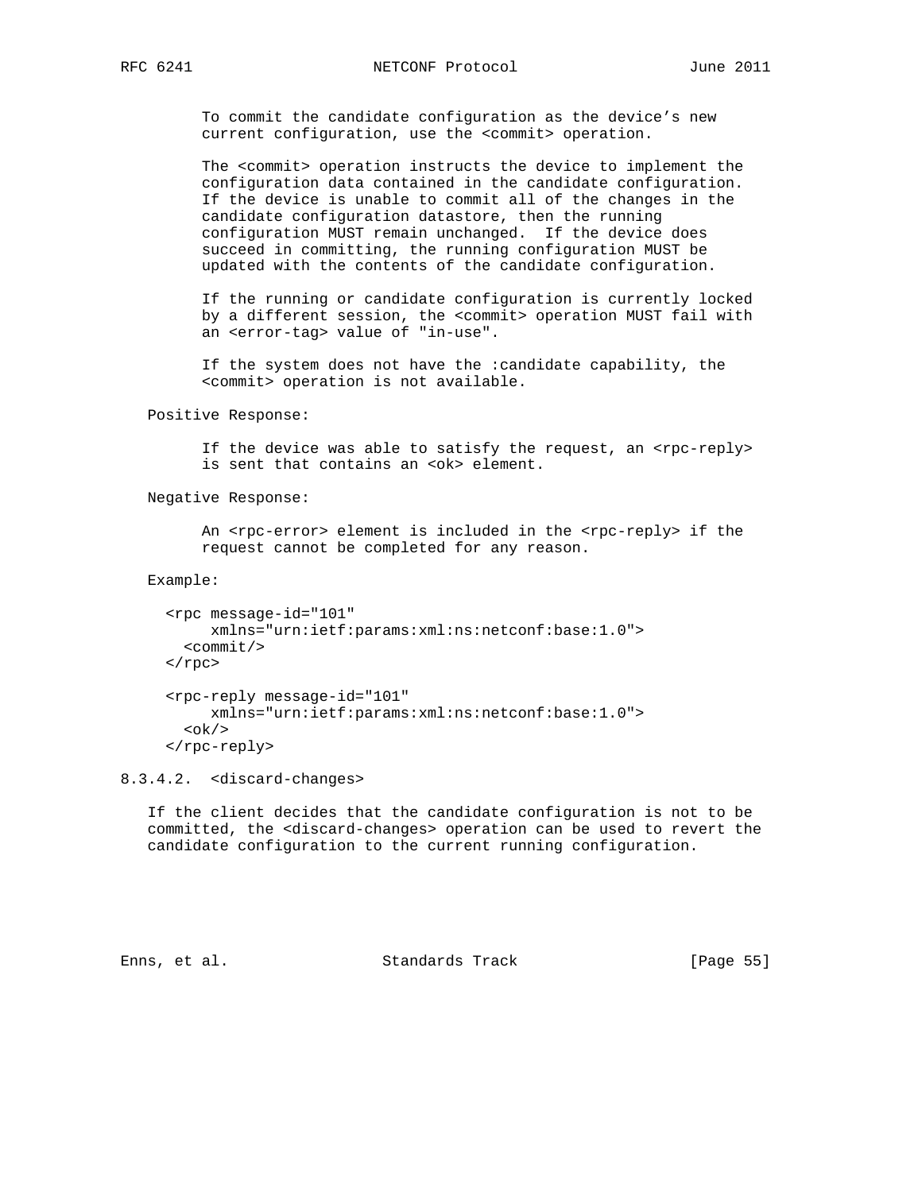To commit the candidate configuration as the device's new current configuration, use the <commit> operation.

The <commit> operation instructs the device to implement the configuration data contained in the candidate configuration. If the device is unable to commit all of the changes in the candidate configuration datastore, then the running configuration MUST remain unchanged. If the device does succeed in committing, the running configuration MUST be updated with the contents of the candidate configuration.

If the running or candidate configuration is currently locked by a different session, the <commit> operation MUST fail with an <error-tag> value of "in-use".

If the system does not have the :candidate capability, the <commit> operation is not available.

Positive Response:

If the device was able to satisfy the request, an <rpc-reply> is sent that contains an <ok> element.

Negative Response:

An <rpc-error> element is included in the <rpc-reply> if the request cannot be completed for any reason.

Example:

```
<rpc message-id="101"
     xmlns="urn:ietf:params:xml:ns:netconf:base:1.0">
  <commit/>
</rpc>

<rpc-reply message-id="101"
     xmlns="urn:ietf:params:xml:ns:netconf:base:1.0">
  <ok/>
</rpc-reply>
```

#### 8.3.4.2. <discard-changes>

If the client decides that the candidate configuration is not to be committed, the <discard-changes> operation can be used to revert the candidate configuration to the current running configuration.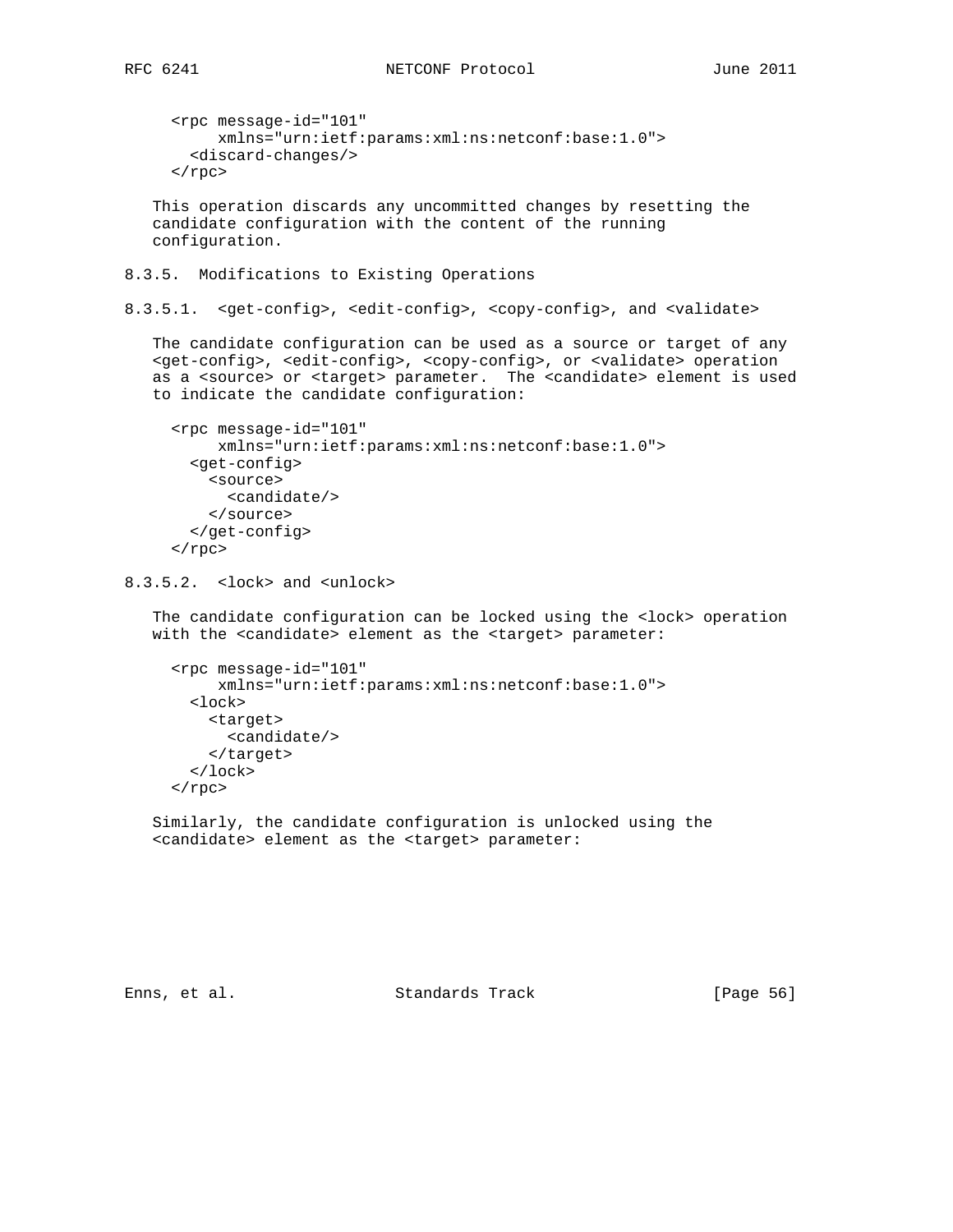```
<rpc message-id="101"
     xmlns="urn:ietf:params:xml:ns:netconf:base:1.0">
  <discard-changes/>
</rpc>
```

This operation discards any uncommitted changes by resetting the candidate configuration with the content of the running configuration.

#### 8.3.5. Modifications to Existing Operations

##### 8.3.5.1. <get-config>, <edit-config>, <copy-config>, and <validate>

The candidate configuration can be used as a source or target of any <get-config>, <edit-config>, <copy-config>, or <validate> operation as a <source> or <target> parameter. The <candidate> element is used to indicate the candidate configuration:

```
<rpc message-id="101"
     xmlns="urn:ietf:params:xml:ns:netconf:base:1.0">
  <get-config>
    <source>
      <candidate/>
    </source>
  </get-config>
</rpc>
```

##### 8.3.5.2. <lock> and <unlock>

The candidate configuration can be locked using the <lock> operation with the <candidate> element as the <target> parameter:

```
<rpc message-id="101"
     xmlns="urn:ietf:params:xml:ns:netconf:base:1.0">
  <lock>
    <target>
      <candidate/>
    </target>
  </lock>
</rpc>
```

Similarly, the candidate configuration is unlocked using the <candidate> element as the <target> parameter: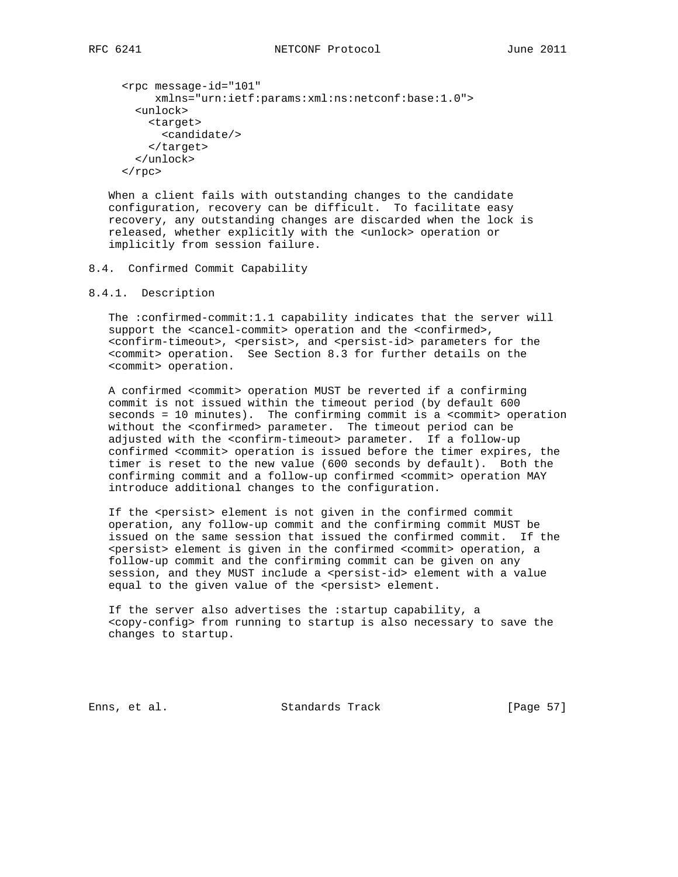```
<rpc message-id="101"
     xmlns="urn:ietf:params:xml:ns:netconf:base:1.0">
  <unlock>
    <target>
      <candidate/>
    </target>
  </unlock>
</rpc>
```

When a client fails with outstanding changes to the candidate configuration, recovery can be difficult. To facilitate easy recovery, any outstanding changes are discarded when the lock is released, whether explicitly with the <unlock> operation or implicitly from session failure.

### 8.4. Confirmed Commit Capability

#### 8.4.1. Description

The :confirmed-commit:1.1 capability indicates that the server will support the <cancel-commit> operation and the <confirmed>, <confirm-timeout>, <persist>, and <persist-id> parameters for the <commit> operation. See Section 8.3 for further details on the <commit> operation.

A confirmed <commit> operation MUST be reverted if a confirming commit is not issued within the timeout period (by default 600 seconds = 10 minutes). The confirming commit is a <commit> operation without the <confirmed> parameter. The timeout period can be adjusted with the <confirm-timeout> parameter. If a follow-up confirmed <commit> operation is issued before the timer expires, the timer is reset to the new value (600 seconds by default). Both the confirming commit and a follow-up confirmed <commit> operation MAY introduce additional changes to the configuration.

If the <persist> element is not given in the confirmed commit operation, any follow-up commit and the confirming commit MUST be issued on the same session that issued the confirmed commit. If the <persist> element is given in the confirmed <commit> operation, a follow-up commit and the confirming commit can be given on any session, and they MUST include a <persist-id> element with a value equal to the given value of the <persist> element.

If the server also advertises the :startup capability, a <copy-config> from running to startup is also necessary to save the changes to startup.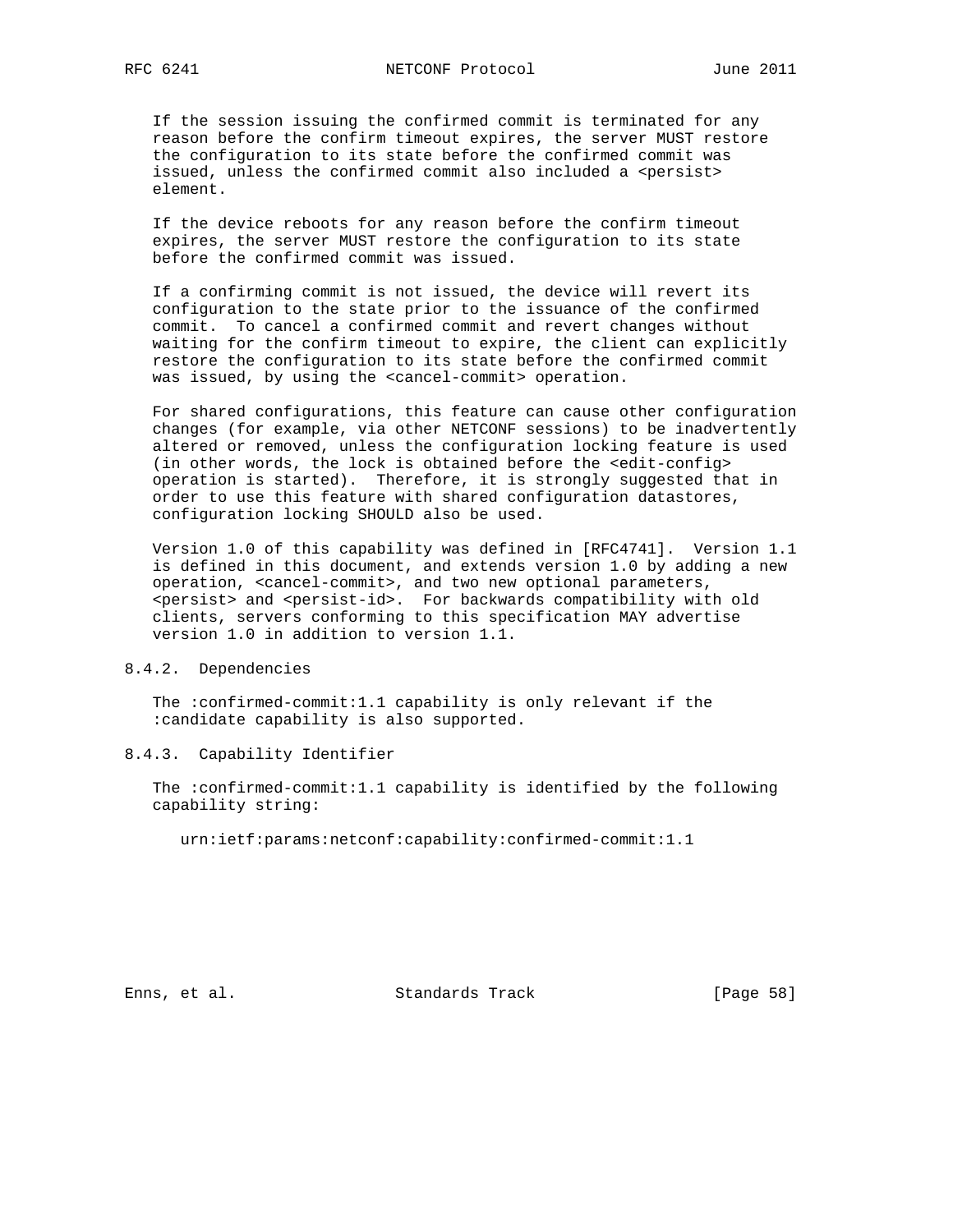If the session issuing the confirmed commit is terminated for any reason before the confirm timeout expires, the server MUST restore the configuration to its state before the confirmed commit was issued, unless the confirmed commit also included a <persist> element.

If the device reboots for any reason before the confirm timeout expires, the server MUST restore the configuration to its state before the confirmed commit was issued.

If a confirming commit is not issued, the device will revert its configuration to the state prior to the issuance of the confirmed commit. To cancel a confirmed commit and revert changes without waiting for the confirm timeout to expire, the client can explicitly restore the configuration to its state before the confirmed commit was issued, by using the <cancel-commit> operation.

For shared configurations, this feature can cause other configuration changes (for example, via other NETCONF sessions) to be inadvertently altered or removed, unless the configuration locking feature is used (in other words, the lock is obtained before the <edit-config> operation is started). Therefore, it is strongly suggested that in order to use this feature with shared configuration datastores, configuration locking SHOULD also be used.

Version 1.0 of this capability was defined in [RFC4741]. Version 1.1 is defined in this document, and extends version 1.0 by adding a new operation, <cancel-commit>, and two new optional parameters, <persist> and <persist-id>. For backwards compatibility with old clients, servers conforming to this specification MAY advertise version 1.0 in addition to version 1.1.

### 8.4.2. Dependencies

The :confirmed-commit:1.1 capability is only relevant if the :candidate capability is also supported.

### 8.4.3. Capability Identifier

The :confirmed-commit:1.1 capability is identified by the following capability string:

```
urn:ietf:params:netconf:capability:confirmed-commit:1.1
```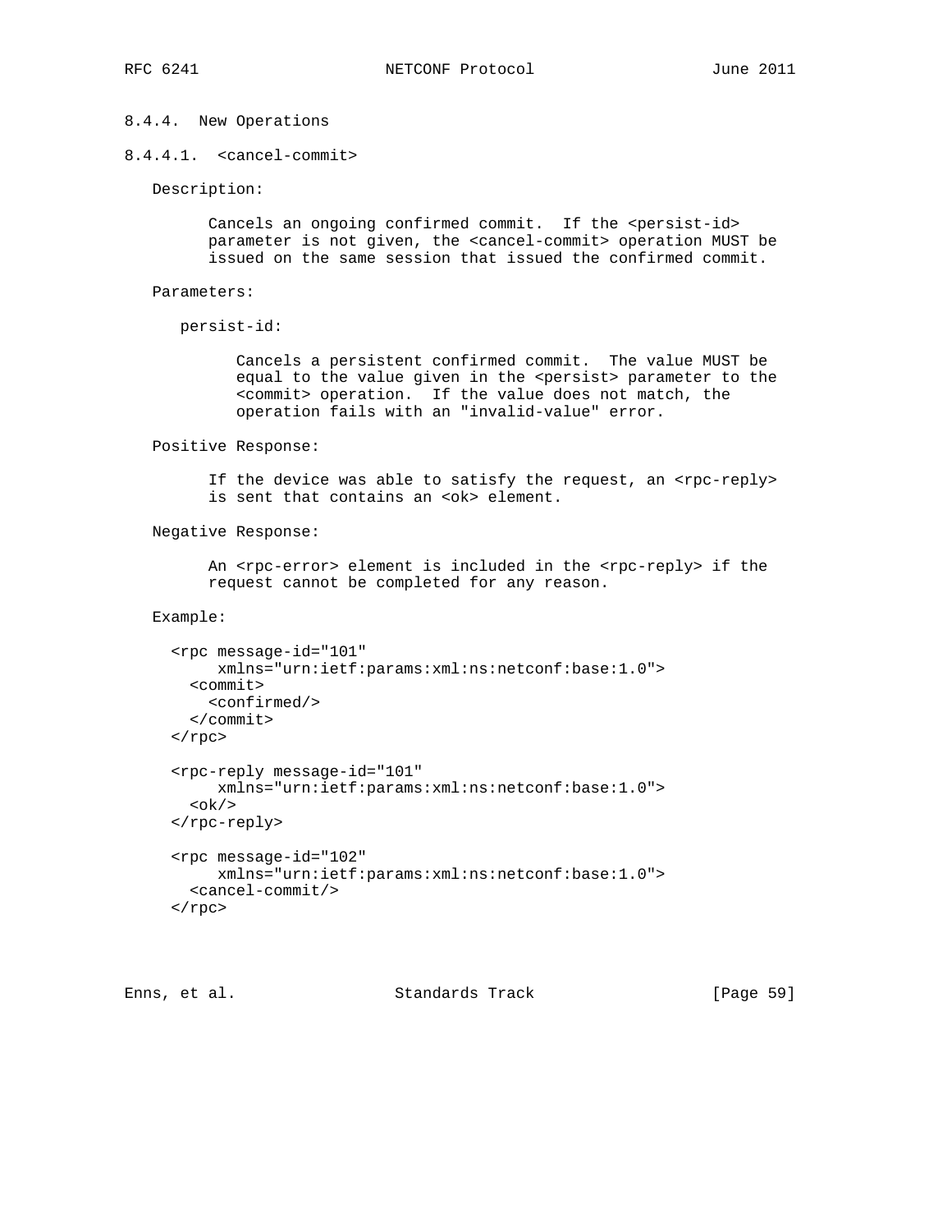#### 8.4.4. New Operations

##### 8.4.4.1. <cancel-commit>

Description:

Cancels an ongoing confirmed commit. If the <persist-id> parameter is not given, the <cancel-commit> operation MUST be issued on the same session that issued the confirmed commit.

Parameters:

persist-id:

Cancels a persistent confirmed commit. The value MUST be equal to the value given in the <persist> parameter to the <commit> operation. If the value does not match, the operation fails with an "invalid-value" error.

Positive Response:

If the device was able to satisfy the request, an <rpc-reply> is sent that contains an <ok> element.

Negative Response:

An <rpc-error> element is included in the <rpc-reply> if the request cannot be completed for any reason.

Example:

```
<rpc message-id="101"
     xmlns="urn:ietf:params:xml:ns:netconf:base:1.0">
  <commit>
    <confirmed/>
  </commit>
</rpc>

<rpc-reply message-id="101"
     xmlns="urn:ietf:params:xml:ns:netconf:base:1.0">
  <ok/>
</rpc-reply>

<rpc message-id="102"
     xmlns="urn:ietf:params:xml:ns:netconf:base:1.0">
  <cancel-commit/>
</rpc>
```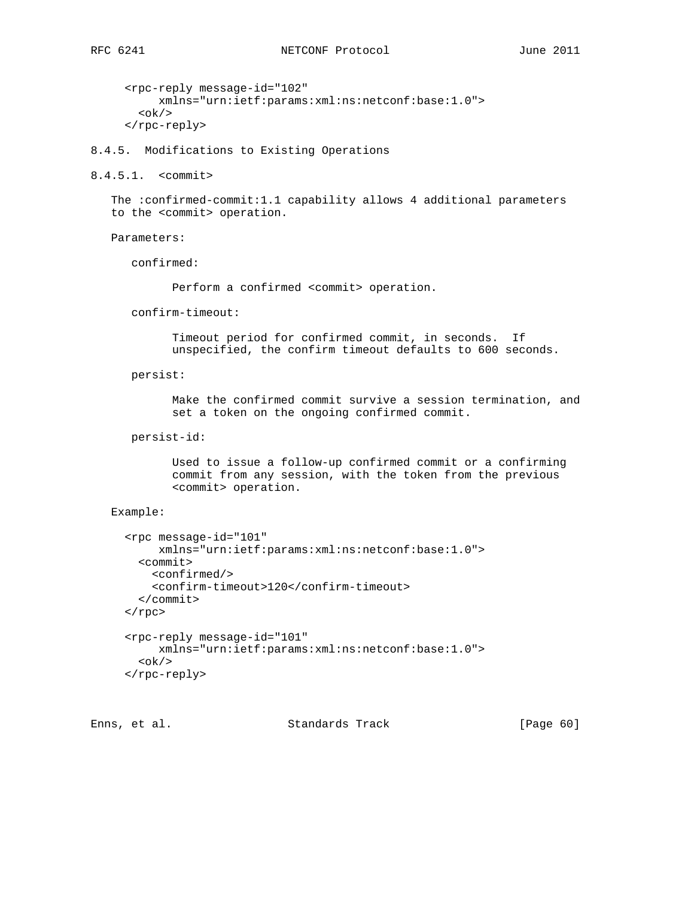```
<rpc-reply message-id="102"
     xmlns="urn:ietf:params:xml:ns:netconf:base:1.0">
  <ok/>
</rpc-reply>
```

#### 8.4.5. Modifications to Existing Operations

##### 8.4.5.1. <commit>

The :confirmed-commit:1.1 capability allows 4 additional parameters to the <commit> operation.

Parameters:

confirmed:

> Perform a confirmed <commit> operation.

confirm-timeout:

> Timeout period for confirmed commit, in seconds. If unspecified, the confirm timeout defaults to 600 seconds.

persist:

> Make the confirmed commit survive a session termination, and set a token on the ongoing confirmed commit.

persist-id:

> Used to issue a follow-up confirmed commit or a confirming commit from any session, with the token from the previous <commit> operation.

Example:

```
<rpc message-id="101"
     xmlns="urn:ietf:params:xml:ns:netconf:base:1.0">
  <commit>
    <confirmed/>
    <confirm-timeout>120</confirm-timeout>
  </commit>
</rpc>

<rpc-reply message-id="101"
     xmlns="urn:ietf:params:xml:ns:netconf:base:1.0">
  <ok/>
</rpc-reply>
```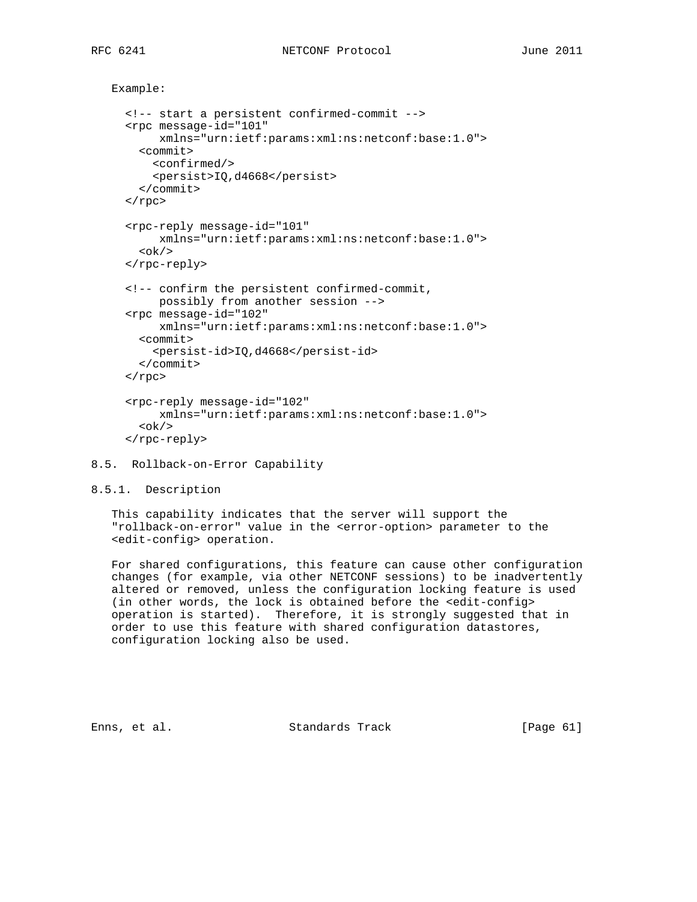Example:

```
<!-- start a persistent confirmed-commit -->
<rpc message-id="101"
     xmlns="urn:ietf:params:xml:ns:netconf:base:1.0">
  <commit>
    <confirmed/>
    <persist>IQ,d4668</persist>
  </commit>
</rpc>

<rpc-reply message-id="101"
     xmlns="urn:ietf:params:xml:ns:netconf:base:1.0">
  <ok/>
</rpc-reply>

<!-- confirm the persistent confirmed-commit,
     possibly from another session -->
<rpc message-id="102"
     xmlns="urn:ietf:params:xml:ns:netconf:base:1.0">
  <commit>
    <persist-id>IQ,d4668</persist-id>
  </commit>
</rpc>

<rpc-reply message-id="102"
     xmlns="urn:ietf:params:xml:ns:netconf:base:1.0">
  <ok/>
</rpc-reply>
```

## 8.5. Rollback-on-Error Capability

### 8.5.1. Description

This capability indicates that the server will support the "rollback-on-error" value in the <error-option> parameter to the <edit-config> operation.

For shared configurations, this feature can cause other configuration changes (for example, via other NETCONF sessions) to be inadvertently altered or removed, unless the configuration locking feature is used (in other words, the lock is obtained before the <edit-config> operation is started). Therefore, it is strongly suggested that in order to use this feature with shared configuration datastores, configuration locking also be used.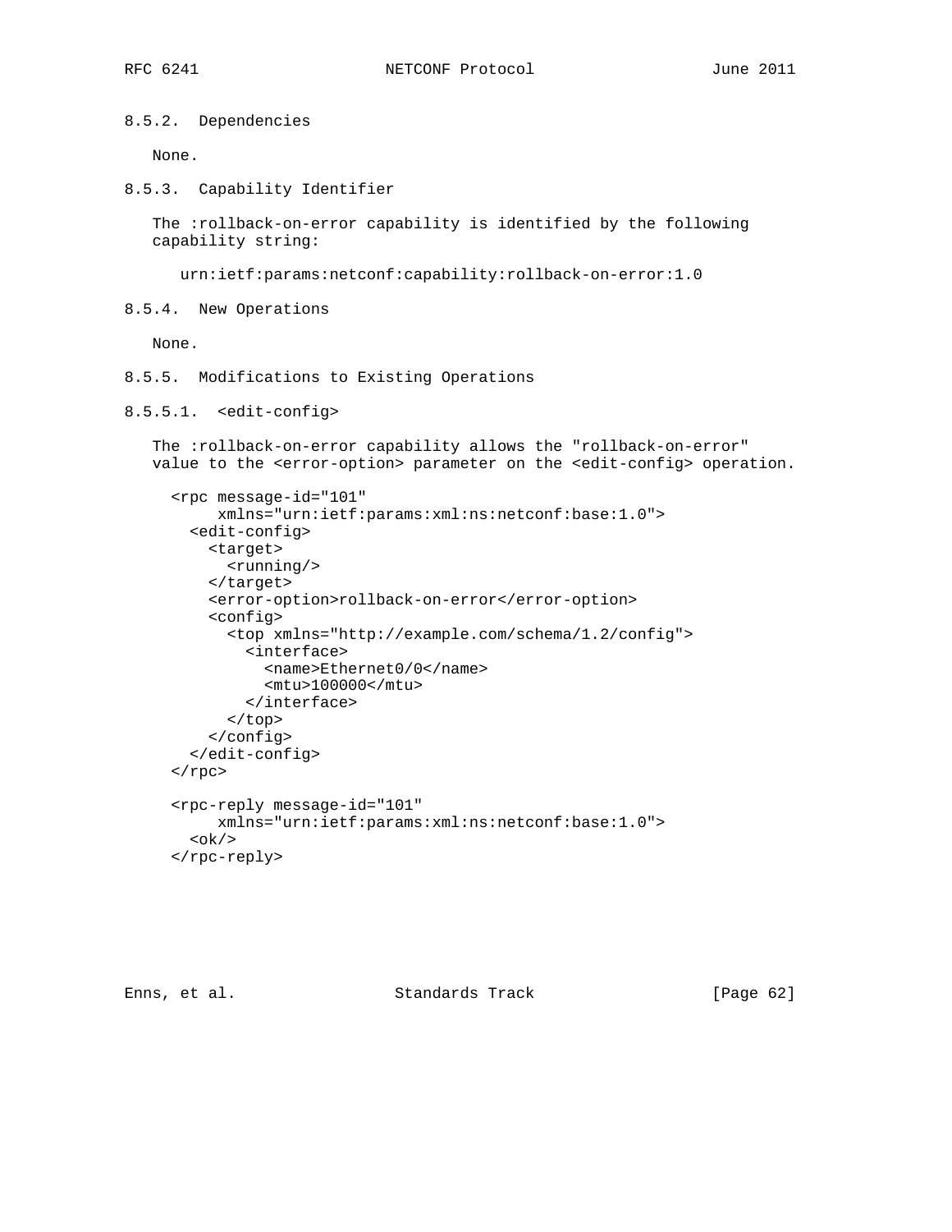#### 8.5.2. Dependencies

None.

#### 8.5.3. Capability Identifier

The :rollback-on-error capability is identified by the following capability string:

```
urn:ietf:params:netconf:capability:rollback-on-error:1.0
```

#### 8.5.4. New Operations

None.

#### 8.5.5. Modifications to Existing Operations

##### 8.5.5.1. <edit-config>

The :rollback-on-error capability allows the "rollback-on-error" value to the <error-option> parameter on the <edit-config> operation.

```
<rpc message-id="101"
     xmlns="urn:ietf:params:xml:ns:netconf:base:1.0">
  <edit-config>
    <target>
      <running/>
    </target>
    <error-option>rollback-on-error</error-option>
    <config>
      <top xmlns="http://example.com/schema/1.2/config">
        <interface>
          <name>Ethernet0/0</name>
          <mtu>100000</mtu>
        </interface>
      </top>
    </config>
  </edit-config>
</rpc>

<rpc-reply message-id="101"
     xmlns="urn:ietf:params:xml:ns:netconf:base:1.0">
  <ok/>
</rpc-reply>
```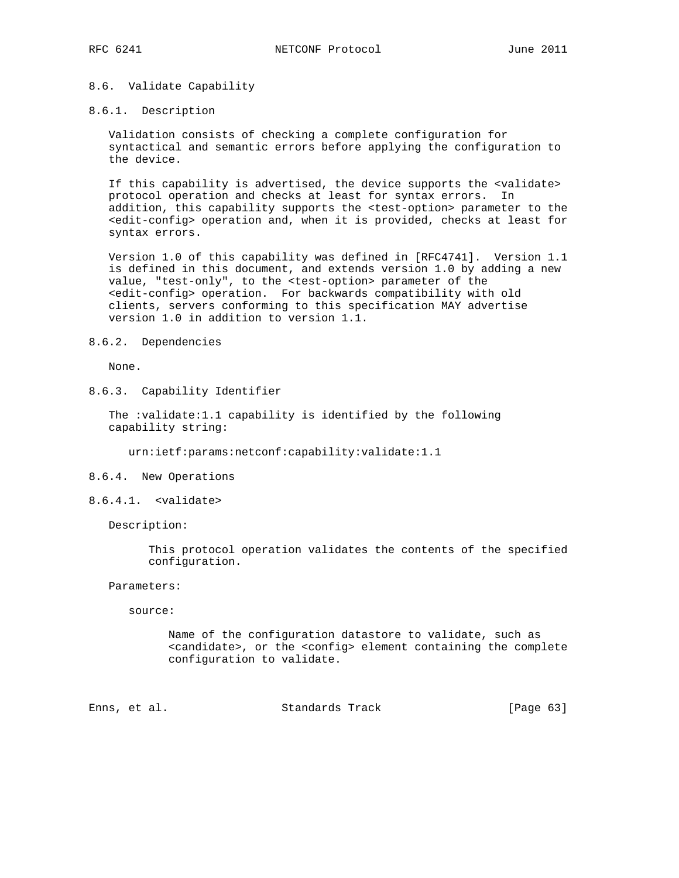### 8.6. Validate Capability

#### 8.6.1. Description

Validation consists of checking a complete configuration for syntactical and semantic errors before applying the configuration to the device.

If this capability is advertised, the device supports the <validate> protocol operation and checks at least for syntax errors. In addition, this capability supports the <test-option> parameter to the <edit-config> operation and, when it is provided, checks at least for syntax errors.

Version 1.0 of this capability was defined in [RFC4741]. Version 1.1 is defined in this document, and extends version 1.0 by adding a new value, "test-only", to the <test-option> parameter of the <edit-config> operation. For backwards compatibility with old clients, servers conforming to this specification MAY advertise version 1.0 in addition to version 1.1.

#### 8.6.2. Dependencies

None.

#### 8.6.3. Capability Identifier

The :validate:1.1 capability is identified by the following capability string:

```
urn:ietf:params:netconf:capability:validate:1.1
```

#### 8.6.4. New Operations

##### 8.6.4.1. <validate>

Description:

This protocol operation validates the contents of the specified configuration.

Parameters:

source:

Name of the configuration datastore to validate, such as <candidate>, or the <config> element containing the complete configuration to validate.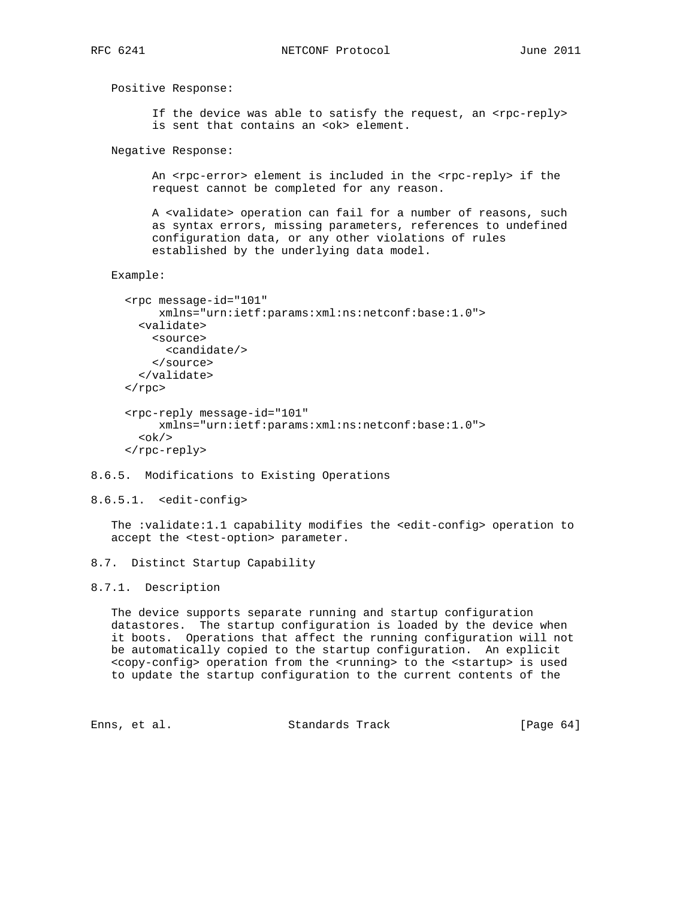Positive Response:

If the device was able to satisfy the request, an <rpc-reply> is sent that contains an <ok> element.

Negative Response:

An <rpc-error> element is included in the <rpc-reply> if the request cannot be completed for any reason.

A <validate> operation can fail for a number of reasons, such as syntax errors, missing parameters, references to undefined configuration data, or any other violations of rules established by the underlying data model.

Example:

```
<rpc message-id="101"
     xmlns="urn:ietf:params:xml:ns:netconf:base:1.0">
  <validate>
    <source>
      <candidate/>
    </source>
  </validate>
</rpc>

<rpc-reply message-id="101"
     xmlns="urn:ietf:params:xml:ns:netconf:base:1.0">
  <ok/>
</rpc-reply>
```

#### 8.6.5. Modifications to Existing Operations

##### 8.6.5.1. <edit-config>

The :validate:1.1 capability modifies the <edit-config> operation to accept the <test-option> parameter.

### 8.7. Distinct Startup Capability

#### 8.7.1. Description

The device supports separate running and startup configuration datastores. The startup configuration is loaded by the device when it boots. Operations that affect the running configuration will not be automatically copied to the startup configuration. An explicit <copy-config> operation from the <running> to the <startup> is used to update the startup configuration to the current contents of the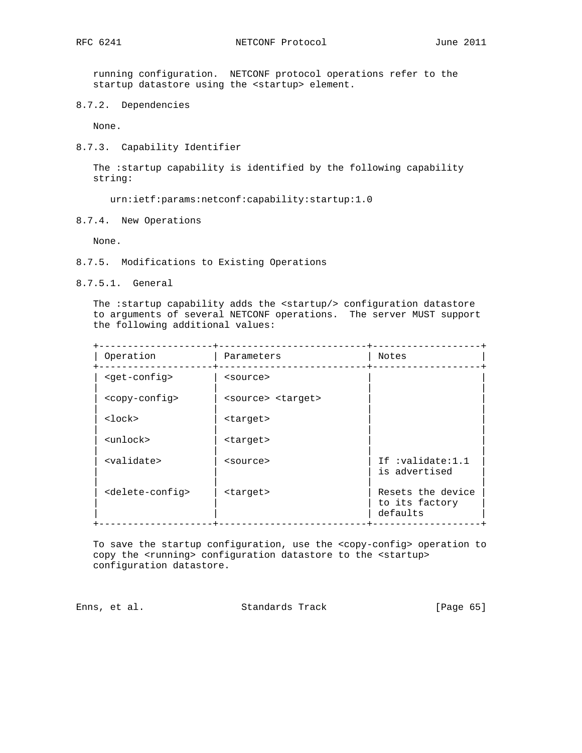running configuration. NETCONF protocol operations refer to the startup datastore using the <startup> element.

#### 8.7.2. Dependencies

None.

#### 8.7.3. Capability Identifier

The :startup capability is identified by the following capability string:

```
urn:ietf:params:netconf:capability:startup:1.0
```

#### 8.7.4. New Operations

None.

#### 8.7.5. Modifications to Existing Operations

##### 8.7.5.1. General

The :startup capability adds the <startup/> configuration datastore to arguments of several NETCONF operations. The server MUST support the following additional values:

| Operation | Parameters | Notes |
|---|---|---|
| <get-config> | <source> | |
| <copy-config> | <source> <target> | |
| <lock> | <target> | |
| <unlock> | <target> | |
| <validate> | <source> | If :validate:1.1 is advertised |
| <delete-config> | <target> | Resets the device to its factory defaults |

To save the startup configuration, use the <copy-config> operation to copy the <running> configuration datastore to the <startup> configuration datastore.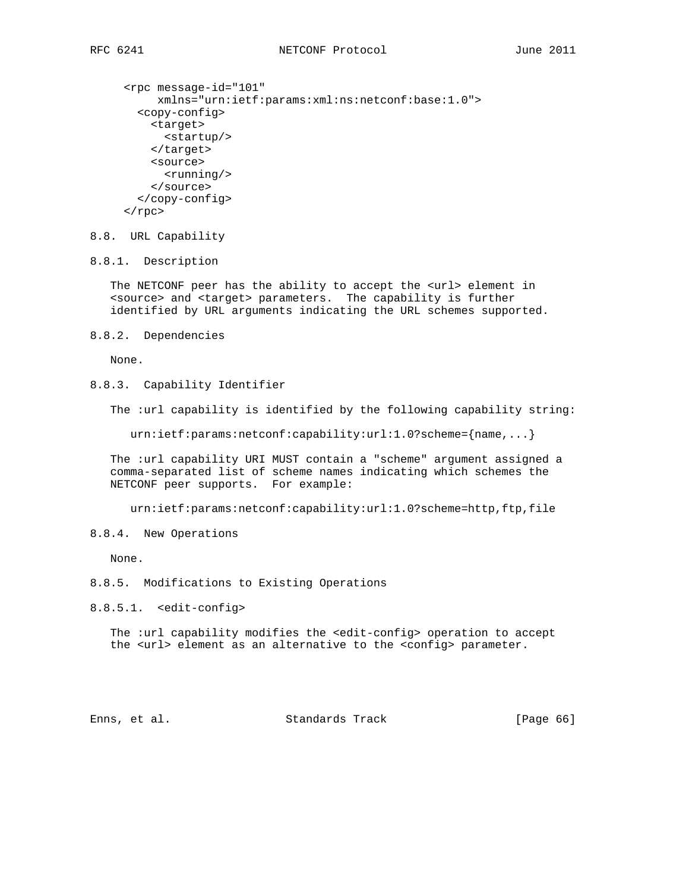```
<rpc message-id="101"
     xmlns="urn:ietf:params:xml:ns:netconf:base:1.0">
  <copy-config>
    <target>
      <startup/>
    </target>
    <source>
      <running/>
    </source>
  </copy-config>
</rpc>
```

## 8.8. URL Capability

### 8.8.1. Description

The NETCONF peer has the ability to accept the <url> element in <source> and <target> parameters. The capability is further identified by URL arguments indicating the URL schemes supported.

### 8.8.2. Dependencies

None.

### 8.8.3. Capability Identifier

The :url capability is identified by the following capability string:

```
urn:ietf:params:netconf:capability:url:1.0?scheme={name,...}
```

The :url capability URI MUST contain a "scheme" argument assigned a comma-separated list of scheme names indicating which schemes the NETCONF peer supports. For example:

```
urn:ietf:params:netconf:capability:url:1.0?scheme=http,ftp,file
```

### 8.8.4. New Operations

None.

### 8.8.5. Modifications to Existing Operations

#### 8.8.5.1. <edit-config>

The :url capability modifies the <edit-config> operation to accept the <url> element as an alternative to the <config> parameter.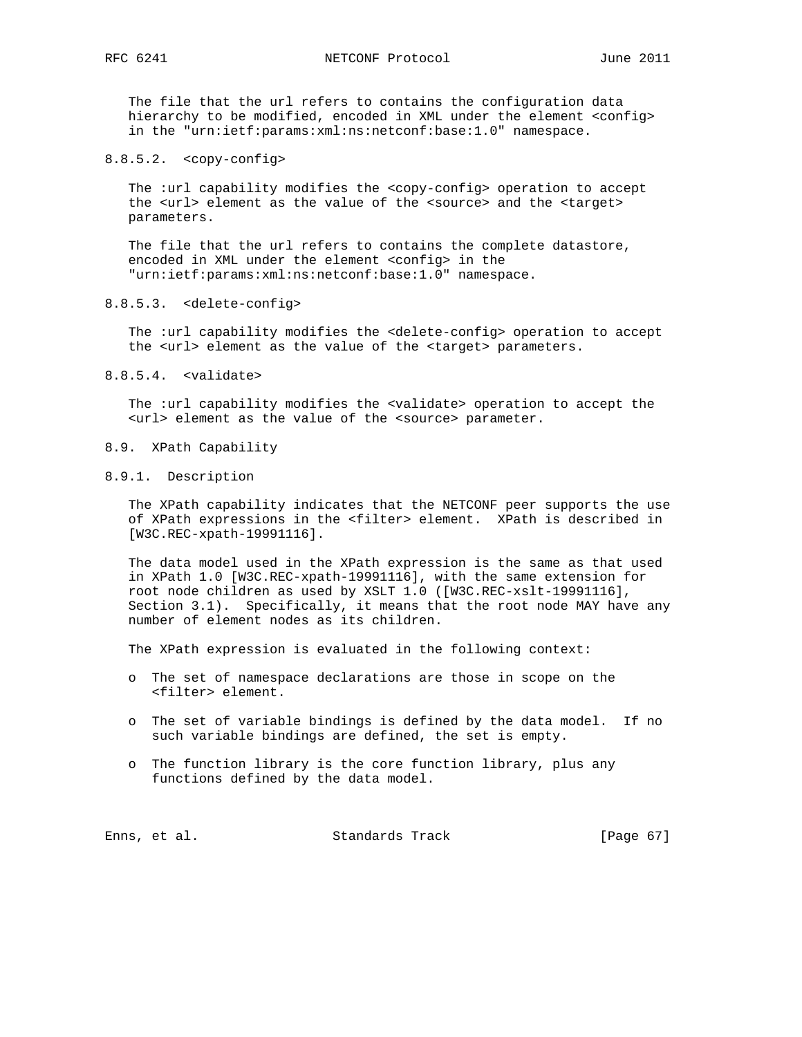The file that the url refers to contains the configuration data hierarchy to be modified, encoded in XML under the element <config> in the "urn:ietf:params:xml:ns:netconf:base:1.0" namespace.

#### 8.8.5.2. <copy-config>

The :url capability modifies the <copy-config> operation to accept the <url> element as the value of the <source> and the <target> parameters.

The file that the url refers to contains the complete datastore, encoded in XML under the element <config> in the "urn:ietf:params:xml:ns:netconf:base:1.0" namespace.

#### 8.8.5.3. <delete-config>

The :url capability modifies the <delete-config> operation to accept the <url> element as the value of the <target> parameters.

#### 8.8.5.4. <validate>

The :url capability modifies the <validate> operation to accept the <url> element as the value of the <source> parameter.

## 8.9. XPath Capability

### 8.9.1. Description

The XPath capability indicates that the NETCONF peer supports the use of XPath expressions in the <filter> element. XPath is described in [W3C.REC-xpath-19991116].

The data model used in the XPath expression is the same as that used in XPath 1.0 [W3C.REC-xpath-19991116], with the same extension for root node children as used by XSLT 1.0 ([W3C.REC-xslt-19991116], Section 3.1). Specifically, it means that the root node MAY have any number of element nodes as its children.

The XPath expression is evaluated in the following context:

- The set of namespace declarations are those in scope on the <filter> element.
- The set of variable bindings is defined by the data model. If no such variable bindings are defined, the set is empty.
- The function library is the core function library, plus any functions defined by the data model.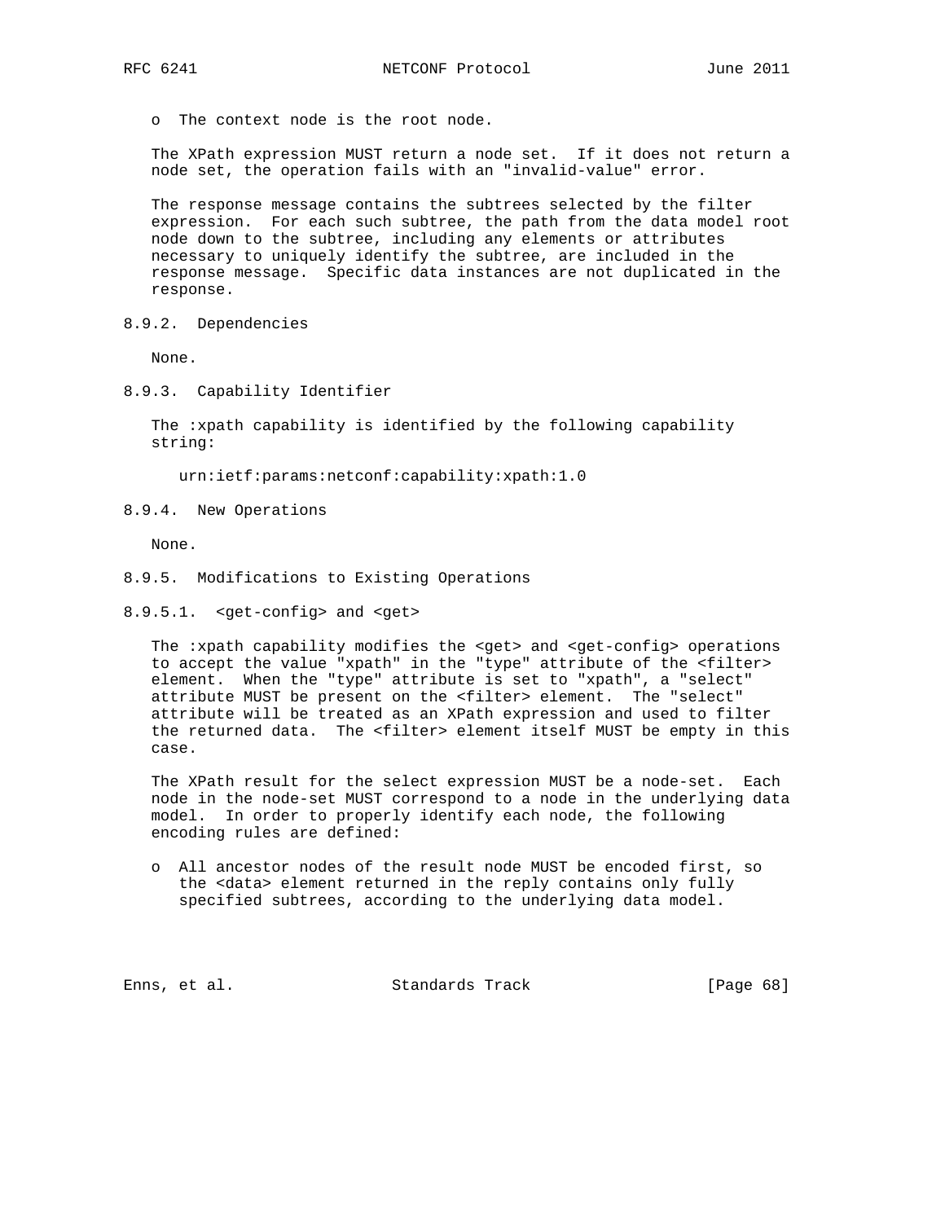- The context node is the root node.

The XPath expression MUST return a node set. If it does not return a node set, the operation fails with an "invalid-value" error.

The response message contains the subtrees selected by the filter expression. For each such subtree, the path from the data model root node down to the subtree, including any elements or attributes necessary to uniquely identify the subtree, are included in the response message. Specific data instances are not duplicated in the response.

### 8.9.2. Dependencies

None.

### 8.9.3. Capability Identifier

The :xpath capability is identified by the following capability string:

```
urn:ietf:params:netconf:capability:xpath:1.0
```

### 8.9.4. New Operations

None.

### 8.9.5. Modifications to Existing Operations

#### 8.9.5.1. <get-config> and <get>

The :xpath capability modifies the <get> and <get-config> operations to accept the value "xpath" in the "type" attribute of the <filter> element. When the "type" attribute is set to "xpath", a "select" attribute MUST be present on the <filter> element. The "select" attribute will be treated as an XPath expression and used to filter the returned data. The <filter> element itself MUST be empty in this case.

The XPath result for the select expression MUST be a node-set. Each node in the node-set MUST correspond to a node in the underlying data model. In order to properly identify each node, the following encoding rules are defined:

- All ancestor nodes of the result node MUST be encoded first, so the <data> element returned in the reply contains only fully specified subtrees, according to the underlying data model.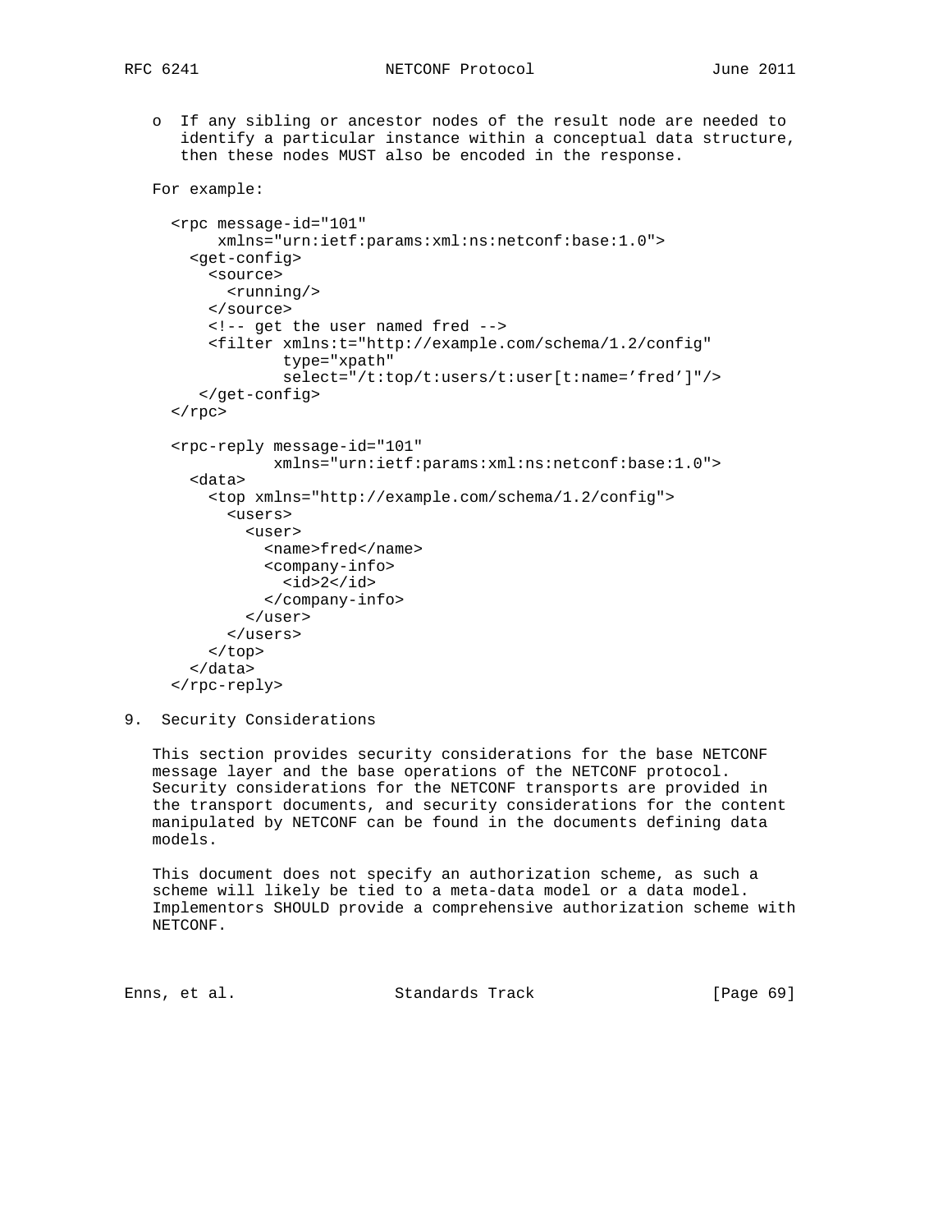- If any sibling or ancestor nodes of the result node are needed to identify a particular instance within a conceptual data structure, then these nodes MUST also be encoded in the response.

For example:

```
<rpc message-id="101"
     xmlns="urn:ietf:params:xml:ns:netconf:base:1.0">
  <get-config>
    <source>
      <running/>
    </source>
    <!-- get the user named fred -->
    <filter xmlns:t="http://example.com/schema/1.2/config"
            type="xpath"
            select="/t:top/t:users/t:user[t:name='fred']"/>
   </get-config>
</rpc>

<rpc-reply message-id="101"
           xmlns="urn:ietf:params:xml:ns:netconf:base:1.0">
  <data>
    <top xmlns="http://example.com/schema/1.2/config">
      <users>
        <user>
          <name>fred</name>
          <company-info>
            <id>2</id>
          </company-info>
        </user>
      </users>
    </top>
  </data>
</rpc-reply>
```

## 9. Security Considerations

This section provides security considerations for the base NETCONF message layer and the base operations of the NETCONF protocol. Security considerations for the NETCONF transports are provided in the transport documents, and security considerations for the content manipulated by NETCONF can be found in the documents defining data models.

This document does not specify an authorization scheme, as such a scheme will likely be tied to a meta-data model or a data model. Implementors SHOULD provide a comprehensive authorization scheme with NETCONF.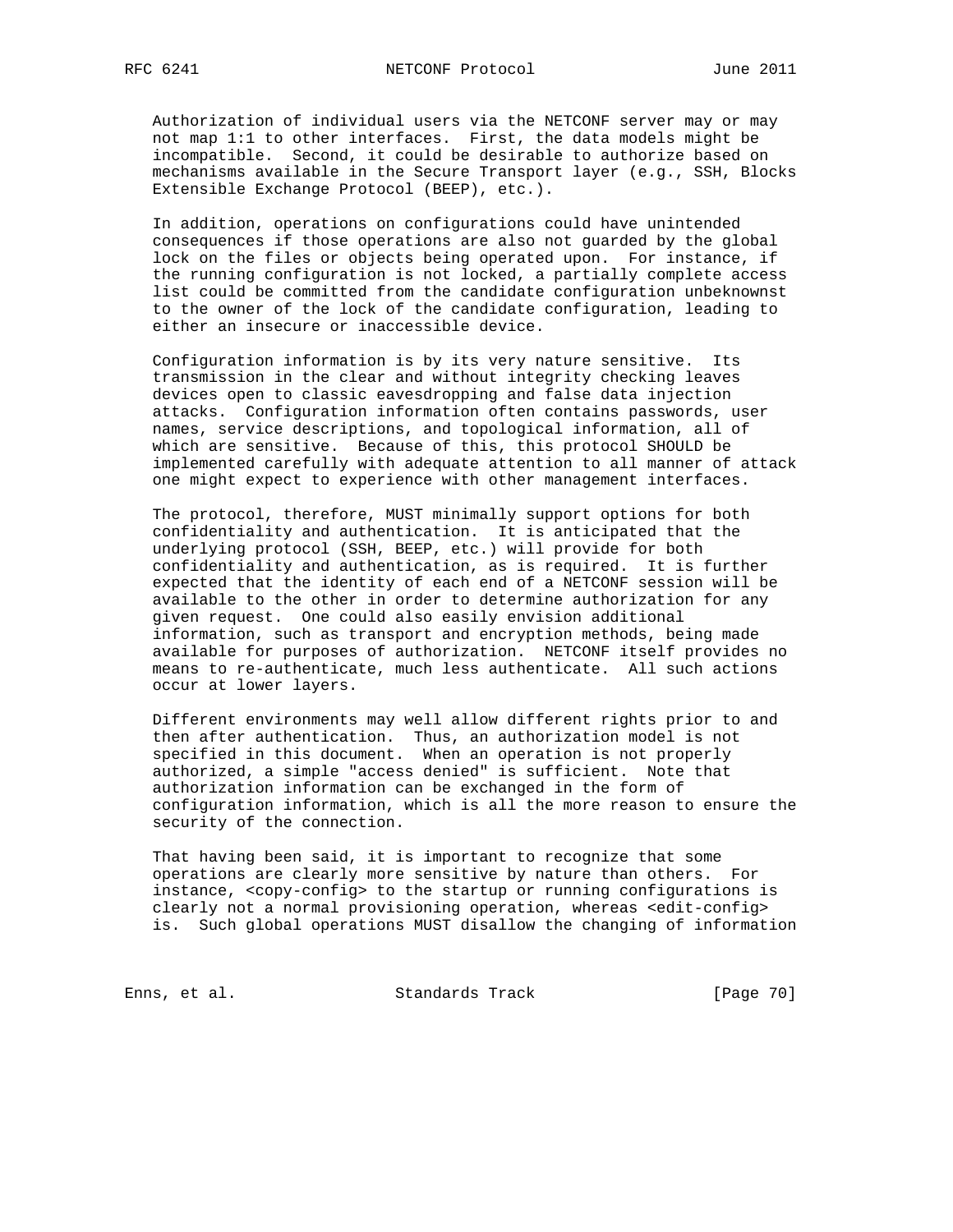Authorization of individual users via the NETCONF server may or may not map 1:1 to other interfaces. First, the data models might be incompatible. Second, it could be desirable to authorize based on mechanisms available in the Secure Transport layer (e.g., SSH, Blocks Extensible Exchange Protocol (BEEP), etc.).

In addition, operations on configurations could have unintended consequences if those operations are also not guarded by the global lock on the files or objects being operated upon. For instance, if the running configuration is not locked, a partially complete access list could be committed from the candidate configuration unbeknownst to the owner of the lock of the candidate configuration, leading to either an insecure or inaccessible device.

Configuration information is by its very nature sensitive. Its transmission in the clear and without integrity checking leaves devices open to classic eavesdropping and false data injection attacks. Configuration information often contains passwords, user names, service descriptions, and topological information, all of which are sensitive. Because of this, this protocol SHOULD be implemented carefully with adequate attention to all manner of attack one might expect to experience with other management interfaces.

The protocol, therefore, MUST minimally support options for both confidentiality and authentication. It is anticipated that the underlying protocol (SSH, BEEP, etc.) will provide for both confidentiality and authentication, as is required. It is further expected that the identity of each end of a NETCONF session will be available to the other in order to determine authorization for any given request. One could also easily envision additional information, such as transport and encryption methods, being made available for purposes of authorization. NETCONF itself provides no means to re-authenticate, much less authenticate. All such actions occur at lower layers.

Different environments may well allow different rights prior to and then after authentication. Thus, an authorization model is not specified in this document. When an operation is not properly authorized, a simple "access denied" is sufficient. Note that authorization information can be exchanged in the form of configuration information, which is all the more reason to ensure the security of the connection.

That having been said, it is important to recognize that some operations are clearly more sensitive by nature than others. For instance, <copy-config> to the startup or running configurations is clearly not a normal provisioning operation, whereas <edit-config> is. Such global operations MUST disallow the changing of information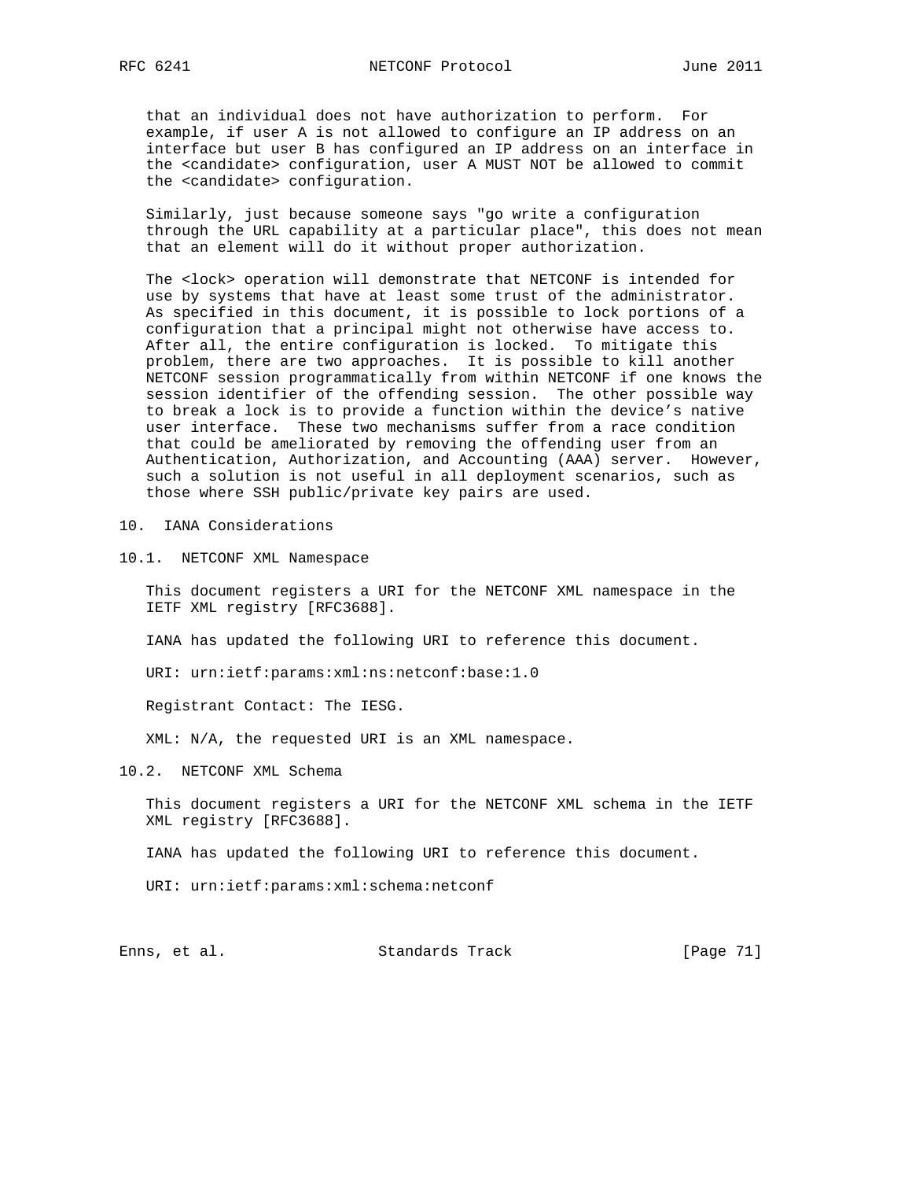that an individual does not have authorization to perform. For example, if user A is not allowed to configure an IP address on an interface but user B has configured an IP address on an interface in the <candidate> configuration, user A MUST NOT be allowed to commit the <candidate> configuration.

Similarly, just because someone says "go write a configuration through the URL capability at a particular place", this does not mean that an element will do it without proper authorization.

The <lock> operation will demonstrate that NETCONF is intended for use by systems that have at least some trust of the administrator. As specified in this document, it is possible to lock portions of a configuration that a principal might not otherwise have access to. After all, the entire configuration is locked. To mitigate this problem, there are two approaches. It is possible to kill another NETCONF session programmatically from within NETCONF if one knows the session identifier of the offending session. The other possible way to break a lock is to provide a function within the device's native user interface. These two mechanisms suffer from a race condition that could be ameliorated by removing the offending user from an Authentication, Authorization, and Accounting (AAA) server. However, such a solution is not useful in all deployment scenarios, such as those where SSH public/private key pairs are used.

## 10. IANA Considerations

### 10.1. NETCONF XML Namespace

This document registers a URI for the NETCONF XML namespace in the IETF XML registry [RFC3688].

IANA has updated the following URI to reference this document.

URI: urn:ietf:params:xml:ns:netconf:base:1.0

Registrant Contact: The IESG.

XML: N/A, the requested URI is an XML namespace.

### 10.2. NETCONF XML Schema

This document registers a URI for the NETCONF XML schema in the IETF XML registry [RFC3688].

IANA has updated the following URI to reference this document.

URI: urn:ietf:params:xml:schema:netconf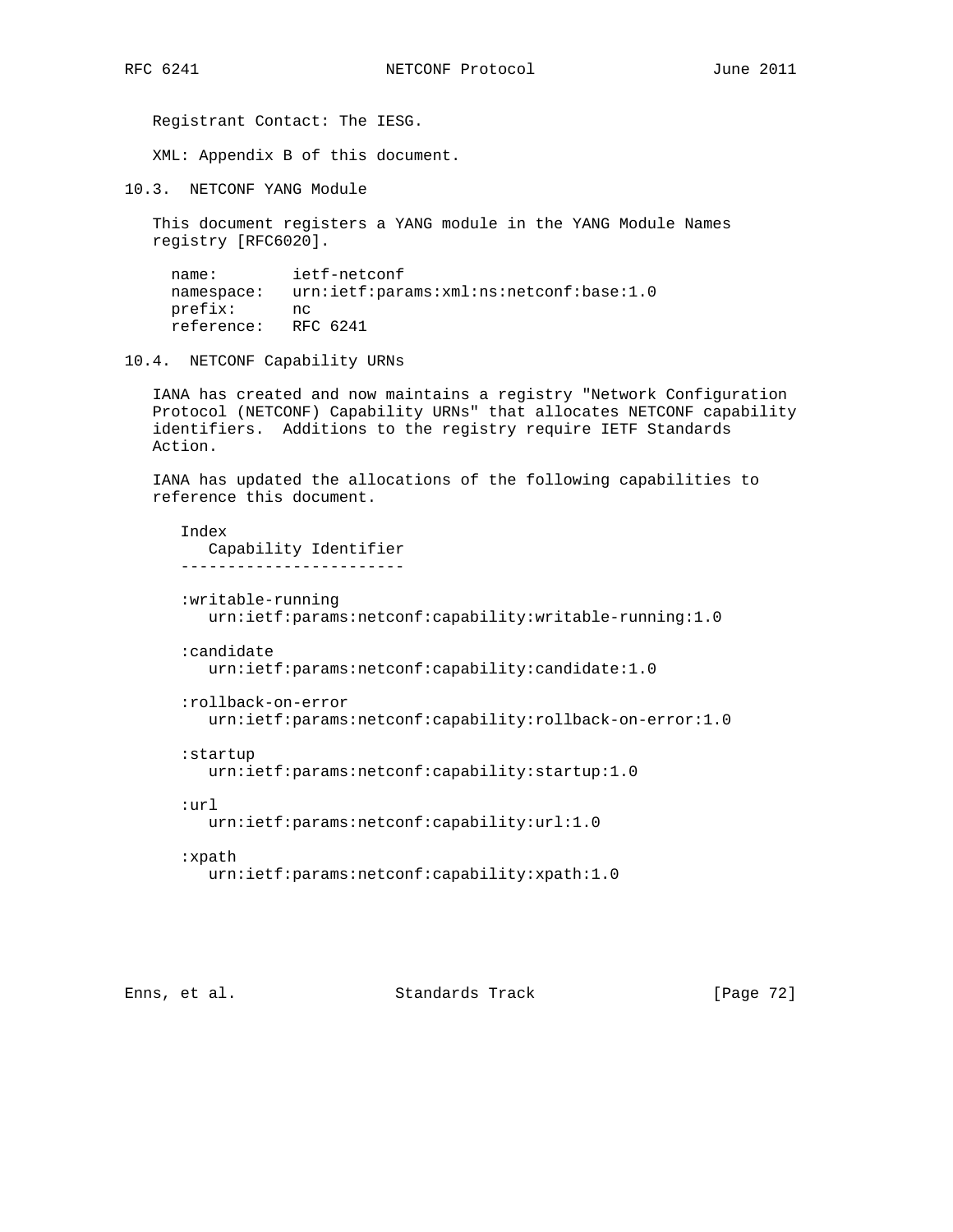Registrant Contact: The IESG.

XML: Appendix B of this document.

### 10.3. NETCONF YANG Module

This document registers a YANG module in the YANG Module Names registry [RFC6020].

```
name:        ietf-netconf
namespace:   urn:ietf:params:xml:ns:netconf:base:1.0
prefix:      nc
reference:   RFC 6241
```

### 10.4. NETCONF Capability URNs

IANA has created and now maintains a registry "Network Configuration Protocol (NETCONF) Capability URNs" that allocates NETCONF capability identifiers. Additions to the registry require IETF Standards Action.

IANA has updated the allocations of the following capabilities to reference this document.

```
Index
   Capability Identifier
------------------------

:writable-running
   urn:ietf:params:netconf:capability:writable-running:1.0

:candidate
   urn:ietf:params:netconf:capability:candidate:1.0

:rollback-on-error
   urn:ietf:params:netconf:capability:rollback-on-error:1.0

:startup
   urn:ietf:params:netconf:capability:startup:1.0

:url
   urn:ietf:params:netconf:capability:url:1.0

:xpath
   urn:ietf:params:netconf:capability:xpath:1.0
```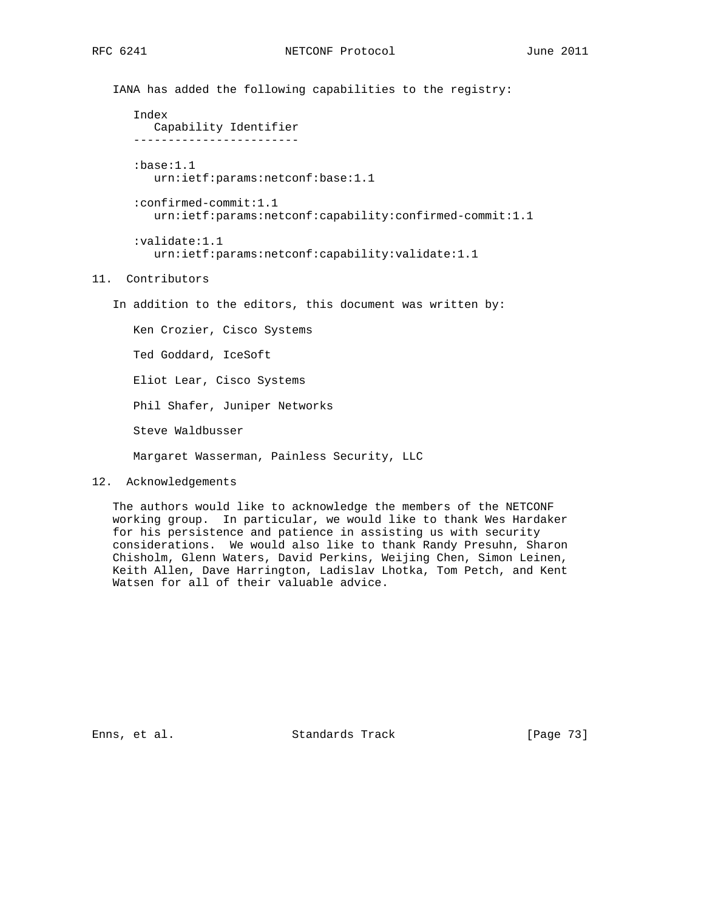IANA has added the following capabilities to the registry:

```
Index
   Capability Identifier
------------------------

:base:1.1
   urn:ietf:params:netconf:base:1.1

:confirmed-commit:1.1
   urn:ietf:params:netconf:capability:confirmed-commit:1.1

:validate:1.1
   urn:ietf:params:netconf:capability:validate:1.1
```

## 11. Contributors

In addition to the editors, this document was written by:

Ken Crozier, Cisco Systems

Ted Goddard, IceSoft

Eliot Lear, Cisco Systems

Phil Shafer, Juniper Networks

Steve Waldbusser

Margaret Wasserman, Painless Security, LLC

## 12. Acknowledgements

The authors would like to acknowledge the members of the NETCONF working group. In particular, we would like to thank Wes Hardaker for his persistence and patience in assisting us with security considerations. We would also like to thank Randy Presuhn, Sharon Chisholm, Glenn Waters, David Perkins, Weijing Chen, Simon Leinen, Keith Allen, Dave Harrington, Ladislav Lhotka, Tom Petch, and Kent Watsen for all of their valuable advice.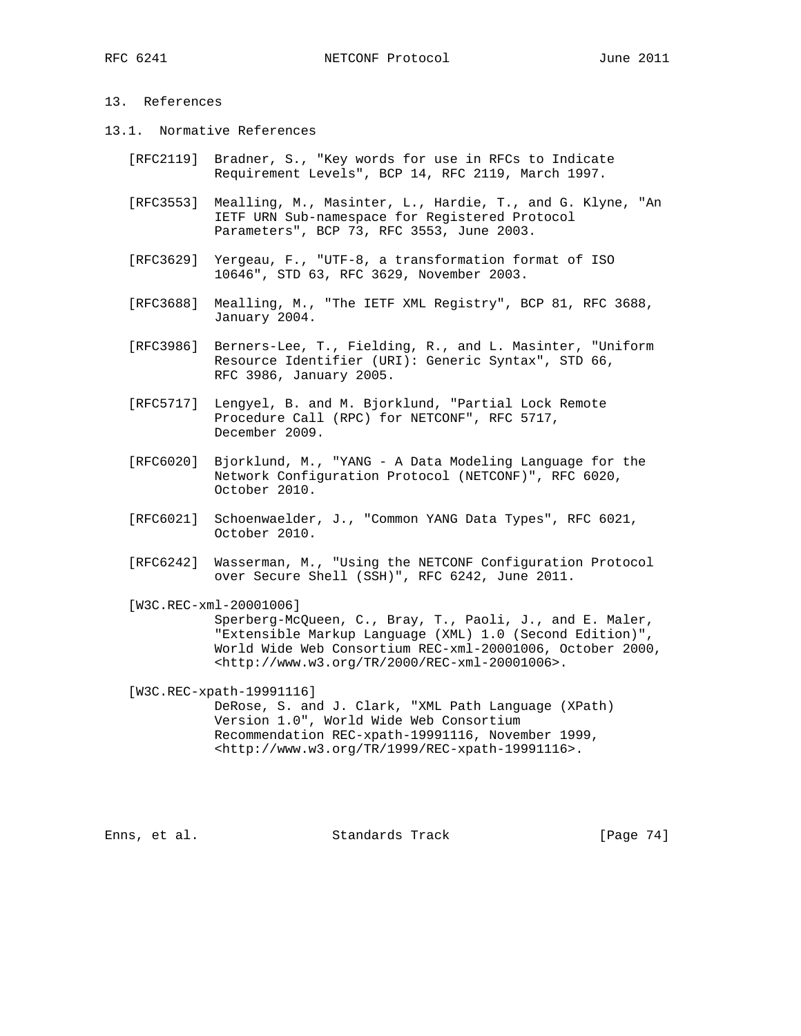## 13. References

### 13.1. Normative References

[RFC2119] Bradner, S., "Key words for use in RFCs to Indicate Requirement Levels", BCP 14, RFC 2119, March 1997.

[RFC3553] Mealling, M., Masinter, L., Hardie, T., and G. Klyne, "An IETF URN Sub-namespace for Registered Protocol Parameters", BCP 73, RFC 3553, June 2003.

[RFC3629] Yergeau, F., "UTF-8, a transformation format of ISO 10646", STD 63, RFC 3629, November 2003.

[RFC3688] Mealling, M., "The IETF XML Registry", BCP 81, RFC 3688, January 2004.

[RFC3986] Berners-Lee, T., Fielding, R., and L. Masinter, "Uniform Resource Identifier (URI): Generic Syntax", STD 66, RFC 3986, January 2005.

[RFC5717] Lengyel, B. and M. Bjorklund, "Partial Lock Remote Procedure Call (RPC) for NETCONF", RFC 5717, December 2009.

[RFC6020] Bjorklund, M., "YANG - A Data Modeling Language for the Network Configuration Protocol (NETCONF)", RFC 6020, October 2010.

[RFC6021] Schoenwaelder, J., "Common YANG Data Types", RFC 6021, October 2010.

[RFC6242] Wasserman, M., "Using the NETCONF Configuration Protocol over Secure Shell (SSH)", RFC 6242, June 2011.

[W3C.REC-xml-20001006] Sperberg-McQueen, C., Bray, T., Paoli, J., and E. Maler, "Extensible Markup Language (XML) 1.0 (Second Edition)", World Wide Web Consortium REC-xml-20001006, October 2000, <http://www.w3.org/TR/2000/REC-xml-20001006>.

[W3C.REC-xpath-19991116] DeRose, S. and J. Clark, "XML Path Language (XPath) Version 1.0", World Wide Web Consortium Recommendation REC-xpath-19991116, November 1999, <http://www.w3.org/TR/1999/REC-xpath-19991116>.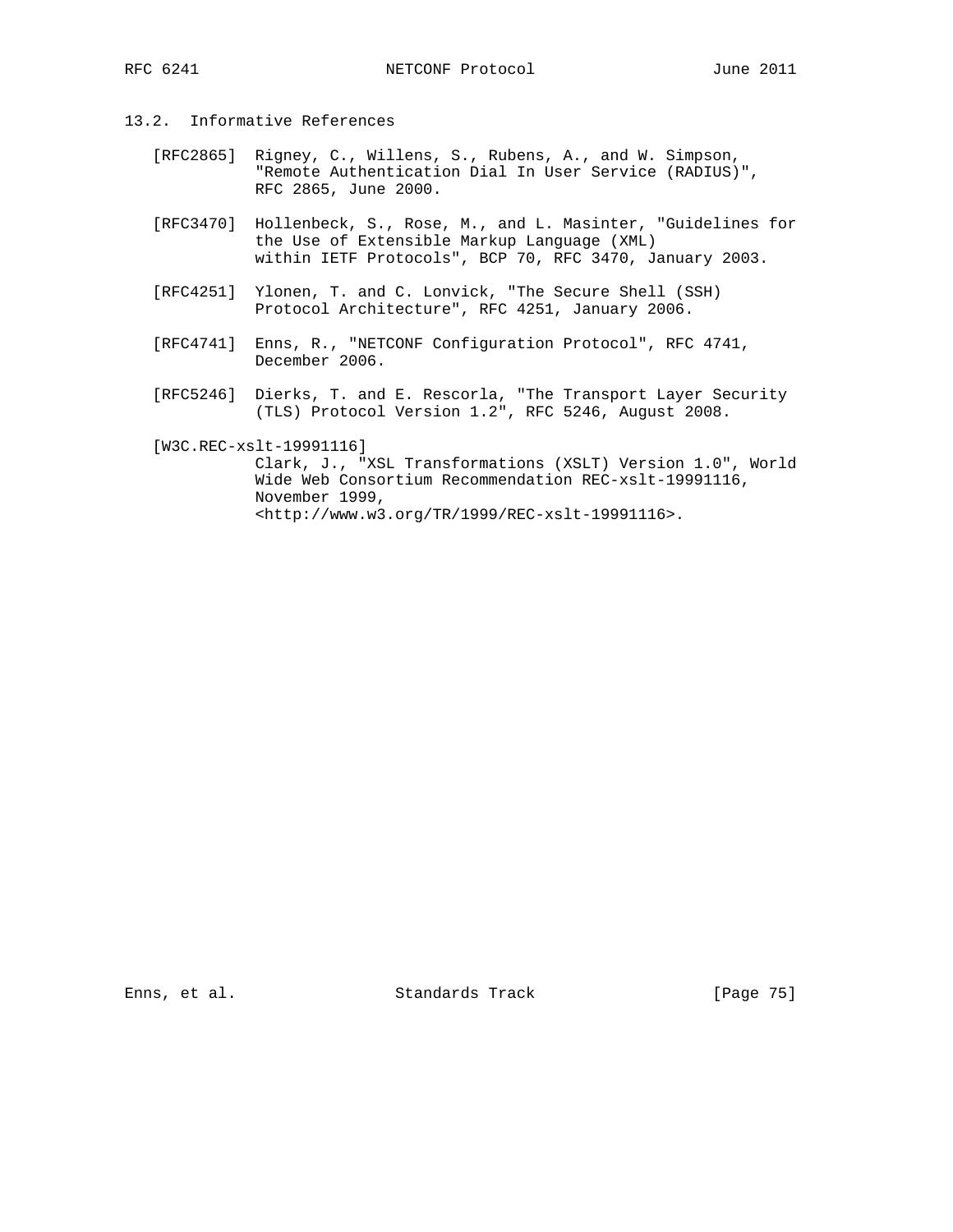## 13.2. Informative References

[RFC2865] Rigney, C., Willens, S., Rubens, A., and W. Simpson, "Remote Authentication Dial In User Service (RADIUS)", RFC 2865, June 2000.

[RFC3470] Hollenbeck, S., Rose, M., and L. Masinter, "Guidelines for the Use of Extensible Markup Language (XML) within IETF Protocols", BCP 70, RFC 3470, January 2003.

[RFC4251] Ylonen, T. and C. Lonvick, "The Secure Shell (SSH) Protocol Architecture", RFC 4251, January 2006.

[RFC4741] Enns, R., "NETCONF Configuration Protocol", RFC 4741, December 2006.

[RFC5246] Dierks, T. and E. Rescorla, "The Transport Layer Security (TLS) Protocol Version 1.2", RFC 5246, August 2008.

[W3C.REC-xslt-19991116] Clark, J., "XSL Transformations (XSLT) Version 1.0", World Wide Web Consortium Recommendation REC-xslt-19991116, November 1999, <http://www.w3.org/TR/1999/REC-xslt-19991116>.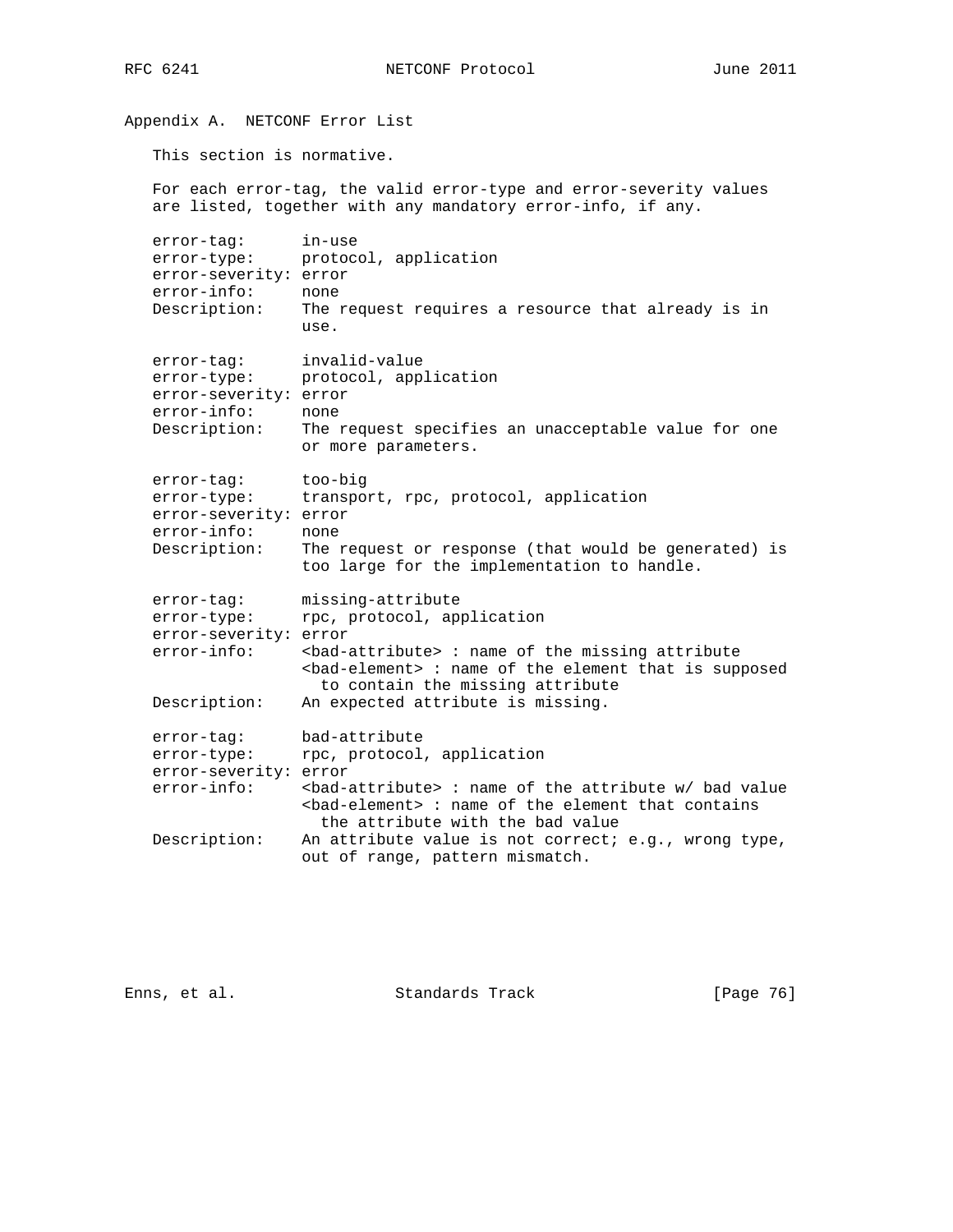## Appendix A. NETCONF Error List

This section is normative.

For each error-tag, the valid error-type and error-severity values are listed, together with any mandatory error-info, if any.

```
error-tag:      in-use
error-type:     protocol, application
error-severity: error
error-info:     none
Description:    The request requires a resource that already is in
                use.

error-tag:      invalid-value
error-type:     protocol, application
error-severity: error
error-info:     none
Description:    The request specifies an unacceptable value for one
                or more parameters.

error-tag:      too-big
error-type:     transport, rpc, protocol, application
error-severity: error
error-info:     none
Description:    The request or response (that would be generated) is
                too large for the implementation to handle.

error-tag:      missing-attribute
error-type:     rpc, protocol, application
error-severity: error
error-info:     <bad-attribute> : name of the missing attribute
                <bad-element> : name of the element that is supposed
                  to contain the missing attribute
Description:    An expected attribute is missing.

error-tag:      bad-attribute
error-type:     rpc, protocol, application
error-severity: error
error-info:     <bad-attribute> : name of the attribute w/ bad value
                <bad-element> : name of the element that contains
                  the attribute with the bad value
Description:    An attribute value is not correct; e.g., wrong type,
                out of range, pattern mismatch.
```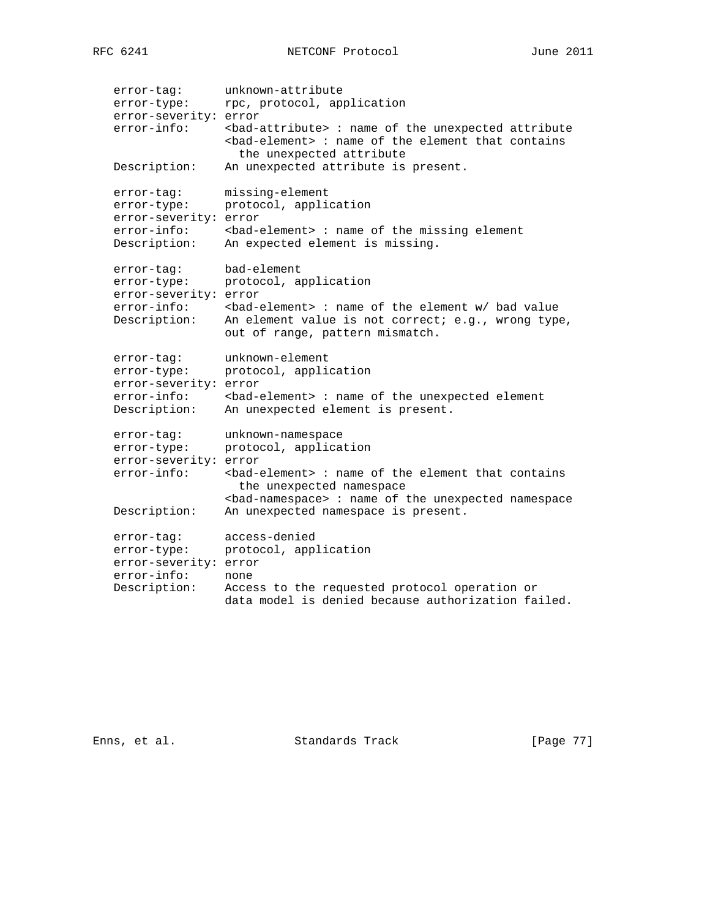```
error-tag:      unknown-attribute
error-type:     rpc, protocol, application
error-severity: error
error-info:     <bad-attribute> : name of the unexpected attribute
                <bad-element> : name of the element that contains
                  the unexpected attribute
Description:    An unexpected attribute is present.

error-tag:      missing-element
error-type:     protocol, application
error-severity: error
error-info:     <bad-element> : name of the missing element
Description:    An expected element is missing.

error-tag:      bad-element
error-type:     protocol, application
error-severity: error
error-info:     <bad-element> : name of the element w/ bad value
Description:    An element value is not correct; e.g., wrong type,
                out of range, pattern mismatch.

error-tag:      unknown-element
error-type:     protocol, application
error-severity: error
error-info:     <bad-element> : name of the unexpected element
Description:    An unexpected element is present.

error-tag:      unknown-namespace
error-type:     protocol, application
error-severity: error
error-info:     <bad-element> : name of the element that contains
                  the unexpected namespace
                <bad-namespace> : name of the unexpected namespace
Description:    An unexpected namespace is present.

error-tag:      access-denied
error-type:     protocol, application
error-severity: error
error-info:     none
Description:    Access to the requested protocol operation or
                data model is denied because authorization failed.
```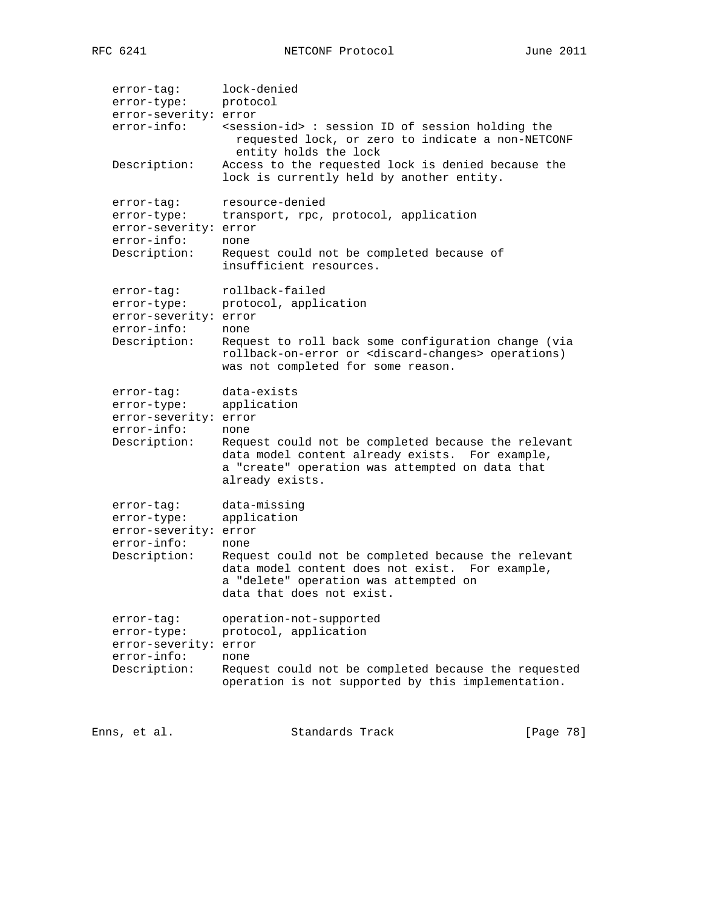```
error-tag:      lock-denied
error-type:     protocol
error-severity: error
error-info:     <session-id> : session ID of session holding the
                  requested lock, or zero to indicate a non-NETCONF
                  entity holds the lock
Description:    Access to the requested lock is denied because the
                lock is currently held by another entity.

error-tag:      resource-denied
error-type:     transport, rpc, protocol, application
error-severity: error
error-info:     none
Description:    Request could not be completed because of
                insufficient resources.

error-tag:      rollback-failed
error-type:     protocol, application
error-severity: error
error-info:     none
Description:    Request to roll back some configuration change (via
                rollback-on-error or <discard-changes> operations)
                was not completed for some reason.

error-tag:      data-exists
error-type:     application
error-severity: error
error-info:     none
Description:    Request could not be completed because the relevant
                data model content already exists.  For example,
                a "create" operation was attempted on data that
                already exists.

error-tag:      data-missing
error-type:     application
error-severity: error
error-info:     none
Description:    Request could not be completed because the relevant
                data model content does not exist.  For example,
                a "delete" operation was attempted on
                data that does not exist.

error-tag:      operation-not-supported
error-type:     protocol, application
error-severity: error
error-info:     none
Description:    Request could not be completed because the requested
                operation is not supported by this implementation.
```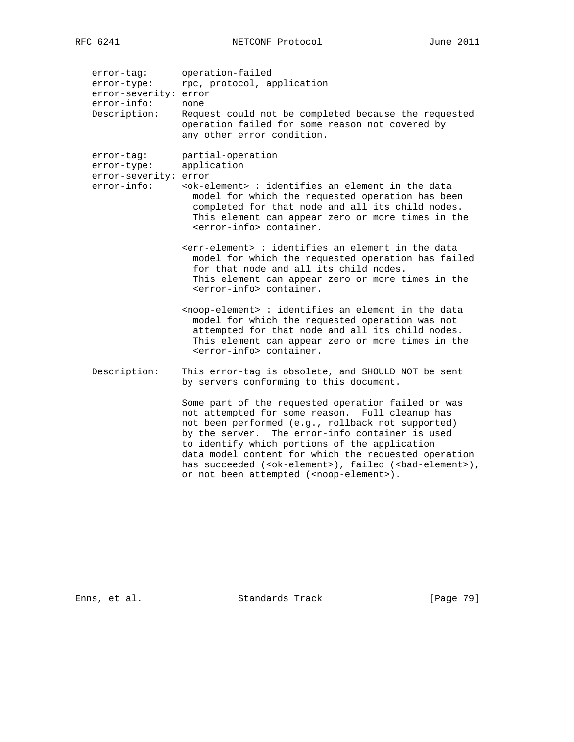```
   error-tag:      operation-failed
   error-type:     rpc, protocol, application
   error-severity: error
   error-info:     none
   Description:    Request could not be completed because the requested
                   operation failed for some reason not covered by
                   any other error condition.

   error-tag:      partial-operation
   error-type:     application
   error-severity: error
   error-info:     <ok-element> : identifies an element in the data
                     model for which the requested operation has been
                     completed for that node and all its child nodes.
                     This element can appear zero or more times in the
                     <error-info> container.

                   <err-element> : identifies an element in the data
                     model for which the requested operation has failed
                     for that node and all its child nodes.
                     This element can appear zero or more times in the
                     <error-info> container.

                   <noop-element> : identifies an element in the data
                     model for which the requested operation was not
                     attempted for that node and all its child nodes.
                     This element can appear zero or more times in the
                     <error-info> container.

   Description:    This error-tag is obsolete, and SHOULD NOT be sent
                   by servers conforming to this document.

                   Some part of the requested operation failed or was
                   not attempted for some reason.  Full cleanup has
                   not been performed (e.g., rollback not supported)
                   by the server.  The error-info container is used
                   to identify which portions of the application
                   data model content for which the requested operation
                   has succeeded (<ok-element>), failed (<bad-element>),
                   or not been attempted (<noop-element>).
```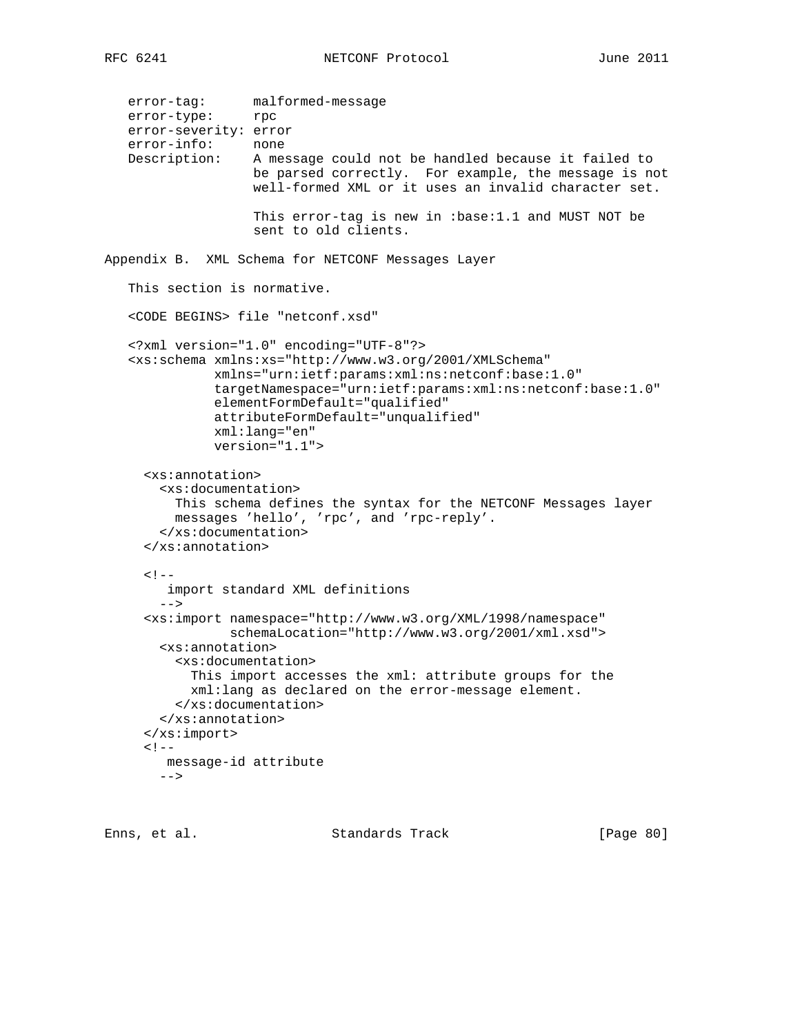```
error-tag:      malformed-message
error-type:     rpc
error-severity: error
error-info:     none
Description:    A message could not be handled because it failed to
                be parsed correctly.  For example, the message is not
                well-formed XML or it uses an invalid character set.

                This error-tag is new in :base:1.1 and MUST NOT be
                sent to old clients.
```

## Appendix B.  XML Schema for NETCONF Messages Layer

This section is normative.

<CODE BEGINS> file "netconf.xsd"

```
<?xml version="1.0" encoding="UTF-8"?>
<xs:schema xmlns:xs="http://www.w3.org/2001/XMLSchema"
           xmlns="urn:ietf:params:xml:ns:netconf:base:1.0"
           targetNamespace="urn:ietf:params:xml:ns:netconf:base:1.0"
           elementFormDefault="qualified"
           attributeFormDefault="unqualified"
           xml:lang="en"
           version="1.1">

  <xs:annotation>
    <xs:documentation>
      This schema defines the syntax for the NETCONF Messages layer
      messages 'hello', 'rpc', and 'rpc-reply'.
    </xs:documentation>
  </xs:annotation>

  <!--
     import standard XML definitions
    -->
  <xs:import namespace="http://www.w3.org/XML/1998/namespace"
             schemaLocation="http://www.w3.org/2001/xml.xsd">
    <xs:annotation>
      <xs:documentation>
        This import accesses the xml: attribute groups for the
        xml:lang as declared on the error-message element.
      </xs:documentation>
    </xs:annotation>
  </xs:import>
  <!--
     message-id attribute
    -->
```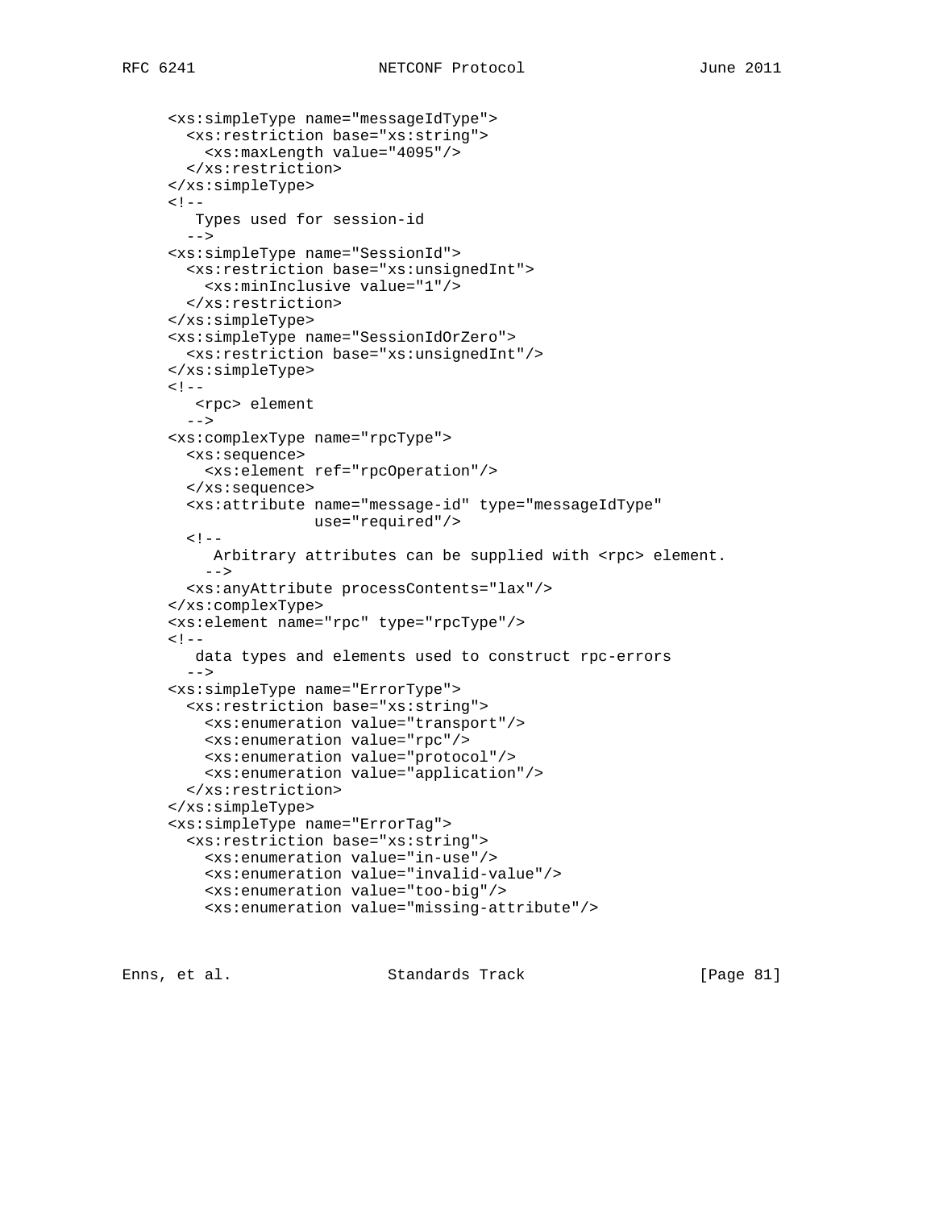```
     <xs:simpleType name="messageIdType">
       <xs:restriction base="xs:string">
         <xs:maxLength value="4095"/>
       </xs:restriction>
     </xs:simpleType>
     <!--
        Types used for session-id
       -->
     <xs:simpleType name="SessionId">
       <xs:restriction base="xs:unsignedInt">
         <xs:minInclusive value="1"/>
       </xs:restriction>
     </xs:simpleType>
     <xs:simpleType name="SessionIdOrZero">
       <xs:restriction base="xs:unsignedInt"/>
     </xs:simpleType>
     <!--
        <rpc> element
       -->
     <xs:complexType name="rpcType">
       <xs:sequence>
         <xs:element ref="rpcOperation"/>
       </xs:sequence>
       <xs:attribute name="message-id" type="messageIdType"
                     use="required"/>
       <!--
          Arbitrary attributes can be supplied with <rpc> element.
         -->
       <xs:anyAttribute processContents="lax"/>
     </xs:complexType>
     <xs:element name="rpc" type="rpcType"/>
     <!--
        data types and elements used to construct rpc-errors
       -->
     <xs:simpleType name="ErrorType">
       <xs:restriction base="xs:string">
         <xs:enumeration value="transport"/>
         <xs:enumeration value="rpc"/>
         <xs:enumeration value="protocol"/>
         <xs:enumeration value="application"/>
       </xs:restriction>
     </xs:simpleType>
     <xs:simpleType name="ErrorTag">
       <xs:restriction base="xs:string">
         <xs:enumeration value="in-use"/>
         <xs:enumeration value="invalid-value"/>
         <xs:enumeration value="too-big"/>
         <xs:enumeration value="missing-attribute"/>
```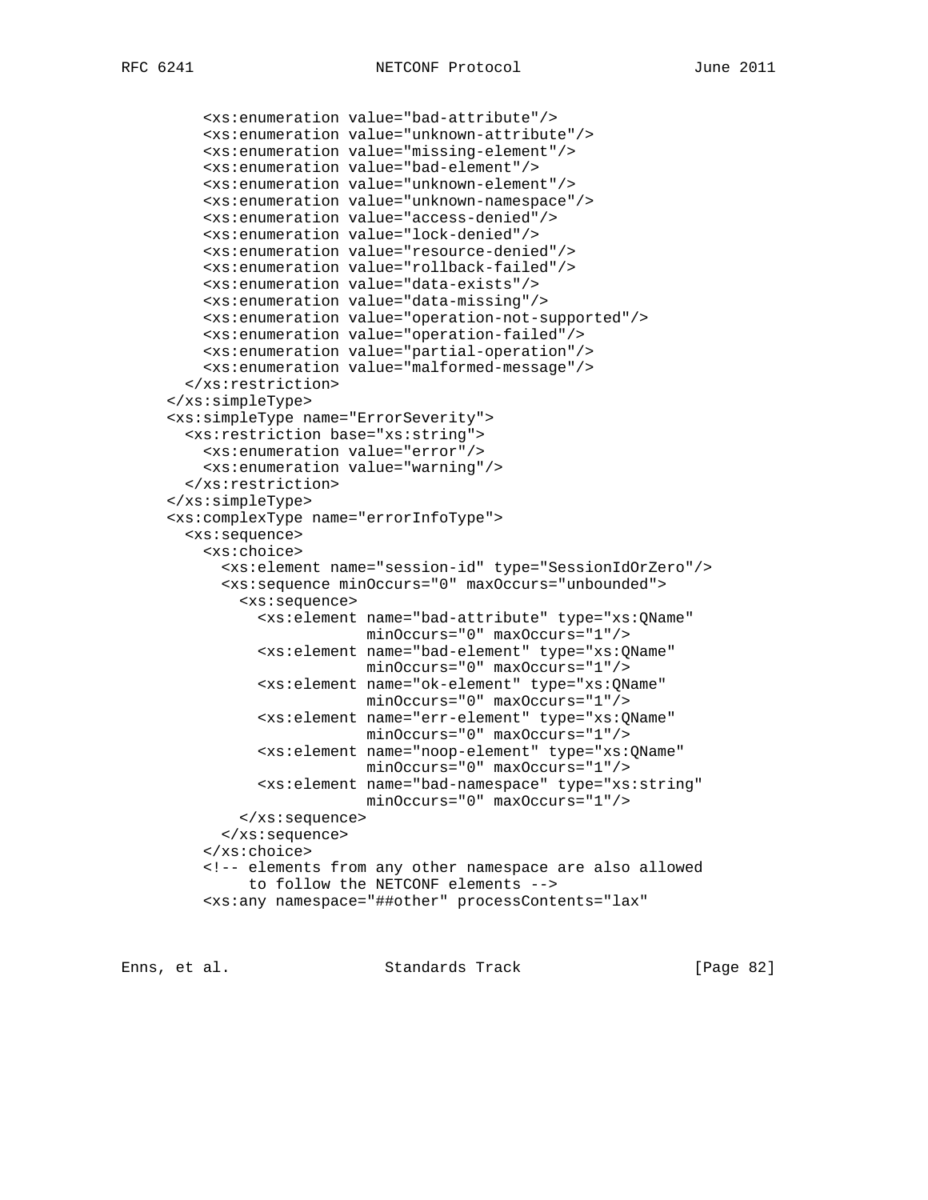```
        <xs:enumeration value="bad-attribute"/>
        <xs:enumeration value="unknown-attribute"/>
        <xs:enumeration value="missing-element"/>
        <xs:enumeration value="bad-element"/>
        <xs:enumeration value="unknown-element"/>
        <xs:enumeration value="unknown-namespace"/>
        <xs:enumeration value="access-denied"/>
        <xs:enumeration value="lock-denied"/>
        <xs:enumeration value="resource-denied"/>
        <xs:enumeration value="rollback-failed"/>
        <xs:enumeration value="data-exists"/>
        <xs:enumeration value="data-missing"/>
        <xs:enumeration value="operation-not-supported"/>
        <xs:enumeration value="operation-failed"/>
        <xs:enumeration value="partial-operation"/>
        <xs:enumeration value="malformed-message"/>
      </xs:restriction>
    </xs:simpleType>
    <xs:simpleType name="ErrorSeverity">
      <xs:restriction base="xs:string">
        <xs:enumeration value="error"/>
        <xs:enumeration value="warning"/>
      </xs:restriction>
    </xs:simpleType>
    <xs:complexType name="errorInfoType">
      <xs:sequence>
        <xs:choice>
          <xs:element name="session-id" type="SessionIdOrZero"/>
          <xs:sequence minOccurs="0" maxOccurs="unbounded">
            <xs:sequence>
              <xs:element name="bad-attribute" type="xs:QName"
                          minOccurs="0" maxOccurs="1"/>
              <xs:element name="bad-element" type="xs:QName"
                          minOccurs="0" maxOccurs="1"/>
              <xs:element name="ok-element" type="xs:QName"
                          minOccurs="0" maxOccurs="1"/>
              <xs:element name="err-element" type="xs:QName"
                          minOccurs="0" maxOccurs="1"/>
              <xs:element name="noop-element" type="xs:QName"
                          minOccurs="0" maxOccurs="1"/>
              <xs:element name="bad-namespace" type="xs:string"
                          minOccurs="0" maxOccurs="1"/>
            </xs:sequence>
          </xs:sequence>
        </xs:choice>
        <!-- elements from any other namespace are also allowed
             to follow the NETCONF elements -->
        <xs:any namespace="##other" processContents="lax"
```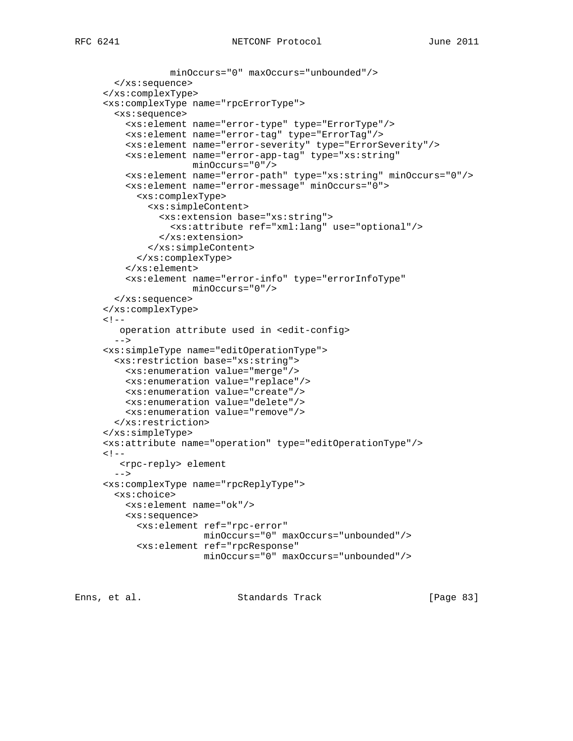```
                 minOccurs="0" maxOccurs="unbounded"/>
      </xs:sequence>
    </xs:complexType>
    <xs:complexType name="rpcErrorType">
      <xs:sequence>
        <xs:element name="error-type" type="ErrorType"/>
        <xs:element name="error-tag" type="ErrorTag"/>
        <xs:element name="error-severity" type="ErrorSeverity"/>
        <xs:element name="error-app-tag" type="xs:string"
                    minOccurs="0"/>
        <xs:element name="error-path" type="xs:string" minOccurs="0"/>
        <xs:element name="error-message" minOccurs="0">
          <xs:complexType>
            <xs:simpleContent>
              <xs:extension base="xs:string">
                <xs:attribute ref="xml:lang" use="optional"/>
              </xs:extension>
            </xs:simpleContent>
          </xs:complexType>
        </xs:element>
        <xs:element name="error-info" type="errorInfoType"
                    minOccurs="0"/>
      </xs:sequence>
    </xs:complexType>
    <!--
       operation attribute used in <edit-config>
      -->
    <xs:simpleType name="editOperationType">
      <xs:restriction base="xs:string">
        <xs:enumeration value="merge"/>
        <xs:enumeration value="replace"/>
        <xs:enumeration value="create"/>
        <xs:enumeration value="delete"/>
        <xs:enumeration value="remove"/>
      </xs:restriction>
    </xs:simpleType>
    <xs:attribute name="operation" type="editOperationType"/>
    <!--
       <rpc-reply> element
      -->
    <xs:complexType name="rpcReplyType">
      <xs:choice>
        <xs:element name="ok"/>
        <xs:sequence>
          <xs:element ref="rpc-error"
                      minOccurs="0" maxOccurs="unbounded"/>
          <xs:element ref="rpcResponse"
                      minOccurs="0" maxOccurs="unbounded"/>
```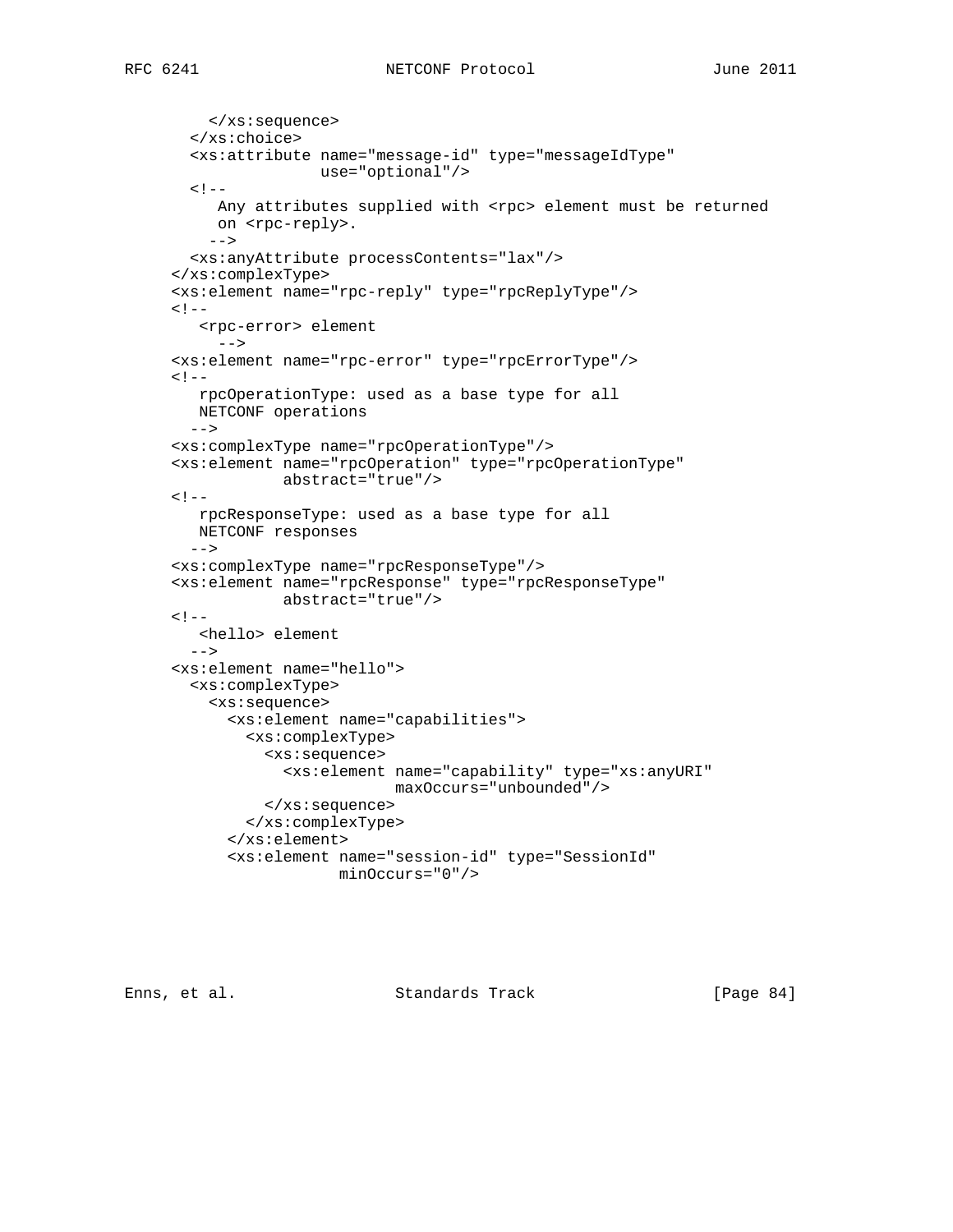```
        </xs:sequence>
      </xs:choice>
      <xs:attribute name="message-id" type="messageIdType"
                    use="optional"/>
      <!--
         Any attributes supplied with <rpc> element must be returned
         on <rpc-reply>.
        -->
      <xs:anyAttribute processContents="lax"/>
    </xs:complexType>
    <xs:element name="rpc-reply" type="rpcReplyType"/>
    <!--
       <rpc-error> element
         -->
    <xs:element name="rpc-error" type="rpcErrorType"/>
    <!--
       rpcOperationType: used as a base type for all
       NETCONF operations
      -->
    <xs:complexType name="rpcOperationType"/>
    <xs:element name="rpcOperation" type="rpcOperationType"
                abstract="true"/>
    <!--
       rpcResponseType: used as a base type for all
       NETCONF responses
      -->
    <xs:complexType name="rpcResponseType"/>
    <xs:element name="rpcResponse" type="rpcResponseType"
                abstract="true"/>
    <!--
       <hello> element
      -->
    <xs:element name="hello">
      <xs:complexType>
        <xs:sequence>
          <xs:element name="capabilities">
            <xs:complexType>
              <xs:sequence>
                <xs:element name="capability" type="xs:anyURI"
                            maxOccurs="unbounded"/>
              </xs:sequence>
            </xs:complexType>
          </xs:element>
          <xs:element name="session-id" type="SessionId"
                      minOccurs="0"/>
```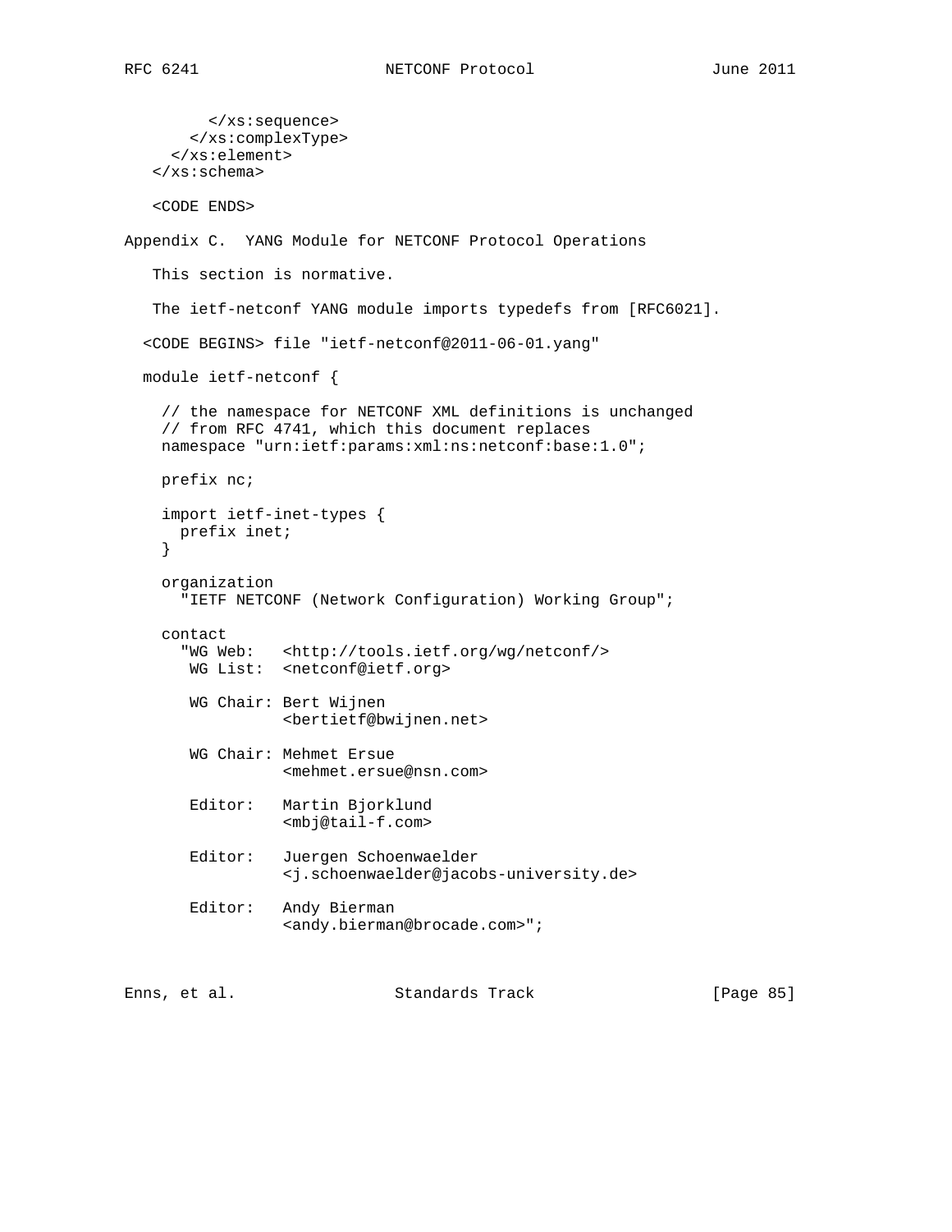```
        </xs:sequence>
      </xs:complexType>
    </xs:element>
  </xs:schema>

  <CODE ENDS>
```

## Appendix C. YANG Module for NETCONF Protocol Operations

This section is normative.

The ietf-netconf YANG module imports typedefs from [RFC6021].

```
<CODE BEGINS> file "ietf-netconf@2011-06-01.yang"

module ietf-netconf {

  // the namespace for NETCONF XML definitions is unchanged
  // from RFC 4741, which this document replaces
  namespace "urn:ietf:params:xml:ns:netconf:base:1.0";

  prefix nc;

  import ietf-inet-types {
    prefix inet;
  }

  organization
    "IETF NETCONF (Network Configuration) Working Group";

  contact
    "WG Web:   <http://tools.ietf.org/wg/netconf/>
     WG List:  <netconf@ietf.org>

     WG Chair: Bert Wijnen
               <bertietf@bwijnen.net>

     WG Chair: Mehmet Ersue
               <mehmet.ersue@nsn.com>

     Editor:   Martin Bjorklund
               <mbj@tail-f.com>

     Editor:   Juergen Schoenwaelder
               <j.schoenwaelder@jacobs-university.de>

     Editor:   Andy Bierman
               <andy.bierman@brocade.com>";
```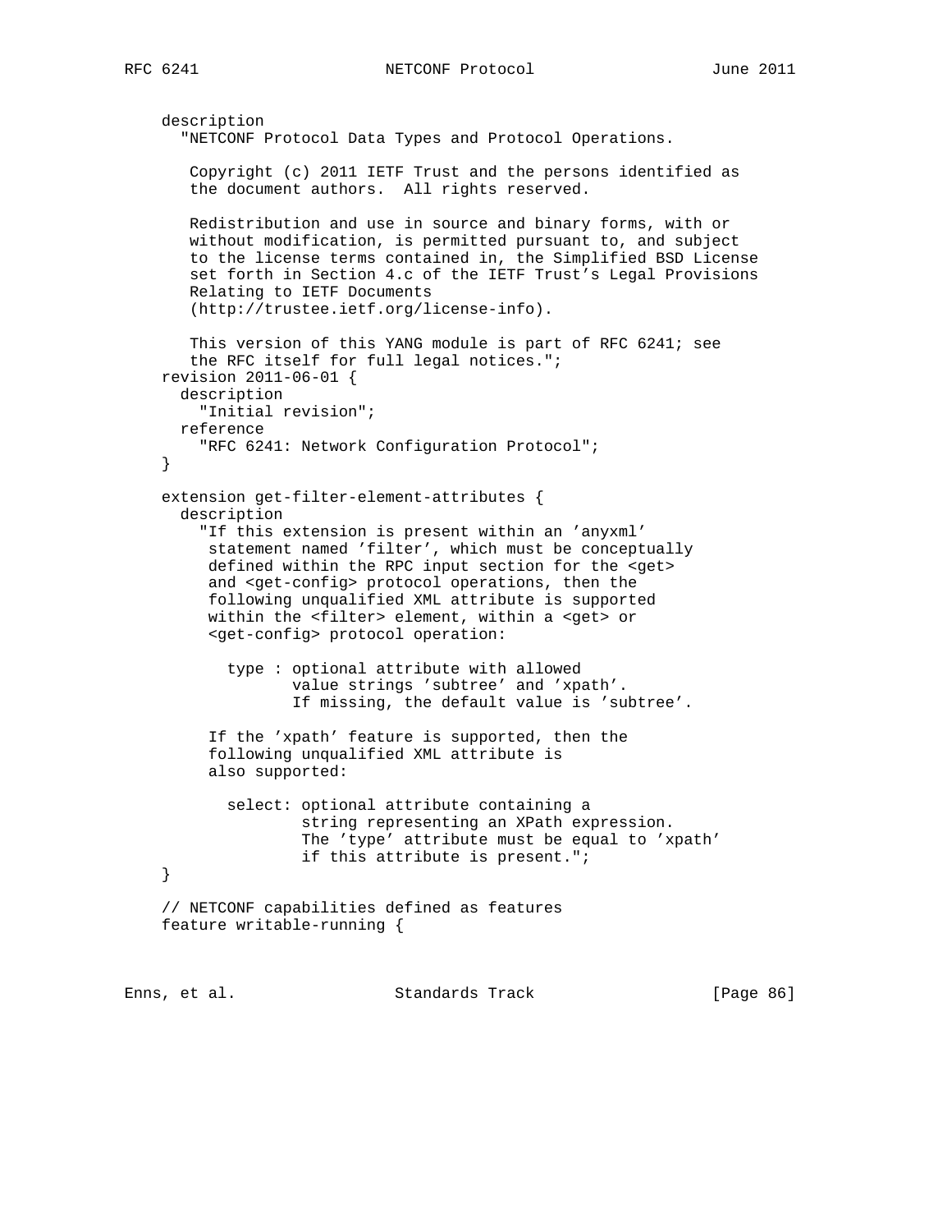```
     description
       "NETCONF Protocol Data Types and Protocol Operations.

        Copyright (c) 2011 IETF Trust and the persons identified as
        the document authors.  All rights reserved.

        Redistribution and use in source and binary forms, with or
        without modification, is permitted pursuant to, and subject
        to the license terms contained in, the Simplified BSD License
        set forth in Section 4.c of the IETF Trust's Legal Provisions
        Relating to IETF Documents
        (http://trustee.ietf.org/license-info).

        This version of this YANG module is part of RFC 6241; see
        the RFC itself for full legal notices.";
     revision 2011-06-01 {
       description
         "Initial revision";
       reference
         "RFC 6241: Network Configuration Protocol";
     }

     extension get-filter-element-attributes {
       description
         "If this extension is present within an 'anyxml'
          statement named 'filter', which must be conceptually
          defined within the RPC input section for the <get>
          and <get-config> protocol operations, then the
          following unqualified XML attribute is supported
          within the <filter> element, within a <get> or
          <get-config> protocol operation:

            type : optional attribute with allowed
                   value strings 'subtree' and 'xpath'.
                   If missing, the default value is 'subtree'.

          If the 'xpath' feature is supported, then the
          following unqualified XML attribute is
          also supported:

            select: optional attribute containing a
                    string representing an XPath expression.
                    The 'type' attribute must be equal to 'xpath'
                    if this attribute is present.";
     }

     // NETCONF capabilities defined as features
     feature writable-running {
```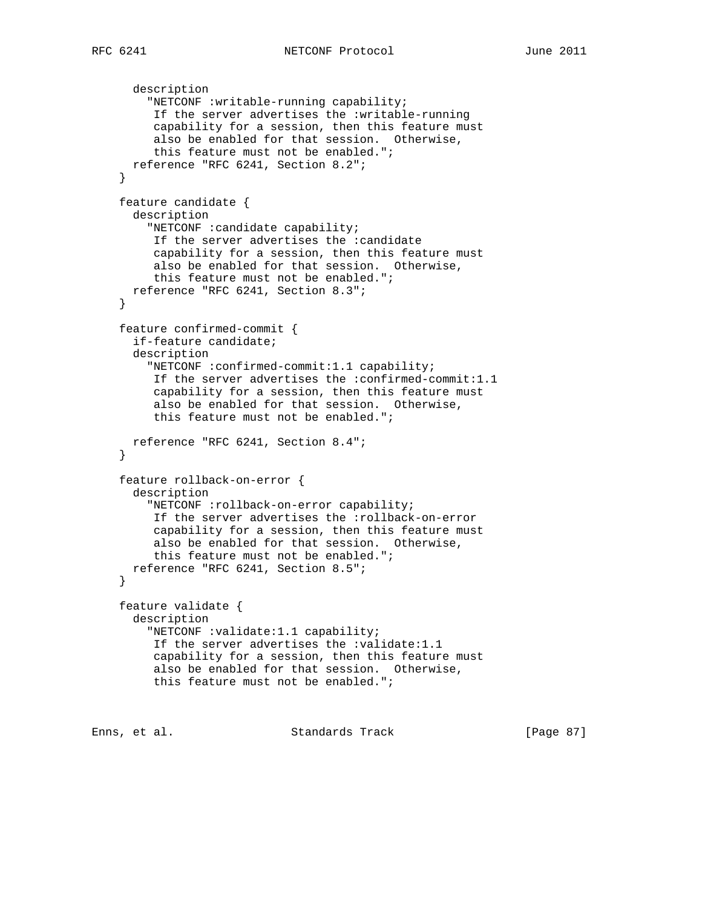```
      description
        "NETCONF :writable-running capability;
         If the server advertises the :writable-running
         capability for a session, then this feature must
         also be enabled for that session.  Otherwise,
         this feature must not be enabled.";
      reference "RFC 6241, Section 8.2";
    }

    feature candidate {
      description
        "NETCONF :candidate capability;
         If the server advertises the :candidate
         capability for a session, then this feature must
         also be enabled for that session.  Otherwise,
         this feature must not be enabled.";
      reference "RFC 6241, Section 8.3";
    }

    feature confirmed-commit {
      if-feature candidate;
      description
        "NETCONF :confirmed-commit:1.1 capability;
         If the server advertises the :confirmed-commit:1.1
         capability for a session, then this feature must
         also be enabled for that session.  Otherwise,
         this feature must not be enabled.";

      reference "RFC 6241, Section 8.4";
    }

    feature rollback-on-error {
      description
        "NETCONF :rollback-on-error capability;
         If the server advertises the :rollback-on-error
         capability for a session, then this feature must
         also be enabled for that session.  Otherwise,
         this feature must not be enabled.";
      reference "RFC 6241, Section 8.5";
    }

    feature validate {
      description
        "NETCONF :validate:1.1 capability;
         If the server advertises the :validate:1.1
         capability for a session, then this feature must
         also be enabled for that session.  Otherwise,
         this feature must not be enabled.";
```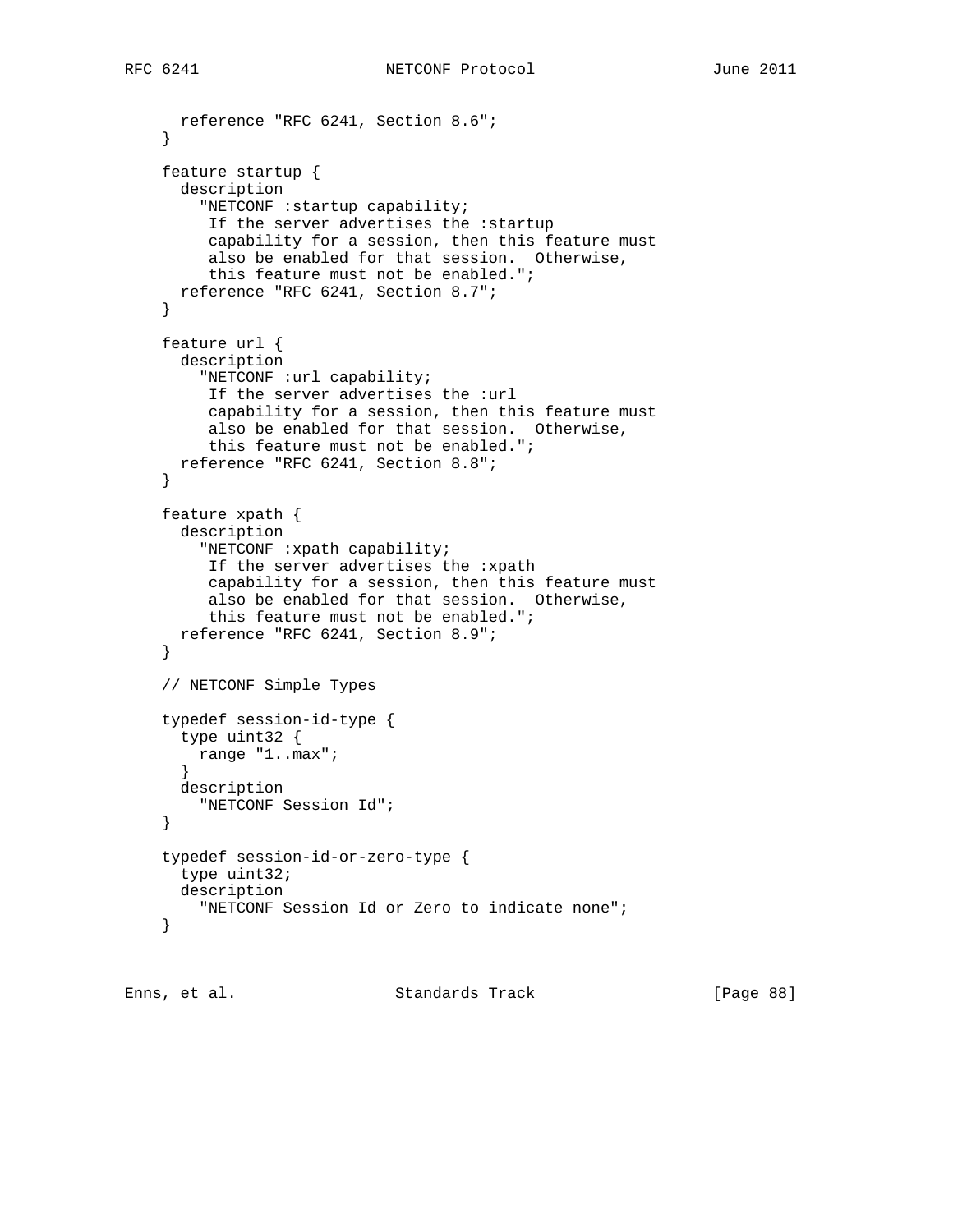```
      reference "RFC 6241, Section 8.6";
    }

    feature startup {
      description
        "NETCONF :startup capability;
         If the server advertises the :startup
         capability for a session, then this feature must
         also be enabled for that session.  Otherwise,
         this feature must not be enabled.";
      reference "RFC 6241, Section 8.7";
    }

    feature url {
      description
        "NETCONF :url capability;
         If the server advertises the :url
         capability for a session, then this feature must
         also be enabled for that session.  Otherwise,
         this feature must not be enabled.";
      reference "RFC 6241, Section 8.8";
    }

    feature xpath {
      description
        "NETCONF :xpath capability;
         If the server advertises the :xpath
         capability for a session, then this feature must
         also be enabled for that session.  Otherwise,
         this feature must not be enabled.";
      reference "RFC 6241, Section 8.9";
    }

    // NETCONF Simple Types

    typedef session-id-type {
      type uint32 {
        range "1..max";
      }
      description
        "NETCONF Session Id";
    }

    typedef session-id-or-zero-type {
      type uint32;
      description
        "NETCONF Session Id or Zero to indicate none";
    }
```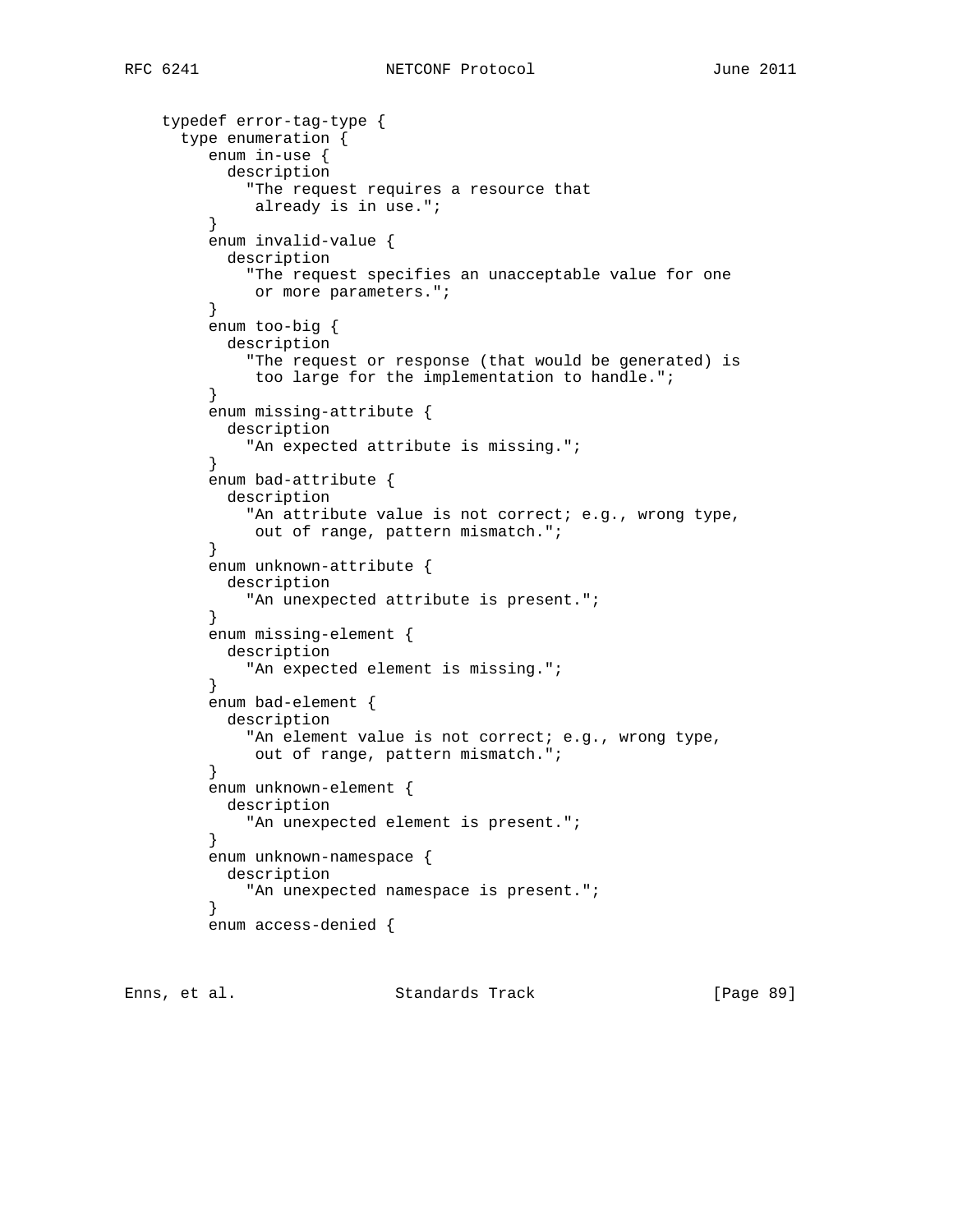```
    typedef error-tag-type {
      type enumeration {
         enum in-use {
           description
             "The request requires a resource that
              already is in use.";
         }
         enum invalid-value {
           description
             "The request specifies an unacceptable value for one
              or more parameters.";
         }
         enum too-big {
           description
             "The request or response (that would be generated) is
              too large for the implementation to handle.";
         }
         enum missing-attribute {
           description
             "An expected attribute is missing.";
         }
         enum bad-attribute {
           description
             "An attribute value is not correct; e.g., wrong type,
              out of range, pattern mismatch.";
         }
         enum unknown-attribute {
           description
             "An unexpected attribute is present.";
         }
         enum missing-element {
           description
             "An expected element is missing.";
         }
         enum bad-element {
           description
             "An element value is not correct; e.g., wrong type,
              out of range, pattern mismatch.";
         }
         enum unknown-element {
           description
             "An unexpected element is present.";
         }
         enum unknown-namespace {
           description
             "An unexpected namespace is present.";
         }
         enum access-denied {
```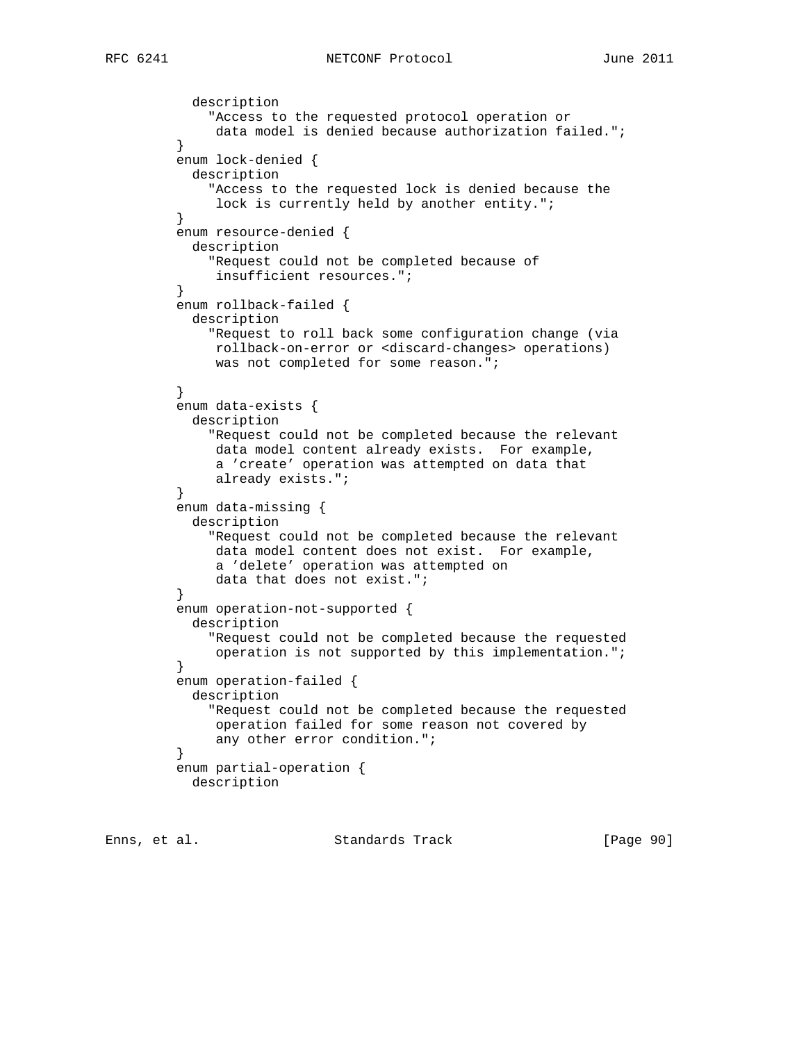```
          description
            "Access to the requested protocol operation or
             data model is denied because authorization failed.";
        }
        enum lock-denied {
          description
            "Access to the requested lock is denied because the
             lock is currently held by another entity.";
        }
        enum resource-denied {
          description
            "Request could not be completed because of
             insufficient resources.";
        }
        enum rollback-failed {
          description
            "Request to roll back some configuration change (via
             rollback-on-error or <discard-changes> operations)
             was not completed for some reason.";

        }
        enum data-exists {
          description
            "Request could not be completed because the relevant
             data model content already exists.  For example,
             a 'create' operation was attempted on data that
             already exists.";
        }
        enum data-missing {
          description
            "Request could not be completed because the relevant
             data model content does not exist.  For example,
             a 'delete' operation was attempted on
             data that does not exist.";
        }
        enum operation-not-supported {
          description
            "Request could not be completed because the requested
             operation is not supported by this implementation.";
        }
        enum operation-failed {
          description
            "Request could not be completed because the requested
             operation failed for some reason not covered by
             any other error condition.";
        }
        enum partial-operation {
          description
```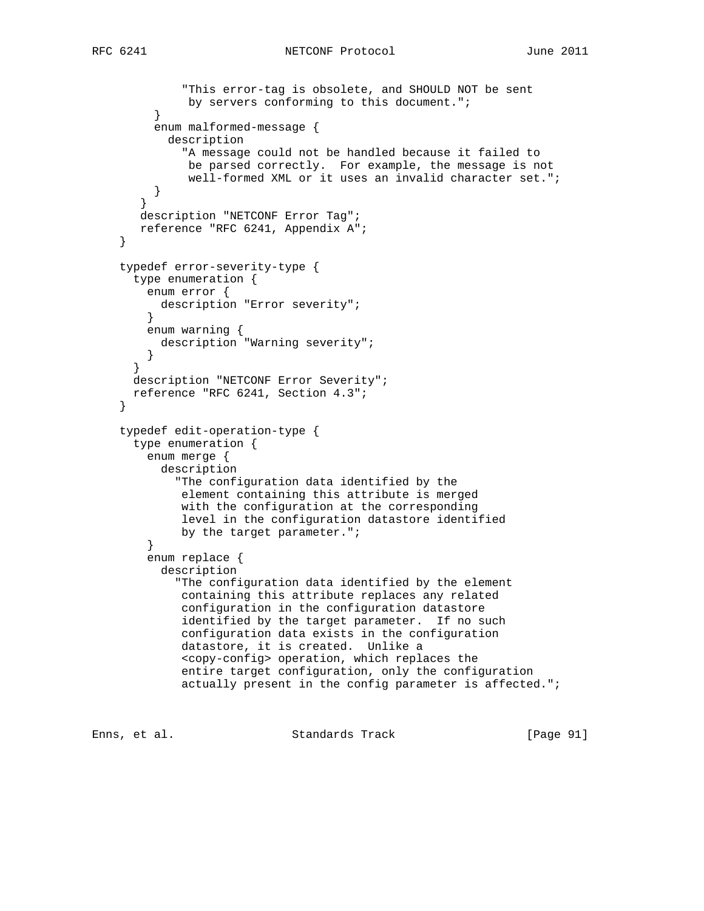```
             "This error-tag is obsolete, and SHOULD NOT be sent
              by servers conforming to this document.";
         }
         enum malformed-message {
           description
             "A message could not be handled because it failed to
              be parsed correctly.  For example, the message is not
              well-formed XML or it uses an invalid character set.";
         }
       }
       description "NETCONF Error Tag";
       reference "RFC 6241, Appendix A";
    }

    typedef error-severity-type {
      type enumeration {
        enum error {
          description "Error severity";
        }
        enum warning {
          description "Warning severity";
        }
      }
      description "NETCONF Error Severity";
      reference "RFC 6241, Section 4.3";
    }

    typedef edit-operation-type {
      type enumeration {
        enum merge {
          description
            "The configuration data identified by the
             element containing this attribute is merged
             with the configuration at the corresponding
             level in the configuration datastore identified
             by the target parameter.";
        }
        enum replace {
          description
            "The configuration data identified by the element
             containing this attribute replaces any related
             configuration in the configuration datastore
             identified by the target parameter.  If no such
             configuration data exists in the configuration
             datastore, it is created.  Unlike a
             <copy-config> operation, which replaces the
             entire target configuration, only the configuration
             actually present in the config parameter is affected.";
```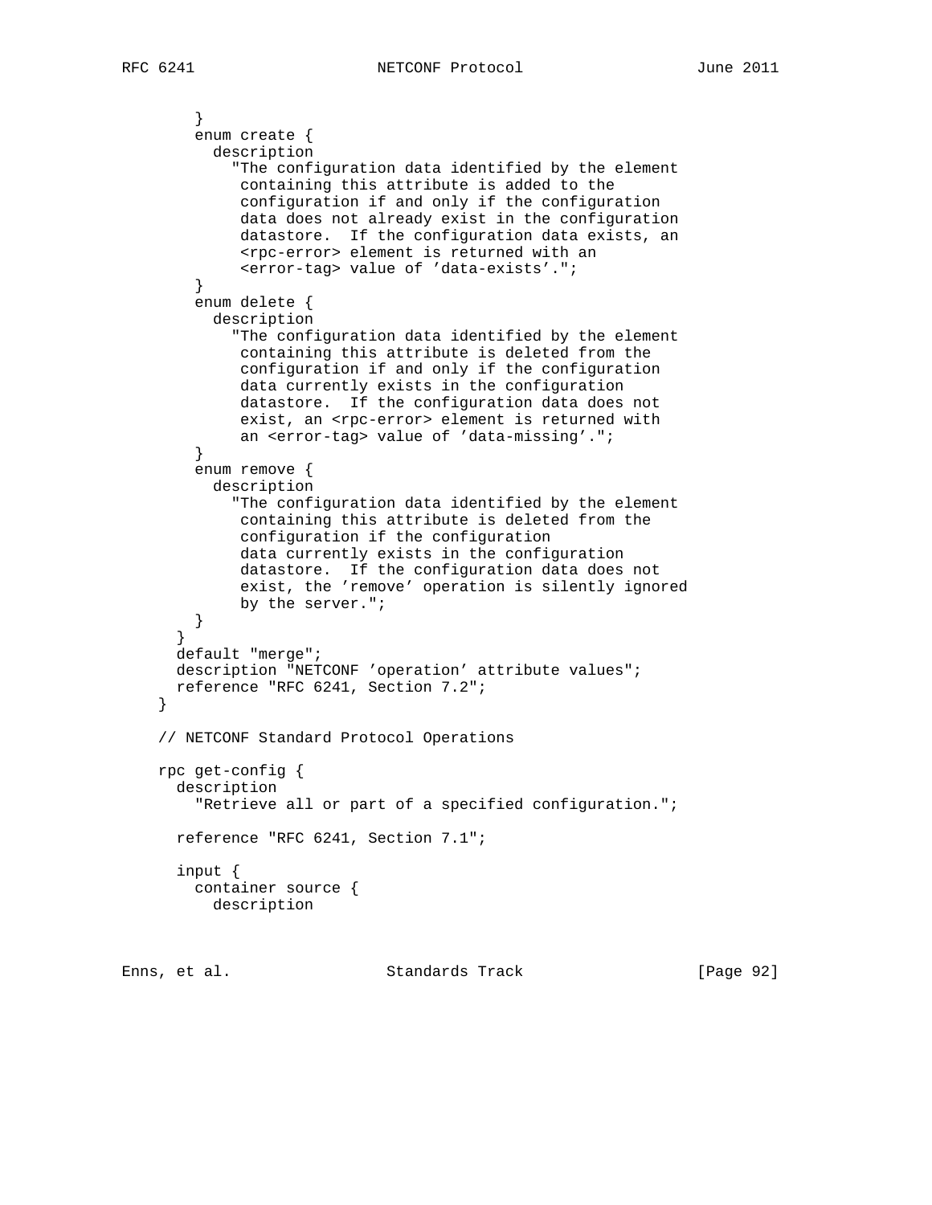```
        }
        enum create {
          description
            "The configuration data identified by the element
             containing this attribute is added to the
             configuration if and only if the configuration
             data does not already exist in the configuration
             datastore.  If the configuration data exists, an
             <rpc-error> element is returned with an
             <error-tag> value of 'data-exists'.";
        }
        enum delete {
          description
            "The configuration data identified by the element
             containing this attribute is deleted from the
             configuration if and only if the configuration
             data currently exists in the configuration
             datastore.  If the configuration data does not
             exist, an <rpc-error> element is returned with
             an <error-tag> value of 'data-missing'.";
        }
        enum remove {
          description
            "The configuration data identified by the element
             containing this attribute is deleted from the
             configuration if the configuration
             data currently exists in the configuration
             datastore.  If the configuration data does not
             exist, the 'remove' operation is silently ignored
             by the server.";
        }
      }
      default "merge";
      description "NETCONF 'operation' attribute values";
      reference "RFC 6241, Section 7.2";
    }

    // NETCONF Standard Protocol Operations

    rpc get-config {
      description
        "Retrieve all or part of a specified configuration.";

      reference "RFC 6241, Section 7.1";

      input {
        container source {
          description
```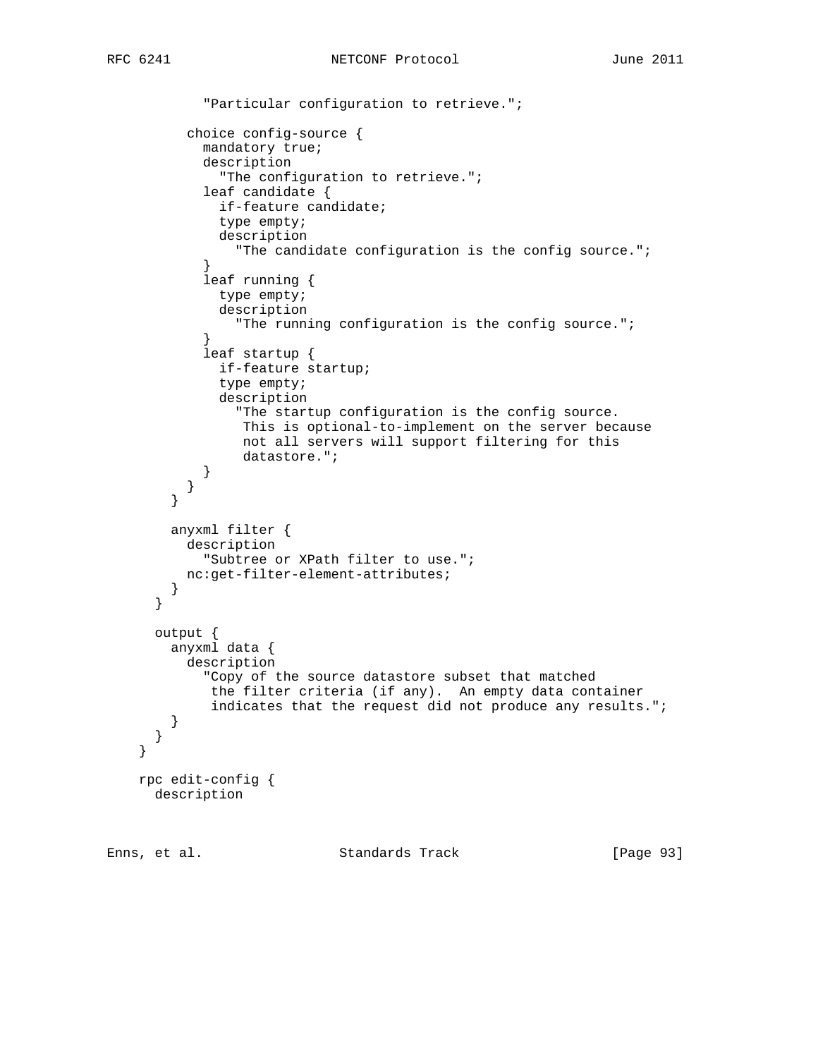```
            "Particular configuration to retrieve.";

          choice config-source {
            mandatory true;
            description
              "The configuration to retrieve.";
            leaf candidate {
              if-feature candidate;
              type empty;
              description
                "The candidate configuration is the config source.";
            }
            leaf running {
              type empty;
              description
                "The running configuration is the config source.";
            }
            leaf startup {
              if-feature startup;
              type empty;
              description
                "The startup configuration is the config source.
                 This is optional-to-implement on the server because
                 not all servers will support filtering for this
                 datastore.";
            }
          }
        }

        anyxml filter {
          description
            "Subtree or XPath filter to use.";
          nc:get-filter-element-attributes;
        }
      }

      output {
        anyxml data {
          description
            "Copy of the source datastore subset that matched
             the filter criteria (if any).  An empty data container
             indicates that the request did not produce any results.";
        }
      }
    }

    rpc edit-config {
      description
```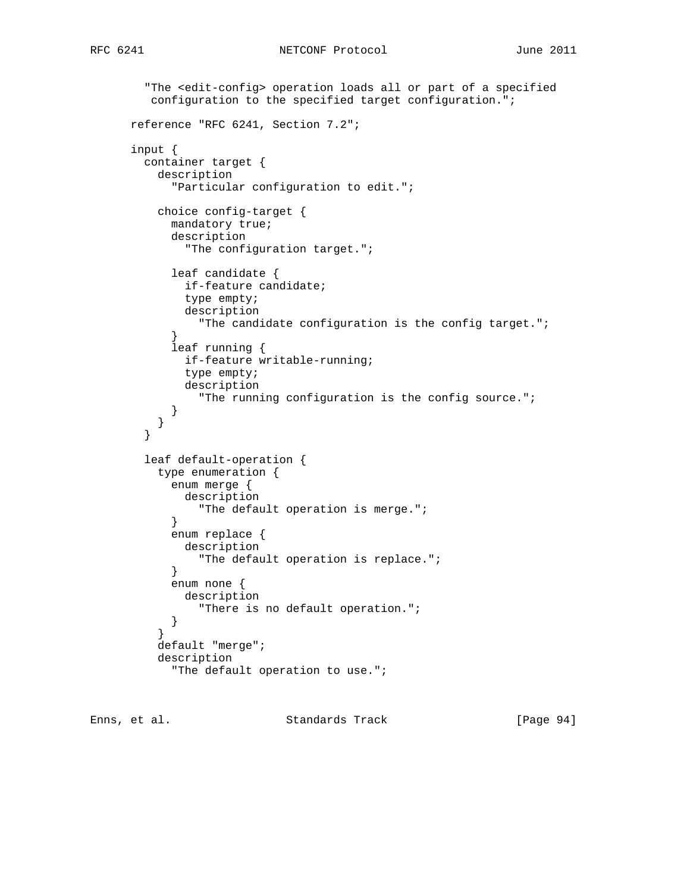```
         "The <edit-config> operation loads all or part of a specified
          configuration to the specified target configuration.";

       reference "RFC 6241, Section 7.2";

       input {
         container target {
           description
             "Particular configuration to edit.";

           choice config-target {
             mandatory true;
             description
               "The configuration target.";

             leaf candidate {
               if-feature candidate;
               type empty;
               description
                 "The candidate configuration is the config target.";
             }
             leaf running {
               if-feature writable-running;
               type empty;
               description
                 "The running configuration is the config source.";
             }
           }
         }

         leaf default-operation {
           type enumeration {
             enum merge {
               description
                 "The default operation is merge.";
             }
             enum replace {
               description
                 "The default operation is replace.";
             }
             enum none {
               description
                 "There is no default operation.";
             }
           }
           default "merge";
           description
             "The default operation to use.";
```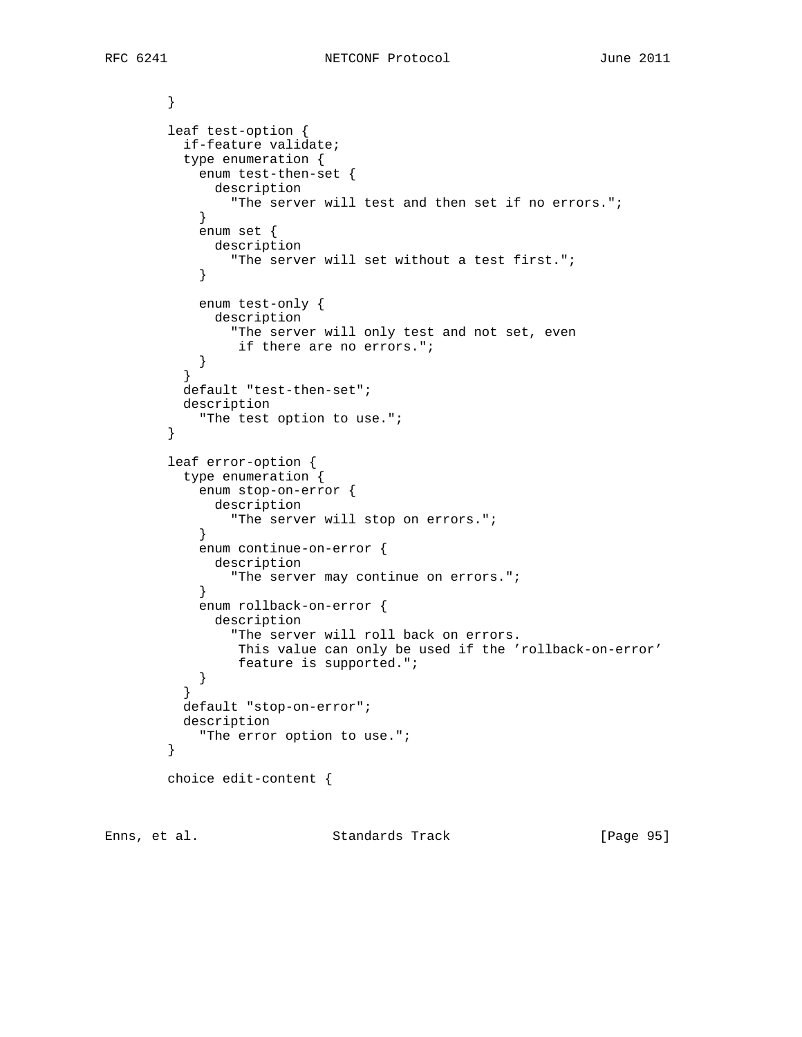```
        }

        leaf test-option {
          if-feature validate;
          type enumeration {
            enum test-then-set {
              description
                "The server will test and then set if no errors.";
            }
            enum set {
              description
                "The server will set without a test first.";
            }

            enum test-only {
              description
                "The server will only test and not set, even
                 if there are no errors.";
            }
          }
          default "test-then-set";
          description
            "The test option to use.";
        }

        leaf error-option {
          type enumeration {
            enum stop-on-error {
              description
                "The server will stop on errors.";
            }
            enum continue-on-error {
              description
                "The server may continue on errors.";
            }
            enum rollback-on-error {
              description
                "The server will roll back on errors.
                 This value can only be used if the 'rollback-on-error'
                 feature is supported.";
            }
          }
          default "stop-on-error";
          description
            "The error option to use.";
        }

        choice edit-content {
```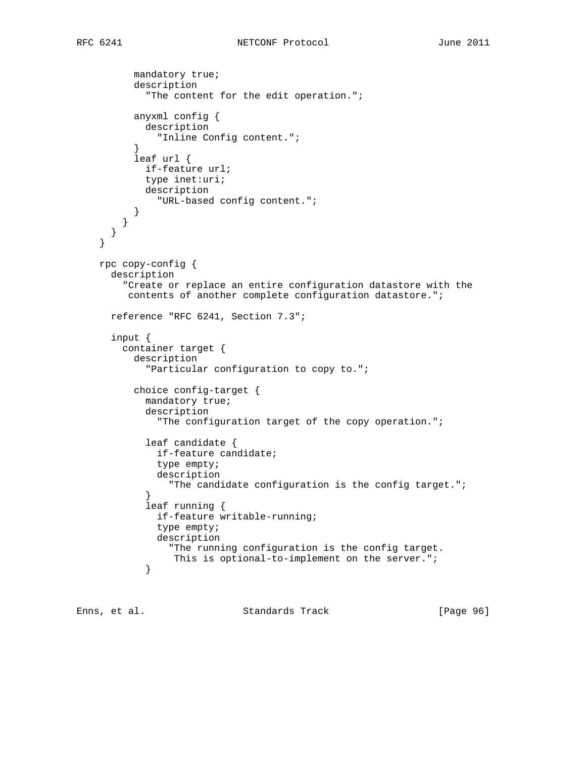```
          mandatory true;
          description
            "The content for the edit operation.";

          anyxml config {
            description
              "Inline Config content.";
          }
          leaf url {
            if-feature url;
            type inet:uri;
            description
              "URL-based config content.";
          }
        }
      }
    }

    rpc copy-config {
      description
        "Create or replace an entire configuration datastore with the
         contents of another complete configuration datastore.";

      reference "RFC 6241, Section 7.3";

      input {
        container target {
          description
            "Particular configuration to copy to.";

          choice config-target {
            mandatory true;
            description
              "The configuration target of the copy operation.";

            leaf candidate {
              if-feature candidate;
              type empty;
              description
                "The candidate configuration is the config target.";
            }
            leaf running {
              if-feature writable-running;
              type empty;
              description
                "The running configuration is the config target.
                 This is optional-to-implement on the server.";
            }
```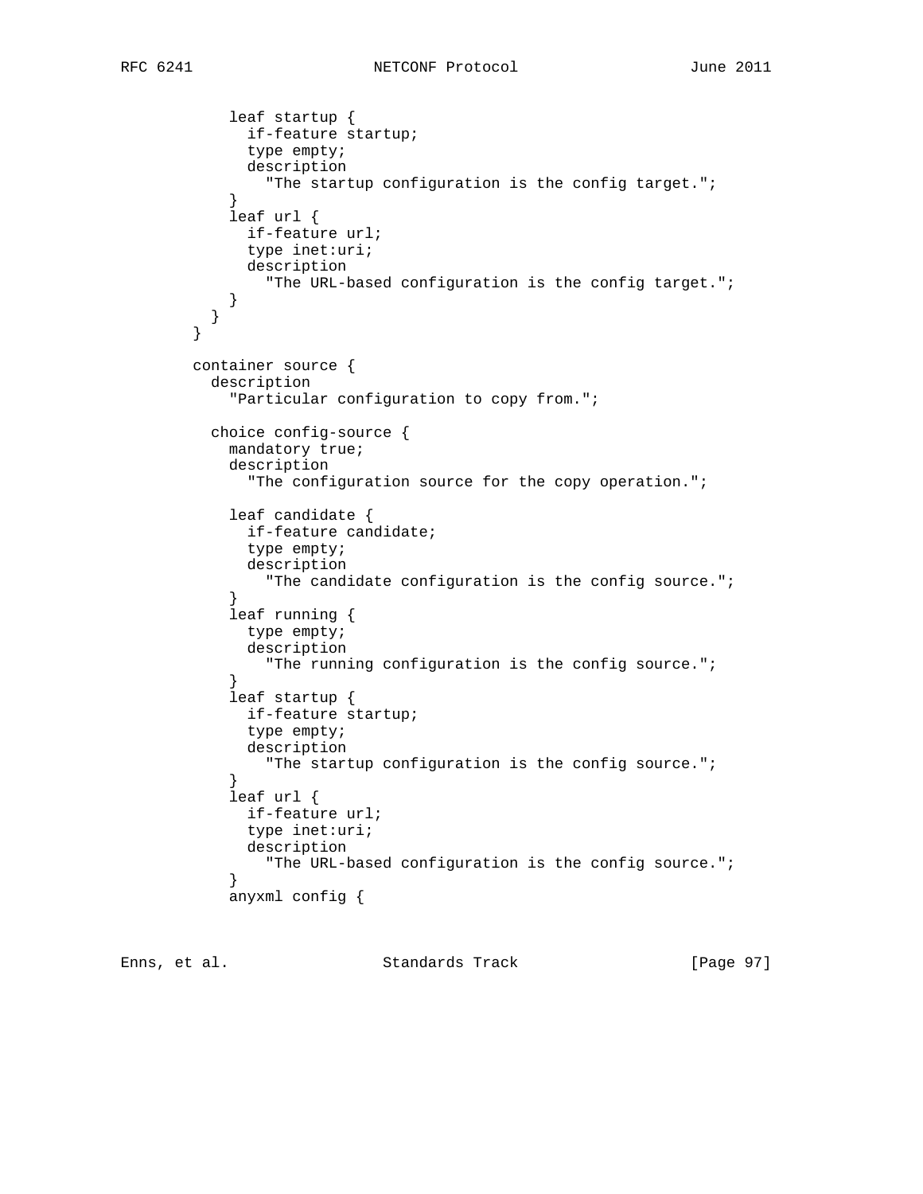```
            leaf startup {
              if-feature startup;
              type empty;
              description
                "The startup configuration is the config target.";
            }
            leaf url {
              if-feature url;
              type inet:uri;
              description
                "The URL-based configuration is the config target.";
            }
          }
        }

        container source {
          description
            "Particular configuration to copy from.";

          choice config-source {
            mandatory true;
            description
              "The configuration source for the copy operation.";

            leaf candidate {
              if-feature candidate;
              type empty;
              description
                "The candidate configuration is the config source.";
            }
            leaf running {
              type empty;
              description
                "The running configuration is the config source.";
            }
            leaf startup {
              if-feature startup;
              type empty;
              description
                "The startup configuration is the config source.";
            }
            leaf url {
              if-feature url;
              type inet:uri;
              description
                "The URL-based configuration is the config source.";
            }
            anyxml config {
```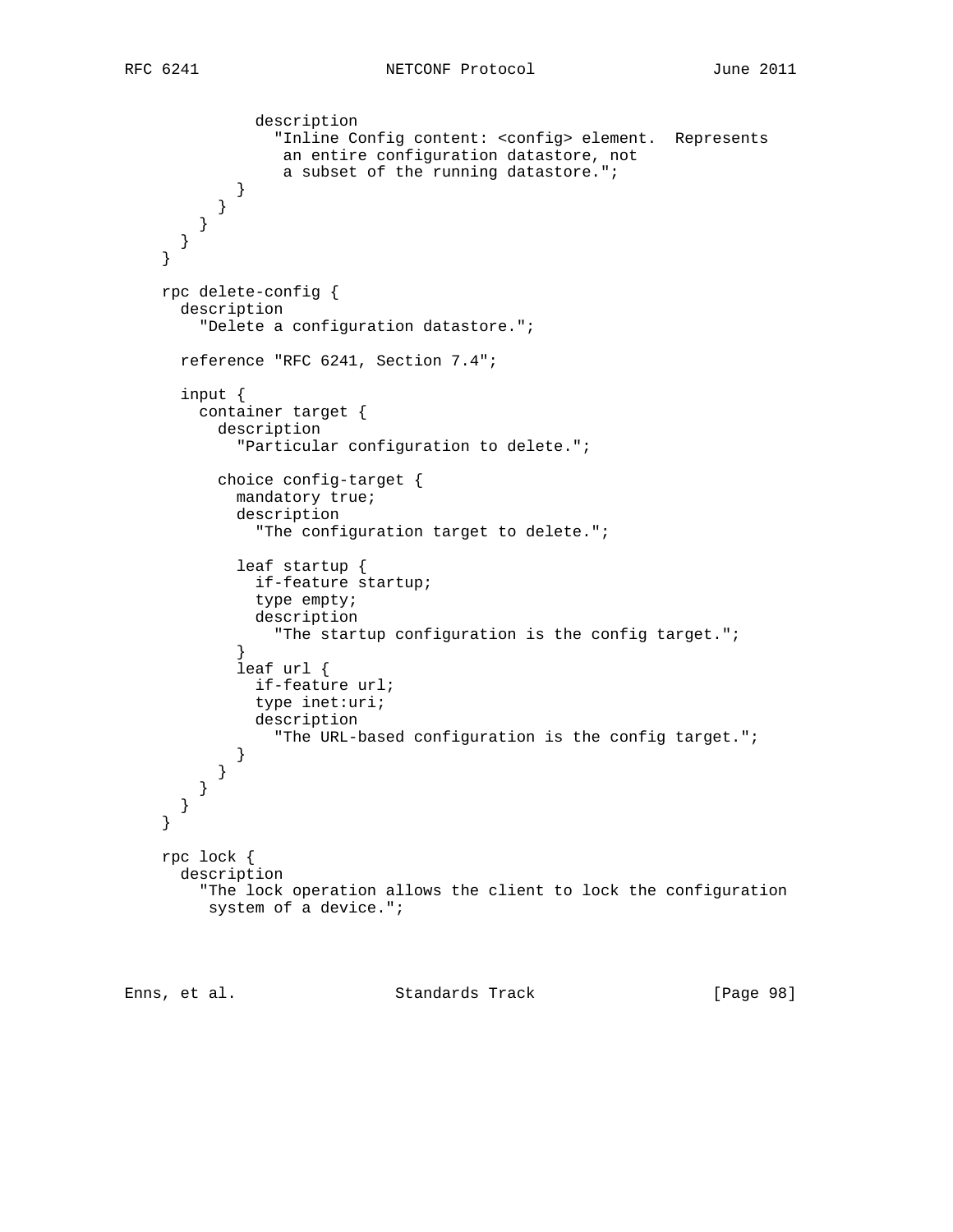```
             description
               "Inline Config content: <config> element.  Represents
                an entire configuration datastore, not
                a subset of the running datastore.";
           }
         }
       }
     }
   }

   rpc delete-config {
     description
       "Delete a configuration datastore.";

     reference "RFC 6241, Section 7.4";

     input {
       container target {
         description
           "Particular configuration to delete.";

         choice config-target {
           mandatory true;
           description
             "The configuration target to delete.";

           leaf startup {
             if-feature startup;
             type empty;
             description
               "The startup configuration is the config target.";
           }
           leaf url {
             if-feature url;
             type inet:uri;
             description
               "The URL-based configuration is the config target.";
           }
         }
       }
     }
   }

   rpc lock {
     description
       "The lock operation allows the client to lock the configuration
        system of a device.";
```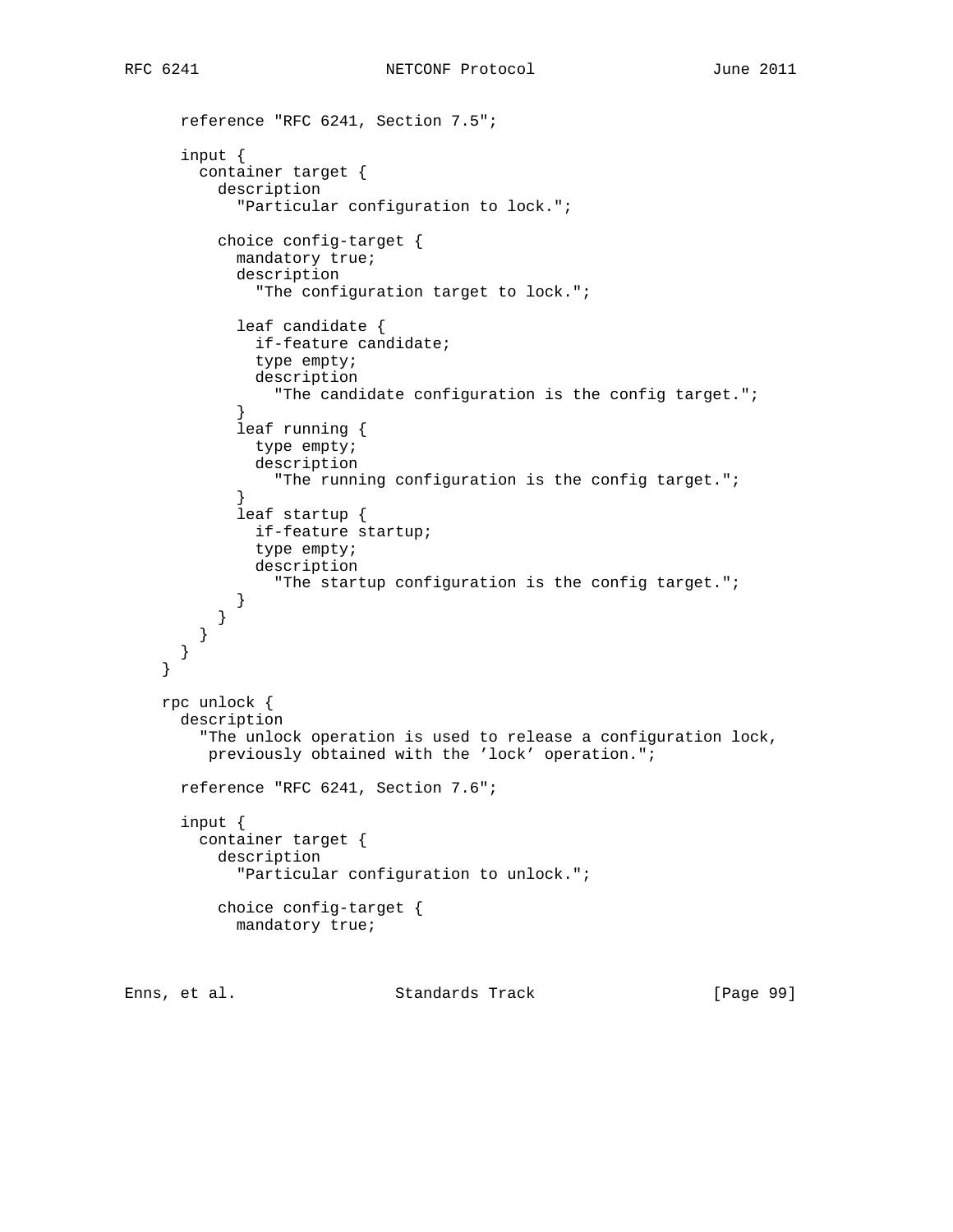```
      reference "RFC 6241, Section 7.5";

      input {
        container target {
          description
            "Particular configuration to lock.";

          choice config-target {
            mandatory true;
            description
              "The configuration target to lock.";

            leaf candidate {
              if-feature candidate;
              type empty;
              description
                "The candidate configuration is the config target.";
            }
            leaf running {
              type empty;
              description
                "The running configuration is the config target.";
            }
            leaf startup {
              if-feature startup;
              type empty;
              description
                "The startup configuration is the config target.";
            }
          }
        }
      }
    }

    rpc unlock {
      description
        "The unlock operation is used to release a configuration lock,
         previously obtained with the 'lock' operation.";

      reference "RFC 6241, Section 7.6";

      input {
        container target {
          description
            "Particular configuration to unlock.";

          choice config-target {
            mandatory true;
```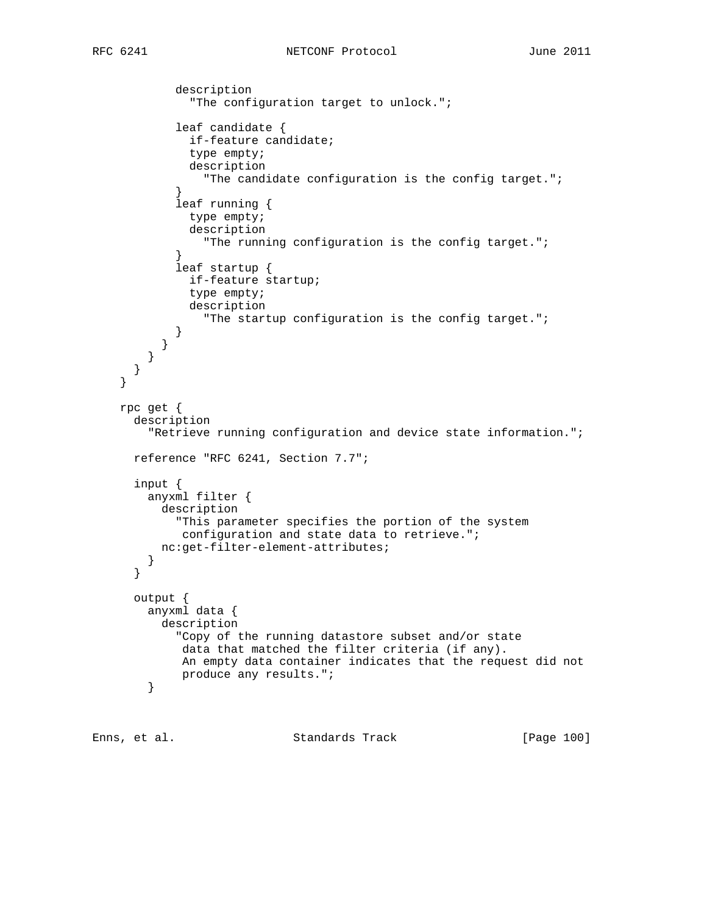```
           description
             "The configuration target to unlock.";

           leaf candidate {
             if-feature candidate;
             type empty;
             description
               "The candidate configuration is the config target.";
           }
           leaf running {
             type empty;
             description
               "The running configuration is the config target.";
           }
           leaf startup {
             if-feature startup;
             type empty;
             description
               "The startup configuration is the config target.";
           }
         }
       }
     }
   }

   rpc get {
     description
       "Retrieve running configuration and device state information.";

     reference "RFC 6241, Section 7.7";

     input {
       anyxml filter {
         description
           "This parameter specifies the portion of the system
            configuration and state data to retrieve.";
         nc:get-filter-element-attributes;
       }
     }

     output {
       anyxml data {
         description
           "Copy of the running datastore subset and/or state
            data that matched the filter criteria (if any).
            An empty data container indicates that the request did not
            produce any results.";
       }
```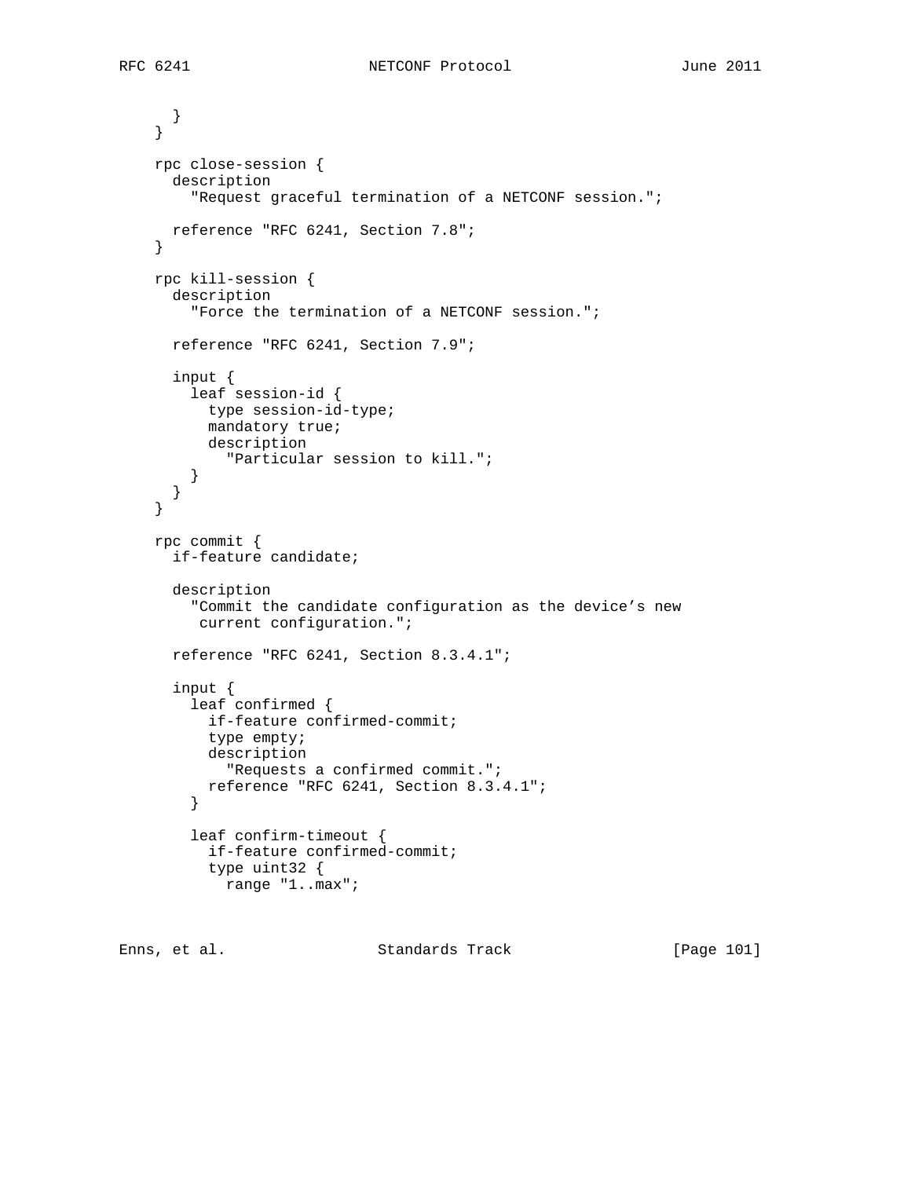```
      }
    }

    rpc close-session {
      description
        "Request graceful termination of a NETCONF session.";

      reference "RFC 6241, Section 7.8";
    }

    rpc kill-session {
      description
        "Force the termination of a NETCONF session.";

      reference "RFC 6241, Section 7.9";

      input {
        leaf session-id {
          type session-id-type;
          mandatory true;
          description
            "Particular session to kill.";
        }
      }
    }

    rpc commit {
      if-feature candidate;

      description
        "Commit the candidate configuration as the device's new
         current configuration.";

      reference "RFC 6241, Section 8.3.4.1";

      input {
        leaf confirmed {
          if-feature confirmed-commit;
          type empty;
          description
            "Requests a confirmed commit.";
          reference "RFC 6241, Section 8.3.4.1";
        }

        leaf confirm-timeout {
          if-feature confirmed-commit;
          type uint32 {
            range "1..max";
```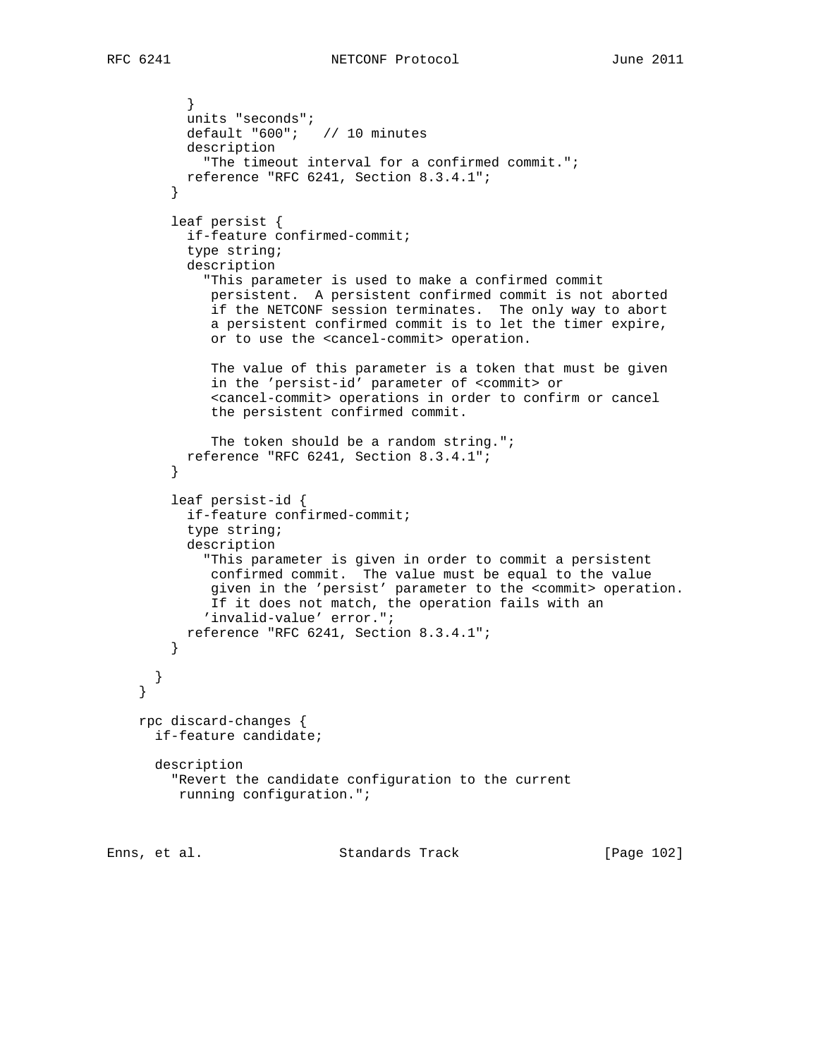```
          }
          units "seconds";
          default "600";   // 10 minutes
          description
            "The timeout interval for a confirmed commit.";
          reference "RFC 6241, Section 8.3.4.1";
        }

        leaf persist {
          if-feature confirmed-commit;
          type string;
          description
            "This parameter is used to make a confirmed commit
             persistent.  A persistent confirmed commit is not aborted
             if the NETCONF session terminates.  The only way to abort
             a persistent confirmed commit is to let the timer expire,
             or to use the <cancel-commit> operation.

             The value of this parameter is a token that must be given
             in the 'persist-id' parameter of <commit> or
             <cancel-commit> operations in order to confirm or cancel
             the persistent confirmed commit.

             The token should be a random string.";
          reference "RFC 6241, Section 8.3.4.1";
        }

        leaf persist-id {
          if-feature confirmed-commit;
          type string;
          description
            "This parameter is given in order to commit a persistent
             confirmed commit.  The value must be equal to the value
             given in the 'persist' parameter to the <commit> operation.
             If it does not match, the operation fails with an
            'invalid-value' error.";
          reference "RFC 6241, Section 8.3.4.1";
        }

      }
    }

    rpc discard-changes {
      if-feature candidate;

      description
        "Revert the candidate configuration to the current
         running configuration.";
```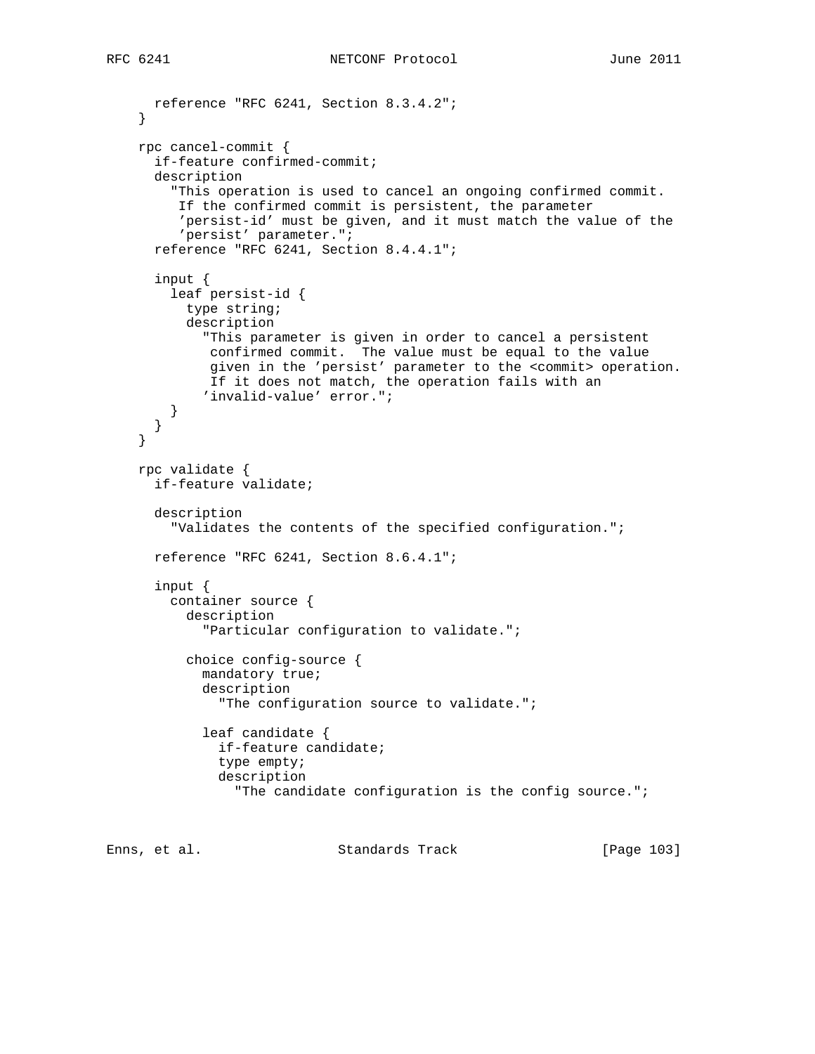```
      reference "RFC 6241, Section 8.3.4.2";
    }

    rpc cancel-commit {
      if-feature confirmed-commit;
      description
        "This operation is used to cancel an ongoing confirmed commit.
         If the confirmed commit is persistent, the parameter
         'persist-id' must be given, and it must match the value of the
         'persist' parameter.";
      reference "RFC 6241, Section 8.4.4.1";

      input {
        leaf persist-id {
          type string;
          description
            "This parameter is given in order to cancel a persistent
             confirmed commit.  The value must be equal to the value
             given in the 'persist' parameter to the <commit> operation.
             If it does not match, the operation fails with an
            'invalid-value' error.";
        }
      }
    }

    rpc validate {
      if-feature validate;

      description
        "Validates the contents of the specified configuration.";

      reference "RFC 6241, Section 8.6.4.1";

      input {
        container source {
          description
            "Particular configuration to validate.";

          choice config-source {
            mandatory true;
            description
              "The configuration source to validate.";

            leaf candidate {
              if-feature candidate;
              type empty;
              description
                "The candidate configuration is the config source.";
```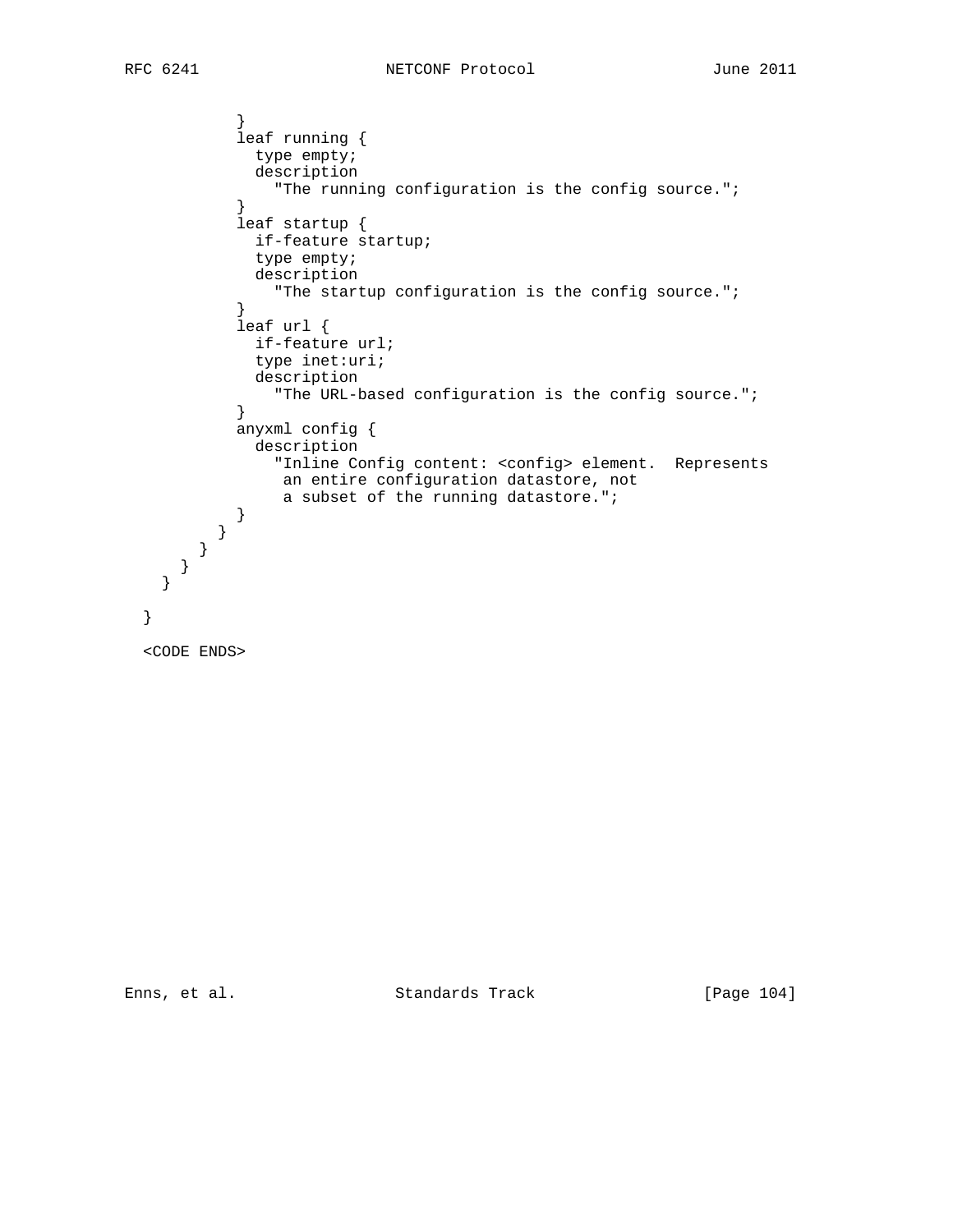```
          }
          leaf running {
            type empty;
            description
              "The running configuration is the config source.";
          }
          leaf startup {
            if-feature startup;
            type empty;
            description
              "The startup configuration is the config source.";
          }
          leaf url {
            if-feature url;
            type inet:uri;
            description
              "The URL-based configuration is the config source.";
          }
          anyxml config {
            description
              "Inline Config content: <config> element.  Represents
               an entire configuration datastore, not
               a subset of the running datastore.";
          }
        }
      }
    }
  }

}

<CODE ENDS>
```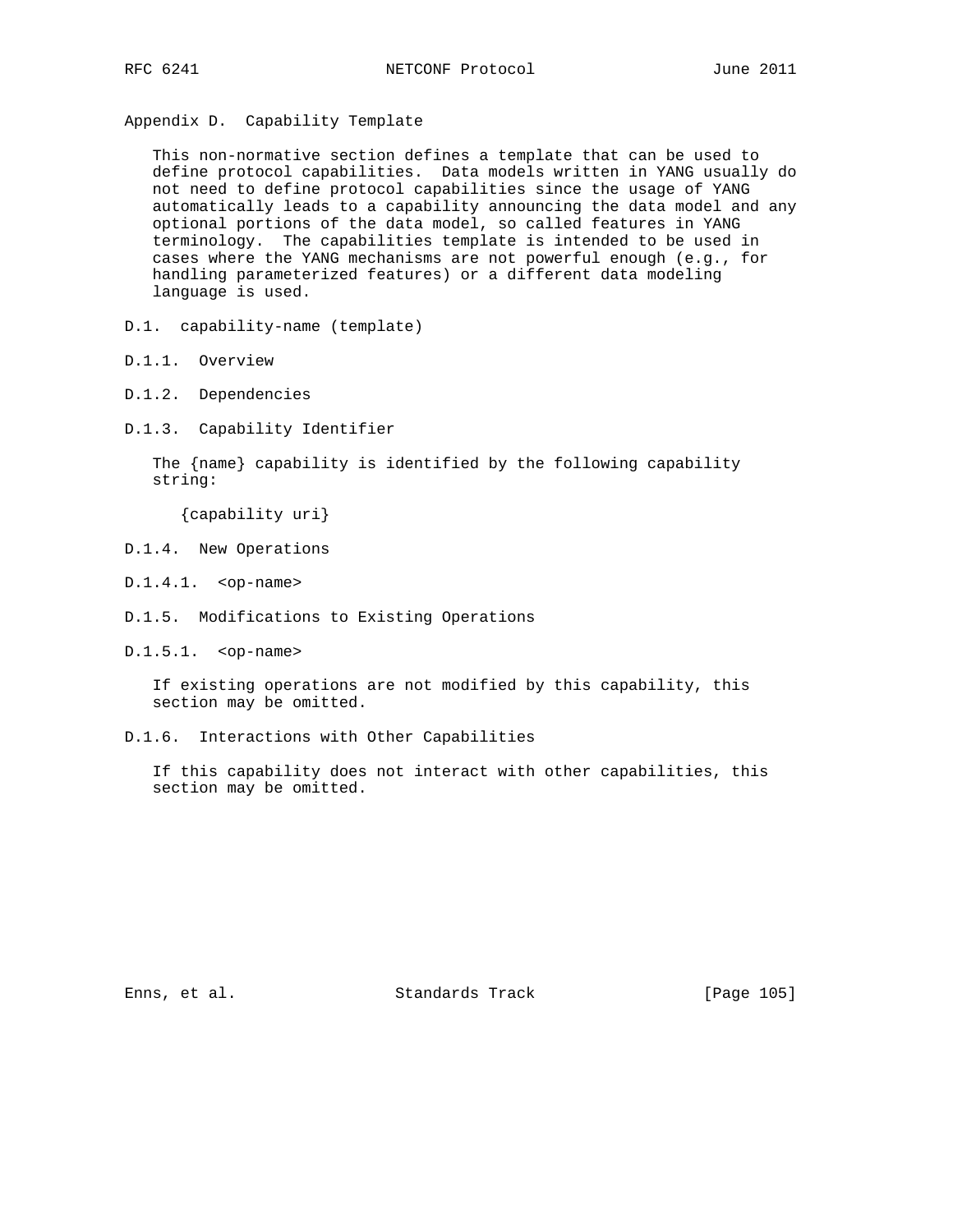# Appendix D. Capability Template

This non-normative section defines a template that can be used to define protocol capabilities. Data models written in YANG usually do not need to define protocol capabilities since the usage of YANG automatically leads to a capability announcing the data model and any optional portions of the data model, so called features in YANG terminology. The capabilities template is intended to be used in cases where the YANG mechanisms are not powerful enough (e.g., for handling parameterized features) or a different data modeling language is used.

## D.1. capability-name (template)

### D.1.1. Overview

### D.1.2. Dependencies

### D.1.3. Capability Identifier

The {name} capability is identified by the following capability string:

```
{capability uri}
```

### D.1.4. New Operations

#### D.1.4.1. <op-name>

### D.1.5. Modifications to Existing Operations

#### D.1.5.1. <op-name>

If existing operations are not modified by this capability, this section may be omitted.

### D.1.6. Interactions with Other Capabilities

If this capability does not interact with other capabilities, this section may be omitted.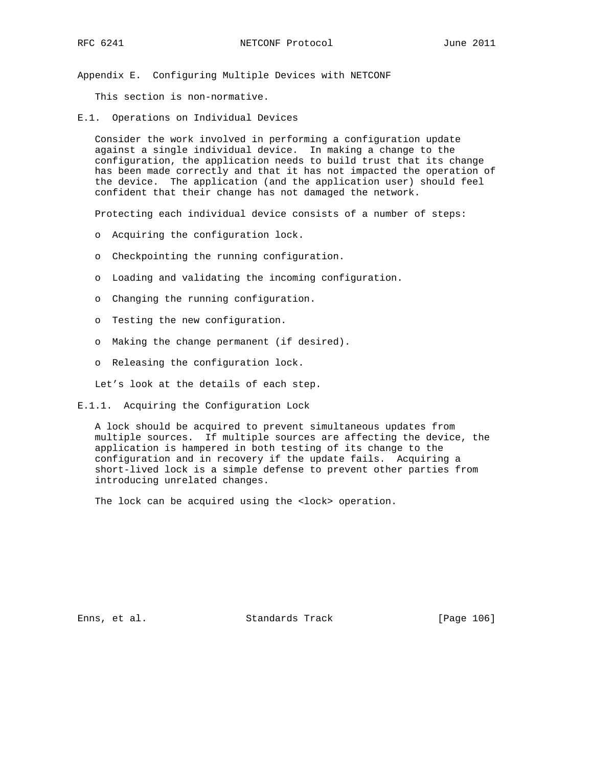# Appendix E. Configuring Multiple Devices with NETCONF

This section is non-normative.

## E.1. Operations on Individual Devices

Consider the work involved in performing a configuration update against a single individual device. In making a change to the configuration, the application needs to build trust that its change has been made correctly and that it has not impacted the operation of the device. The application (and the application user) should feel confident that their change has not damaged the network.

Protecting each individual device consists of a number of steps:

- Acquiring the configuration lock.
- Checkpointing the running configuration.
- Loading and validating the incoming configuration.
- Changing the running configuration.
- Testing the new configuration.
- Making the change permanent (if desired).
- Releasing the configuration lock.

Let’s look at the details of each step.

### E.1.1. Acquiring the Configuration Lock

A lock should be acquired to prevent simultaneous updates from multiple sources. If multiple sources are affecting the device, the application is hampered in both testing of its change to the configuration and in recovery if the update fails. Acquiring a short-lived lock is a simple defense to prevent other parties from introducing unrelated changes.

The lock can be acquired using the <lock> operation.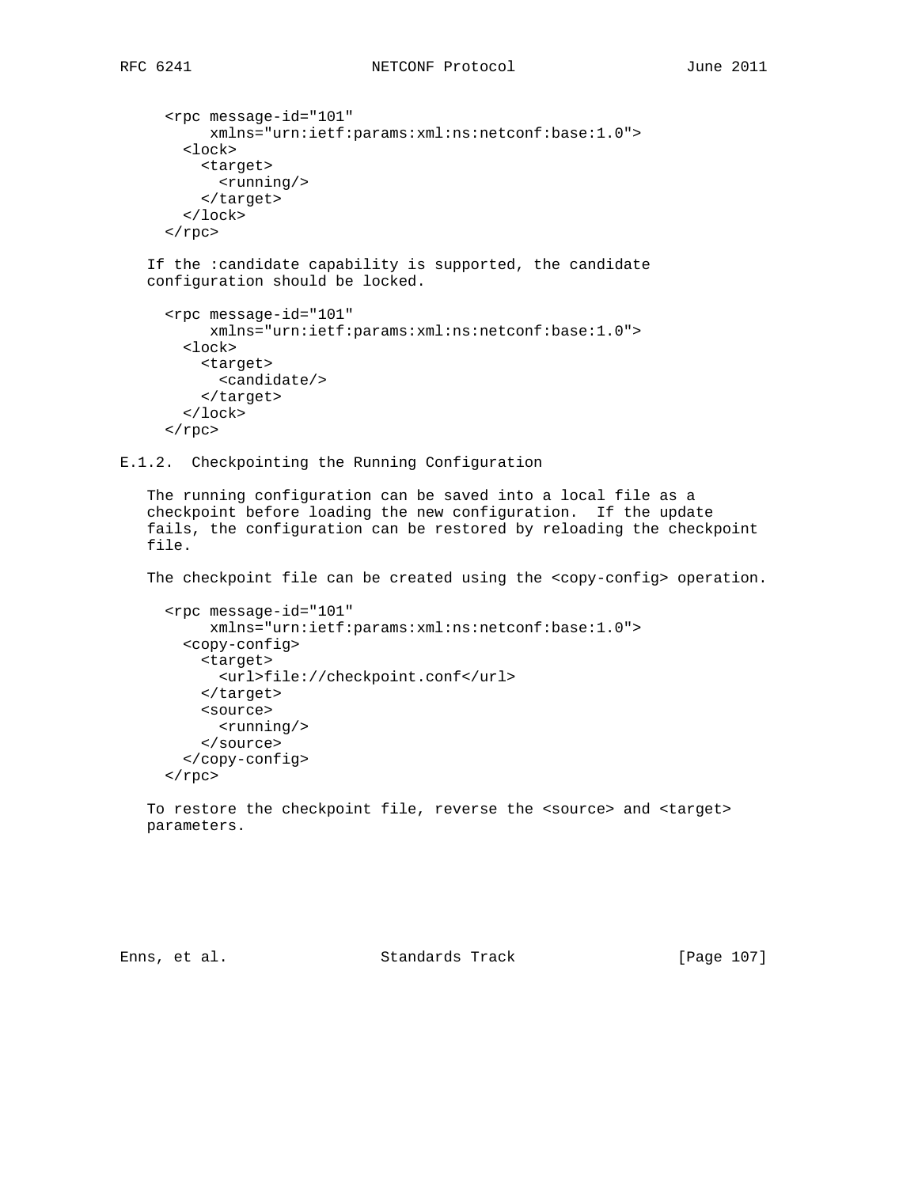```
<rpc message-id="101"
     xmlns="urn:ietf:params:xml:ns:netconf:base:1.0">
  <lock>
    <target>
      <running/>
    </target>
  </lock>
</rpc>
```

If the :candidate capability is supported, the candidate configuration should be locked.

```
<rpc message-id="101"
     xmlns="urn:ietf:params:xml:ns:netconf:base:1.0">
  <lock>
    <target>
      <candidate/>
    </target>
  </lock>
</rpc>
```

### E.1.2. Checkpointing the Running Configuration

The running configuration can be saved into a local file as a checkpoint before loading the new configuration. If the update fails, the configuration can be restored by reloading the checkpoint file.

The checkpoint file can be created using the <copy-config> operation.

```
<rpc message-id="101"
     xmlns="urn:ietf:params:xml:ns:netconf:base:1.0">
  <copy-config>
    <target>
      <url>file://checkpoint.conf</url>
    </target>
    <source>
      <running/>
    </source>
  </copy-config>
</rpc>
```

To restore the checkpoint file, reverse the <source> and <target> parameters.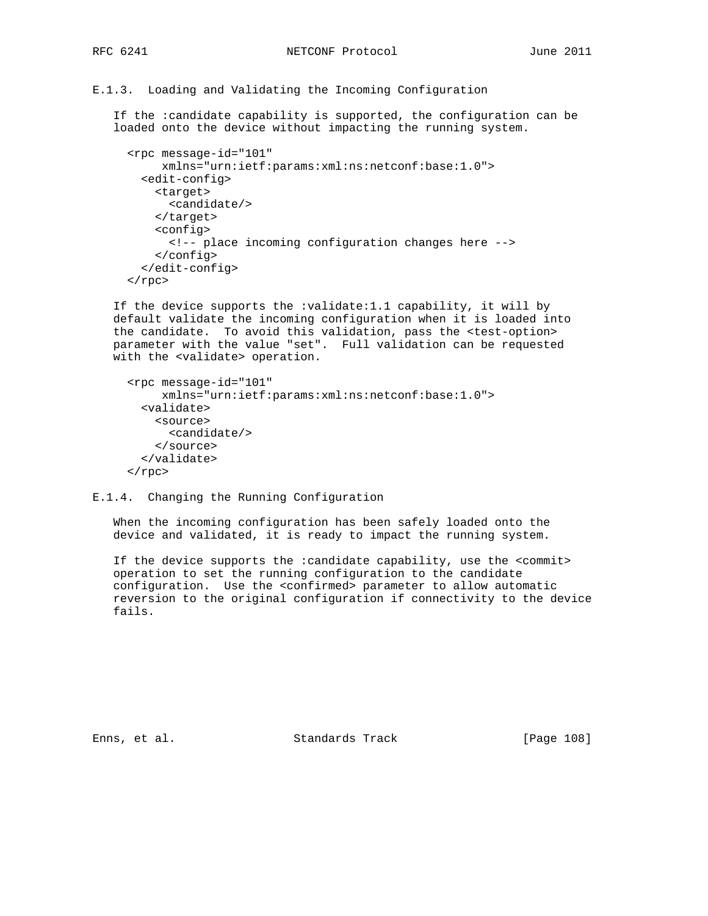### E.1.3. Loading and Validating the Incoming Configuration

If the :candidate capability is supported, the configuration can be loaded onto the device without impacting the running system.

```
<rpc message-id="101"
     xmlns="urn:ietf:params:xml:ns:netconf:base:1.0">
  <edit-config>
    <target>
      <candidate/>
    </target>
    <config>
      <!-- place incoming configuration changes here -->
    </config>
  </edit-config>
</rpc>
```

If the device supports the :validate:1.1 capability, it will by default validate the incoming configuration when it is loaded into the candidate. To avoid this validation, pass the <test-option> parameter with the value "set". Full validation can be requested with the <validate> operation.

```
<rpc message-id="101"
     xmlns="urn:ietf:params:xml:ns:netconf:base:1.0">
  <validate>
    <source>
      <candidate/>
    </source>
  </validate>
</rpc>
```

### E.1.4. Changing the Running Configuration

When the incoming configuration has been safely loaded onto the device and validated, it is ready to impact the running system.

If the device supports the :candidate capability, use the <commit> operation to set the running configuration to the candidate configuration. Use the <confirmed> parameter to allow automatic reversion to the original configuration if connectivity to the device fails.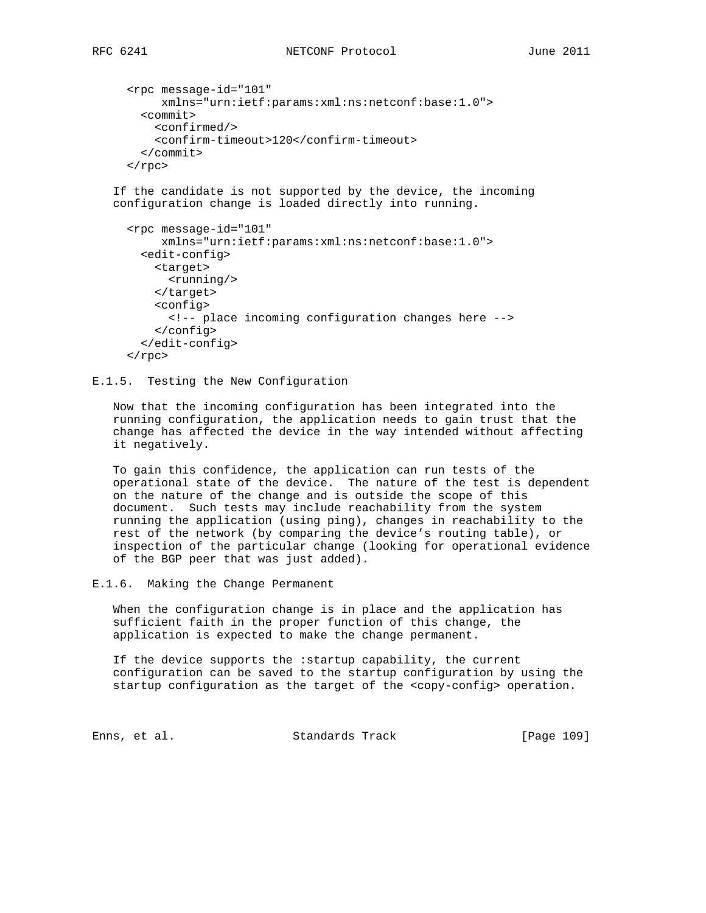```
<rpc message-id="101"
     xmlns="urn:ietf:params:xml:ns:netconf:base:1.0">
  <commit>
    <confirmed/>
    <confirm-timeout>120</confirm-timeout>
  </commit>
</rpc>
```

If the candidate is not supported by the device, the incoming configuration change is loaded directly into running.

```
<rpc message-id="101"
     xmlns="urn:ietf:params:xml:ns:netconf:base:1.0">
  <edit-config>
    <target>
      <running/>
    </target>
    <config>
      <!-- place incoming configuration changes here -->
    </config>
  </edit-config>
</rpc>
```

### E.1.5. Testing the New Configuration

Now that the incoming configuration has been integrated into the running configuration, the application needs to gain trust that the change has affected the device in the way intended without affecting it negatively.

To gain this confidence, the application can run tests of the operational state of the device. The nature of the test is dependent on the nature of the change and is outside the scope of this document. Such tests may include reachability from the system running the application (using ping), changes in reachability to the rest of the network (by comparing the device's routing table), or inspection of the particular change (looking for operational evidence of the BGP peer that was just added).

### E.1.6. Making the Change Permanent

When the configuration change is in place and the application has sufficient faith in the proper function of this change, the application is expected to make the change permanent.

If the device supports the :startup capability, the current configuration can be saved to the startup configuration by using the startup configuration as the target of the <copy-config> operation.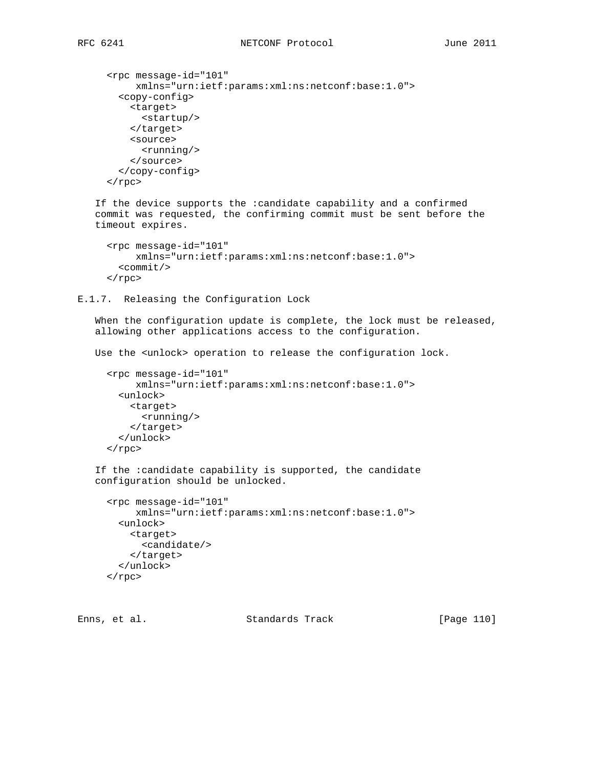```
<rpc message-id="101"
     xmlns="urn:ietf:params:xml:ns:netconf:base:1.0">
  <copy-config>
    <target>
      <startup/>
    </target>
    <source>
      <running/>
    </source>
  </copy-config>
</rpc>
```

If the device supports the :candidate capability and a confirmed commit was requested, the confirming commit must be sent before the timeout expires.

```
<rpc message-id="101"
     xmlns="urn:ietf:params:xml:ns:netconf:base:1.0">
  <commit/>
</rpc>
```

#### E.1.7. Releasing the Configuration Lock

When the configuration update is complete, the lock must be released, allowing other applications access to the configuration.

Use the <unlock> operation to release the configuration lock.

```
<rpc message-id="101"
     xmlns="urn:ietf:params:xml:ns:netconf:base:1.0">
  <unlock>
    <target>
      <running/>
    </target>
  </unlock>
</rpc>
```

If the :candidate capability is supported, the candidate configuration should be unlocked.

```
<rpc message-id="101"
     xmlns="urn:ietf:params:xml:ns:netconf:base:1.0">
  <unlock>
    <target>
      <candidate/>
    </target>
  </unlock>
</rpc>
```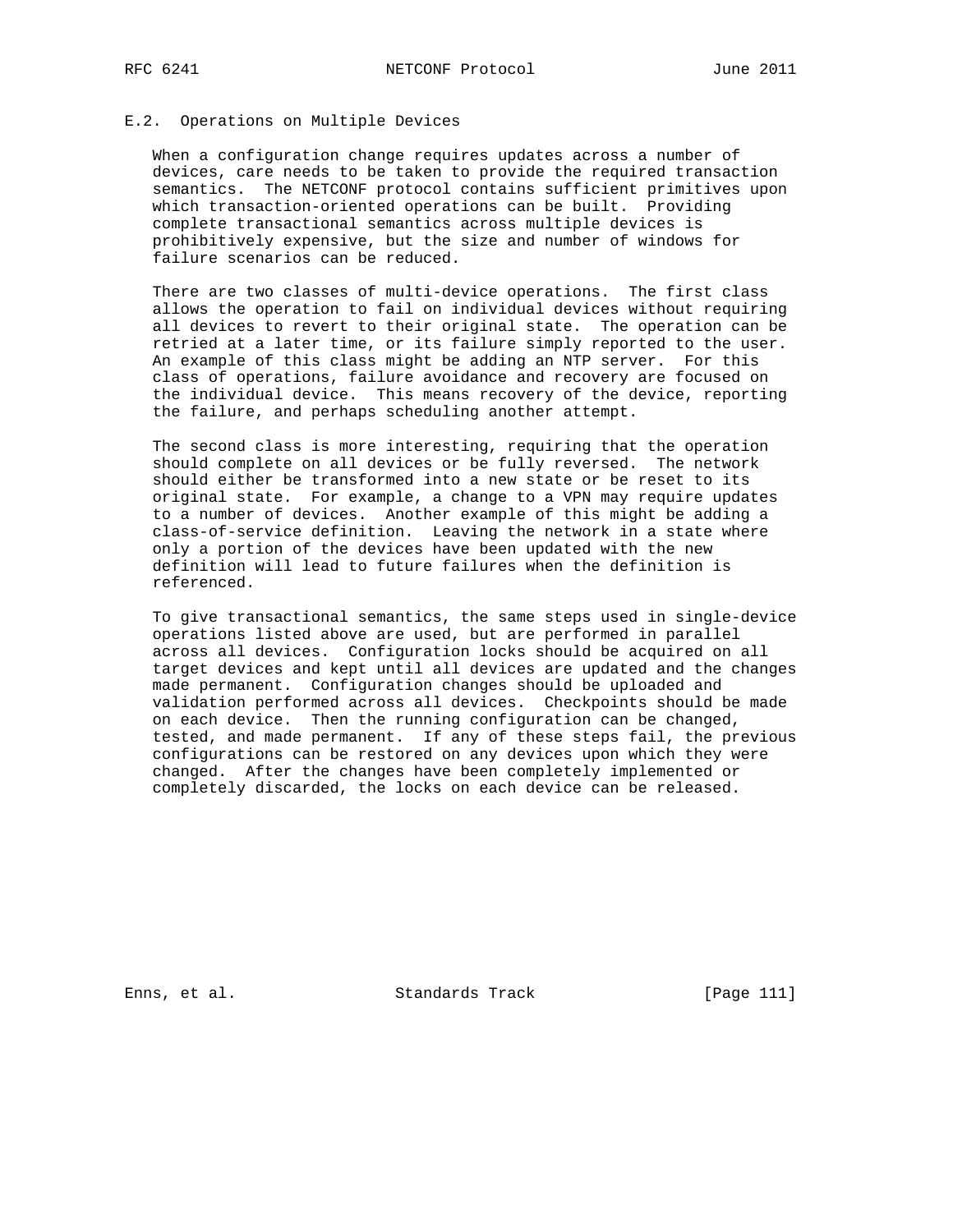## E.2. Operations on Multiple Devices

When a configuration change requires updates across a number of devices, care needs to be taken to provide the required transaction semantics. The NETCONF protocol contains sufficient primitives upon which transaction-oriented operations can be built. Providing complete transactional semantics across multiple devices is prohibitively expensive, but the size and number of windows for failure scenarios can be reduced.

There are two classes of multi-device operations. The first class allows the operation to fail on individual devices without requiring all devices to revert to their original state. The operation can be retried at a later time, or its failure simply reported to the user. An example of this class might be adding an NTP server. For this class of operations, failure avoidance and recovery are focused on the individual device. This means recovery of the device, reporting the failure, and perhaps scheduling another attempt.

The second class is more interesting, requiring that the operation should complete on all devices or be fully reversed. The network should either be transformed into a new state or be reset to its original state. For example, a change to a VPN may require updates to a number of devices. Another example of this might be adding a class-of-service definition. Leaving the network in a state where only a portion of the devices have been updated with the new definition will lead to future failures when the definition is referenced.

To give transactional semantics, the same steps used in single-device operations listed above are used, but are performed in parallel across all devices. Configuration locks should be acquired on all target devices and kept until all devices are updated and the changes made permanent. Configuration changes should be uploaded and validation performed across all devices. Checkpoints should be made on each device. Then the running configuration can be changed, tested, and made permanent. If any of these steps fail, the previous configurations can be restored on any devices upon which they were changed. After the changes have been completely implemented or completely discarded, the locks on each device can be released.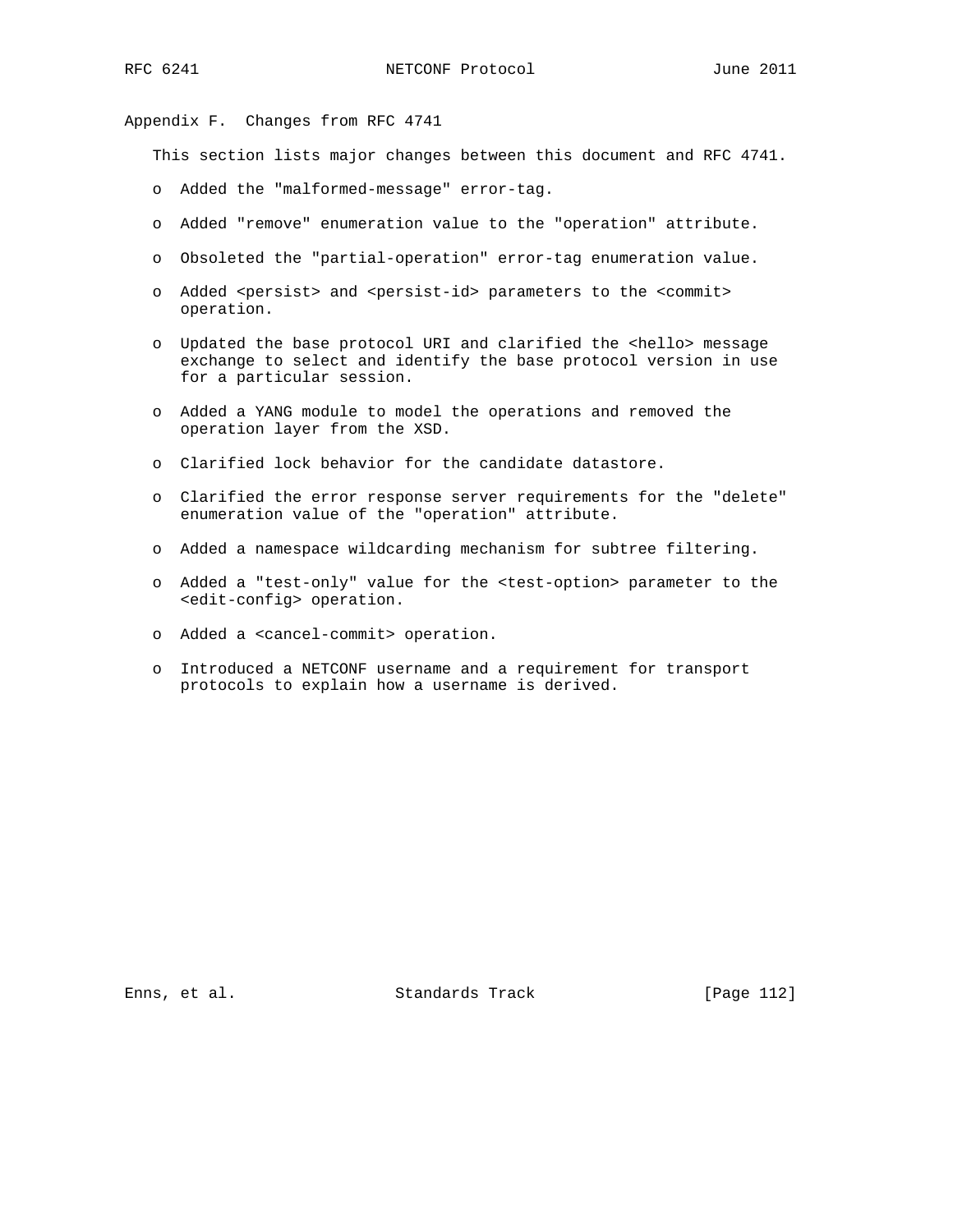## Appendix F. Changes from RFC 4741

This section lists major changes between this document and RFC 4741.

- Added the "malformed-message" error-tag.
- Added "remove" enumeration value to the "operation" attribute.
- Obsoleted the "partial-operation" error-tag enumeration value.
- Added <persist> and <persist-id> parameters to the <commit> operation.
- Updated the base protocol URI and clarified the <hello> message exchange to select and identify the base protocol version in use for a particular session.
- Added a YANG module to model the operations and removed the operation layer from the XSD.
- Clarified lock behavior for the candidate datastore.
- Clarified the error response server requirements for the "delete" enumeration value of the "operation" attribute.
- Added a namespace wildcarding mechanism for subtree filtering.
- Added a "test-only" value for the <test-option> parameter to the <edit-config> operation.
- Added a <cancel-commit> operation.
- Introduced a NETCONF username and a requirement for transport protocols to explain how a username is derived.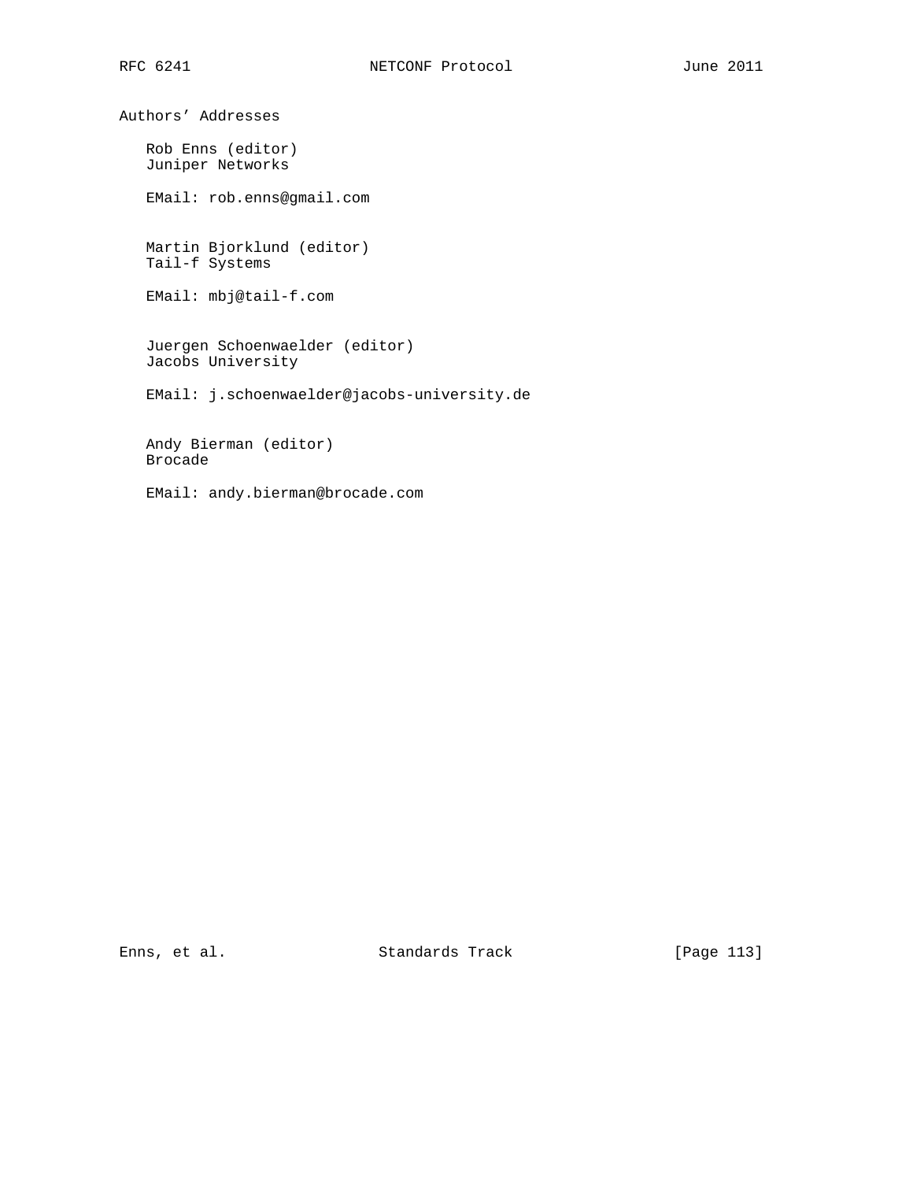## Authors' Addresses

Rob Enns (editor)
Juniper Networks

EMail: rob.enns@gmail.com

Martin Bjorklund (editor)
Tail-f Systems

EMail: mbj@tail-f.com

Juergen Schoenwaelder (editor)
Jacobs University

EMail: j.schoenwaelder@jacobs-university.de

Andy Bierman (editor)
Brocade

EMail: andy.bierman@brocade.com